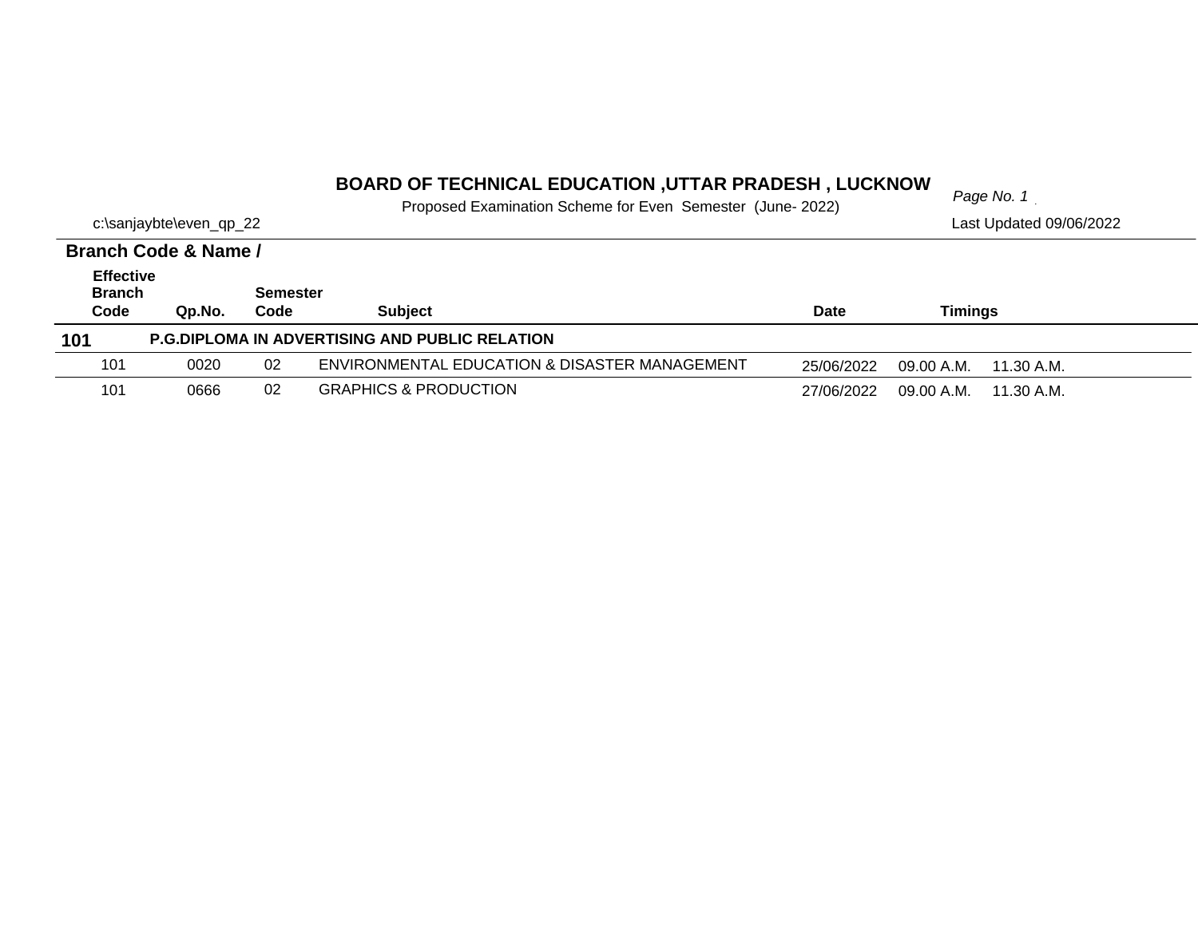# BOARD OF TECHNICAL EDUCATION ,UTTAR PRADESH , LUCKNOW

Proposed Examination Scheme for Even Semester (June- 2022)

c:\sanjaybte\even_qp_22

Last Updated 09/06/2022

**Branch Code & Name /**

| Effective Branch Code | Qp.No. | Semester Code | Subject | Date | Timings | |
|---|---|---|---|---|---|---|
| **101** | **P.G.DIPLOMA IN ADVERTISING AND PUBLIC RELATION** | | | | | |
| 101 | 0020 | 02 | ENVIRONMENTAL EDUCATION & DISASTER MANAGEMENT | 25/06/2022 | 09.00 A.M. | 11.30 A.M. |
| 101 | 0666 | 02 | GRAPHICS & PRODUCTION | 27/06/2022 | 09.00 A.M. | 11.30 A.M. |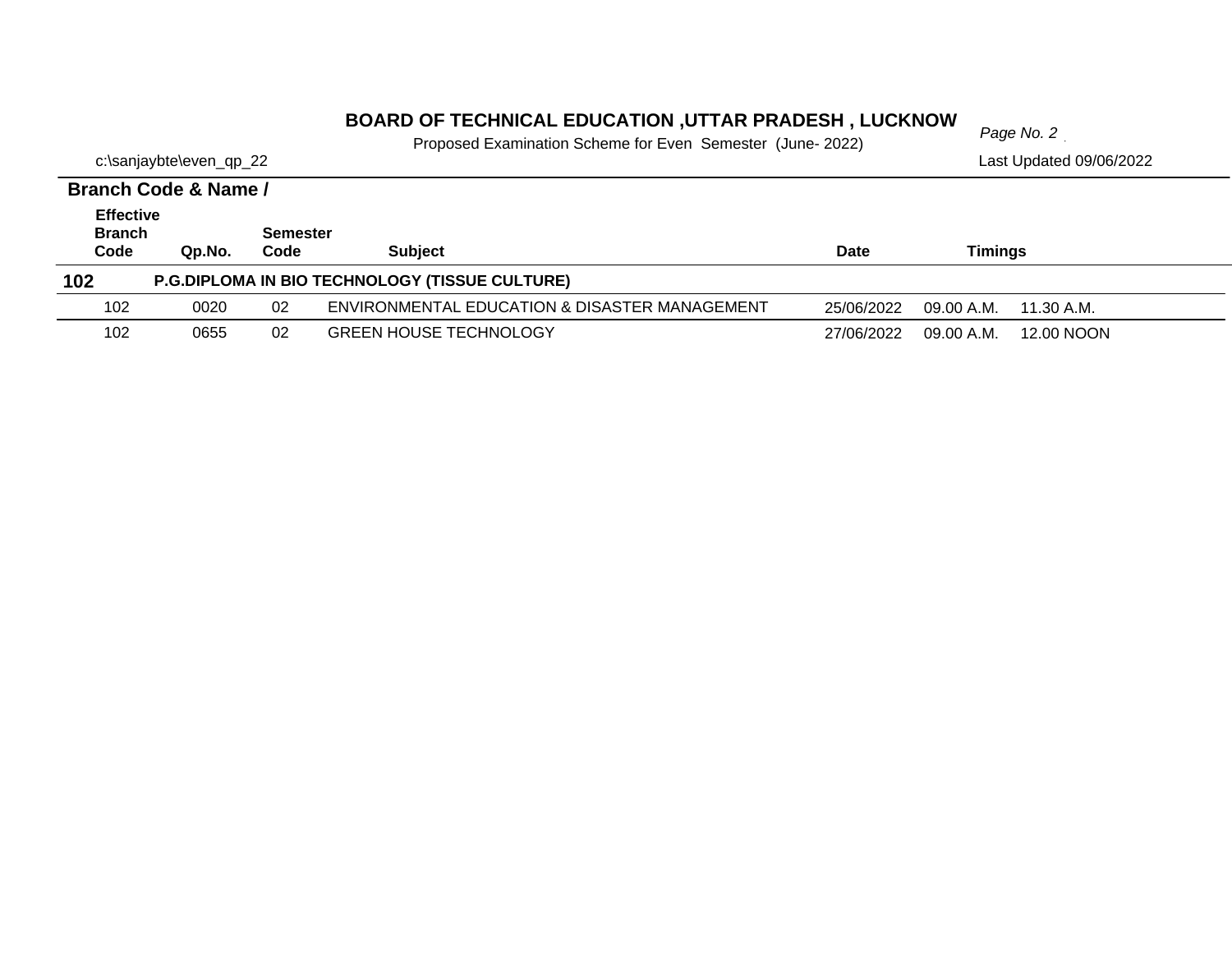# BOARD OF TECHNICAL EDUCATION ,UTTAR PRADESH , LUCKNOW

Proposed Examination Scheme for Even Semester (June- 2022)

c:\sanjaybte\even_qp_22

Last Updated 09/06/2022

| Branch Code & Name / Effective Branch Code | Qp.No. | Semester Code | Subject | Date | Timings | |
|---|---|---|---|---|---|---|
| **102** | **P.G.DIPLOMA IN BIO TECHNOLOGY (TISSUE CULTURE)** | | | | | |
| 102 | 0020 | 02 | ENVIRONMENTAL EDUCATION & DISASTER MANAGEMENT | 25/06/2022 | 09.00 A.M. | 11.30 A.M. |
| 102 | 0655 | 02 | GREEN HOUSE TECHNOLOGY | 27/06/2022 | 09.00 A.M. | 12.00 NOON |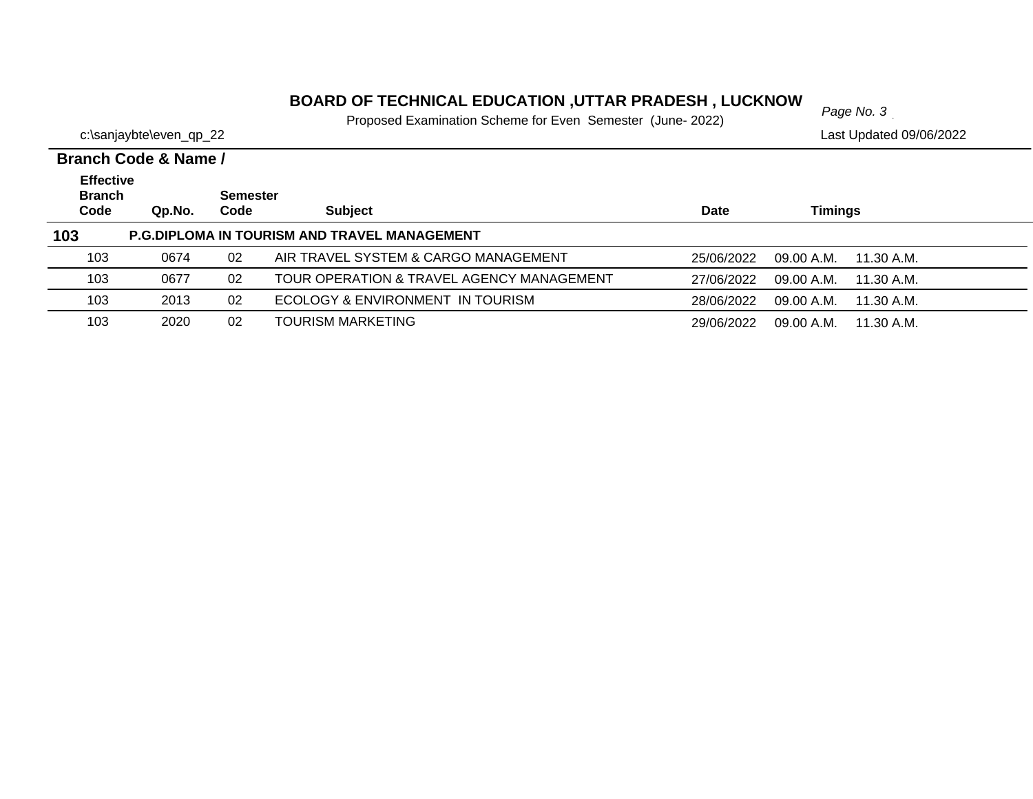**BOARD OF TECHNICAL EDUCATION ,UTTAR PRADESH , LUCKNOW**

Proposed Examination Scheme for Even Semester (June- 2022)

c:\sanjaybte\even_qp_22

Last Updated 09/06/2022

**Branch Code & Name /**

| Effective Branch Code | Qp.No. | Semester Code | Subject | Date | Timings | |
|---|---|---|---|---|---|---|
| **103** | **P.G.DIPLOMA IN TOURISM AND TRAVEL MANAGEMENT** | | | | | |
| 103 | 0674 | 02 | AIR TRAVEL SYSTEM & CARGO MANAGEMENT | 25/06/2022 | 09.00 A.M. | 11.30 A.M. |
| 103 | 0677 | 02 | TOUR OPERATION & TRAVEL AGENCY MANAGEMENT | 27/06/2022 | 09.00 A.M. | 11.30 A.M. |
| 103 | 2013 | 02 | ECOLOGY & ENVIRONMENT IN TOURISM | 28/06/2022 | 09.00 A.M. | 11.30 A.M. |
| 103 | 2020 | 02 | TOURISM MARKETING | 29/06/2022 | 09.00 A.M. | 11.30 A.M. |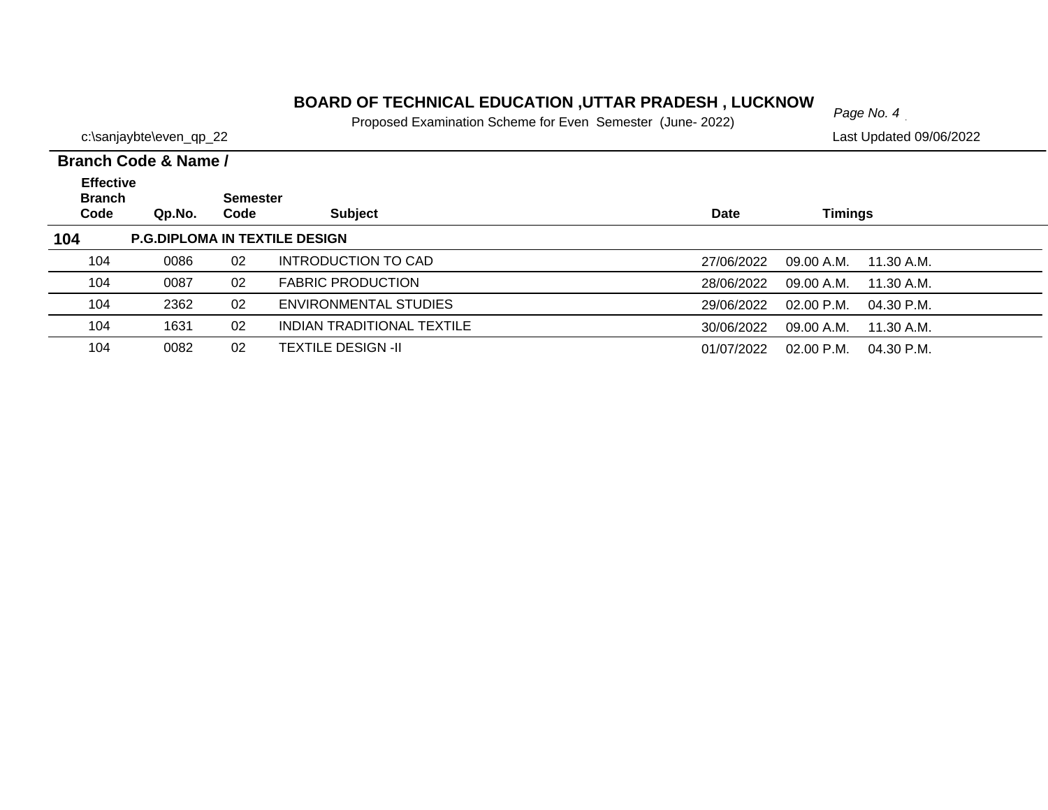# BOARD OF TECHNICAL EDUCATION ,UTTAR PRADESH , LUCKNOW

Proposed Examination Scheme for Even Semester (June- 2022)

c:\sanjaybte\even_qp_22

Last Updated 09/06/2022

**Branch Code & Name /**

| Effective Branch Code | Qp.No. | Semester Code | Subject | Date | Timings | |
|---|---|---|---|---|---|---|
| **104** | **P.G.DIPLOMA IN TEXTILE DESIGN** | | | | | |
| 104 | 0086 | 02 | INTRODUCTION TO CAD | 27/06/2022 | 09.00 A.M. | 11.30 A.M. |
| 104 | 0087 | 02 | FABRIC PRODUCTION | 28/06/2022 | 09.00 A.M. | 11.30 A.M. |
| 104 | 2362 | 02 | ENVIRONMENTAL STUDIES | 29/06/2022 | 02.00 P.M. | 04.30 P.M. |
| 104 | 1631 | 02 | INDIAN TRADITIONAL TEXTILE | 30/06/2022 | 09.00 A.M. | 11.30 A.M. |
| 104 | 0082 | 02 | TEXTILE DESIGN -II | 01/07/2022 | 02.00 P.M. | 04.30 P.M. |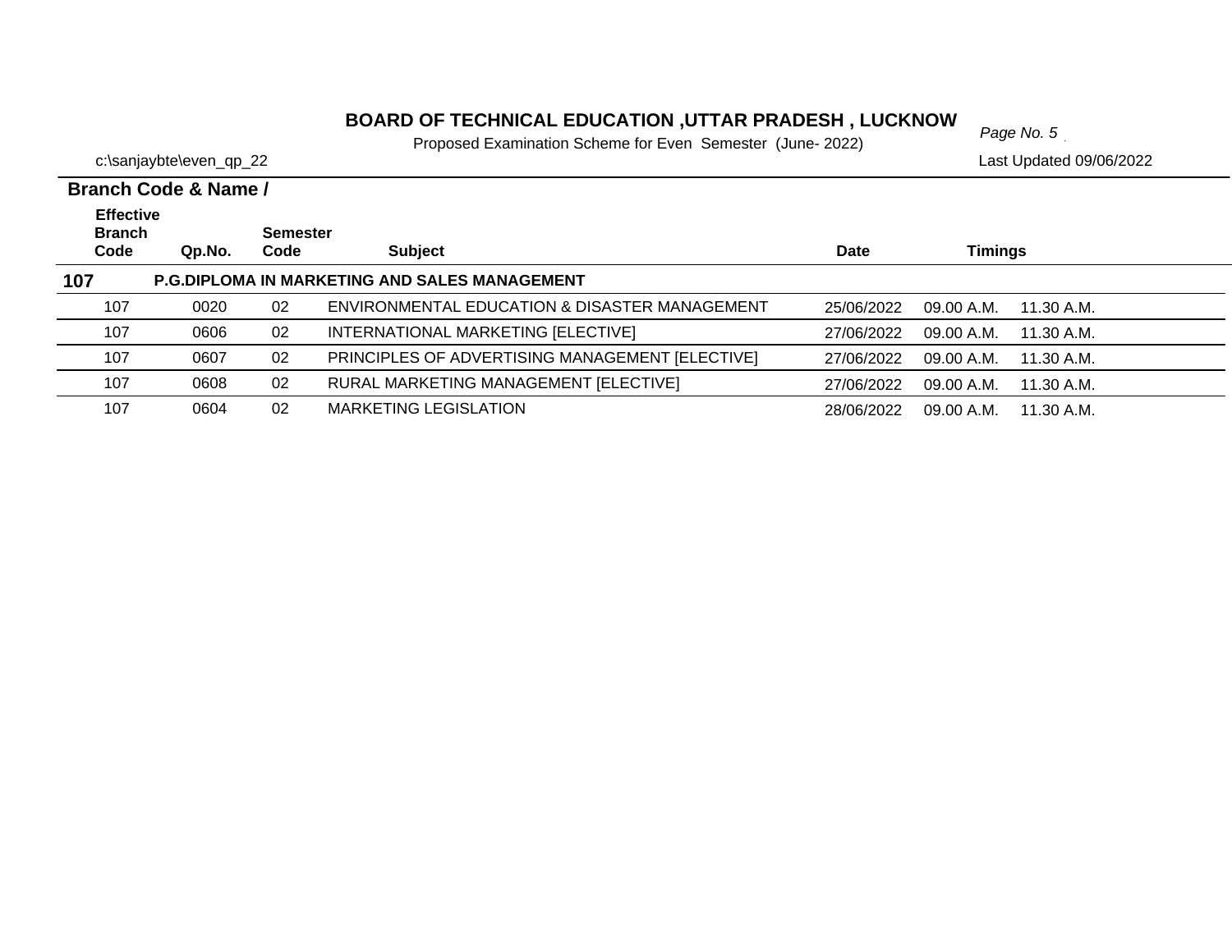# BOARD OF TECHNICAL EDUCATION ,UTTAR PRADESH , LUCKNOW

Proposed Examination Scheme for Even Semester (June- 2022)

c:\sanjaybte\even_qp_22

Last Updated 09/06/2022

**Branch Code & Name /**

| Effective Branch Code | Qp.No. | Semester Code | Subject | Date | Timings | |
|---|---|---|---|---|---|---|
| **107** | **P.G.DIPLOMA IN MARKETING AND SALES MANAGEMENT** | | | | | |
| 107 | 0020 | 02 | ENVIRONMENTAL EDUCATION & DISASTER MANAGEMENT | 25/06/2022 | 09.00 A.M. | 11.30 A.M. |
| 107 | 0606 | 02 | INTERNATIONAL MARKETING [ELECTIVE] | 27/06/2022 | 09.00 A.M. | 11.30 A.M. |
| 107 | 0607 | 02 | PRINCIPLES OF ADVERTISING MANAGEMENT [ELECTIVE] | 27/06/2022 | 09.00 A.M. | 11.30 A.M. |
| 107 | 0608 | 02 | RURAL MARKETING MANAGEMENT [ELECTIVE] | 27/06/2022 | 09.00 A.M. | 11.30 A.M. |
| 107 | 0604 | 02 | MARKETING LEGISLATION | 28/06/2022 | 09.00 A.M. | 11.30 A.M. |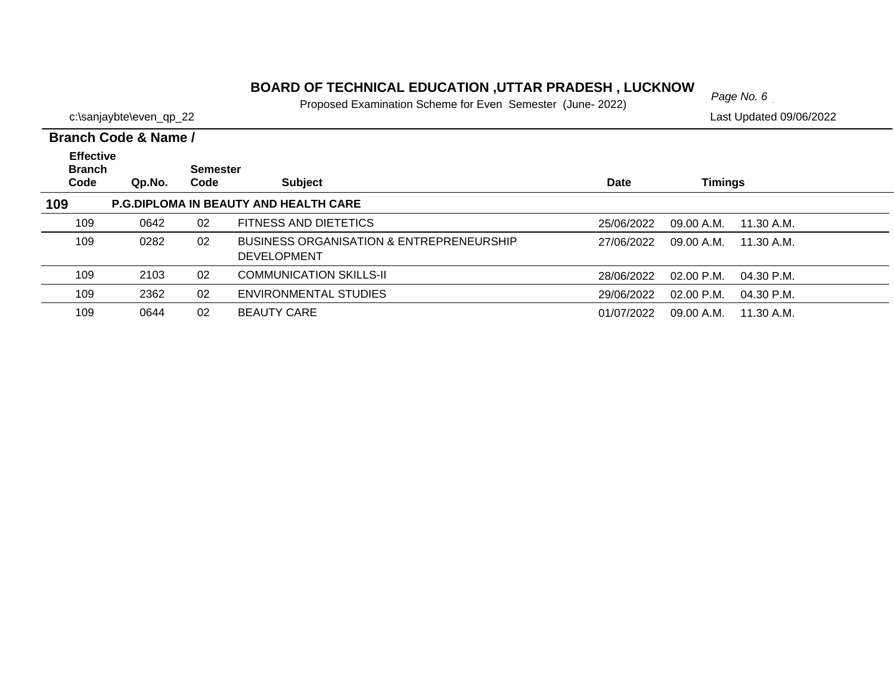# BOARD OF TECHNICAL EDUCATION ,UTTAR PRADESH , LUCKNOW

Proposed Examination Scheme for Even Semester (June- 2022)

c:\sanjaybte\even_qp_22

Last Updated 09/06/2022

| Branch Code & Name / Effective Branch Code | Qp.No. | Semester Code | Subject | Date | Timings | |
|---|---|---|---|---|---|---|
| **109** | | | **P.G.DIPLOMA IN BEAUTY AND HEALTH CARE** | | | |
| 109 | 0642 | 02 | FITNESS AND DIETETICS | 25/06/2022 | 09.00 A.M. | 11.30 A.M. |
| 109 | 0282 | 02 | BUSINESS ORGANISATION & ENTREPRENEURSHIP DEVELOPMENT | 27/06/2022 | 09.00 A.M. | 11.30 A.M. |
| 109 | 2103 | 02 | COMMUNICATION SKILLS-II | 28/06/2022 | 02.00 P.M. | 04.30 P.M. |
| 109 | 2362 | 02 | ENVIRONMENTAL STUDIES | 29/06/2022 | 02.00 P.M. | 04.30 P.M. |
| 109 | 0644 | 02 | BEAUTY CARE | 01/07/2022 | 09.00 A.M. | 11.30 A.M. |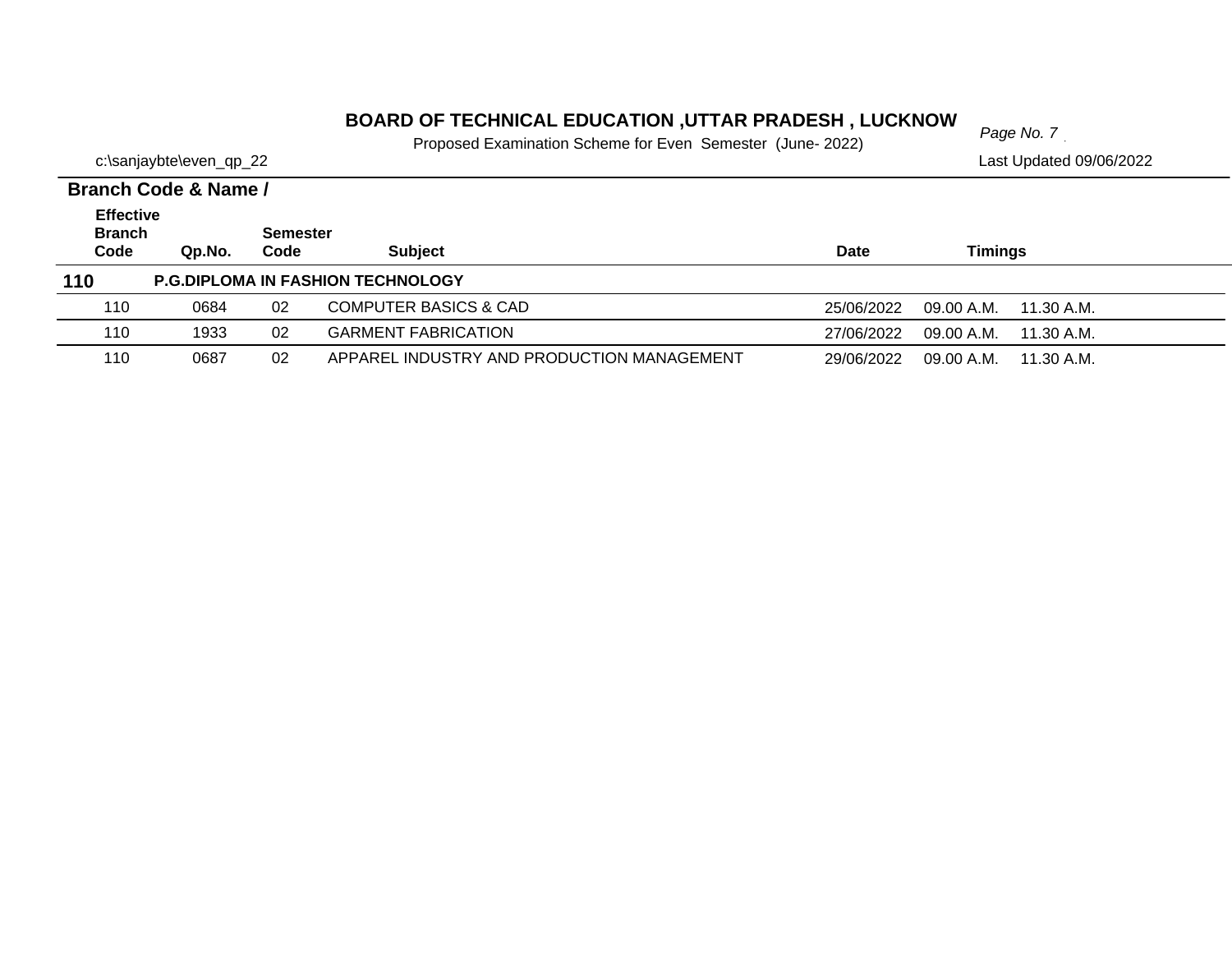# BOARD OF TECHNICAL EDUCATION ,UTTAR PRADESH , LUCKNOW

Proposed Examination Scheme for Even Semester (June- 2022)

c:\sanjaybte\even_qp_22

Last Updated 09/06/2022

**Branch Code & Name /**

| Effective Branch Code | Qp.No. | Semester Code | Subject | Date | Timings | |
|---|---|---|---|---|---|---|
| **110** | **P.G.DIPLOMA IN FASHION TECHNOLOGY** | | | | | |
| 110 | 0684 | 02 | COMPUTER BASICS & CAD | 25/06/2022 | 09.00 A.M. | 11.30 A.M. |
| 110 | 1933 | 02 | GARMENT FABRICATION | 27/06/2022 | 09.00 A.M. | 11.30 A.M. |
| 110 | 0687 | 02 | APPAREL INDUSTRY AND PRODUCTION MANAGEMENT | 29/06/2022 | 09.00 A.M. | 11.30 A.M. |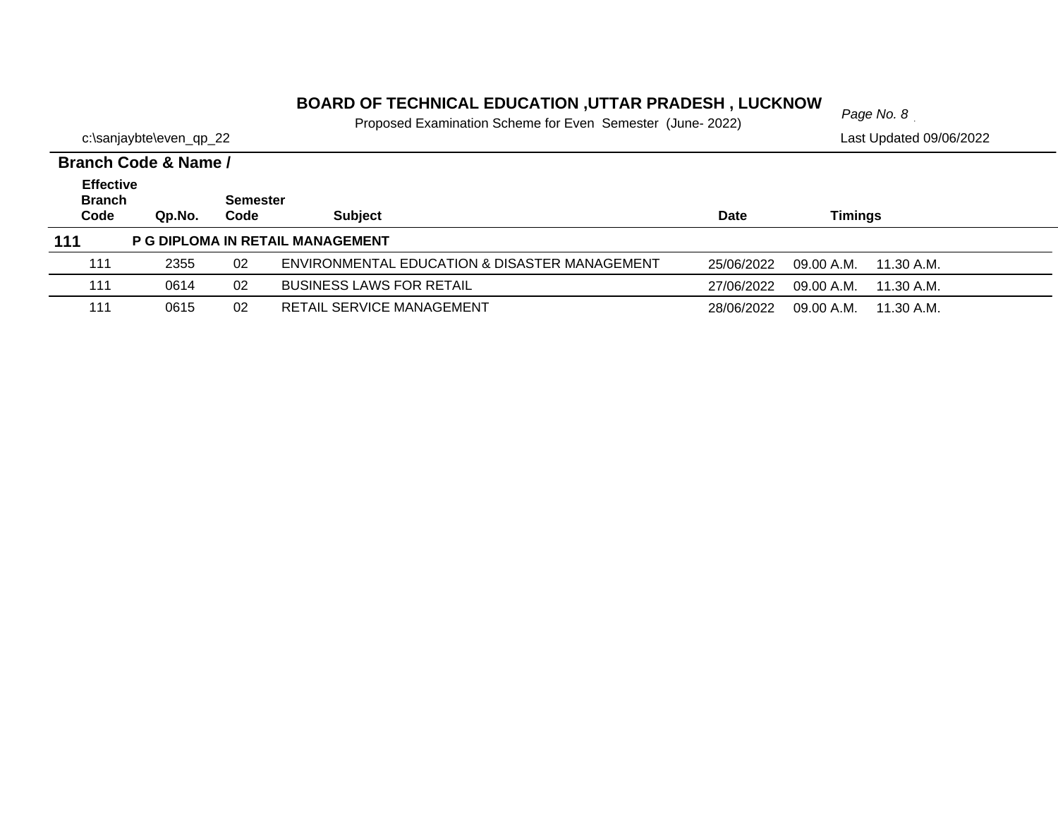# BOARD OF TECHNICAL EDUCATION ,UTTAR PRADESH , LUCKNOW

Proposed Examination Scheme for Even Semester (June- 2022)

c:\sanjaybte\even_qp_22

Last Updated 09/06/2022

**Branch Code & Name /**

| Effective Branch Code | Qp.No. | Semester Code | Subject | Date | Timings | |
|---|---|---|---|---|---|---|
| **111** | **P G DIPLOMA IN RETAIL MANAGEMENT** | | | | | |
| 111 | 2355 | 02 | ENVIRONMENTAL EDUCATION & DISASTER MANAGEMENT | 25/06/2022 | 09.00 A.M. | 11.30 A.M. |
| 111 | 0614 | 02 | BUSINESS LAWS FOR RETAIL | 27/06/2022 | 09.00 A.M. | 11.30 A.M. |
| 111 | 0615 | 02 | RETAIL SERVICE MANAGEMENT | 28/06/2022 | 09.00 A.M. | 11.30 A.M. |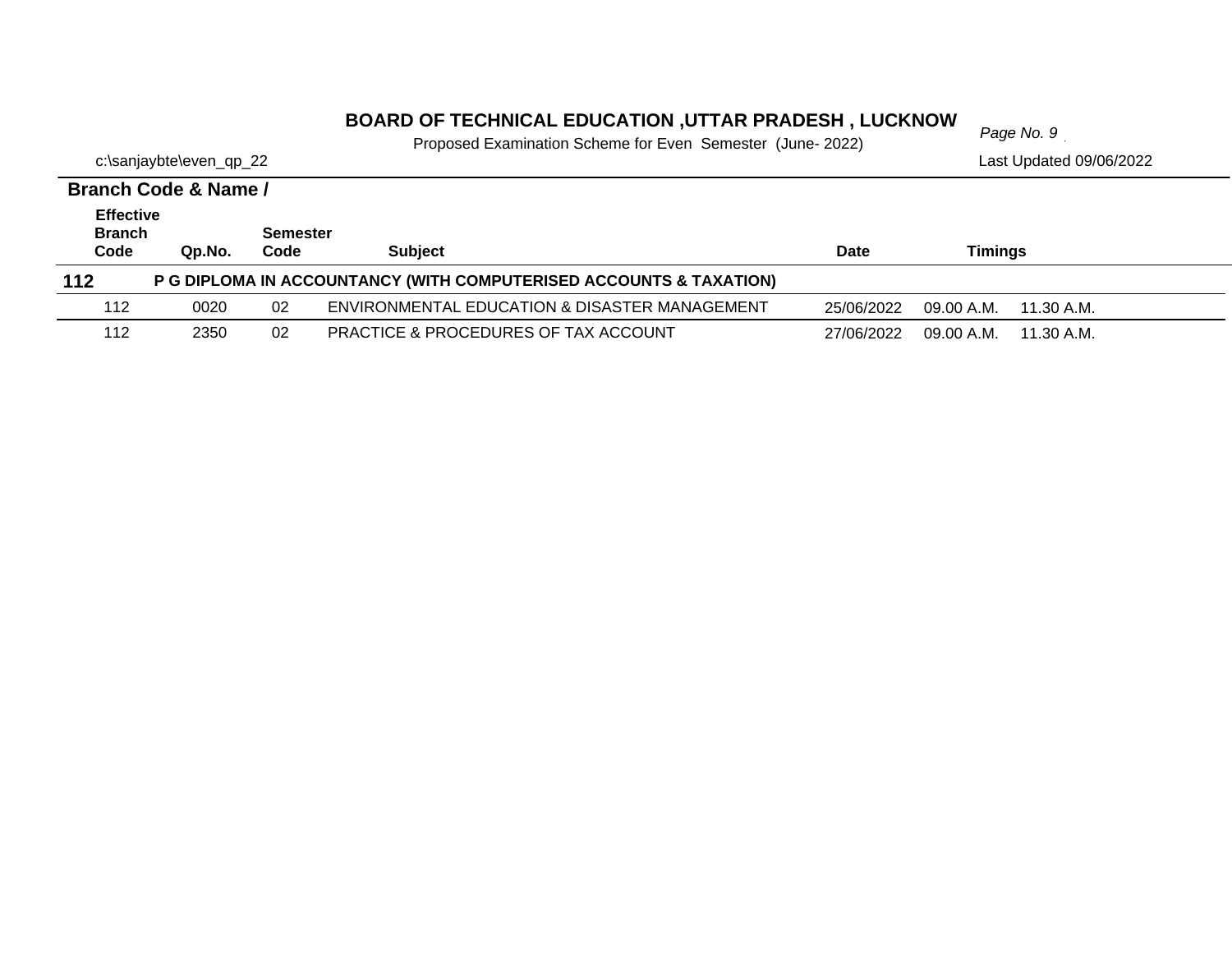# BOARD OF TECHNICAL EDUCATION ,UTTAR PRADESH , LUCKNOW

Proposed Examination Scheme for Even Semester (June- 2022)

c:\sanjaybte\even_qp_22

Last Updated 09/06/2022

**Branch Code & Name /**

| Effective Branch Code | Qp.No. | Semester Code | Subject | Date | Timings | |
|---|---|---|---|---|---|---|
| **112** | **P G DIPLOMA IN ACCOUNTANCY (WITH COMPUTERISED ACCOUNTS & TAXATION)** | | | | | |
| 112 | 0020 | 02 | ENVIRONMENTAL EDUCATION & DISASTER MANAGEMENT | 25/06/2022 | 09.00 A.M. | 11.30 A.M. |
| 112 | 2350 | 02 | PRACTICE & PROCEDURES OF TAX ACCOUNT | 27/06/2022 | 09.00 A.M. | 11.30 A.M. |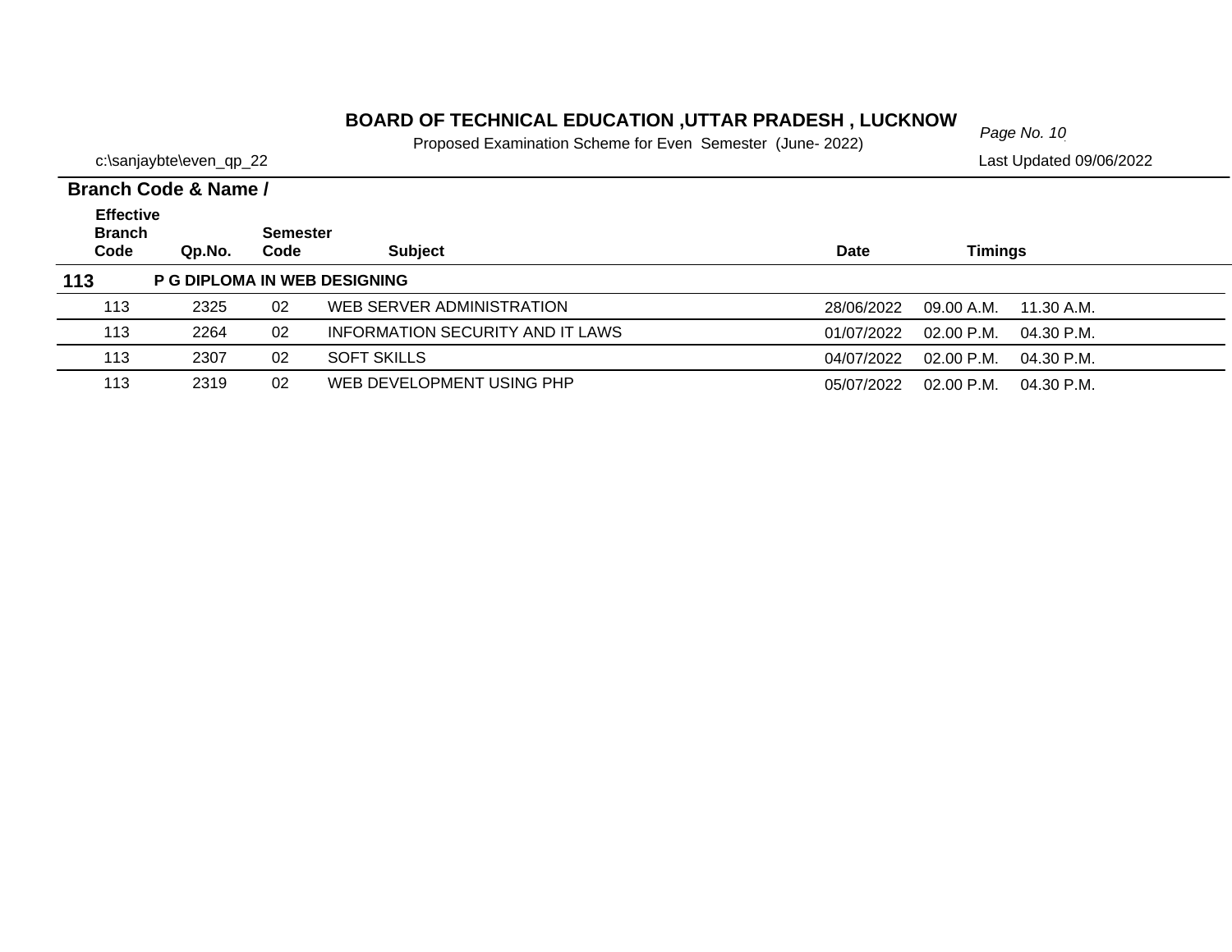# BOARD OF TECHNICAL EDUCATION ,UTTAR PRADESH , LUCKNOW

Proposed Examination Scheme for Even Semester (June- 2022)

c:\sanjaybte\even_qp_22

Last Updated 09/06/2022

**Branch Code & Name /**

| Effective Branch Code | Qp.No. | Semester Code | Subject | Date | Timings | |
|---|---|---|---|---|---|---|
| **113** | **P G DIPLOMA IN WEB DESIGNING** | | | | | |
| 113 | 2325 | 02 | WEB SERVER ADMINISTRATION | 28/06/2022 | 09.00 A.M. | 11.30 A.M. |
| 113 | 2264 | 02 | INFORMATION SECURITY AND IT LAWS | 01/07/2022 | 02.00 P.M. | 04.30 P.M. |
| 113 | 2307 | 02 | SOFT SKILLS | 04/07/2022 | 02.00 P.M. | 04.30 P.M. |
| 113 | 2319 | 02 | WEB DEVELOPMENT USING PHP | 05/07/2022 | 02.00 P.M. | 04.30 P.M. |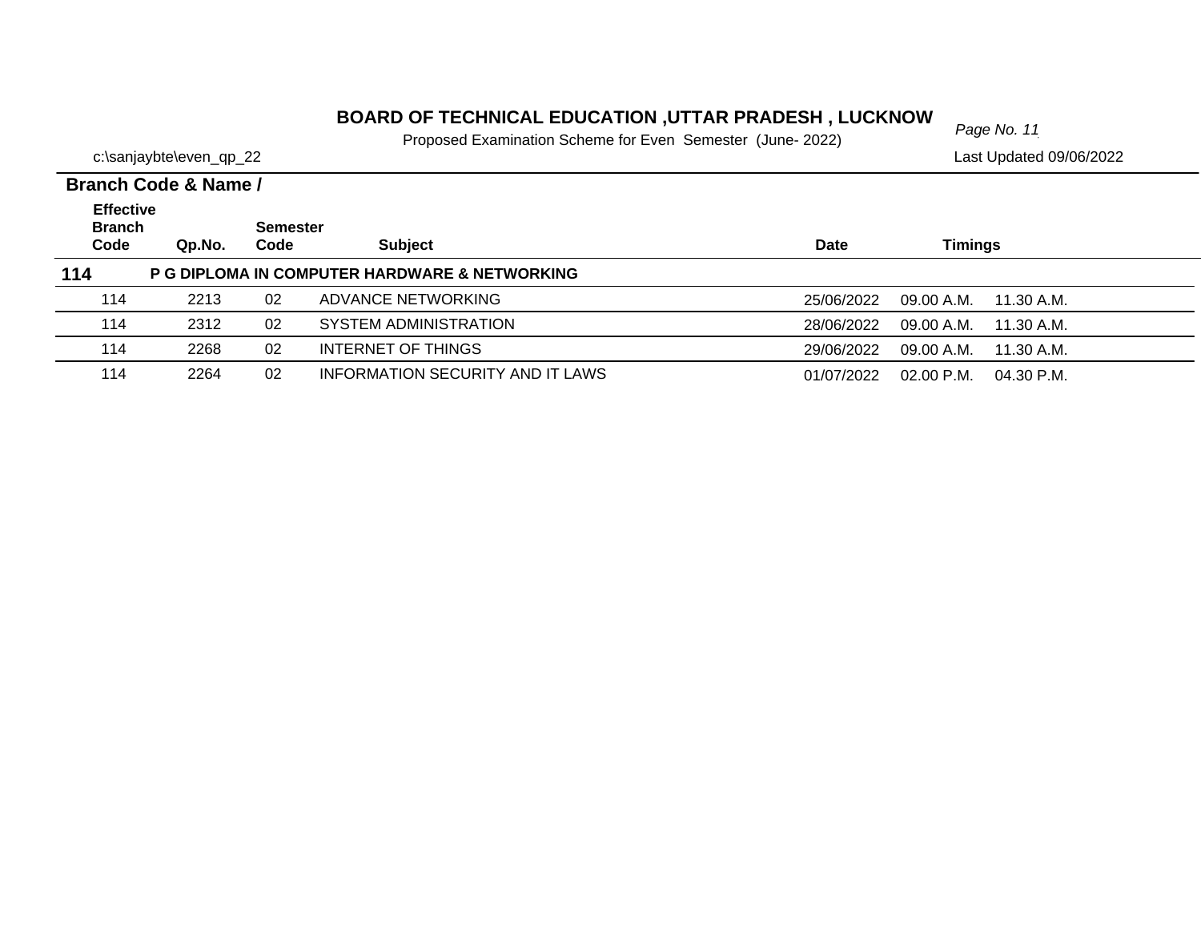# BOARD OF TECHNICAL EDUCATION ,UTTAR PRADESH , LUCKNOW

Proposed Examination Scheme for Even Semester (June- 2022)

c:\sanjaybte\even_qp_22

Last Updated 09/06/2022

**Branch Code & Name /**

| Effective Branch Code | Qp.No. | Semester Code | Subject | Date | Timings | |
|---|---|---|---|---|---|---|
| **114** | **P G DIPLOMA IN COMPUTER HARDWARE & NETWORKING** | | | | | |
| 114 | 2213 | 02 | ADVANCE NETWORKING | 25/06/2022 | 09.00 A.M. | 11.30 A.M. |
| 114 | 2312 | 02 | SYSTEM ADMINISTRATION | 28/06/2022 | 09.00 A.M. | 11.30 A.M. |
| 114 | 2268 | 02 | INTERNET OF THINGS | 29/06/2022 | 09.00 A.M. | 11.30 A.M. |
| 114 | 2264 | 02 | INFORMATION SECURITY AND IT LAWS | 01/07/2022 | 02.00 P.M. | 04.30 P.M. |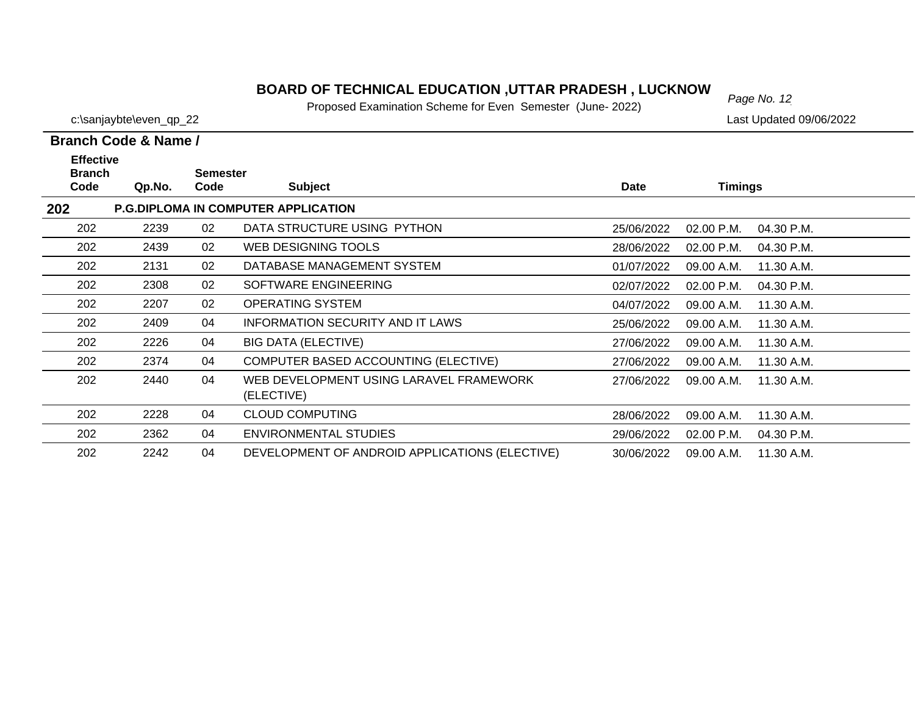# BOARD OF TECHNICAL EDUCATION ,UTTAR PRADESH , LUCKNOW

Proposed Examination Scheme for Even Semester (June- 2022)

c:\sanjaybte\even_qp_22

Last Updated 09/06/2022

| Branch Code & Name / Effective Branch Code | Qp.No. | Semester Code | Subject | Date | Timings | |
|---|---|---|---|---|---|---|
| **202** | **P.G.DIPLOMA IN COMPUTER APPLICATION** | | | | | |
| 202 | 2239 | 02 | DATA STRUCTURE USING PYTHON | 25/06/2022 | 02.00 P.M. | 04.30 P.M. |
| 202 | 2439 | 02 | WEB DESIGNING TOOLS | 28/06/2022 | 02.00 P.M. | 04.30 P.M. |
| 202 | 2131 | 02 | DATABASE MANAGEMENT SYSTEM | 01/07/2022 | 09.00 A.M. | 11.30 A.M. |
| 202 | 2308 | 02 | SOFTWARE ENGINEERING | 02/07/2022 | 02.00 P.M. | 04.30 P.M. |
| 202 | 2207 | 02 | OPERATING SYSTEM | 04/07/2022 | 09.00 A.M. | 11.30 A.M. |
| 202 | 2409 | 04 | INFORMATION SECURITY AND IT LAWS | 25/06/2022 | 09.00 A.M. | 11.30 A.M. |
| 202 | 2226 | 04 | BIG DATA (ELECTIVE) | 27/06/2022 | 09.00 A.M. | 11.30 A.M. |
| 202 | 2374 | 04 | COMPUTER BASED ACCOUNTING (ELECTIVE) | 27/06/2022 | 09.00 A.M. | 11.30 A.M. |
| 202 | 2440 | 04 | WEB DEVELOPMENT USING LARAVEL FRAMEWORK (ELECTIVE) | 27/06/2022 | 09.00 A.M. | 11.30 A.M. |
| 202 | 2228 | 04 | CLOUD COMPUTING | 28/06/2022 | 09.00 A.M. | 11.30 A.M. |
| 202 | 2362 | 04 | ENVIRONMENTAL STUDIES | 29/06/2022 | 02.00 P.M. | 04.30 P.M. |
| 202 | 2242 | 04 | DEVELOPMENT OF ANDROID APPLICATIONS (ELECTIVE) | 30/06/2022 | 09.00 A.M. | 11.30 A.M. |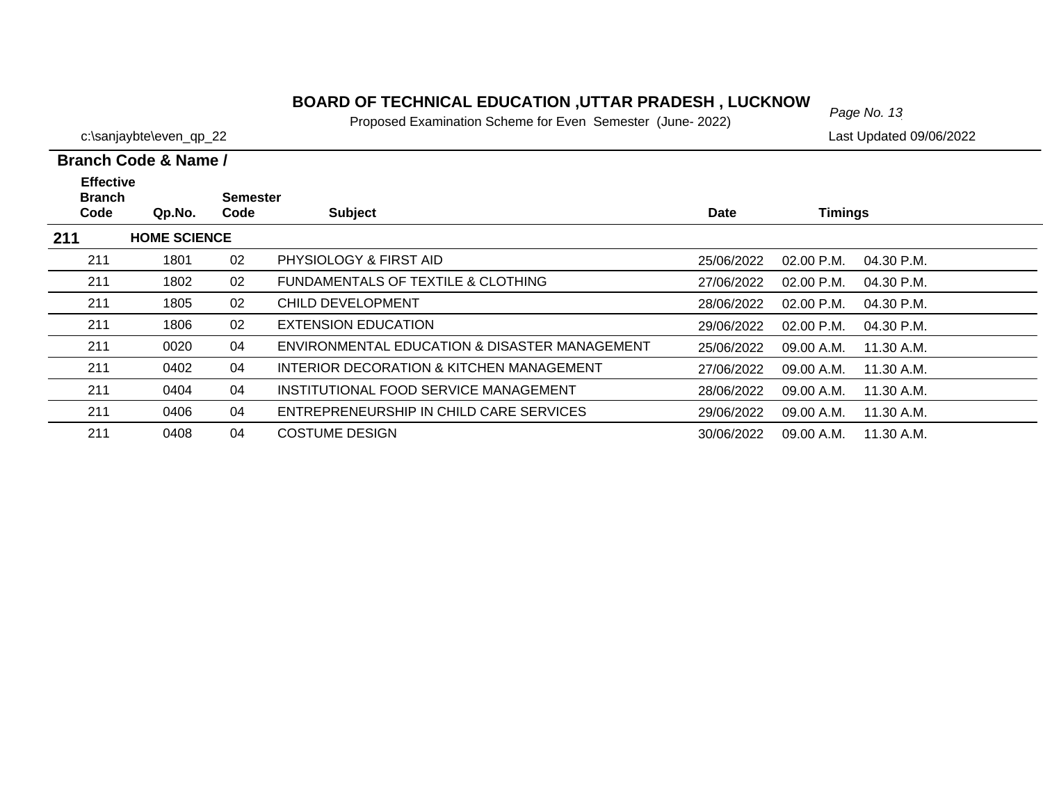# BOARD OF TECHNICAL EDUCATION ,UTTAR PRADESH , LUCKNOW

Proposed Examination Scheme for Even Semester (June- 2022)

c:\sanjaybte\even_qp_22

Last Updated 09/06/2022

**Branch Code & Name /**

| Effective Branch Code | Qp.No. | Semester Code | Subject | Date | Timings | |
|---|---|---|---|---|---|---|
| **211** | **HOME SCIENCE** | | | | | |
| 211 | 1801 | 02 | PHYSIOLOGY & FIRST AID | 25/06/2022 | 02.00 P.M. | 04.30 P.M. |
| 211 | 1802 | 02 | FUNDAMENTALS OF TEXTILE & CLOTHING | 27/06/2022 | 02.00 P.M. | 04.30 P.M. |
| 211 | 1805 | 02 | CHILD DEVELOPMENT | 28/06/2022 | 02.00 P.M. | 04.30 P.M. |
| 211 | 1806 | 02 | EXTENSION EDUCATION | 29/06/2022 | 02.00 P.M. | 04.30 P.M. |
| 211 | 0020 | 04 | ENVIRONMENTAL EDUCATION & DISASTER MANAGEMENT | 25/06/2022 | 09.00 A.M. | 11.30 A.M. |
| 211 | 0402 | 04 | INTERIOR DECORATION & KITCHEN MANAGEMENT | 27/06/2022 | 09.00 A.M. | 11.30 A.M. |
| 211 | 0404 | 04 | INSTITUTIONAL FOOD SERVICE MANAGEMENT | 28/06/2022 | 09.00 A.M. | 11.30 A.M. |
| 211 | 0406 | 04 | ENTREPRENEURSHIP IN CHILD CARE SERVICES | 29/06/2022 | 09.00 A.M. | 11.30 A.M. |
| 211 | 0408 | 04 | COSTUME DESIGN | 30/06/2022 | 09.00 A.M. | 11.30 A.M. |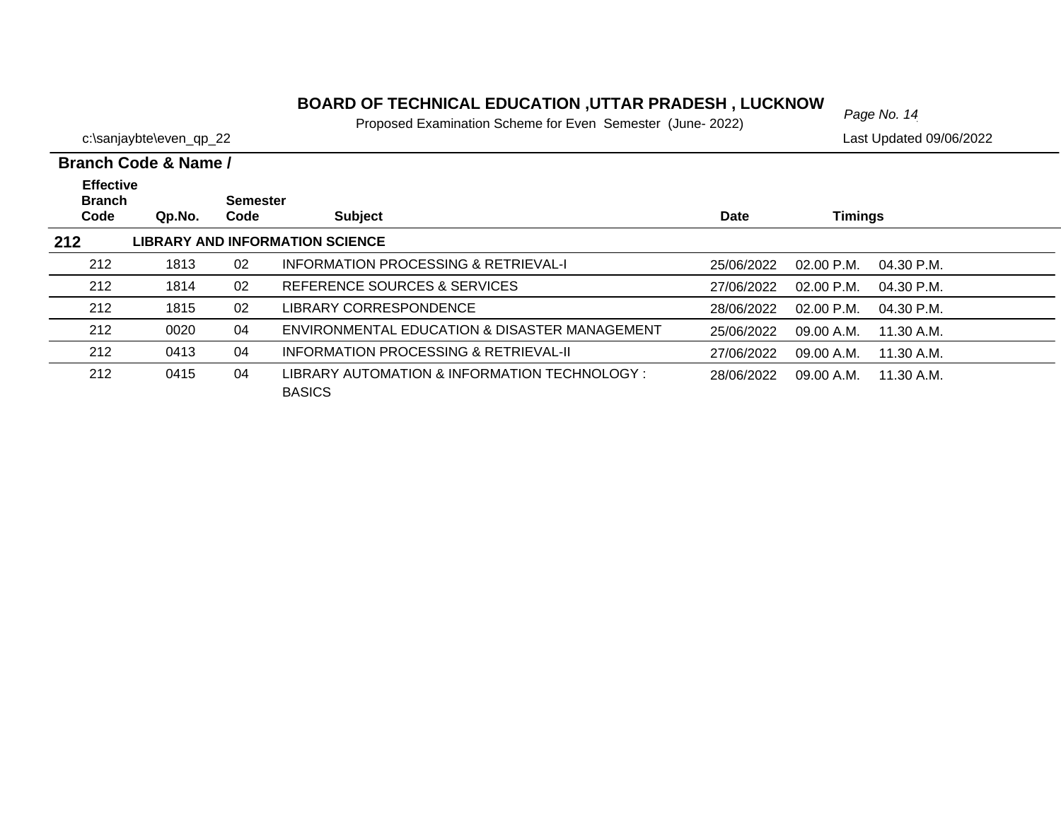# BOARD OF TECHNICAL EDUCATION ,UTTAR PRADESH , LUCKNOW

Proposed Examination Scheme for Even Semester (June- 2022)

c:\sanjaybte\even_qp_22

Last Updated 09/06/2022

**Branch Code & Name /**

| Effective Branch Code | Qp.No. | Semester Code | Subject | Date | Timings | |
|---|---|---|---|---|---|---|
| **212** | **LIBRARY AND INFORMATION SCIENCE** | | | | | |
| 212 | 1813 | 02 | INFORMATION PROCESSING & RETRIEVAL-I | 25/06/2022 | 02.00 P.M. | 04.30 P.M. |
| 212 | 1814 | 02 | REFERENCE SOURCES & SERVICES | 27/06/2022 | 02.00 P.M. | 04.30 P.M. |
| 212 | 1815 | 02 | LIBRARY CORRESPONDENCE | 28/06/2022 | 02.00 P.M. | 04.30 P.M. |
| 212 | 0020 | 04 | ENVIRONMENTAL EDUCATION & DISASTER MANAGEMENT | 25/06/2022 | 09.00 A.M. | 11.30 A.M. |
| 212 | 0413 | 04 | INFORMATION PROCESSING & RETRIEVAL-II | 27/06/2022 | 09.00 A.M. | 11.30 A.M. |
| 212 | 0415 | 04 | LIBRARY AUTOMATION & INFORMATION TECHNOLOGY : BASICS | 28/06/2022 | 09.00 A.M. | 11.30 A.M. |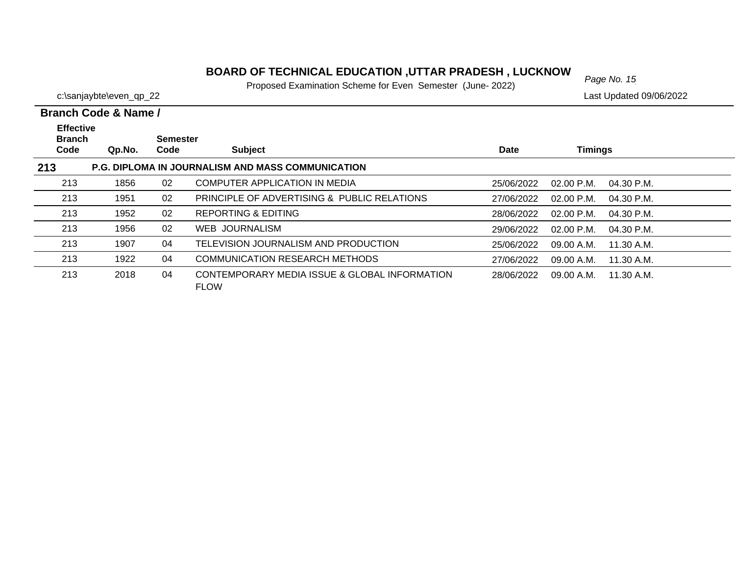# BOARD OF TECHNICAL EDUCATION ,UTTAR PRADESH , LUCKNOW

Proposed Examination Scheme for Even Semester (June- 2022)

c:\sanjaybte\even_qp_22

Last Updated 09/06/2022

| Branch Code & Name / Effective Branch Code | Qp.No. | Semester Code | Subject | Date | Timings | |
|---|---|---|---|---|---|---|
| **213** | **P.G. DIPLOMA IN JOURNALISM AND MASS COMMUNICATION** | | | | | |
| 213 | 1856 | 02 | COMPUTER APPLICATION IN MEDIA | 25/06/2022 | 02.00 P.M. | 04.30 P.M. |
| 213 | 1951 | 02 | PRINCIPLE OF ADVERTISING & PUBLIC RELATIONS | 27/06/2022 | 02.00 P.M. | 04.30 P.M. |
| 213 | 1952 | 02 | REPORTING & EDITING | 28/06/2022 | 02.00 P.M. | 04.30 P.M. |
| 213 | 1956 | 02 | WEB JOURNALISM | 29/06/2022 | 02.00 P.M. | 04.30 P.M. |
| 213 | 1907 | 04 | TELEVISION JOURNALISM AND PRODUCTION | 25/06/2022 | 09.00 A.M. | 11.30 A.M. |
| 213 | 1922 | 04 | COMMUNICATION RESEARCH METHODS | 27/06/2022 | 09.00 A.M. | 11.30 A.M. |
| 213 | 2018 | 04 | CONTEMPORARY MEDIA ISSUE & GLOBAL INFORMATION FLOW | 28/06/2022 | 09.00 A.M. | 11.30 A.M. |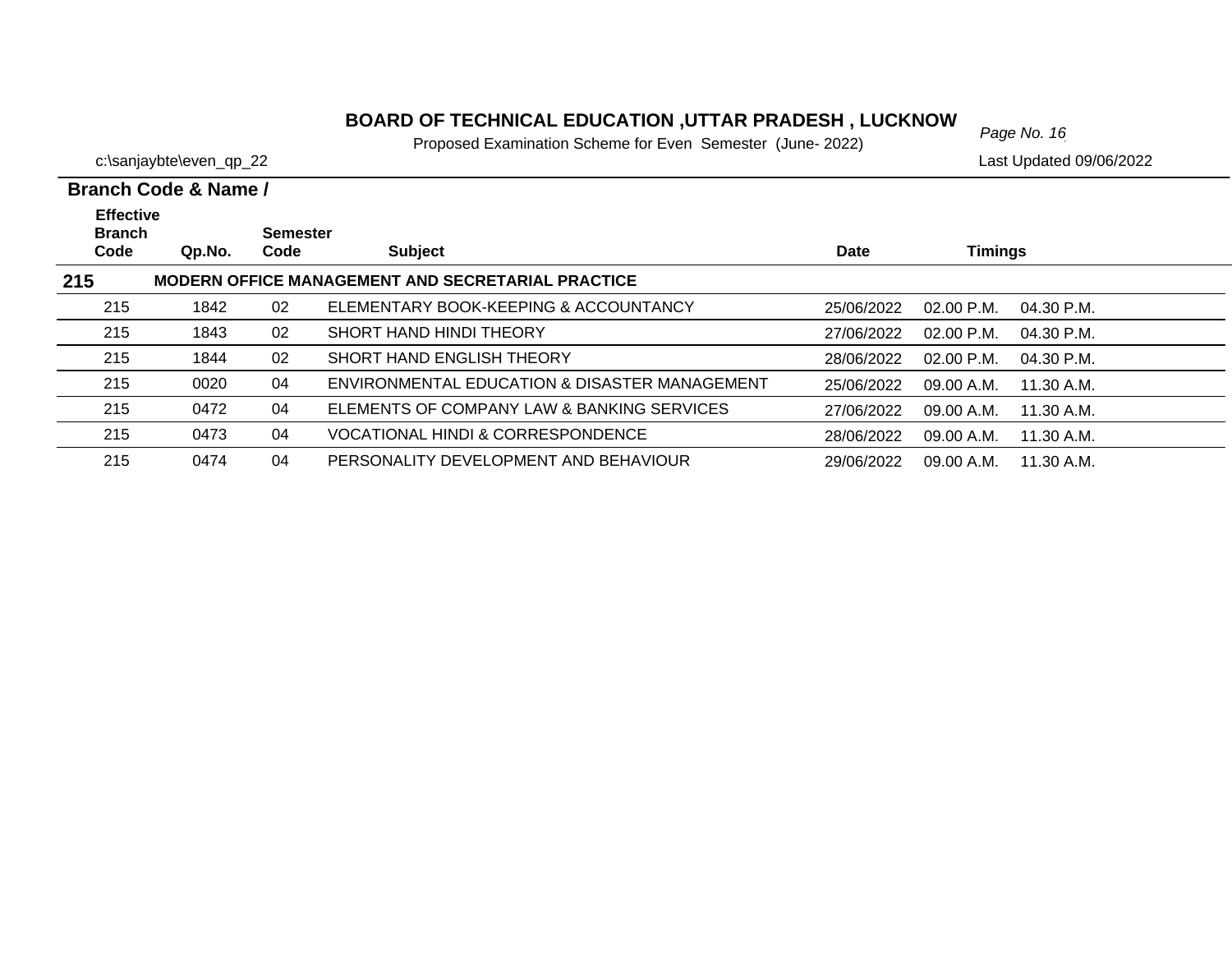# BOARD OF TECHNICAL EDUCATION ,UTTAR PRADESH , LUCKNOW

Proposed Examination Scheme for Even Semester (June- 2022)

c:\sanjaybte\even_qp_22

Last Updated 09/06/2022

| Branch Code & Name / Effective Branch Code | Qp.No. | Semester Code | Subject | Date | Timings | |
|---|---|---|---|---|---|---|
| **215** | **MODERN OFFICE MANAGEMENT AND SECRETARIAL PRACTICE** | | | | | |
| 215 | 1842 | 02 | ELEMENTARY BOOK-KEEPING & ACCOUNTANCY | 25/06/2022 | 02.00 P.M. | 04.30 P.M. |
| 215 | 1843 | 02 | SHORT HAND HINDI THEORY | 27/06/2022 | 02.00 P.M. | 04.30 P.M. |
| 215 | 1844 | 02 | SHORT HAND ENGLISH THEORY | 28/06/2022 | 02.00 P.M. | 04.30 P.M. |
| 215 | 0020 | 04 | ENVIRONMENTAL EDUCATION & DISASTER MANAGEMENT | 25/06/2022 | 09.00 A.M. | 11.30 A.M. |
| 215 | 0472 | 04 | ELEMENTS OF COMPANY LAW & BANKING SERVICES | 27/06/2022 | 09.00 A.M. | 11.30 A.M. |
| 215 | 0473 | 04 | VOCATIONAL HINDI & CORRESPONDENCE | 28/06/2022 | 09.00 A.M. | 11.30 A.M. |
| 215 | 0474 | 04 | PERSONALITY DEVELOPMENT AND BEHAVIOUR | 29/06/2022 | 09.00 A.M. | 11.30 A.M. |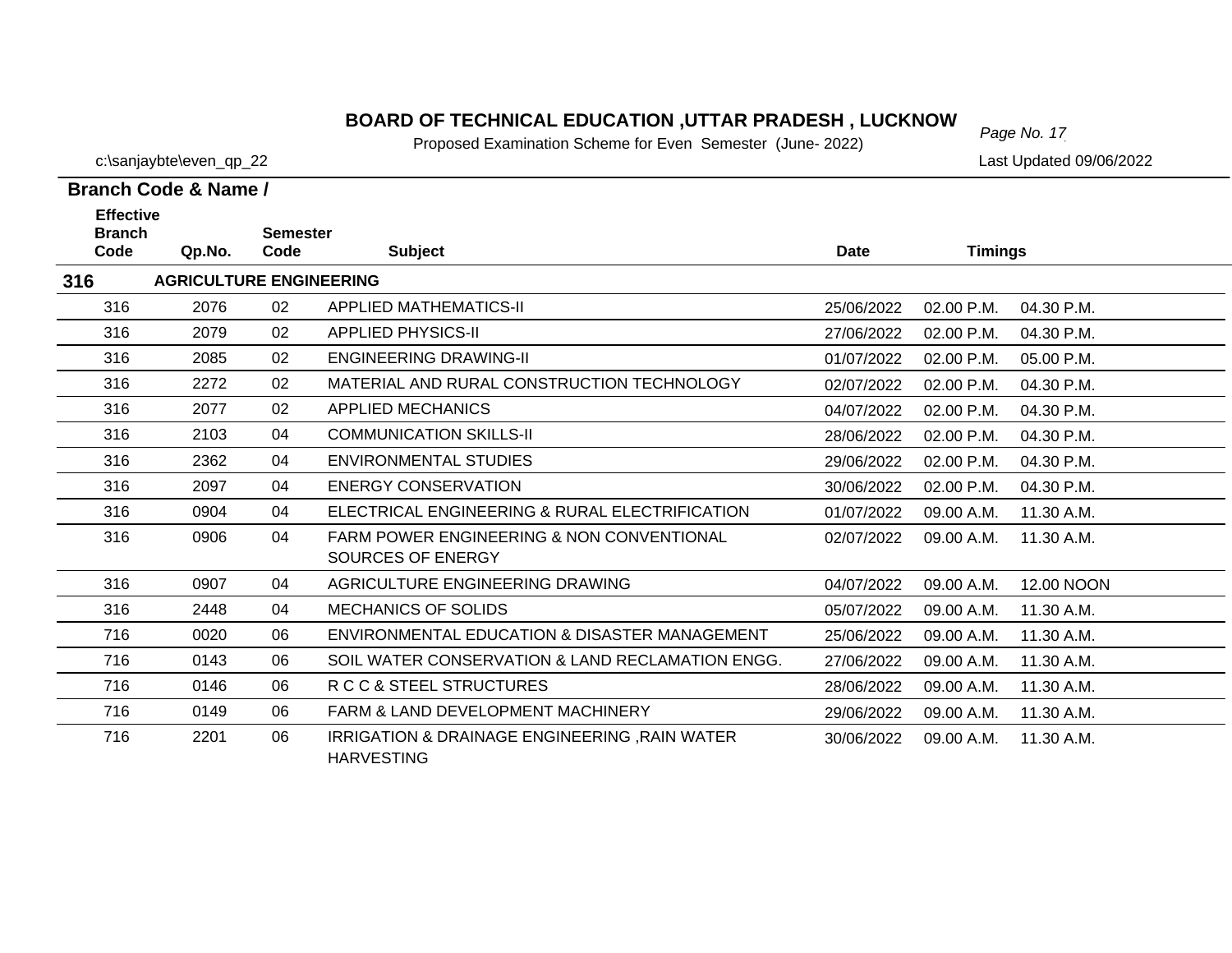# BOARD OF TECHNICAL EDUCATION ,UTTAR PRADESH , LUCKNOW

Proposed Examination Scheme for Even Semester (June- 2022)

c:\sanjaybte\even_qp_22

Last Updated 09/06/2022

**Branch Code & Name /**

| Effective Branch Code | Qp.No. | Semester Code | Subject | Date | Timings | |
|---|---|---|---|---|---|---|
| **316** | **AGRICULTURE ENGINEERING** | | | | | |
| 316 | 2076 | 02 | APPLIED MATHEMATICS-II | 25/06/2022 | 02.00 P.M. | 04.30 P.M. |
| 316 | 2079 | 02 | APPLIED PHYSICS-II | 27/06/2022 | 02.00 P.M. | 04.30 P.M. |
| 316 | 2085 | 02 | ENGINEERING DRAWING-II | 01/07/2022 | 02.00 P.M. | 05.00 P.M. |
| 316 | 2272 | 02 | MATERIAL AND RURAL CONSTRUCTION TECHNOLOGY | 02/07/2022 | 02.00 P.M. | 04.30 P.M. |
| 316 | 2077 | 02 | APPLIED MECHANICS | 04/07/2022 | 02.00 P.M. | 04.30 P.M. |
| 316 | 2103 | 04 | COMMUNICATION SKILLS-II | 28/06/2022 | 02.00 P.M. | 04.30 P.M. |
| 316 | 2362 | 04 | ENVIRONMENTAL STUDIES | 29/06/2022 | 02.00 P.M. | 04.30 P.M. |
| 316 | 2097 | 04 | ENERGY CONSERVATION | 30/06/2022 | 02.00 P.M. | 04.30 P.M. |
| 316 | 0904 | 04 | ELECTRICAL ENGINEERING & RURAL ELECTRIFICATION | 01/07/2022 | 09.00 A.M. | 11.30 A.M. |
| 316 | 0906 | 04 | FARM POWER ENGINEERING & NON CONVENTIONAL SOURCES OF ENERGY | 02/07/2022 | 09.00 A.M. | 11.30 A.M. |
| 316 | 0907 | 04 | AGRICULTURE ENGINEERING DRAWING | 04/07/2022 | 09.00 A.M. | 12.00 NOON |
| 316 | 2448 | 04 | MECHANICS OF SOLIDS | 05/07/2022 | 09.00 A.M. | 11.30 A.M. |
| 716 | 0020 | 06 | ENVIRONMENTAL EDUCATION & DISASTER MANAGEMENT | 25/06/2022 | 09.00 A.M. | 11.30 A.M. |
| 716 | 0143 | 06 | SOIL WATER CONSERVATION & LAND RECLAMATION ENGG. | 27/06/2022 | 09.00 A.M. | 11.30 A.M. |
| 716 | 0146 | 06 | R C C & STEEL STRUCTURES | 28/06/2022 | 09.00 A.M. | 11.30 A.M. |
| 716 | 0149 | 06 | FARM & LAND DEVELOPMENT MACHINERY | 29/06/2022 | 09.00 A.M. | 11.30 A.M. |
| 716 | 2201 | 06 | IRRIGATION & DRAINAGE ENGINEERING ,RAIN WATER HARVESTING | 30/06/2022 | 09.00 A.M. | 11.30 A.M. |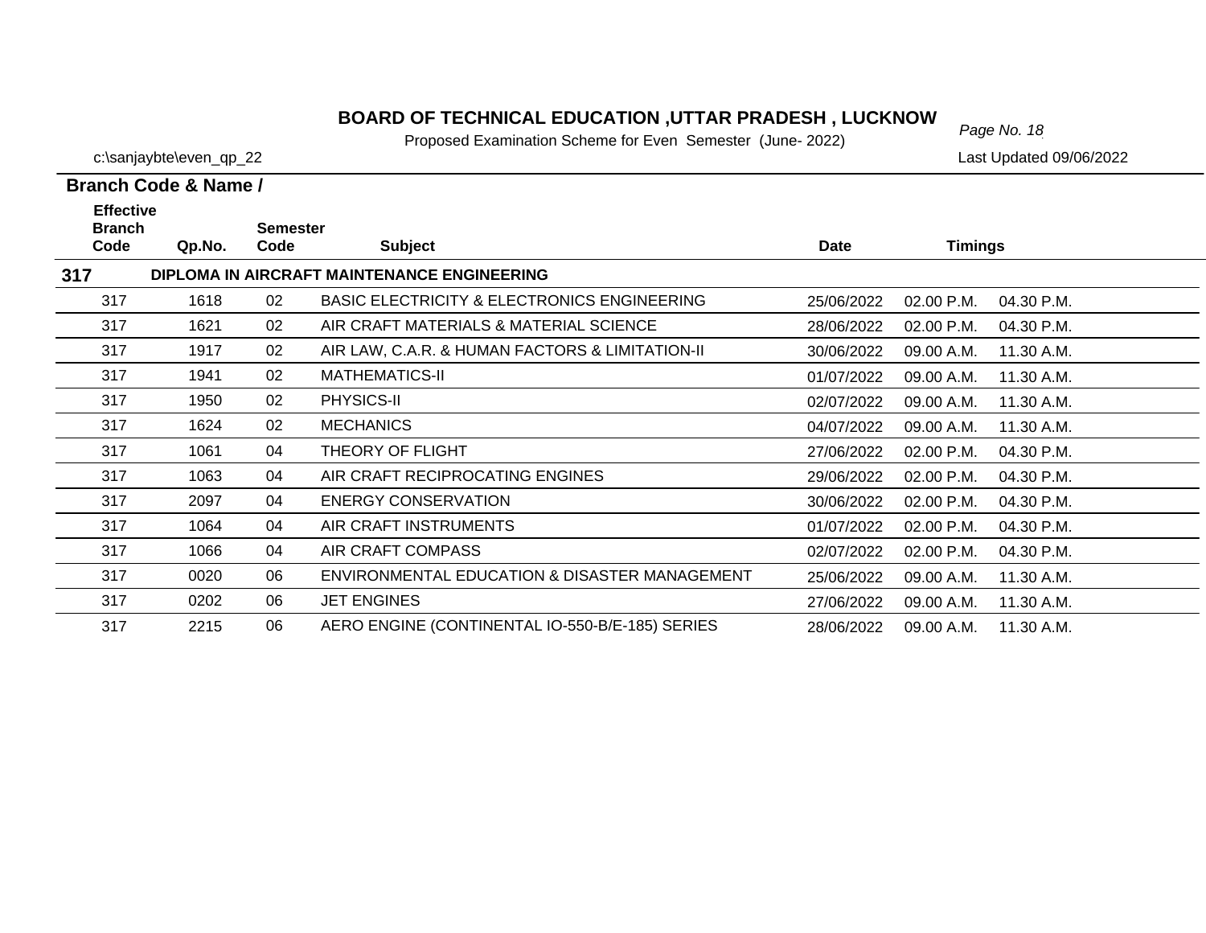# BOARD OF TECHNICAL EDUCATION ,UTTAR PRADESH , LUCKNOW

Proposed Examination Scheme for Even Semester (June- 2022)

c:\sanjaybte\even_qp_22

Last Updated 09/06/2022

**Branch Code & Name /**

| Effective Branch Code | Qp.No. | Semester Code | Subject | Date | Timings | |
|---|---|---|---|---|---|---|
| **317** | **DIPLOMA IN AIRCRAFT MAINTENANCE ENGINEERING** | | | | | |
| 317 | 1618 | 02 | BASIC ELECTRICITY & ELECTRONICS ENGINEERING | 25/06/2022 | 02.00 P.M. | 04.30 P.M. |
| 317 | 1621 | 02 | AIR CRAFT MATERIALS & MATERIAL SCIENCE | 28/06/2022 | 02.00 P.M. | 04.30 P.M. |
| 317 | 1917 | 02 | AIR LAW, C.A.R. & HUMAN FACTORS & LIMITATION-II | 30/06/2022 | 09.00 A.M. | 11.30 A.M. |
| 317 | 1941 | 02 | MATHEMATICS-II | 01/07/2022 | 09.00 A.M. | 11.30 A.M. |
| 317 | 1950 | 02 | PHYSICS-II | 02/07/2022 | 09.00 A.M. | 11.30 A.M. |
| 317 | 1624 | 02 | MECHANICS | 04/07/2022 | 09.00 A.M. | 11.30 A.M. |
| 317 | 1061 | 04 | THEORY OF FLIGHT | 27/06/2022 | 02.00 P.M. | 04.30 P.M. |
| 317 | 1063 | 04 | AIR CRAFT RECIPROCATING ENGINES | 29/06/2022 | 02.00 P.M. | 04.30 P.M. |
| 317 | 2097 | 04 | ENERGY CONSERVATION | 30/06/2022 | 02.00 P.M. | 04.30 P.M. |
| 317 | 1064 | 04 | AIR CRAFT INSTRUMENTS | 01/07/2022 | 02.00 P.M. | 04.30 P.M. |
| 317 | 1066 | 04 | AIR CRAFT COMPASS | 02/07/2022 | 02.00 P.M. | 04.30 P.M. |
| 317 | 0020 | 06 | ENVIRONMENTAL EDUCATION & DISASTER MANAGEMENT | 25/06/2022 | 09.00 A.M. | 11.30 A.M. |
| 317 | 0202 | 06 | JET ENGINES | 27/06/2022 | 09.00 A.M. | 11.30 A.M. |
| 317 | 2215 | 06 | AERO ENGINE (CONTINENTAL IO-550-B/E-185) SERIES | 28/06/2022 | 09.00 A.M. | 11.30 A.M. |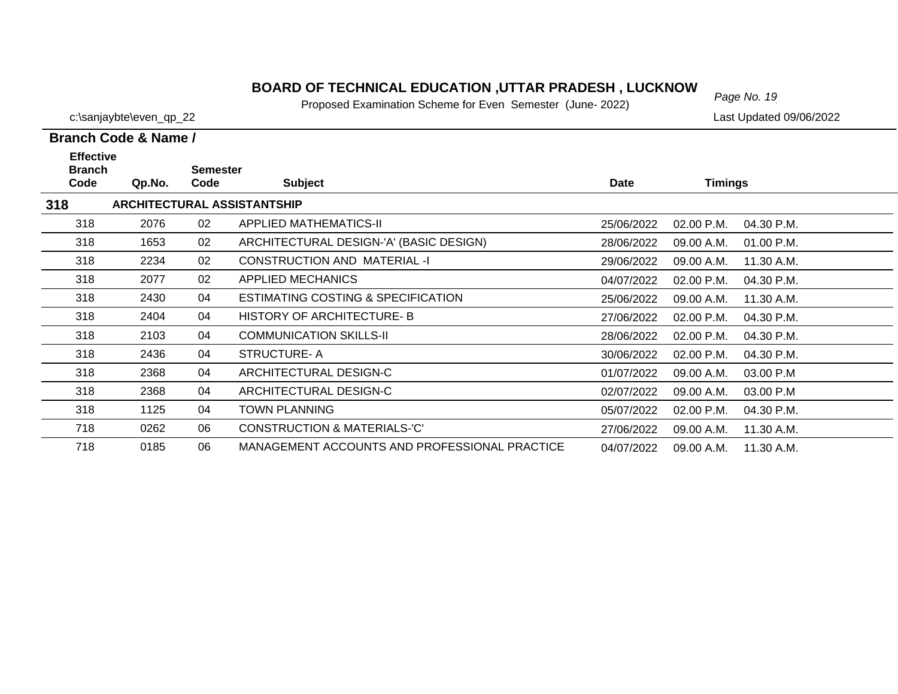# BOARD OF TECHNICAL EDUCATION ,UTTAR PRADESH , LUCKNOW

Proposed Examination Scheme for Even Semester (June- 2022)

c:\sanjaybte\even_qp_22

Last Updated 09/06/2022

**Branch Code & Name /**

| Effective Branch Code | Qp.No. | Semester Code | Subject | Date | Timings | |
|---|---|---|---|---|---|---|
| **318** | **ARCHITECTURAL ASSISTANTSHIP** | | | | | |
| 318 | 2076 | 02 | APPLIED MATHEMATICS-II | 25/06/2022 | 02.00 P.M. | 04.30 P.M. |
| 318 | 1653 | 02 | ARCHITECTURAL DESIGN-'A' (BASIC DESIGN) | 28/06/2022 | 09.00 A.M. | 01.00 P.M. |
| 318 | 2234 | 02 | CONSTRUCTION AND MATERIAL -I | 29/06/2022 | 09.00 A.M. | 11.30 A.M. |
| 318 | 2077 | 02 | APPLIED MECHANICS | 04/07/2022 | 02.00 P.M. | 04.30 P.M. |
| 318 | 2430 | 04 | ESTIMATING COSTING & SPECIFICATION | 25/06/2022 | 09.00 A.M. | 11.30 A.M. |
| 318 | 2404 | 04 | HISTORY OF ARCHITECTURE- B | 27/06/2022 | 02.00 P.M. | 04.30 P.M. |
| 318 | 2103 | 04 | COMMUNICATION SKILLS-II | 28/06/2022 | 02.00 P.M. | 04.30 P.M. |
| 318 | 2436 | 04 | STRUCTURE- A | 30/06/2022 | 02.00 P.M. | 04.30 P.M. |
| 318 | 2368 | 04 | ARCHITECTURAL DESIGN-C | 01/07/2022 | 09.00 A.M. | 03.00 P.M |
| 318 | 2368 | 04 | ARCHITECTURAL DESIGN-C | 02/07/2022 | 09.00 A.M. | 03.00 P.M |
| 318 | 1125 | 04 | TOWN PLANNING | 05/07/2022 | 02.00 P.M. | 04.30 P.M. |
| 718 | 0262 | 06 | CONSTRUCTION & MATERIALS-'C' | 27/06/2022 | 09.00 A.M. | 11.30 A.M. |
| 718 | 0185 | 06 | MANAGEMENT ACCOUNTS AND PROFESSIONAL PRACTICE | 04/07/2022 | 09.00 A.M. | 11.30 A.M. |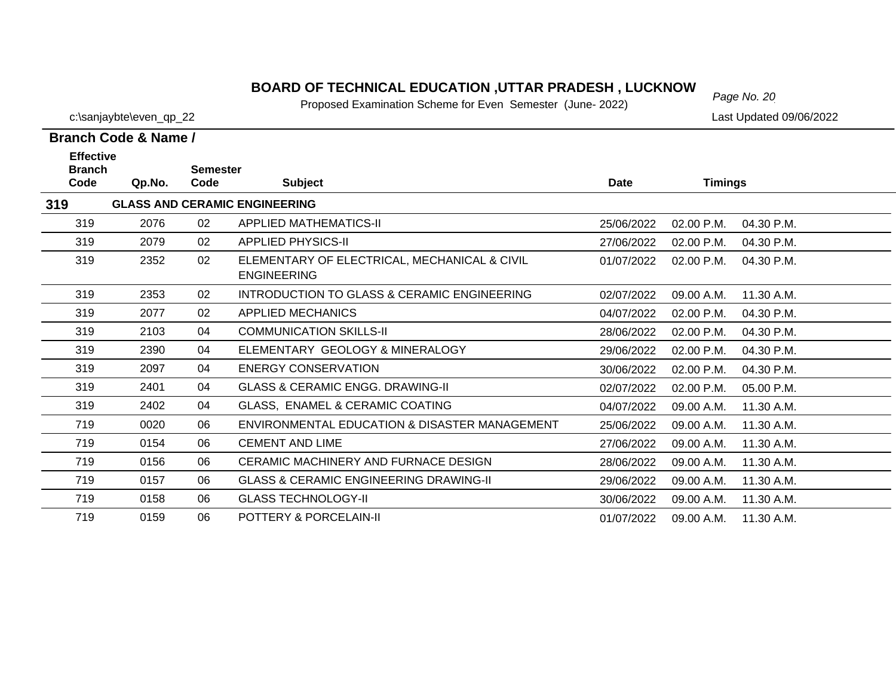# BOARD OF TECHNICAL EDUCATION ,UTTAR PRADESH , LUCKNOW

Proposed Examination Scheme for Even Semester (June- 2022)

c:\sanjaybte\even_qp_22

Last Updated 09/06/2022

**Branch Code & Name /**

| Effective Branch Code | Qp.No. | Semester Code | Subject | Date | Timings | |
|---|---|---|---|---|---|---|
| **319** | **GLASS AND CERAMIC ENGINEERING** | | | | | |
| 319 | 2076 | 02 | APPLIED MATHEMATICS-II | 25/06/2022 | 02.00 P.M. | 04.30 P.M. |
| 319 | 2079 | 02 | APPLIED PHYSICS-II | 27/06/2022 | 02.00 P.M. | 04.30 P.M. |
| 319 | 2352 | 02 | ELEMENTARY OF ELECTRICAL, MECHANICAL & CIVIL ENGINEERING | 01/07/2022 | 02.00 P.M. | 04.30 P.M. |
| 319 | 2353 | 02 | INTRODUCTION TO GLASS & CERAMIC ENGINEERING | 02/07/2022 | 09.00 A.M. | 11.30 A.M. |
| 319 | 2077 | 02 | APPLIED MECHANICS | 04/07/2022 | 02.00 P.M. | 04.30 P.M. |
| 319 | 2103 | 04 | COMMUNICATION SKILLS-II | 28/06/2022 | 02.00 P.M. | 04.30 P.M. |
| 319 | 2390 | 04 | ELEMENTARY GEOLOGY & MINERALOGY | 29/06/2022 | 02.00 P.M. | 04.30 P.M. |
| 319 | 2097 | 04 | ENERGY CONSERVATION | 30/06/2022 | 02.00 P.M. | 04.30 P.M. |
| 319 | 2401 | 04 | GLASS & CERAMIC ENGG. DRAWING-II | 02/07/2022 | 02.00 P.M. | 05.00 P.M. |
| 319 | 2402 | 04 | GLASS, ENAMEL & CERAMIC COATING | 04/07/2022 | 09.00 A.M. | 11.30 A.M. |
| 719 | 0020 | 06 | ENVIRONMENTAL EDUCATION & DISASTER MANAGEMENT | 25/06/2022 | 09.00 A.M. | 11.30 A.M. |
| 719 | 0154 | 06 | CEMENT AND LIME | 27/06/2022 | 09.00 A.M. | 11.30 A.M. |
| 719 | 0156 | 06 | CERAMIC MACHINERY AND FURNACE DESIGN | 28/06/2022 | 09.00 A.M. | 11.30 A.M. |
| 719 | 0157 | 06 | GLASS & CERAMIC ENGINEERING DRAWING-II | 29/06/2022 | 09.00 A.M. | 11.30 A.M. |
| 719 | 0158 | 06 | GLASS TECHNOLOGY-II | 30/06/2022 | 09.00 A.M. | 11.30 A.M. |
| 719 | 0159 | 06 | POTTERY & PORCELAIN-II | 01/07/2022 | 09.00 A.M. | 11.30 A.M. |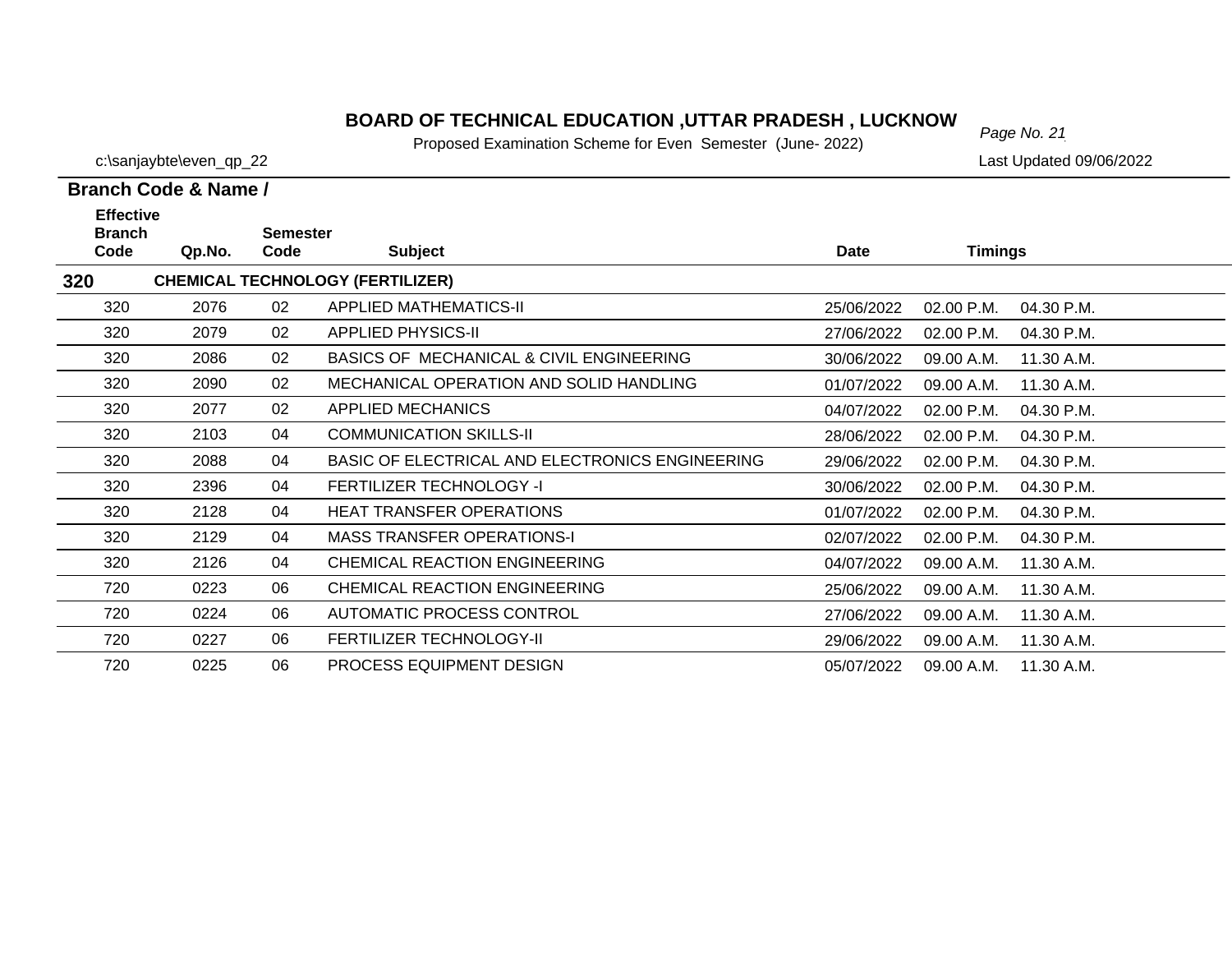# BOARD OF TECHNICAL EDUCATION ,UTTAR PRADESH , LUCKNOW

Proposed Examination Scheme for Even Semester (June- 2022)

c:\sanjaybte\even_qp_22

Last Updated 09/06/2022

**Branch Code & Name /**

| Effective Branch Code | Qp.No. | Semester Code | Subject | Date | Timings | |
|---|---|---|---|---|---|---|
| **320** | | | **CHEMICAL TECHNOLOGY (FERTILIZER)** | | | |
| 320 | 2076 | 02 | APPLIED MATHEMATICS-II | 25/06/2022 | 02.00 P.M. | 04.30 P.M. |
| 320 | 2079 | 02 | APPLIED PHYSICS-II | 27/06/2022 | 02.00 P.M. | 04.30 P.M. |
| 320 | 2086 | 02 | BASICS OF MECHANICAL & CIVIL ENGINEERING | 30/06/2022 | 09.00 A.M. | 11.30 A.M. |
| 320 | 2090 | 02 | MECHANICAL OPERATION AND SOLID HANDLING | 01/07/2022 | 09.00 A.M. | 11.30 A.M. |
| 320 | 2077 | 02 | APPLIED MECHANICS | 04/07/2022 | 02.00 P.M. | 04.30 P.M. |
| 320 | 2103 | 04 | COMMUNICATION SKILLS-II | 28/06/2022 | 02.00 P.M. | 04.30 P.M. |
| 320 | 2088 | 04 | BASIC OF ELECTRICAL AND ELECTRONICS ENGINEERING | 29/06/2022 | 02.00 P.M. | 04.30 P.M. |
| 320 | 2396 | 04 | FERTILIZER TECHNOLOGY -I | 30/06/2022 | 02.00 P.M. | 04.30 P.M. |
| 320 | 2128 | 04 | HEAT TRANSFER OPERATIONS | 01/07/2022 | 02.00 P.M. | 04.30 P.M. |
| 320 | 2129 | 04 | MASS TRANSFER OPERATIONS-I | 02/07/2022 | 02.00 P.M. | 04.30 P.M. |
| 320 | 2126 | 04 | CHEMICAL REACTION ENGINEERING | 04/07/2022 | 09.00 A.M. | 11.30 A.M. |
| 720 | 0223 | 06 | CHEMICAL REACTION ENGINEERING | 25/06/2022 | 09.00 A.M. | 11.30 A.M. |
| 720 | 0224 | 06 | AUTOMATIC PROCESS CONTROL | 27/06/2022 | 09.00 A.M. | 11.30 A.M. |
| 720 | 0227 | 06 | FERTILIZER TECHNOLOGY-II | 29/06/2022 | 09.00 A.M. | 11.30 A.M. |
| 720 | 0225 | 06 | PROCESS EQUIPMENT DESIGN | 05/07/2022 | 09.00 A.M. | 11.30 A.M. |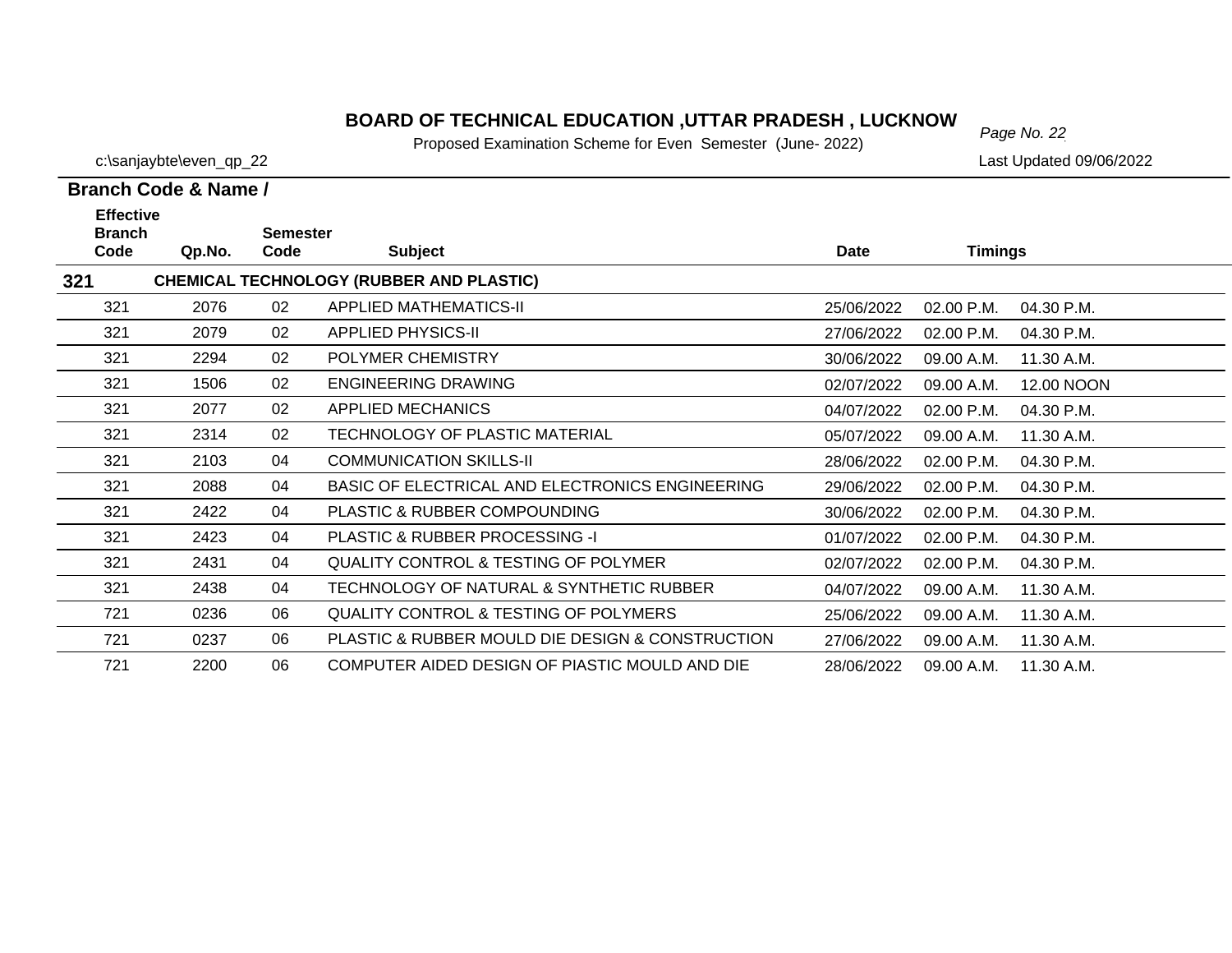# BOARD OF TECHNICAL EDUCATION ,UTTAR PRADESH , LUCKNOW

Proposed Examination Scheme for Even Semester (June- 2022)

c:\sanjaybte\even_qp_22

Last Updated 09/06/2022

**Branch Code & Name /**

| Effective Branch Code | Qp.No. | Semester Code | Subject | Date | Timings | |
|---|---|---|---|---|---|---|
| **321** | | | **CHEMICAL TECHNOLOGY (RUBBER AND PLASTIC)** | | | |
| 321 | 2076 | 02 | APPLIED MATHEMATICS-II | 25/06/2022 | 02.00 P.M. | 04.30 P.M. |
| 321 | 2079 | 02 | APPLIED PHYSICS-II | 27/06/2022 | 02.00 P.M. | 04.30 P.M. |
| 321 | 2294 | 02 | POLYMER CHEMISTRY | 30/06/2022 | 09.00 A.M. | 11.30 A.M. |
| 321 | 1506 | 02 | ENGINEERING DRAWING | 02/07/2022 | 09.00 A.M. | 12.00 NOON |
| 321 | 2077 | 02 | APPLIED MECHANICS | 04/07/2022 | 02.00 P.M. | 04.30 P.M. |
| 321 | 2314 | 02 | TECHNOLOGY OF PLASTIC MATERIAL | 05/07/2022 | 09.00 A.M. | 11.30 A.M. |
| 321 | 2103 | 04 | COMMUNICATION SKILLS-II | 28/06/2022 | 02.00 P.M. | 04.30 P.M. |
| 321 | 2088 | 04 | BASIC OF ELECTRICAL AND ELECTRONICS ENGINEERING | 29/06/2022 | 02.00 P.M. | 04.30 P.M. |
| 321 | 2422 | 04 | PLASTIC & RUBBER COMPOUNDING | 30/06/2022 | 02.00 P.M. | 04.30 P.M. |
| 321 | 2423 | 04 | PLASTIC & RUBBER PROCESSING -I | 01/07/2022 | 02.00 P.M. | 04.30 P.M. |
| 321 | 2431 | 04 | QUALITY CONTROL & TESTING OF POLYMER | 02/07/2022 | 02.00 P.M. | 04.30 P.M. |
| 321 | 2438 | 04 | TECHNOLOGY OF NATURAL & SYNTHETIC RUBBER | 04/07/2022 | 09.00 A.M. | 11.30 A.M. |
| 721 | 0236 | 06 | QUALITY CONTROL & TESTING OF POLYMERS | 25/06/2022 | 09.00 A.M. | 11.30 A.M. |
| 721 | 0237 | 06 | PLASTIC & RUBBER MOULD DIE DESIGN & CONSTRUCTION | 27/06/2022 | 09.00 A.M. | 11.30 A.M. |
| 721 | 2200 | 06 | COMPUTER AIDED DESIGN OF PIASTIC MOULD AND DIE | 28/06/2022 | 09.00 A.M. | 11.30 A.M. |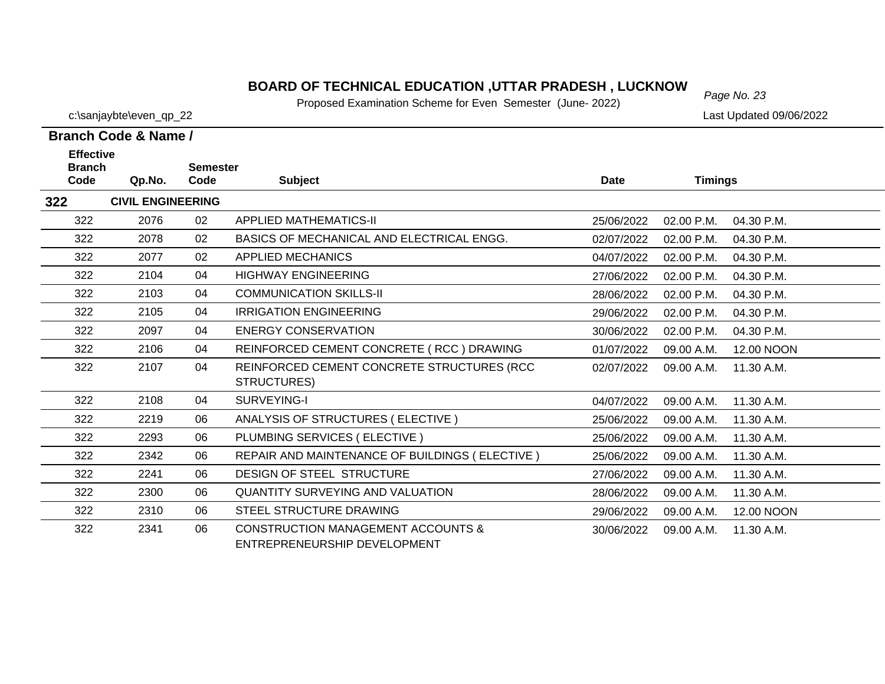# BOARD OF TECHNICAL EDUCATION ,UTTAR PRADESH , LUCKNOW

Proposed Examination Scheme for Even Semester (June- 2022)

c:\sanjaybte\even_qp_22

Last Updated 09/06/2022

| Branch Code & Name / Effective Branch Code | Qp.No. | Semester Code | Subject | Date | Timings | |
|---|---|---|---|---|---|---|
| **322** | **CIVIL ENGINEERING** | | | | | |
| 322 | 2076 | 02 | APPLIED MATHEMATICS-II | 25/06/2022 | 02.00 P.M. | 04.30 P.M. |
| 322 | 2078 | 02 | BASICS OF MECHANICAL AND ELECTRICAL ENGG. | 02/07/2022 | 02.00 P.M. | 04.30 P.M. |
| 322 | 2077 | 02 | APPLIED MECHANICS | 04/07/2022 | 02.00 P.M. | 04.30 P.M. |
| 322 | 2104 | 04 | HIGHWAY ENGINEERING | 27/06/2022 | 02.00 P.M. | 04.30 P.M. |
| 322 | 2103 | 04 | COMMUNICATION SKILLS-II | 28/06/2022 | 02.00 P.M. | 04.30 P.M. |
| 322 | 2105 | 04 | IRRIGATION ENGINEERING | 29/06/2022 | 02.00 P.M. | 04.30 P.M. |
| 322 | 2097 | 04 | ENERGY CONSERVATION | 30/06/2022 | 02.00 P.M. | 04.30 P.M. |
| 322 | 2106 | 04 | REINFORCED CEMENT CONCRETE ( RCC ) DRAWING | 01/07/2022 | 09.00 A.M. | 12.00 NOON |
| 322 | 2107 | 04 | REINFORCED CEMENT CONCRETE STRUCTURES (RCC STRUCTURES) | 02/07/2022 | 09.00 A.M. | 11.30 A.M. |
| 322 | 2108 | 04 | SURVEYING-I | 04/07/2022 | 09.00 A.M. | 11.30 A.M. |
| 322 | 2219 | 06 | ANALYSIS OF STRUCTURES ( ELECTIVE ) | 25/06/2022 | 09.00 A.M. | 11.30 A.M. |
| 322 | 2293 | 06 | PLUMBING SERVICES ( ELECTIVE ) | 25/06/2022 | 09.00 A.M. | 11.30 A.M. |
| 322 | 2342 | 06 | REPAIR AND MAINTENANCE OF BUILDINGS ( ELECTIVE ) | 25/06/2022 | 09.00 A.M. | 11.30 A.M. |
| 322 | 2241 | 06 | DESIGN OF STEEL STRUCTURE | 27/06/2022 | 09.00 A.M. | 11.30 A.M. |
| 322 | 2300 | 06 | QUANTITY SURVEYING AND VALUATION | 28/06/2022 | 09.00 A.M. | 11.30 A.M. |
| 322 | 2310 | 06 | STEEL STRUCTURE DRAWING | 29/06/2022 | 09.00 A.M. | 12.00 NOON |
| 322 | 2341 | 06 | CONSTRUCTION MANAGEMENT ACCOUNTS & ENTREPRENEURSHIP DEVELOPMENT | 30/06/2022 | 09.00 A.M. | 11.30 A.M. |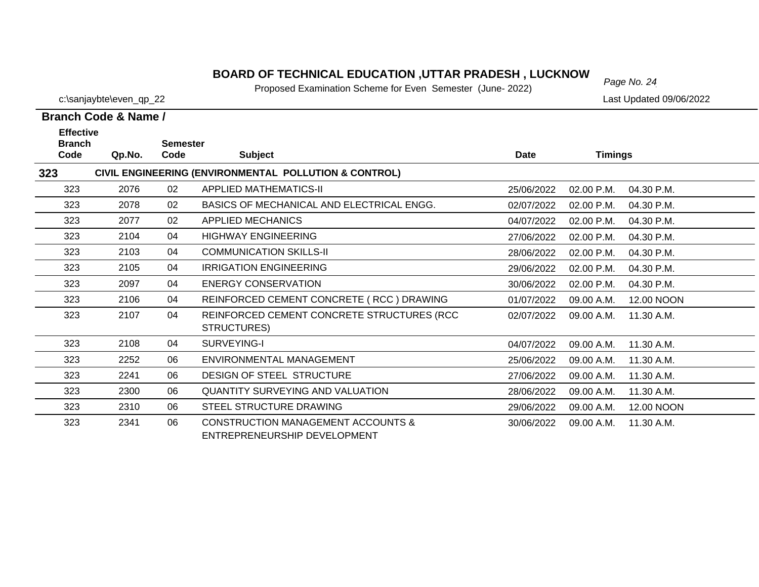# BOARD OF TECHNICAL EDUCATION ,UTTAR PRADESH , LUCKNOW

Proposed Examination Scheme for Even Semester (June- 2022)

c:\sanjaybte\even_qp_22

Last Updated 09/06/2022

**Branch Code & Name /**

| Effective Branch Code | Qp.No. | Semester Code | Subject | Date | Timings | |
|---|---|---|---|---|---|---|
| **323** | | | **CIVIL ENGINEERING (ENVIRONMENTAL POLLUTION & CONTROL)** | | | |
| 323 | 2076 | 02 | APPLIED MATHEMATICS-II | 25/06/2022 | 02.00 P.M. | 04.30 P.M. |
| 323 | 2078 | 02 | BASICS OF MECHANICAL AND ELECTRICAL ENGG. | 02/07/2022 | 02.00 P.M. | 04.30 P.M. |
| 323 | 2077 | 02 | APPLIED MECHANICS | 04/07/2022 | 02.00 P.M. | 04.30 P.M. |
| 323 | 2104 | 04 | HIGHWAY ENGINEERING | 27/06/2022 | 02.00 P.M. | 04.30 P.M. |
| 323 | 2103 | 04 | COMMUNICATION SKILLS-II | 28/06/2022 | 02.00 P.M. | 04.30 P.M. |
| 323 | 2105 | 04 | IRRIGATION ENGINEERING | 29/06/2022 | 02.00 P.M. | 04.30 P.M. |
| 323 | 2097 | 04 | ENERGY CONSERVATION | 30/06/2022 | 02.00 P.M. | 04.30 P.M. |
| 323 | 2106 | 04 | REINFORCED CEMENT CONCRETE ( RCC ) DRAWING | 01/07/2022 | 09.00 A.M. | 12.00 NOON |
| 323 | 2107 | 04 | REINFORCED CEMENT CONCRETE STRUCTURES (RCC STRUCTURES) | 02/07/2022 | 09.00 A.M. | 11.30 A.M. |
| 323 | 2108 | 04 | SURVEYING-I | 04/07/2022 | 09.00 A.M. | 11.30 A.M. |
| 323 | 2252 | 06 | ENVIRONMENTAL MANAGEMENT | 25/06/2022 | 09.00 A.M. | 11.30 A.M. |
| 323 | 2241 | 06 | DESIGN OF STEEL STRUCTURE | 27/06/2022 | 09.00 A.M. | 11.30 A.M. |
| 323 | 2300 | 06 | QUANTITY SURVEYING AND VALUATION | 28/06/2022 | 09.00 A.M. | 11.30 A.M. |
| 323 | 2310 | 06 | STEEL STRUCTURE DRAWING | 29/06/2022 | 09.00 A.M. | 12.00 NOON |
| 323 | 2341 | 06 | CONSTRUCTION MANAGEMENT ACCOUNTS & ENTREPRENEURSHIP DEVELOPMENT | 30/06/2022 | 09.00 A.M. | 11.30 A.M. |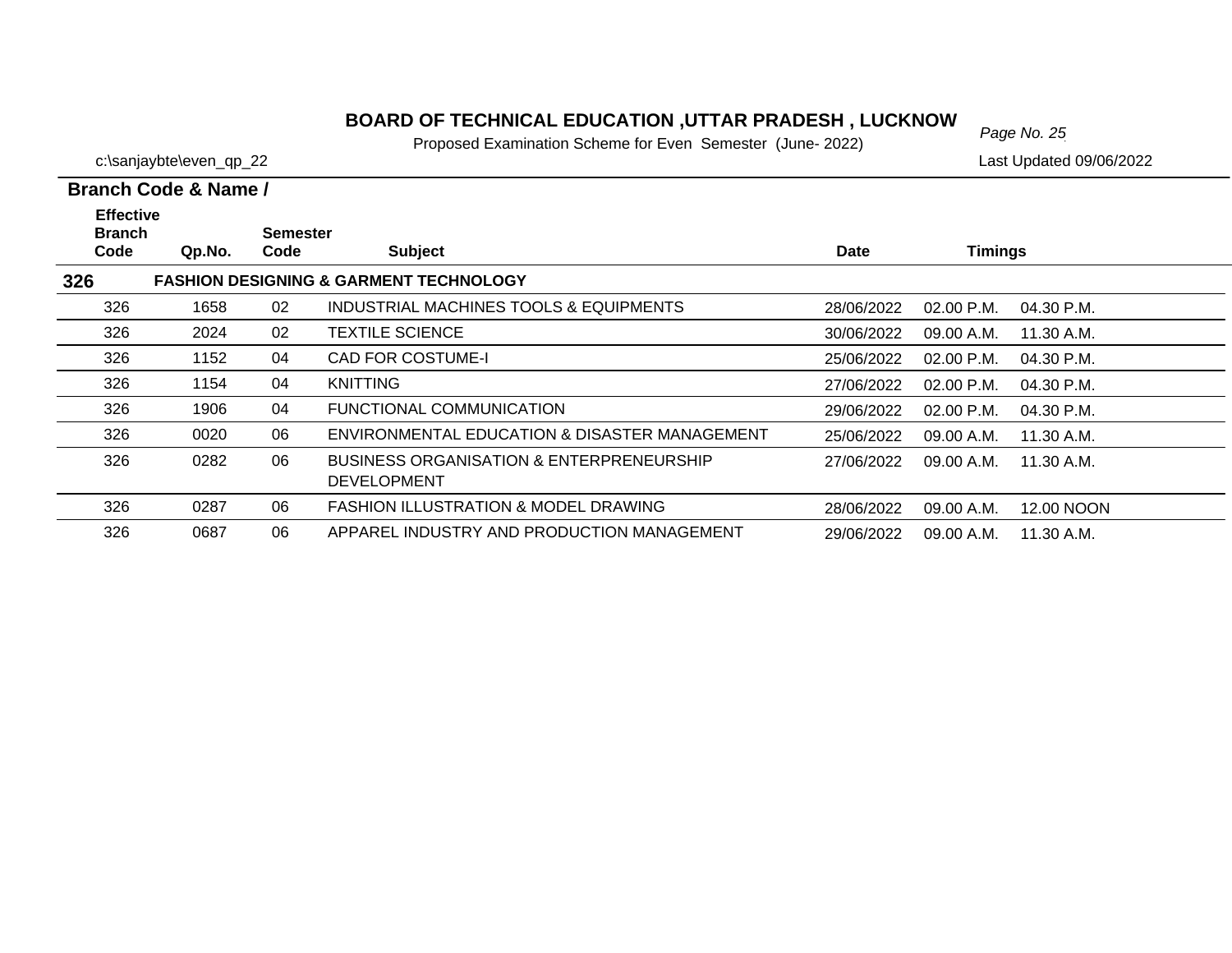# BOARD OF TECHNICAL EDUCATION ,UTTAR PRADESH , LUCKNOW

Proposed Examination Scheme for Even Semester (June- 2022)

c:\sanjaybte\even_qp_22

Last Updated 09/06/2022

**Branch Code & Name /**

| Effective Branch Code | Qp.No. | Semester Code | Subject | Date | Timings | |
|---|---|---|---|---|---|---|
| **326** | **FASHION DESIGNING & GARMENT TECHNOLOGY** | | | | | |
| 326 | 1658 | 02 | INDUSTRIAL MACHINES TOOLS & EQUIPMENTS | 28/06/2022 | 02.00 P.M. | 04.30 P.M. |
| 326 | 2024 | 02 | TEXTILE SCIENCE | 30/06/2022 | 09.00 A.M. | 11.30 A.M. |
| 326 | 1152 | 04 | CAD FOR COSTUME-I | 25/06/2022 | 02.00 P.M. | 04.30 P.M. |
| 326 | 1154 | 04 | KNITTING | 27/06/2022 | 02.00 P.M. | 04.30 P.M. |
| 326 | 1906 | 04 | FUNCTIONAL COMMUNICATION | 29/06/2022 | 02.00 P.M. | 04.30 P.M. |
| 326 | 0020 | 06 | ENVIRONMENTAL EDUCATION & DISASTER MANAGEMENT | 25/06/2022 | 09.00 A.M. | 11.30 A.M. |
| 326 | 0282 | 06 | BUSINESS ORGANISATION & ENTERPRENEURSHIP DEVELOPMENT | 27/06/2022 | 09.00 A.M. | 11.30 A.M. |
| 326 | 0287 | 06 | FASHION ILLUSTRATION & MODEL DRAWING | 28/06/2022 | 09.00 A.M. | 12.00 NOON |
| 326 | 0687 | 06 | APPAREL INDUSTRY AND PRODUCTION MANAGEMENT | 29/06/2022 | 09.00 A.M. | 11.30 A.M. |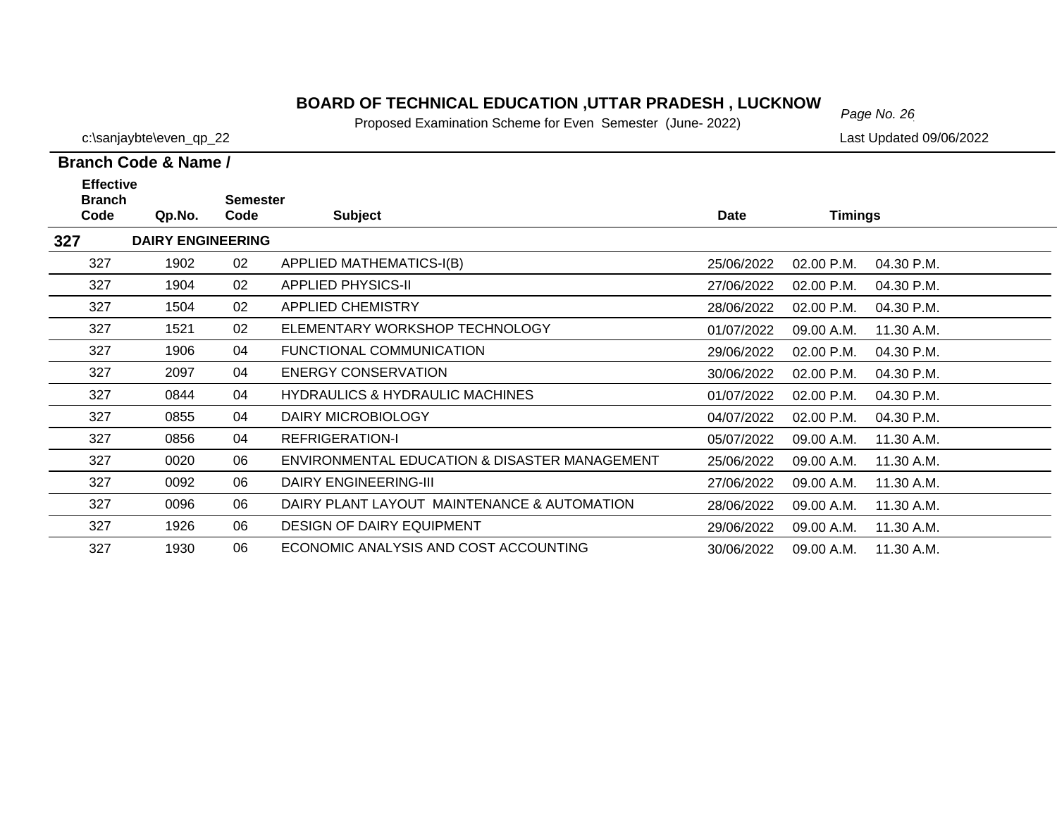# BOARD OF TECHNICAL EDUCATION ,UTTAR PRADESH , LUCKNOW

Proposed Examination Scheme for Even Semester (June- 2022)

c:\sanjaybte\even_qp_22

Last Updated 09/06/2022

**Branch Code & Name /**

| Effective Branch Code | Qp.No. | Semester Code | Subject | Date | Timings | |
|---|---|---|---|---|---|---|
| **327** | **DAIRY ENGINEERING** | | | | | |
| 327 | 1902 | 02 | APPLIED MATHEMATICS-I(B) | 25/06/2022 | 02.00 P.M. | 04.30 P.M. |
| 327 | 1904 | 02 | APPLIED PHYSICS-II | 27/06/2022 | 02.00 P.M. | 04.30 P.M. |
| 327 | 1504 | 02 | APPLIED CHEMISTRY | 28/06/2022 | 02.00 P.M. | 04.30 P.M. |
| 327 | 1521 | 02 | ELEMENTARY WORKSHOP TECHNOLOGY | 01/07/2022 | 09.00 A.M. | 11.30 A.M. |
| 327 | 1906 | 04 | FUNCTIONAL COMMUNICATION | 29/06/2022 | 02.00 P.M. | 04.30 P.M. |
| 327 | 2097 | 04 | ENERGY CONSERVATION | 30/06/2022 | 02.00 P.M. | 04.30 P.M. |
| 327 | 0844 | 04 | HYDRAULICS & HYDRAULIC MACHINES | 01/07/2022 | 02.00 P.M. | 04.30 P.M. |
| 327 | 0855 | 04 | DAIRY MICROBIOLOGY | 04/07/2022 | 02.00 P.M. | 04.30 P.M. |
| 327 | 0856 | 04 | REFRIGERATION-I | 05/07/2022 | 09.00 A.M. | 11.30 A.M. |
| 327 | 0020 | 06 | ENVIRONMENTAL EDUCATION & DISASTER MANAGEMENT | 25/06/2022 | 09.00 A.M. | 11.30 A.M. |
| 327 | 0092 | 06 | DAIRY ENGINEERING-III | 27/06/2022 | 09.00 A.M. | 11.30 A.M. |
| 327 | 0096 | 06 | DAIRY PLANT LAYOUT MAINTENANCE & AUTOMATION | 28/06/2022 | 09.00 A.M. | 11.30 A.M. |
| 327 | 1926 | 06 | DESIGN OF DAIRY EQUIPMENT | 29/06/2022 | 09.00 A.M. | 11.30 A.M. |
| 327 | 1930 | 06 | ECONOMIC ANALYSIS AND COST ACCOUNTING | 30/06/2022 | 09.00 A.M. | 11.30 A.M. |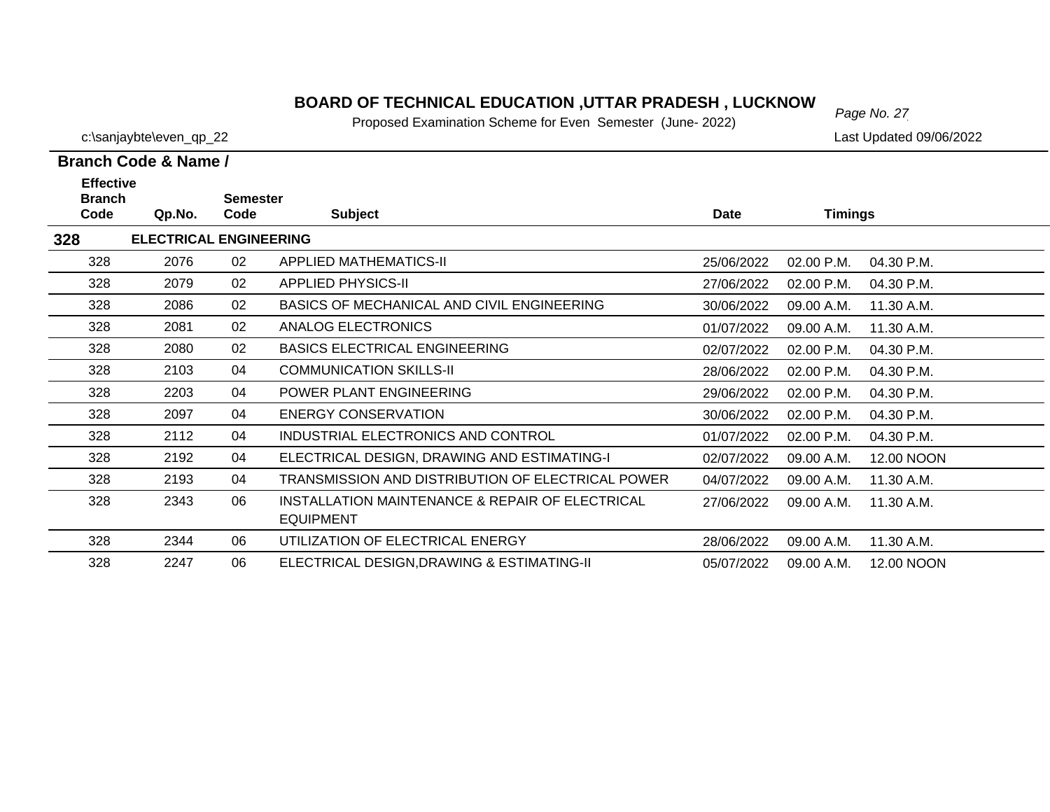# BOARD OF TECHNICAL EDUCATION ,UTTAR PRADESH , LUCKNOW

Proposed Examination Scheme for Even Semester (June- 2022)

c:\sanjaybte\even_qp_22

Last Updated 09/06/2022

**Branch Code & Name /**

| Effective Branch Code | Qp.No. | Semester Code | Subject | Date | Timings | |
|---|---|---|---|---|---|---|
| **328** | **ELECTRICAL ENGINEERING** | | | | | |
| 328 | 2076 | 02 | APPLIED MATHEMATICS-II | 25/06/2022 | 02.00 P.M. | 04.30 P.M. |
| 328 | 2079 | 02 | APPLIED PHYSICS-II | 27/06/2022 | 02.00 P.M. | 04.30 P.M. |
| 328 | 2086 | 02 | BASICS OF MECHANICAL AND CIVIL ENGINEERING | 30/06/2022 | 09.00 A.M. | 11.30 A.M. |
| 328 | 2081 | 02 | ANALOG ELECTRONICS | 01/07/2022 | 09.00 A.M. | 11.30 A.M. |
| 328 | 2080 | 02 | BASICS ELECTRICAL ENGINEERING | 02/07/2022 | 02.00 P.M. | 04.30 P.M. |
| 328 | 2103 | 04 | COMMUNICATION SKILLS-II | 28/06/2022 | 02.00 P.M. | 04.30 P.M. |
| 328 | 2203 | 04 | POWER PLANT ENGINEERING | 29/06/2022 | 02.00 P.M. | 04.30 P.M. |
| 328 | 2097 | 04 | ENERGY CONSERVATION | 30/06/2022 | 02.00 P.M. | 04.30 P.M. |
| 328 | 2112 | 04 | INDUSTRIAL ELECTRONICS AND CONTROL | 01/07/2022 | 02.00 P.M. | 04.30 P.M. |
| 328 | 2192 | 04 | ELECTRICAL DESIGN, DRAWING AND ESTIMATING-I | 02/07/2022 | 09.00 A.M. | 12.00 NOON |
| 328 | 2193 | 04 | TRANSMISSION AND DISTRIBUTION OF ELECTRICAL POWER | 04/07/2022 | 09.00 A.M. | 11.30 A.M. |
| 328 | 2343 | 06 | INSTALLATION MAINTENANCE & REPAIR OF ELECTRICAL EQUIPMENT | 27/06/2022 | 09.00 A.M. | 11.30 A.M. |
| 328 | 2344 | 06 | UTILIZATION OF ELECTRICAL ENERGY | 28/06/2022 | 09.00 A.M. | 11.30 A.M. |
| 328 | 2247 | 06 | ELECTRICAL DESIGN,DRAWING & ESTIMATING-II | 05/07/2022 | 09.00 A.M. | 12.00 NOON |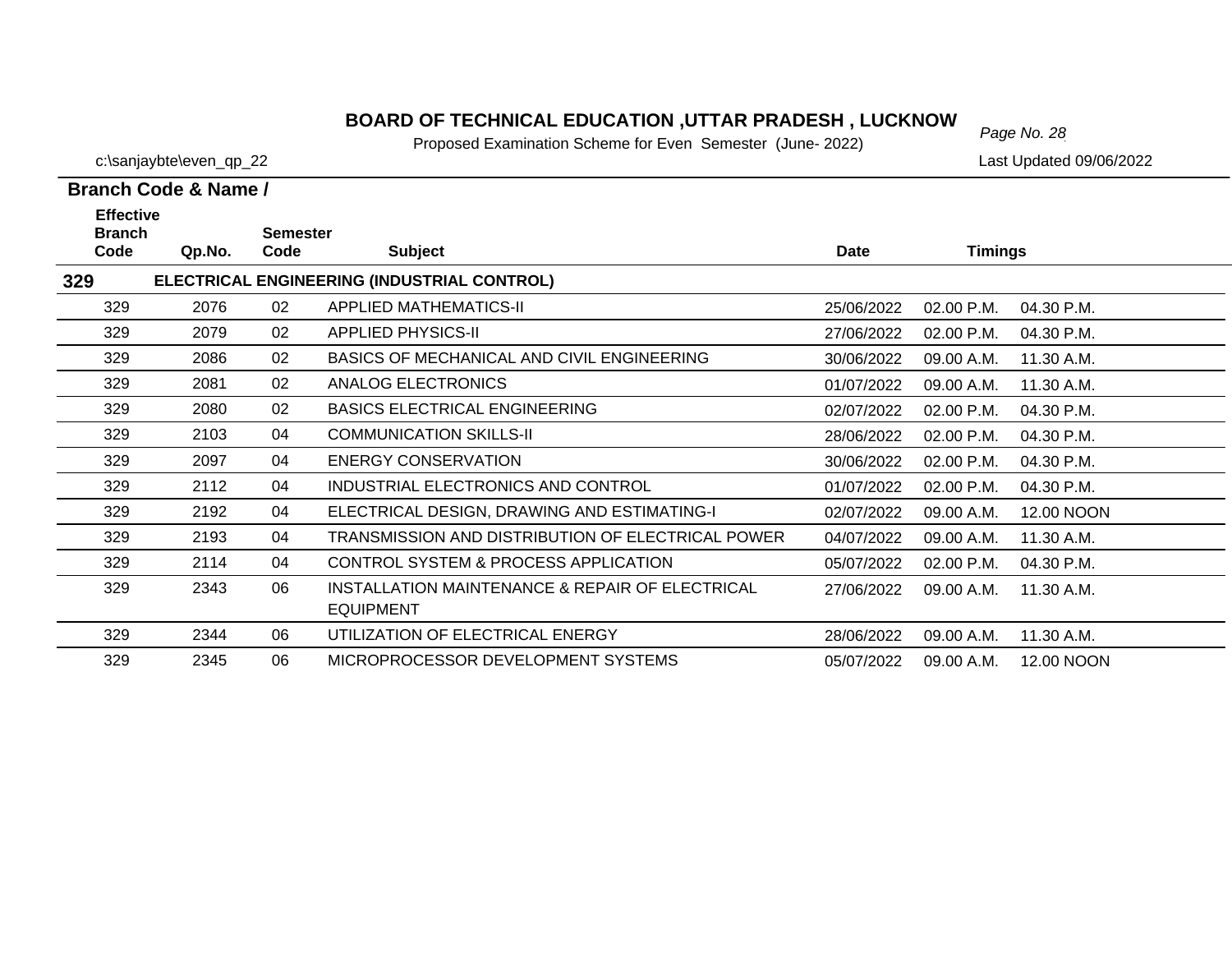# BOARD OF TECHNICAL EDUCATION ,UTTAR PRADESH , LUCKNOW

Proposed Examination Scheme for Even Semester (June- 2022)

c:\sanjaybte\even_qp_22

Last Updated 09/06/2022

**Branch Code & Name /**

| Effective Branch Code | Qp.No. | Semester Code | Subject | Date | Timings | |
|---|---|---|---|---|---|---|
| **329** | | | **ELECTRICAL ENGINEERING (INDUSTRIAL CONTROL)** | | | |
| 329 | 2076 | 02 | APPLIED MATHEMATICS-II | 25/06/2022 | 02.00 P.M. | 04.30 P.M. |
| 329 | 2079 | 02 | APPLIED PHYSICS-II | 27/06/2022 | 02.00 P.M. | 04.30 P.M. |
| 329 | 2086 | 02 | BASICS OF MECHANICAL AND CIVIL ENGINEERING | 30/06/2022 | 09.00 A.M. | 11.30 A.M. |
| 329 | 2081 | 02 | ANALOG ELECTRONICS | 01/07/2022 | 09.00 A.M. | 11.30 A.M. |
| 329 | 2080 | 02 | BASICS ELECTRICAL ENGINEERING | 02/07/2022 | 02.00 P.M. | 04.30 P.M. |
| 329 | 2103 | 04 | COMMUNICATION SKILLS-II | 28/06/2022 | 02.00 P.M. | 04.30 P.M. |
| 329 | 2097 | 04 | ENERGY CONSERVATION | 30/06/2022 | 02.00 P.M. | 04.30 P.M. |
| 329 | 2112 | 04 | INDUSTRIAL ELECTRONICS AND CONTROL | 01/07/2022 | 02.00 P.M. | 04.30 P.M. |
| 329 | 2192 | 04 | ELECTRICAL DESIGN, DRAWING AND ESTIMATING-I | 02/07/2022 | 09.00 A.M. | 12.00 NOON |
| 329 | 2193 | 04 | TRANSMISSION AND DISTRIBUTION OF ELECTRICAL POWER | 04/07/2022 | 09.00 A.M. | 11.30 A.M. |
| 329 | 2114 | 04 | CONTROL SYSTEM & PROCESS APPLICATION | 05/07/2022 | 02.00 P.M. | 04.30 P.M. |
| 329 | 2343 | 06 | INSTALLATION MAINTENANCE & REPAIR OF ELECTRICAL EQUIPMENT | 27/06/2022 | 09.00 A.M. | 11.30 A.M. |
| 329 | 2344 | 06 | UTILIZATION OF ELECTRICAL ENERGY | 28/06/2022 | 09.00 A.M. | 11.30 A.M. |
| 329 | 2345 | 06 | MICROPROCESSOR DEVELOPMENT SYSTEMS | 05/07/2022 | 09.00 A.M. | 12.00 NOON |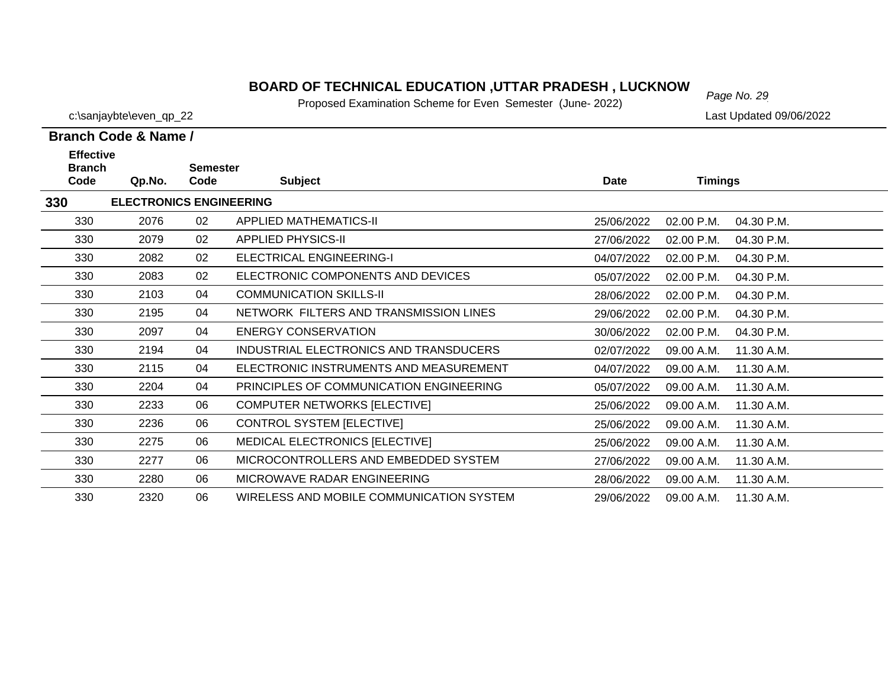# BOARD OF TECHNICAL EDUCATION ,UTTAR PRADESH , LUCKNOW

Proposed Examination Scheme for Even Semester (June- 2022)

c:\sanjaybte\even_qp_22

Last Updated 09/06/2022

**Branch Code & Name /**

| Effective Branch Code | Qp.No. | Semester Code | Subject | Date | Timings | |
|---|---|---|---|---|---|---|
| **330** | **ELECTRONICS ENGINEERING** | | | | | |
| 330 | 2076 | 02 | APPLIED MATHEMATICS-II | 25/06/2022 | 02.00 P.M. | 04.30 P.M. |
| 330 | 2079 | 02 | APPLIED PHYSICS-II | 27/06/2022 | 02.00 P.M. | 04.30 P.M. |
| 330 | 2082 | 02 | ELECTRICAL ENGINEERING-I | 04/07/2022 | 02.00 P.M. | 04.30 P.M. |
| 330 | 2083 | 02 | ELECTRONIC COMPONENTS AND DEVICES | 05/07/2022 | 02.00 P.M. | 04.30 P.M. |
| 330 | 2103 | 04 | COMMUNICATION SKILLS-II | 28/06/2022 | 02.00 P.M. | 04.30 P.M. |
| 330 | 2195 | 04 | NETWORK FILTERS AND TRANSMISSION LINES | 29/06/2022 | 02.00 P.M. | 04.30 P.M. |
| 330 | 2097 | 04 | ENERGY CONSERVATION | 30/06/2022 | 02.00 P.M. | 04.30 P.M. |
| 330 | 2194 | 04 | INDUSTRIAL ELECTRONICS AND TRANSDUCERS | 02/07/2022 | 09.00 A.M. | 11.30 A.M. |
| 330 | 2115 | 04 | ELECTRONIC INSTRUMENTS AND MEASUREMENT | 04/07/2022 | 09.00 A.M. | 11.30 A.M. |
| 330 | 2204 | 04 | PRINCIPLES OF COMMUNICATION ENGINEERING | 05/07/2022 | 09.00 A.M. | 11.30 A.M. |
| 330 | 2233 | 06 | COMPUTER NETWORKS [ELECTIVE] | 25/06/2022 | 09.00 A.M. | 11.30 A.M. |
| 330 | 2236 | 06 | CONTROL SYSTEM [ELECTIVE] | 25/06/2022 | 09.00 A.M. | 11.30 A.M. |
| 330 | 2275 | 06 | MEDICAL ELECTRONICS [ELECTIVE] | 25/06/2022 | 09.00 A.M. | 11.30 A.M. |
| 330 | 2277 | 06 | MICROCONTROLLERS AND EMBEDDED SYSTEM | 27/06/2022 | 09.00 A.M. | 11.30 A.M. |
| 330 | 2280 | 06 | MICROWAVE RADAR ENGINEERING | 28/06/2022 | 09.00 A.M. | 11.30 A.M. |
| 330 | 2320 | 06 | WIRELESS AND MOBILE COMMUNICATION SYSTEM | 29/06/2022 | 09.00 A.M. | 11.30 A.M. |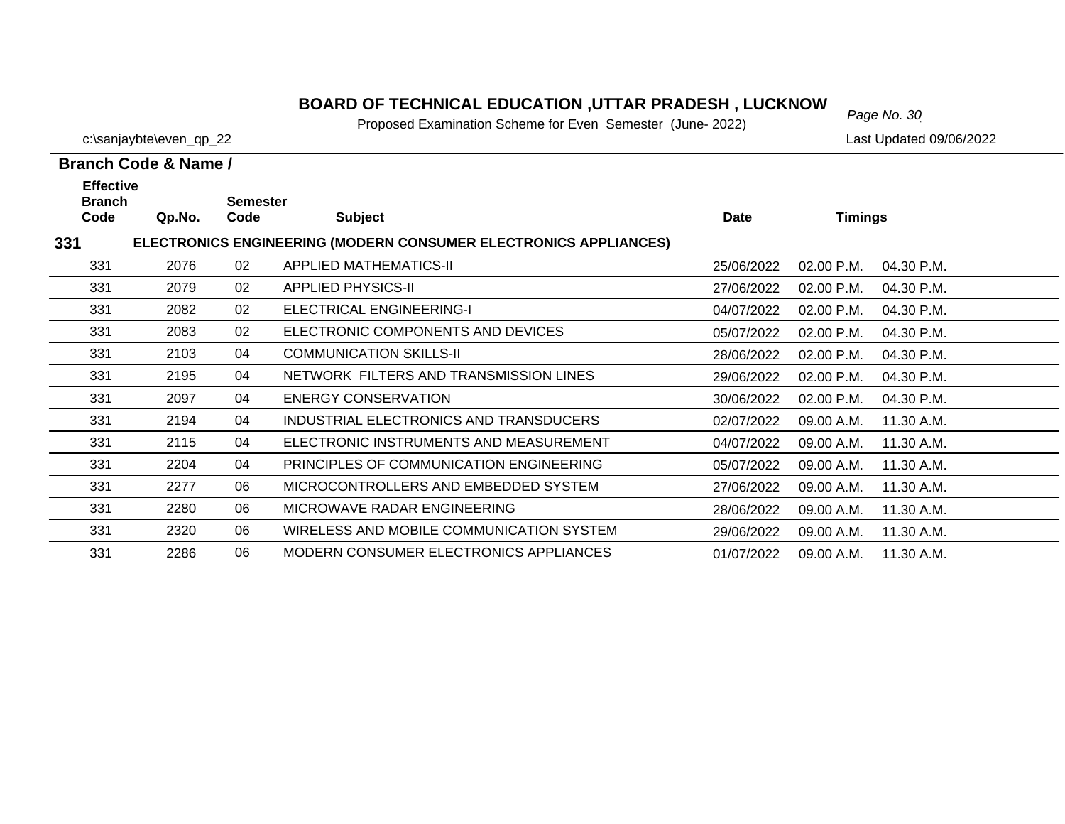# BOARD OF TECHNICAL EDUCATION ,UTTAR PRADESH , LUCKNOW

Proposed Examination Scheme for Even Semester (June- 2022)

c:\sanjaybte\even_qp_22

Last Updated 09/06/2022

**Branch Code & Name /**

| Effective Branch Code | Qp.No. | Semester Code | Subject | Date | Timings | |
|---|---|---|---|---|---|---|
| **331** | | | **ELECTRONICS ENGINEERING (MODERN CONSUMER ELECTRONICS APPLIANCES)** | | | |
| 331 | 2076 | 02 | APPLIED MATHEMATICS-II | 25/06/2022 | 02.00 P.M. | 04.30 P.M. |
| 331 | 2079 | 02 | APPLIED PHYSICS-II | 27/06/2022 | 02.00 P.M. | 04.30 P.M. |
| 331 | 2082 | 02 | ELECTRICAL ENGINEERING-I | 04/07/2022 | 02.00 P.M. | 04.30 P.M. |
| 331 | 2083 | 02 | ELECTRONIC COMPONENTS AND DEVICES | 05/07/2022 | 02.00 P.M. | 04.30 P.M. |
| 331 | 2103 | 04 | COMMUNICATION SKILLS-II | 28/06/2022 | 02.00 P.M. | 04.30 P.M. |
| 331 | 2195 | 04 | NETWORK FILTERS AND TRANSMISSION LINES | 29/06/2022 | 02.00 P.M. | 04.30 P.M. |
| 331 | 2097 | 04 | ENERGY CONSERVATION | 30/06/2022 | 02.00 P.M. | 04.30 P.M. |
| 331 | 2194 | 04 | INDUSTRIAL ELECTRONICS AND TRANSDUCERS | 02/07/2022 | 09.00 A.M. | 11.30 A.M. |
| 331 | 2115 | 04 | ELECTRONIC INSTRUMENTS AND MEASUREMENT | 04/07/2022 | 09.00 A.M. | 11.30 A.M. |
| 331 | 2204 | 04 | PRINCIPLES OF COMMUNICATION ENGINEERING | 05/07/2022 | 09.00 A.M. | 11.30 A.M. |
| 331 | 2277 | 06 | MICROCONTROLLERS AND EMBEDDED SYSTEM | 27/06/2022 | 09.00 A.M. | 11.30 A.M. |
| 331 | 2280 | 06 | MICROWAVE RADAR ENGINEERING | 28/06/2022 | 09.00 A.M. | 11.30 A.M. |
| 331 | 2320 | 06 | WIRELESS AND MOBILE COMMUNICATION SYSTEM | 29/06/2022 | 09.00 A.M. | 11.30 A.M. |
| 331 | 2286 | 06 | MODERN CONSUMER ELECTRONICS APPLIANCES | 01/07/2022 | 09.00 A.M. | 11.30 A.M. |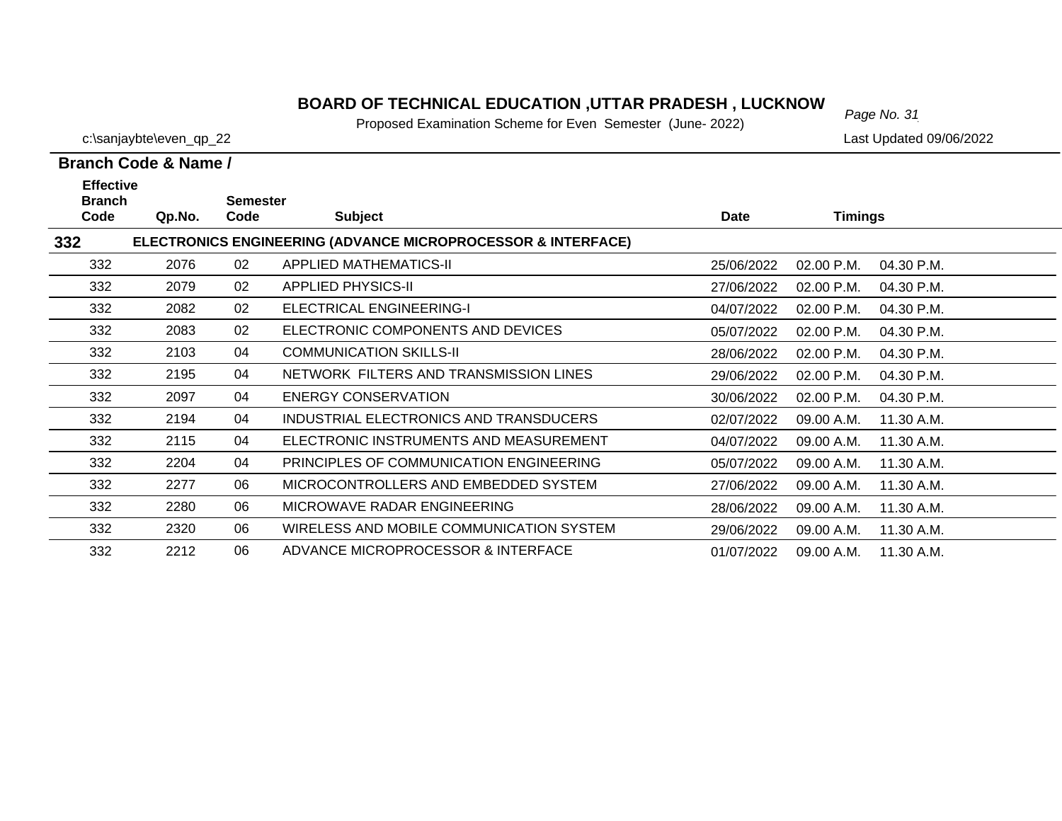# BOARD OF TECHNICAL EDUCATION ,UTTAR PRADESH , LUCKNOW

Proposed Examination Scheme for Even Semester (June- 2022)

c:\sanjaybte\even_qp_22

Last Updated 09/06/2022

**Branch Code & Name /**

| Effective Branch Code | Qp.No. | Semester Code | Subject | Date | Timings | |
|---|---|---|---|---|---|---|
| **332** | **ELECTRONICS ENGINEERING (ADVANCE MICROPROCESSOR & INTERFACE)** | | | | | |
| 332 | 2076 | 02 | APPLIED MATHEMATICS-II | 25/06/2022 | 02.00 P.M. | 04.30 P.M. |
| 332 | 2079 | 02 | APPLIED PHYSICS-II | 27/06/2022 | 02.00 P.M. | 04.30 P.M. |
| 332 | 2082 | 02 | ELECTRICAL ENGINEERING-I | 04/07/2022 | 02.00 P.M. | 04.30 P.M. |
| 332 | 2083 | 02 | ELECTRONIC COMPONENTS AND DEVICES | 05/07/2022 | 02.00 P.M. | 04.30 P.M. |
| 332 | 2103 | 04 | COMMUNICATION SKILLS-II | 28/06/2022 | 02.00 P.M. | 04.30 P.M. |
| 332 | 2195 | 04 | NETWORK FILTERS AND TRANSMISSION LINES | 29/06/2022 | 02.00 P.M. | 04.30 P.M. |
| 332 | 2097 | 04 | ENERGY CONSERVATION | 30/06/2022 | 02.00 P.M. | 04.30 P.M. |
| 332 | 2194 | 04 | INDUSTRIAL ELECTRONICS AND TRANSDUCERS | 02/07/2022 | 09.00 A.M. | 11.30 A.M. |
| 332 | 2115 | 04 | ELECTRONIC INSTRUMENTS AND MEASUREMENT | 04/07/2022 | 09.00 A.M. | 11.30 A.M. |
| 332 | 2204 | 04 | PRINCIPLES OF COMMUNICATION ENGINEERING | 05/07/2022 | 09.00 A.M. | 11.30 A.M. |
| 332 | 2277 | 06 | MICROCONTROLLERS AND EMBEDDED SYSTEM | 27/06/2022 | 09.00 A.M. | 11.30 A.M. |
| 332 | 2280 | 06 | MICROWAVE RADAR ENGINEERING | 28/06/2022 | 09.00 A.M. | 11.30 A.M. |
| 332 | 2320 | 06 | WIRELESS AND MOBILE COMMUNICATION SYSTEM | 29/06/2022 | 09.00 A.M. | 11.30 A.M. |
| 332 | 2212 | 06 | ADVANCE MICROPROCESSOR & INTERFACE | 01/07/2022 | 09.00 A.M. | 11.30 A.M. |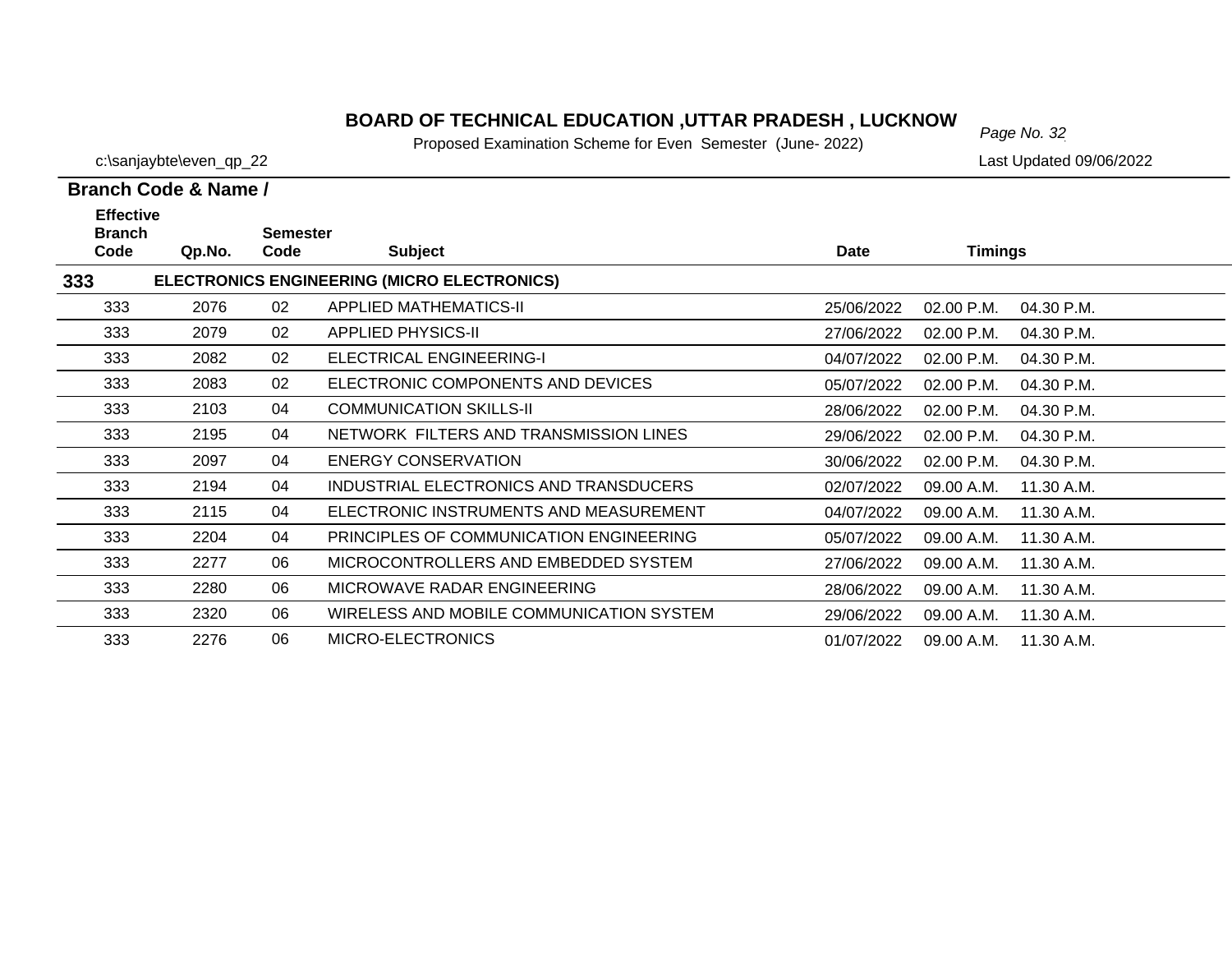# BOARD OF TECHNICAL EDUCATION ,UTTAR PRADESH , LUCKNOW

Proposed Examination Scheme for Even Semester (June- 2022)

c:\sanjaybte\even_qp_22

Last Updated 09/06/2022

**Branch Code & Name /**

| Effective Branch Code | Qp.No. | Semester Code | Subject | Date | Timings | |
|---|---|---|---|---|---|---|
| **333** | | | **ELECTRONICS ENGINEERING (MICRO ELECTRONICS)** | | | |
| 333 | 2076 | 02 | APPLIED MATHEMATICS-II | 25/06/2022 | 02.00 P.M. | 04.30 P.M. |
| 333 | 2079 | 02 | APPLIED PHYSICS-II | 27/06/2022 | 02.00 P.M. | 04.30 P.M. |
| 333 | 2082 | 02 | ELECTRICAL ENGINEERING-I | 04/07/2022 | 02.00 P.M. | 04.30 P.M. |
| 333 | 2083 | 02 | ELECTRONIC COMPONENTS AND DEVICES | 05/07/2022 | 02.00 P.M. | 04.30 P.M. |
| 333 | 2103 | 04 | COMMUNICATION SKILLS-II | 28/06/2022 | 02.00 P.M. | 04.30 P.M. |
| 333 | 2195 | 04 | NETWORK FILTERS AND TRANSMISSION LINES | 29/06/2022 | 02.00 P.M. | 04.30 P.M. |
| 333 | 2097 | 04 | ENERGY CONSERVATION | 30/06/2022 | 02.00 P.M. | 04.30 P.M. |
| 333 | 2194 | 04 | INDUSTRIAL ELECTRONICS AND TRANSDUCERS | 02/07/2022 | 09.00 A.M. | 11.30 A.M. |
| 333 | 2115 | 04 | ELECTRONIC INSTRUMENTS AND MEASUREMENT | 04/07/2022 | 09.00 A.M. | 11.30 A.M. |
| 333 | 2204 | 04 | PRINCIPLES OF COMMUNICATION ENGINEERING | 05/07/2022 | 09.00 A.M. | 11.30 A.M. |
| 333 | 2277 | 06 | MICROCONTROLLERS AND EMBEDDED SYSTEM | 27/06/2022 | 09.00 A.M. | 11.30 A.M. |
| 333 | 2280 | 06 | MICROWAVE RADAR ENGINEERING | 28/06/2022 | 09.00 A.M. | 11.30 A.M. |
| 333 | 2320 | 06 | WIRELESS AND MOBILE COMMUNICATION SYSTEM | 29/06/2022 | 09.00 A.M. | 11.30 A.M. |
| 333 | 2276 | 06 | MICRO-ELECTRONICS | 01/07/2022 | 09.00 A.M. | 11.30 A.M. |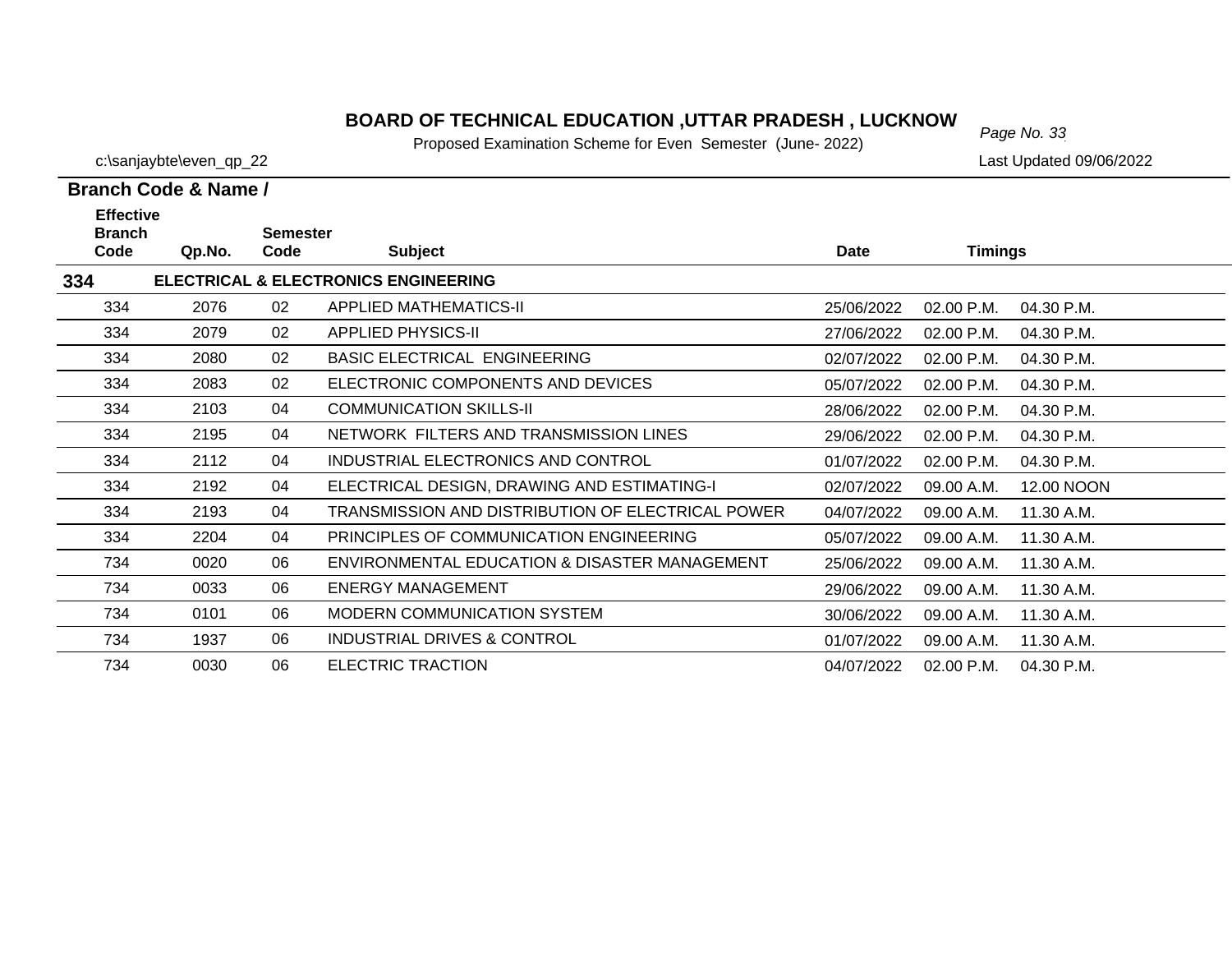# BOARD OF TECHNICAL EDUCATION ,UTTAR PRADESH , LUCKNOW

Proposed Examination Scheme for Even Semester (June- 2022)

c:\sanjaybte\even_qp_22

Last Updated 09/06/2022

| Branch Code & Name / Effective Branch Code | Qp.No. | Semester Code | Subject | Date | Timings | |
|---|---|---|---|---|---|---|
| **334** | **ELECTRICAL & ELECTRONICS ENGINEERING** | | | | | |
| 334 | 2076 | 02 | APPLIED MATHEMATICS-II | 25/06/2022 | 02.00 P.M. | 04.30 P.M. |
| 334 | 2079 | 02 | APPLIED PHYSICS-II | 27/06/2022 | 02.00 P.M. | 04.30 P.M. |
| 334 | 2080 | 02 | BASIC ELECTRICAL ENGINEERING | 02/07/2022 | 02.00 P.M. | 04.30 P.M. |
| 334 | 2083 | 02 | ELECTRONIC COMPONENTS AND DEVICES | 05/07/2022 | 02.00 P.M. | 04.30 P.M. |
| 334 | 2103 | 04 | COMMUNICATION SKILLS-II | 28/06/2022 | 02.00 P.M. | 04.30 P.M. |
| 334 | 2195 | 04 | NETWORK FILTERS AND TRANSMISSION LINES | 29/06/2022 | 02.00 P.M. | 04.30 P.M. |
| 334 | 2112 | 04 | INDUSTRIAL ELECTRONICS AND CONTROL | 01/07/2022 | 02.00 P.M. | 04.30 P.M. |
| 334 | 2192 | 04 | ELECTRICAL DESIGN, DRAWING AND ESTIMATING-I | 02/07/2022 | 09.00 A.M. | 12.00 NOON |
| 334 | 2193 | 04 | TRANSMISSION AND DISTRIBUTION OF ELECTRICAL POWER | 04/07/2022 | 09.00 A.M. | 11.30 A.M. |
| 334 | 2204 | 04 | PRINCIPLES OF COMMUNICATION ENGINEERING | 05/07/2022 | 09.00 A.M. | 11.30 A.M. |
| 734 | 0020 | 06 | ENVIRONMENTAL EDUCATION & DISASTER MANAGEMENT | 25/06/2022 | 09.00 A.M. | 11.30 A.M. |
| 734 | 0033 | 06 | ENERGY MANAGEMENT | 29/06/2022 | 09.00 A.M. | 11.30 A.M. |
| 734 | 0101 | 06 | MODERN COMMUNICATION SYSTEM | 30/06/2022 | 09.00 A.M. | 11.30 A.M. |
| 734 | 1937 | 06 | INDUSTRIAL DRIVES & CONTROL | 01/07/2022 | 09.00 A.M. | 11.30 A.M. |
| 734 | 0030 | 06 | ELECTRIC TRACTION | 04/07/2022 | 02.00 P.M. | 04.30 P.M. |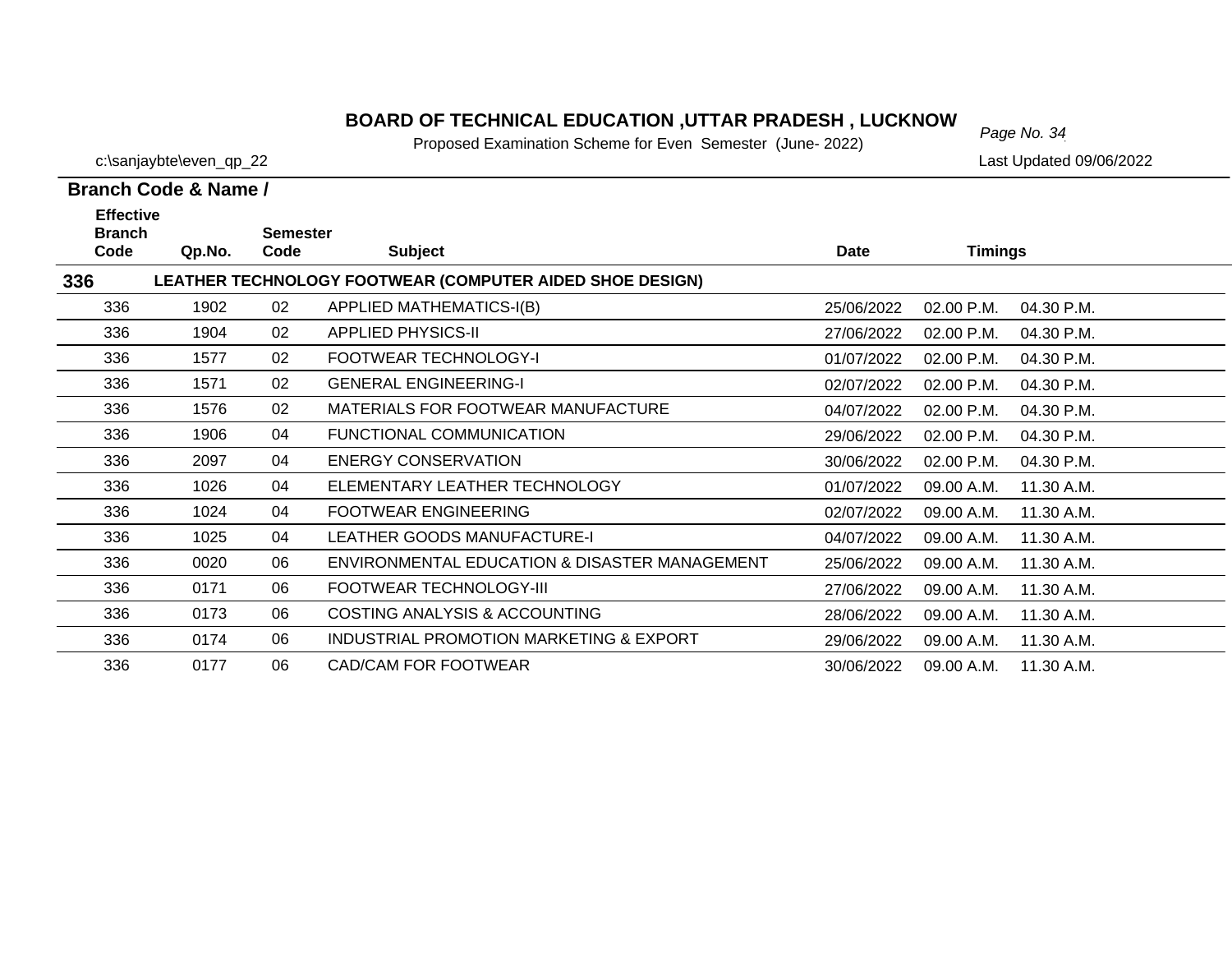# BOARD OF TECHNICAL EDUCATION ,UTTAR PRADESH , LUCKNOW

Proposed Examination Scheme for Even Semester (June- 2022)

c:\sanjaybte\even_qp_22

Last Updated 09/06/2022

**Branch Code & Name /**

| Effective Branch Code | Qp.No. | Semester Code | Subject | Date | Timings | |
|---|---|---|---|---|---|---|
| **336** | | | **LEATHER TECHNOLOGY FOOTWEAR (COMPUTER AIDED SHOE DESIGN)** | | | |
| 336 | 1902 | 02 | APPLIED MATHEMATICS-I(B) | 25/06/2022 | 02.00 P.M. | 04.30 P.M. |
| 336 | 1904 | 02 | APPLIED PHYSICS-II | 27/06/2022 | 02.00 P.M. | 04.30 P.M. |
| 336 | 1577 | 02 | FOOTWEAR TECHNOLOGY-I | 01/07/2022 | 02.00 P.M. | 04.30 P.M. |
| 336 | 1571 | 02 | GENERAL ENGINEERING-I | 02/07/2022 | 02.00 P.M. | 04.30 P.M. |
| 336 | 1576 | 02 | MATERIALS FOR FOOTWEAR MANUFACTURE | 04/07/2022 | 02.00 P.M. | 04.30 P.M. |
| 336 | 1906 | 04 | FUNCTIONAL COMMUNICATION | 29/06/2022 | 02.00 P.M. | 04.30 P.M. |
| 336 | 2097 | 04 | ENERGY CONSERVATION | 30/06/2022 | 02.00 P.M. | 04.30 P.M. |
| 336 | 1026 | 04 | ELEMENTARY LEATHER TECHNOLOGY | 01/07/2022 | 09.00 A.M. | 11.30 A.M. |
| 336 | 1024 | 04 | FOOTWEAR ENGINEERING | 02/07/2022 | 09.00 A.M. | 11.30 A.M. |
| 336 | 1025 | 04 | LEATHER GOODS MANUFACTURE-I | 04/07/2022 | 09.00 A.M. | 11.30 A.M. |
| 336 | 0020 | 06 | ENVIRONMENTAL EDUCATION & DISASTER MANAGEMENT | 25/06/2022 | 09.00 A.M. | 11.30 A.M. |
| 336 | 0171 | 06 | FOOTWEAR TECHNOLOGY-III | 27/06/2022 | 09.00 A.M. | 11.30 A.M. |
| 336 | 0173 | 06 | COSTING ANALYSIS & ACCOUNTING | 28/06/2022 | 09.00 A.M. | 11.30 A.M. |
| 336 | 0174 | 06 | INDUSTRIAL PROMOTION MARKETING & EXPORT | 29/06/2022 | 09.00 A.M. | 11.30 A.M. |
| 336 | 0177 | 06 | CAD/CAM FOR FOOTWEAR | 30/06/2022 | 09.00 A.M. | 11.30 A.M. |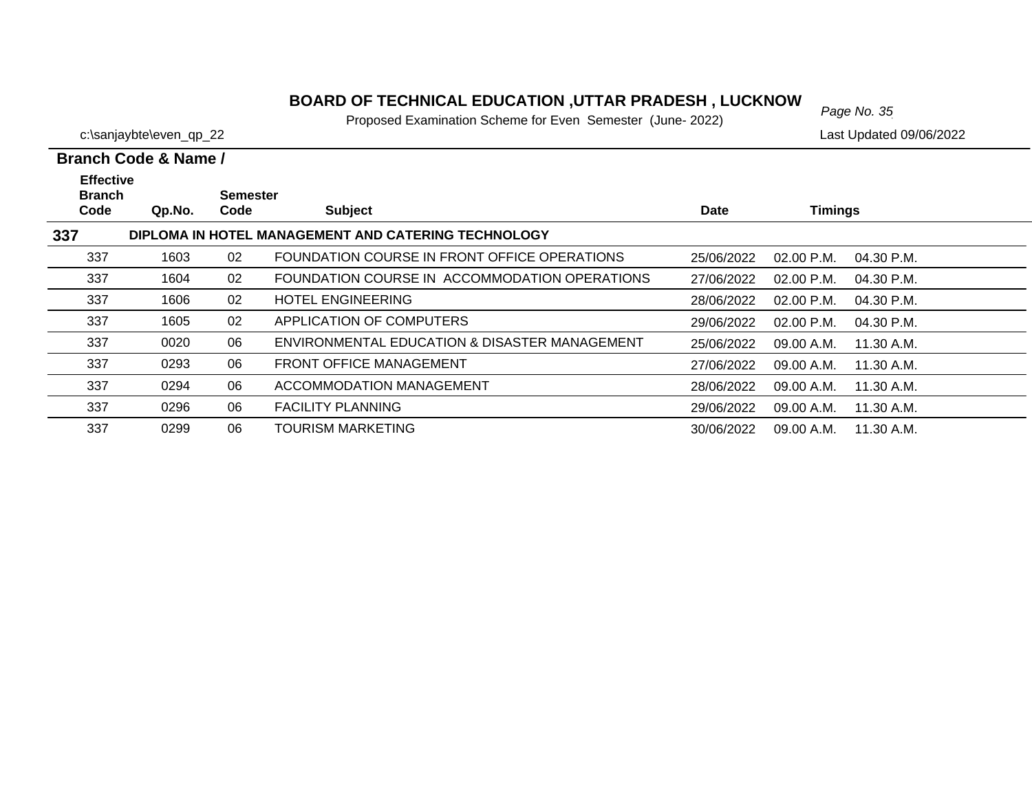# BOARD OF TECHNICAL EDUCATION ,UTTAR PRADESH , LUCKNOW

Proposed Examination Scheme for Even Semester (June- 2022)

c:\sanjaybte\even_qp_22

Last Updated 09/06/2022

**Branch Code & Name /**

| Effective Branch Code | Qp.No. | Semester Code | Subject | Date | Timings | |
|---|---|---|---|---|---|---|
| **337** | | | **DIPLOMA IN HOTEL MANAGEMENT AND CATERING TECHNOLOGY** | | | |
| 337 | 1603 | 02 | FOUNDATION COURSE IN FRONT OFFICE OPERATIONS | 25/06/2022 | 02.00 P.M. | 04.30 P.M. |
| 337 | 1604 | 02 | FOUNDATION COURSE IN ACCOMMODATION OPERATIONS | 27/06/2022 | 02.00 P.M. | 04.30 P.M. |
| 337 | 1606 | 02 | HOTEL ENGINEERING | 28/06/2022 | 02.00 P.M. | 04.30 P.M. |
| 337 | 1605 | 02 | APPLICATION OF COMPUTERS | 29/06/2022 | 02.00 P.M. | 04.30 P.M. |
| 337 | 0020 | 06 | ENVIRONMENTAL EDUCATION & DISASTER MANAGEMENT | 25/06/2022 | 09.00 A.M. | 11.30 A.M. |
| 337 | 0293 | 06 | FRONT OFFICE MANAGEMENT | 27/06/2022 | 09.00 A.M. | 11.30 A.M. |
| 337 | 0294 | 06 | ACCOMMODATION MANAGEMENT | 28/06/2022 | 09.00 A.M. | 11.30 A.M. |
| 337 | 0296 | 06 | FACILITY PLANNING | 29/06/2022 | 09.00 A.M. | 11.30 A.M. |
| 337 | 0299 | 06 | TOURISM MARKETING | 30/06/2022 | 09.00 A.M. | 11.30 A.M. |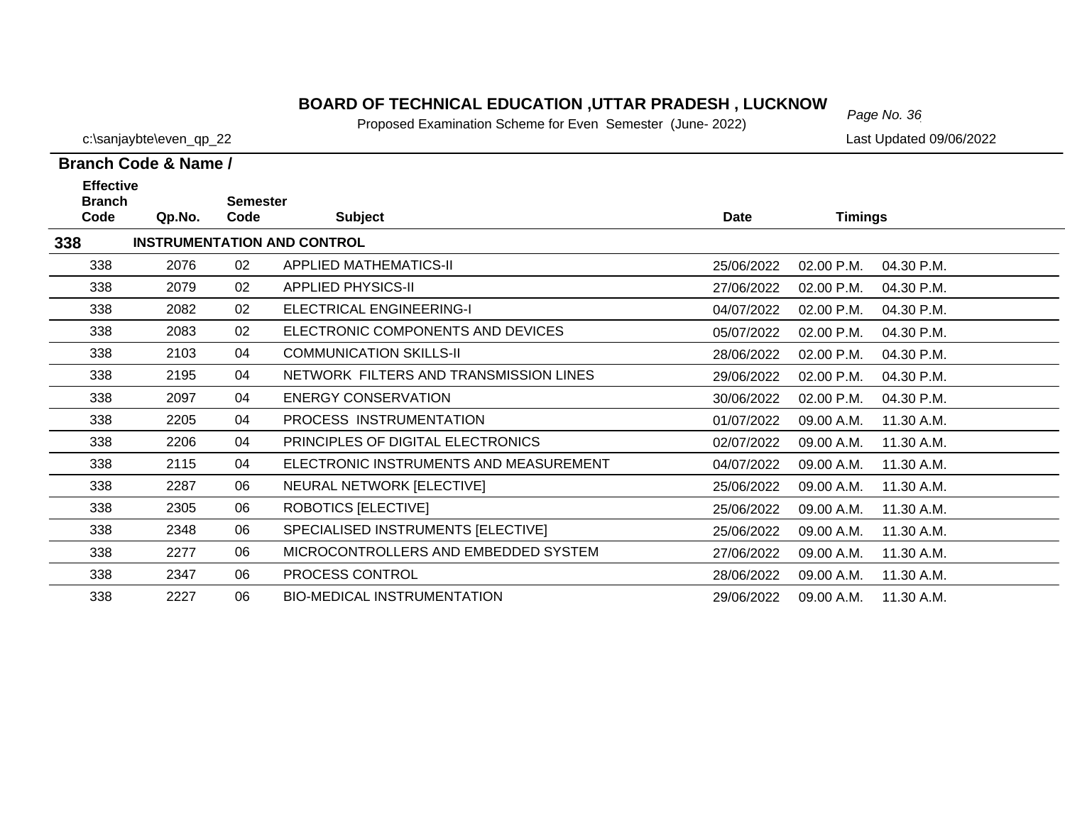# BOARD OF TECHNICAL EDUCATION ,UTTAR PRADESH , LUCKNOW

Proposed Examination Scheme for Even Semester (June- 2022)

c:\sanjaybte\even_qp_22

Last Updated 09/06/2022

**Branch Code & Name /**

| Effective Branch Code | Qp.No. | Semester Code | Subject | Date | Timings | |
|---|---|---|---|---|---|---|
| **338** | **INSTRUMENTATION AND CONTROL** | | | | | |
| 338 | 2076 | 02 | APPLIED MATHEMATICS-II | 25/06/2022 | 02.00 P.M. | 04.30 P.M. |
| 338 | 2079 | 02 | APPLIED PHYSICS-II | 27/06/2022 | 02.00 P.M. | 04.30 P.M. |
| 338 | 2082 | 02 | ELECTRICAL ENGINEERING-I | 04/07/2022 | 02.00 P.M. | 04.30 P.M. |
| 338 | 2083 | 02 | ELECTRONIC COMPONENTS AND DEVICES | 05/07/2022 | 02.00 P.M. | 04.30 P.M. |
| 338 | 2103 | 04 | COMMUNICATION SKILLS-II | 28/06/2022 | 02.00 P.M. | 04.30 P.M. |
| 338 | 2195 | 04 | NETWORK FILTERS AND TRANSMISSION LINES | 29/06/2022 | 02.00 P.M. | 04.30 P.M. |
| 338 | 2097 | 04 | ENERGY CONSERVATION | 30/06/2022 | 02.00 P.M. | 04.30 P.M. |
| 338 | 2205 | 04 | PROCESS INSTRUMENTATION | 01/07/2022 | 09.00 A.M. | 11.30 A.M. |
| 338 | 2206 | 04 | PRINCIPLES OF DIGITAL ELECTRONICS | 02/07/2022 | 09.00 A.M. | 11.30 A.M. |
| 338 | 2115 | 04 | ELECTRONIC INSTRUMENTS AND MEASUREMENT | 04/07/2022 | 09.00 A.M. | 11.30 A.M. |
| 338 | 2287 | 06 | NEURAL NETWORK [ELECTIVE] | 25/06/2022 | 09.00 A.M. | 11.30 A.M. |
| 338 | 2305 | 06 | ROBOTICS [ELECTIVE] | 25/06/2022 | 09.00 A.M. | 11.30 A.M. |
| 338 | 2348 | 06 | SPECIALISED INSTRUMENTS [ELECTIVE] | 25/06/2022 | 09.00 A.M. | 11.30 A.M. |
| 338 | 2277 | 06 | MICROCONTROLLERS AND EMBEDDED SYSTEM | 27/06/2022 | 09.00 A.M. | 11.30 A.M. |
| 338 | 2347 | 06 | PROCESS CONTROL | 28/06/2022 | 09.00 A.M. | 11.30 A.M. |
| 338 | 2227 | 06 | BIO-MEDICAL INSTRUMENTATION | 29/06/2022 | 09.00 A.M. | 11.30 A.M. |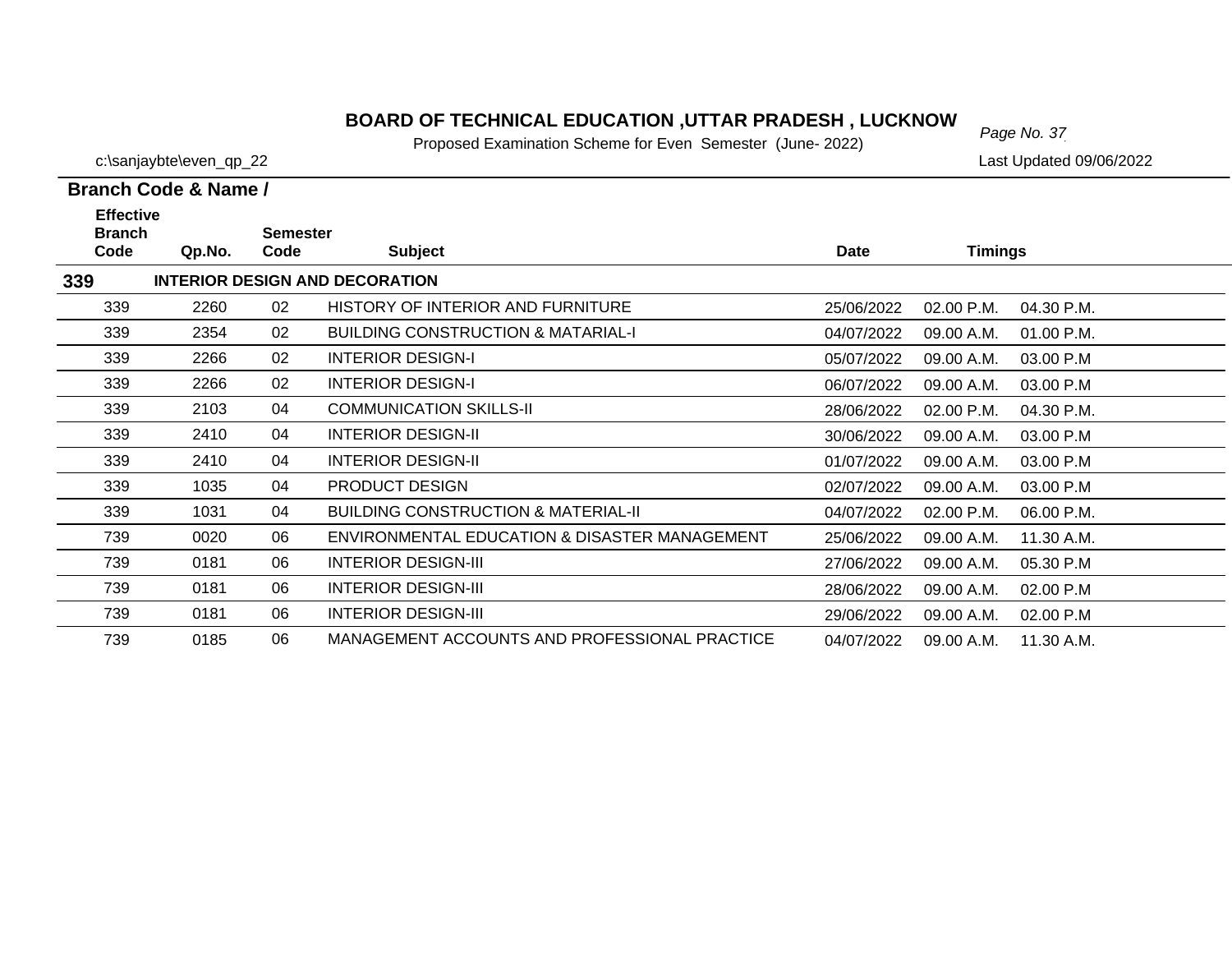# BOARD OF TECHNICAL EDUCATION ,UTTAR PRADESH , LUCKNOW

Proposed Examination Scheme for Even Semester (June- 2022)

c:\sanjaybte\even_qp_22

Last Updated 09/06/2022

| Branch Code & Name / Effective Branch Code | Qp.No. | Semester Code | Subject | Date | Timings | |
|---|---|---|---|---|---|---|
| **339** | **INTERIOR DESIGN AND DECORATION** | | | | | |
| 339 | 2260 | 02 | HISTORY OF INTERIOR AND FURNITURE | 25/06/2022 | 02.00 P.M. | 04.30 P.M. |
| 339 | 2354 | 02 | BUILDING CONSTRUCTION & MATARIAL-I | 04/07/2022 | 09.00 A.M. | 01.00 P.M. |
| 339 | 2266 | 02 | INTERIOR DESIGN-I | 05/07/2022 | 09.00 A.M. | 03.00 P.M |
| 339 | 2266 | 02 | INTERIOR DESIGN-I | 06/07/2022 | 09.00 A.M. | 03.00 P.M |
| 339 | 2103 | 04 | COMMUNICATION SKILLS-II | 28/06/2022 | 02.00 P.M. | 04.30 P.M. |
| 339 | 2410 | 04 | INTERIOR DESIGN-II | 30/06/2022 | 09.00 A.M. | 03.00 P.M |
| 339 | 2410 | 04 | INTERIOR DESIGN-II | 01/07/2022 | 09.00 A.M. | 03.00 P.M |
| 339 | 1035 | 04 | PRODUCT DESIGN | 02/07/2022 | 09.00 A.M. | 03.00 P.M |
| 339 | 1031 | 04 | BUILDING CONSTRUCTION & MATERIAL-II | 04/07/2022 | 02.00 P.M. | 06.00 P.M. |
| 739 | 0020 | 06 | ENVIRONMENTAL EDUCATION & DISASTER MANAGEMENT | 25/06/2022 | 09.00 A.M. | 11.30 A.M. |
| 739 | 0181 | 06 | INTERIOR DESIGN-III | 27/06/2022 | 09.00 A.M. | 05.30 P.M |
| 739 | 0181 | 06 | INTERIOR DESIGN-III | 28/06/2022 | 09.00 A.M. | 02.00 P.M |
| 739 | 0181 | 06 | INTERIOR DESIGN-III | 29/06/2022 | 09.00 A.M. | 02.00 P.M |
| 739 | 0185 | 06 | MANAGEMENT ACCOUNTS AND PROFESSIONAL PRACTICE | 04/07/2022 | 09.00 A.M. | 11.30 A.M. |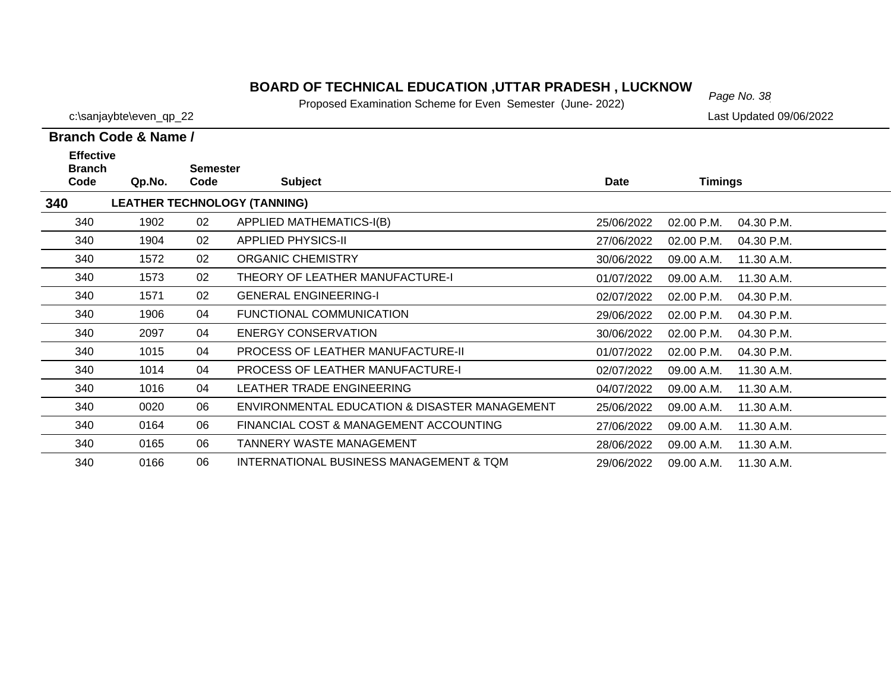# BOARD OF TECHNICAL EDUCATION ,UTTAR PRADESH , LUCKNOW

Proposed Examination Scheme for Even Semester (June- 2022)

c:\sanjaybte\even_qp_22

Last Updated 09/06/2022

**Branch Code & Name /**

| Effective Branch Code | Qp.No. | Semester Code | Subject | Date | Timings | |
|---|---|---|---|---|---|---|
| **340** | **LEATHER TECHNOLOGY (TANNING)** | | | | | |
| 340 | 1902 | 02 | APPLIED MATHEMATICS-I(B) | 25/06/2022 | 02.00 P.M. | 04.30 P.M. |
| 340 | 1904 | 02 | APPLIED PHYSICS-II | 27/06/2022 | 02.00 P.M. | 04.30 P.M. |
| 340 | 1572 | 02 | ORGANIC CHEMISTRY | 30/06/2022 | 09.00 A.M. | 11.30 A.M. |
| 340 | 1573 | 02 | THEORY OF LEATHER MANUFACTURE-I | 01/07/2022 | 09.00 A.M. | 11.30 A.M. |
| 340 | 1571 | 02 | GENERAL ENGINEERING-I | 02/07/2022 | 02.00 P.M. | 04.30 P.M. |
| 340 | 1906 | 04 | FUNCTIONAL COMMUNICATION | 29/06/2022 | 02.00 P.M. | 04.30 P.M. |
| 340 | 2097 | 04 | ENERGY CONSERVATION | 30/06/2022 | 02.00 P.M. | 04.30 P.M. |
| 340 | 1015 | 04 | PROCESS OF LEATHER MANUFACTURE-II | 01/07/2022 | 02.00 P.M. | 04.30 P.M. |
| 340 | 1014 | 04 | PROCESS OF LEATHER MANUFACTURE-I | 02/07/2022 | 09.00 A.M. | 11.30 A.M. |
| 340 | 1016 | 04 | LEATHER TRADE ENGINEERING | 04/07/2022 | 09.00 A.M. | 11.30 A.M. |
| 340 | 0020 | 06 | ENVIRONMENTAL EDUCATION & DISASTER MANAGEMENT | 25/06/2022 | 09.00 A.M. | 11.30 A.M. |
| 340 | 0164 | 06 | FINANCIAL COST & MANAGEMENT ACCOUNTING | 27/06/2022 | 09.00 A.M. | 11.30 A.M. |
| 340 | 0165 | 06 | TANNERY WASTE MANAGEMENT | 28/06/2022 | 09.00 A.M. | 11.30 A.M. |
| 340 | 0166 | 06 | INTERNATIONAL BUSINESS MANAGEMENT & TQM | 29/06/2022 | 09.00 A.M. | 11.30 A.M. |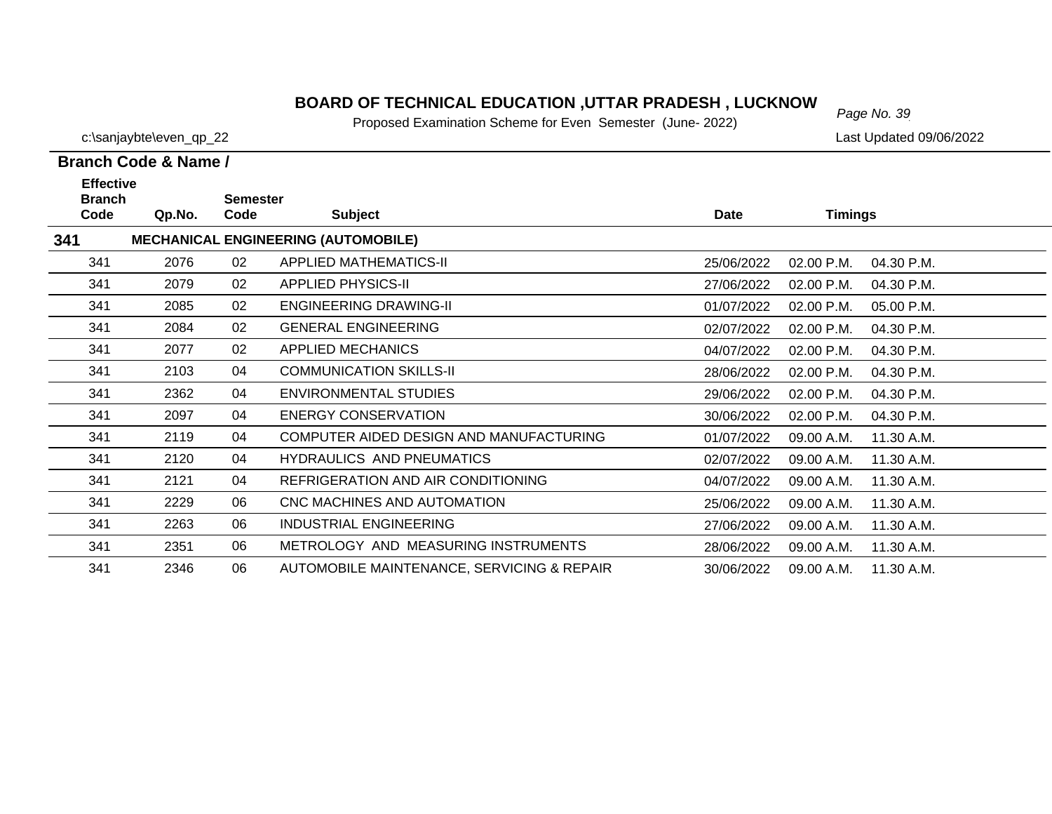# BOARD OF TECHNICAL EDUCATION ,UTTAR PRADESH , LUCKNOW

Proposed Examination Scheme for Even Semester (June- 2022)

c:\sanjaybte\even_qp_22

Last Updated 09/06/2022

**Branch Code & Name /**

| Effective Branch Code | Qp.No. | Semester Code | Subject | Date | Timings | |
|---|---|---|---|---|---|---|
| **341** | | | **MECHANICAL ENGINEERING (AUTOMOBILE)** | | | |
| 341 | 2076 | 02 | APPLIED MATHEMATICS-II | 25/06/2022 | 02.00 P.M. | 04.30 P.M. |
| 341 | 2079 | 02 | APPLIED PHYSICS-II | 27/06/2022 | 02.00 P.M. | 04.30 P.M. |
| 341 | 2085 | 02 | ENGINEERING DRAWING-II | 01/07/2022 | 02.00 P.M. | 05.00 P.M. |
| 341 | 2084 | 02 | GENERAL ENGINEERING | 02/07/2022 | 02.00 P.M. | 04.30 P.M. |
| 341 | 2077 | 02 | APPLIED MECHANICS | 04/07/2022 | 02.00 P.M. | 04.30 P.M. |
| 341 | 2103 | 04 | COMMUNICATION SKILLS-II | 28/06/2022 | 02.00 P.M. | 04.30 P.M. |
| 341 | 2362 | 04 | ENVIRONMENTAL STUDIES | 29/06/2022 | 02.00 P.M. | 04.30 P.M. |
| 341 | 2097 | 04 | ENERGY CONSERVATION | 30/06/2022 | 02.00 P.M. | 04.30 P.M. |
| 341 | 2119 | 04 | COMPUTER AIDED DESIGN AND MANUFACTURING | 01/07/2022 | 09.00 A.M. | 11.30 A.M. |
| 341 | 2120 | 04 | HYDRAULICS AND PNEUMATICS | 02/07/2022 | 09.00 A.M. | 11.30 A.M. |
| 341 | 2121 | 04 | REFRIGERATION AND AIR CONDITIONING | 04/07/2022 | 09.00 A.M. | 11.30 A.M. |
| 341 | 2229 | 06 | CNC MACHINES AND AUTOMATION | 25/06/2022 | 09.00 A.M. | 11.30 A.M. |
| 341 | 2263 | 06 | INDUSTRIAL ENGINEERING | 27/06/2022 | 09.00 A.M. | 11.30 A.M. |
| 341 | 2351 | 06 | METROLOGY AND MEASURING INSTRUMENTS | 28/06/2022 | 09.00 A.M. | 11.30 A.M. |
| 341 | 2346 | 06 | AUTOMOBILE MAINTENANCE, SERVICING & REPAIR | 30/06/2022 | 09.00 A.M. | 11.30 A.M. |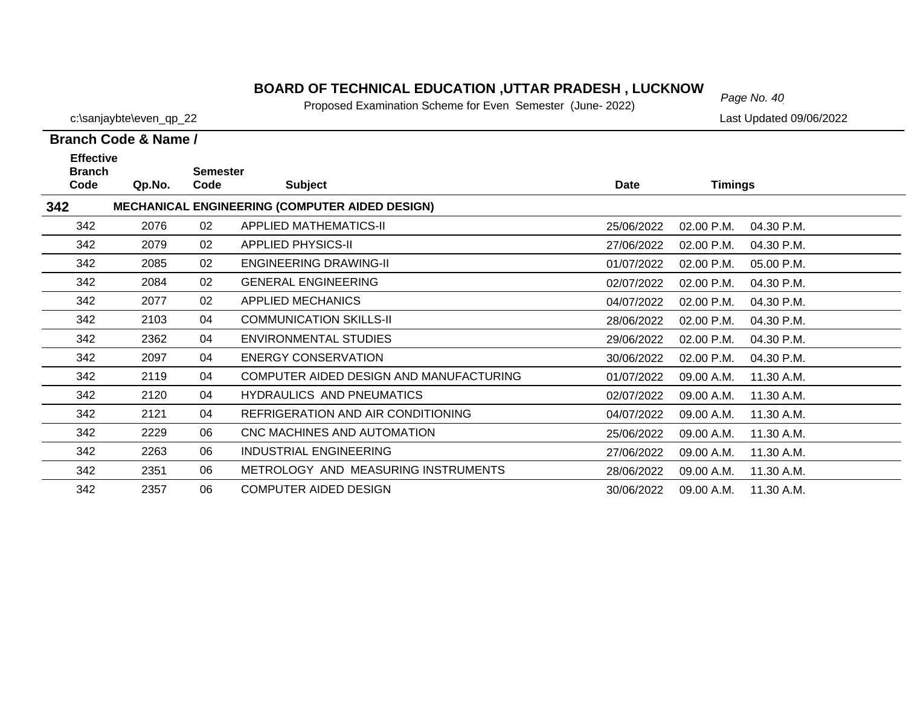# BOARD OF TECHNICAL EDUCATION ,UTTAR PRADESH , LUCKNOW

Proposed Examination Scheme for Even Semester (June- 2022)

c:\sanjaybte\even_qp_22

Last Updated 09/06/2022

**Branch Code & Name /**

| Effective Branch Code | Qp.No. | Semester Code | Subject | Date | Timings | |
|---|---|---|---|---|---|---|
| **342** | | | **MECHANICAL ENGINEERING (COMPUTER AIDED DESIGN)** | | | |
| 342 | 2076 | 02 | APPLIED MATHEMATICS-II | 25/06/2022 | 02.00 P.M. | 04.30 P.M. |
| 342 | 2079 | 02 | APPLIED PHYSICS-II | 27/06/2022 | 02.00 P.M. | 04.30 P.M. |
| 342 | 2085 | 02 | ENGINEERING DRAWING-II | 01/07/2022 | 02.00 P.M. | 05.00 P.M. |
| 342 | 2084 | 02 | GENERAL ENGINEERING | 02/07/2022 | 02.00 P.M. | 04.30 P.M. |
| 342 | 2077 | 02 | APPLIED MECHANICS | 04/07/2022 | 02.00 P.M. | 04.30 P.M. |
| 342 | 2103 | 04 | COMMUNICATION SKILLS-II | 28/06/2022 | 02.00 P.M. | 04.30 P.M. |
| 342 | 2362 | 04 | ENVIRONMENTAL STUDIES | 29/06/2022 | 02.00 P.M. | 04.30 P.M. |
| 342 | 2097 | 04 | ENERGY CONSERVATION | 30/06/2022 | 02.00 P.M. | 04.30 P.M. |
| 342 | 2119 | 04 | COMPUTER AIDED DESIGN AND MANUFACTURING | 01/07/2022 | 09.00 A.M. | 11.30 A.M. |
| 342 | 2120 | 04 | HYDRAULICS AND PNEUMATICS | 02/07/2022 | 09.00 A.M. | 11.30 A.M. |
| 342 | 2121 | 04 | REFRIGERATION AND AIR CONDITIONING | 04/07/2022 | 09.00 A.M. | 11.30 A.M. |
| 342 | 2229 | 06 | CNC MACHINES AND AUTOMATION | 25/06/2022 | 09.00 A.M. | 11.30 A.M. |
| 342 | 2263 | 06 | INDUSTRIAL ENGINEERING | 27/06/2022 | 09.00 A.M. | 11.30 A.M. |
| 342 | 2351 | 06 | METROLOGY AND MEASURING INSTRUMENTS | 28/06/2022 | 09.00 A.M. | 11.30 A.M. |
| 342 | 2357 | 06 | COMPUTER AIDED DESIGN | 30/06/2022 | 09.00 A.M. | 11.30 A.M. |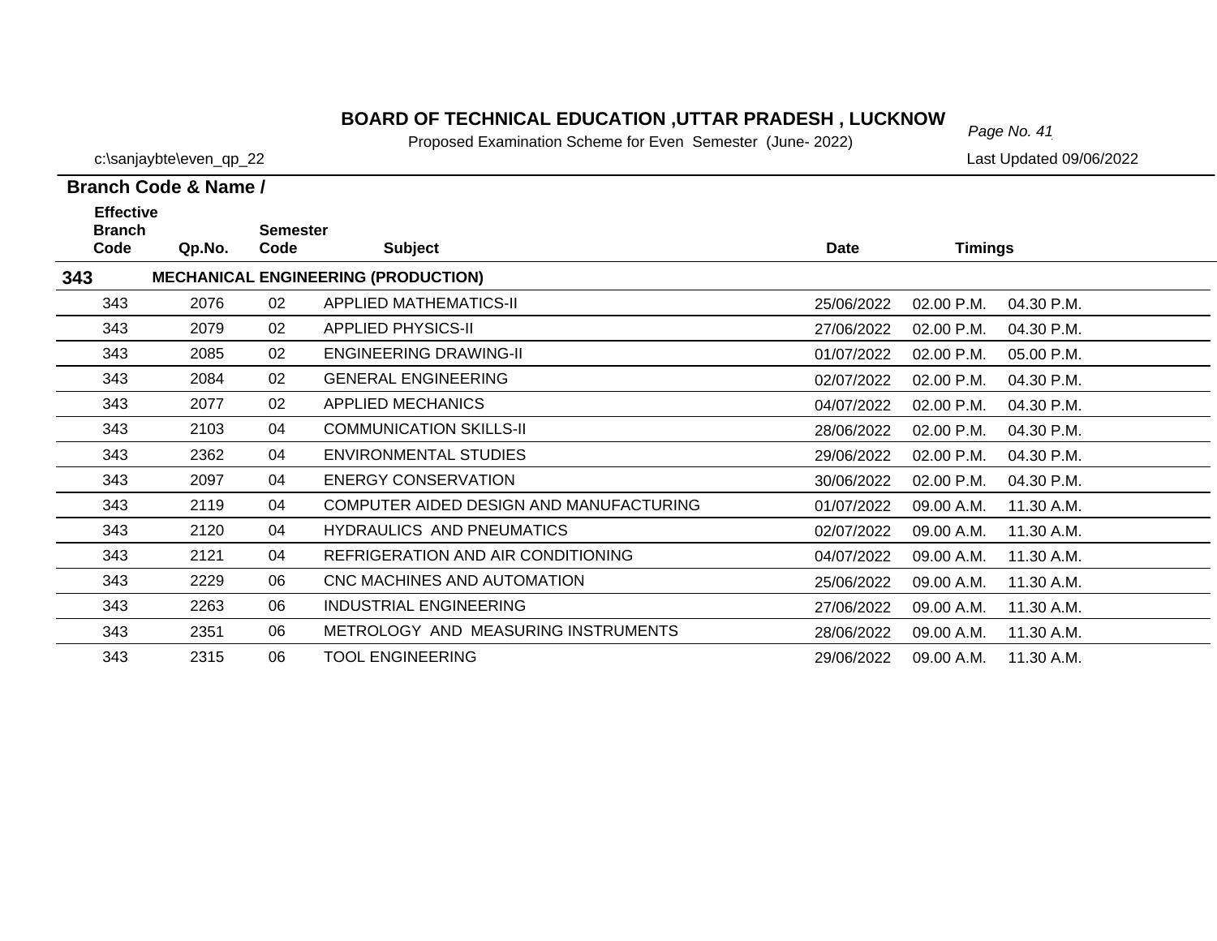# BOARD OF TECHNICAL EDUCATION ,UTTAR PRADESH , LUCKNOW

Proposed Examination Scheme for Even Semester (June- 2022)

c:\sanjaybte\even_qp_22

Last Updated 09/06/2022

**Branch Code & Name /**

| Effective Branch Code | Qp.No. | Semester Code | Subject | Date | Timings | |
|---|---|---|---|---|---|---|
| **343** | | | **MECHANICAL ENGINEERING (PRODUCTION)** | | | |
| 343 | 2076 | 02 | APPLIED MATHEMATICS-II | 25/06/2022 | 02.00 P.M. | 04.30 P.M. |
| 343 | 2079 | 02 | APPLIED PHYSICS-II | 27/06/2022 | 02.00 P.M. | 04.30 P.M. |
| 343 | 2085 | 02 | ENGINEERING DRAWING-II | 01/07/2022 | 02.00 P.M. | 05.00 P.M. |
| 343 | 2084 | 02 | GENERAL ENGINEERING | 02/07/2022 | 02.00 P.M. | 04.30 P.M. |
| 343 | 2077 | 02 | APPLIED MECHANICS | 04/07/2022 | 02.00 P.M. | 04.30 P.M. |
| 343 | 2103 | 04 | COMMUNICATION SKILLS-II | 28/06/2022 | 02.00 P.M. | 04.30 P.M. |
| 343 | 2362 | 04 | ENVIRONMENTAL STUDIES | 29/06/2022 | 02.00 P.M. | 04.30 P.M. |
| 343 | 2097 | 04 | ENERGY CONSERVATION | 30/06/2022 | 02.00 P.M. | 04.30 P.M. |
| 343 | 2119 | 04 | COMPUTER AIDED DESIGN AND MANUFACTURING | 01/07/2022 | 09.00 A.M. | 11.30 A.M. |
| 343 | 2120 | 04 | HYDRAULICS AND PNEUMATICS | 02/07/2022 | 09.00 A.M. | 11.30 A.M. |
| 343 | 2121 | 04 | REFRIGERATION AND AIR CONDITIONING | 04/07/2022 | 09.00 A.M. | 11.30 A.M. |
| 343 | 2229 | 06 | CNC MACHINES AND AUTOMATION | 25/06/2022 | 09.00 A.M. | 11.30 A.M. |
| 343 | 2263 | 06 | INDUSTRIAL ENGINEERING | 27/06/2022 | 09.00 A.M. | 11.30 A.M. |
| 343 | 2351 | 06 | METROLOGY AND MEASURING INSTRUMENTS | 28/06/2022 | 09.00 A.M. | 11.30 A.M. |
| 343 | 2315 | 06 | TOOL ENGINEERING | 29/06/2022 | 09.00 A.M. | 11.30 A.M. |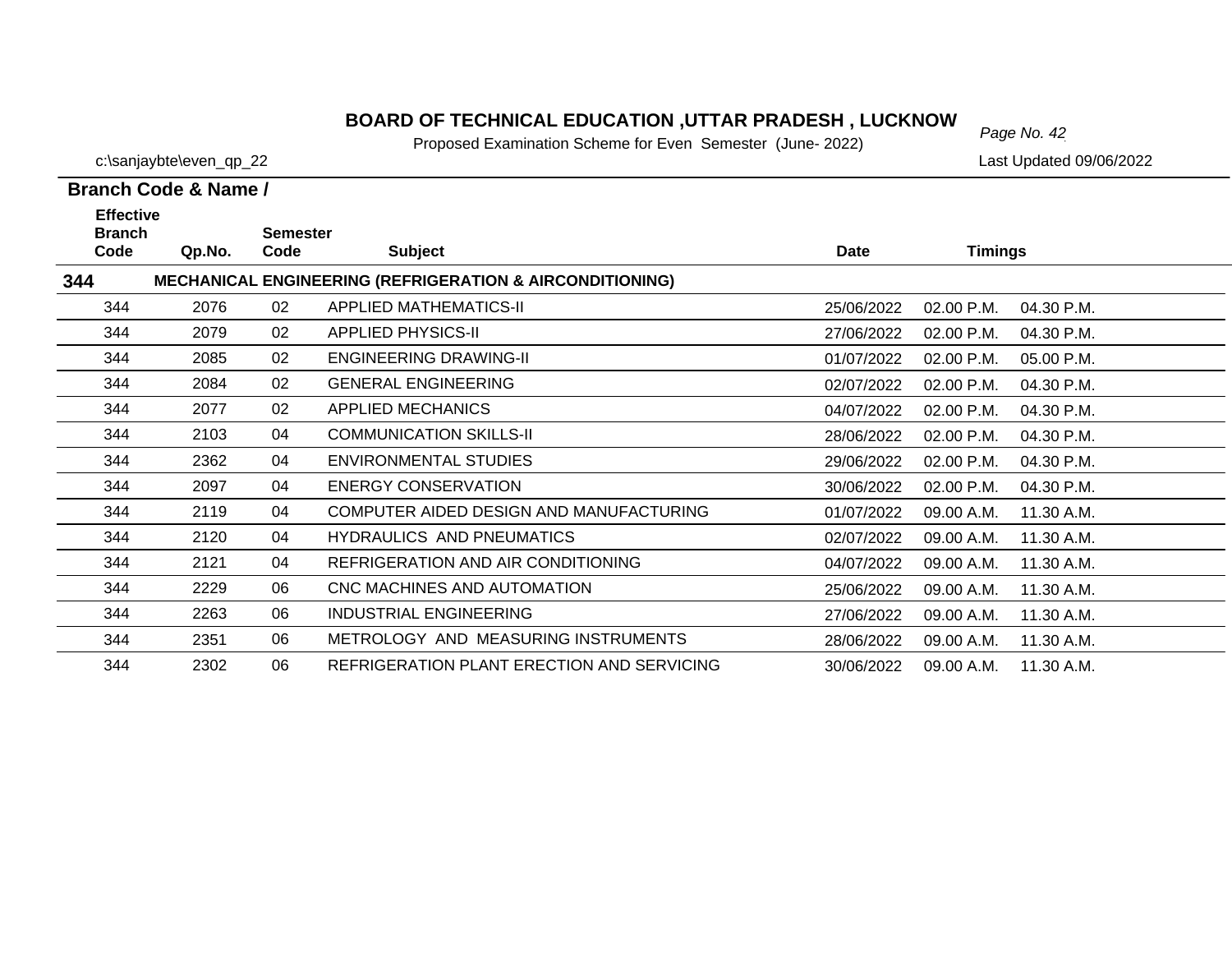# BOARD OF TECHNICAL EDUCATION ,UTTAR PRADESH , LUCKNOW

Proposed Examination Scheme for Even Semester (June- 2022)

c:\sanjaybte\even_qp_22

Last Updated 09/06/2022

**Branch Code & Name /**

| Effective Branch Code | Qp.No. | Semester Code | Subject | Date | Timings | |
|---|---|---|---|---|---|---|
| **344** | | | **MECHANICAL ENGINEERING (REFRIGERATION & AIRCONDITIONING)** | | | |
| 344 | 2076 | 02 | APPLIED MATHEMATICS-II | 25/06/2022 | 02.00 P.M. | 04.30 P.M. |
| 344 | 2079 | 02 | APPLIED PHYSICS-II | 27/06/2022 | 02.00 P.M. | 04.30 P.M. |
| 344 | 2085 | 02 | ENGINEERING DRAWING-II | 01/07/2022 | 02.00 P.M. | 05.00 P.M. |
| 344 | 2084 | 02 | GENERAL ENGINEERING | 02/07/2022 | 02.00 P.M. | 04.30 P.M. |
| 344 | 2077 | 02 | APPLIED MECHANICS | 04/07/2022 | 02.00 P.M. | 04.30 P.M. |
| 344 | 2103 | 04 | COMMUNICATION SKILLS-II | 28/06/2022 | 02.00 P.M. | 04.30 P.M. |
| 344 | 2362 | 04 | ENVIRONMENTAL STUDIES | 29/06/2022 | 02.00 P.M. | 04.30 P.M. |
| 344 | 2097 | 04 | ENERGY CONSERVATION | 30/06/2022 | 02.00 P.M. | 04.30 P.M. |
| 344 | 2119 | 04 | COMPUTER AIDED DESIGN AND MANUFACTURING | 01/07/2022 | 09.00 A.M. | 11.30 A.M. |
| 344 | 2120 | 04 | HYDRAULICS AND PNEUMATICS | 02/07/2022 | 09.00 A.M. | 11.30 A.M. |
| 344 | 2121 | 04 | REFRIGERATION AND AIR CONDITIONING | 04/07/2022 | 09.00 A.M. | 11.30 A.M. |
| 344 | 2229 | 06 | CNC MACHINES AND AUTOMATION | 25/06/2022 | 09.00 A.M. | 11.30 A.M. |
| 344 | 2263 | 06 | INDUSTRIAL ENGINEERING | 27/06/2022 | 09.00 A.M. | 11.30 A.M. |
| 344 | 2351 | 06 | METROLOGY AND MEASURING INSTRUMENTS | 28/06/2022 | 09.00 A.M. | 11.30 A.M. |
| 344 | 2302 | 06 | REFRIGERATION PLANT ERECTION AND SERVICING | 30/06/2022 | 09.00 A.M. | 11.30 A.M. |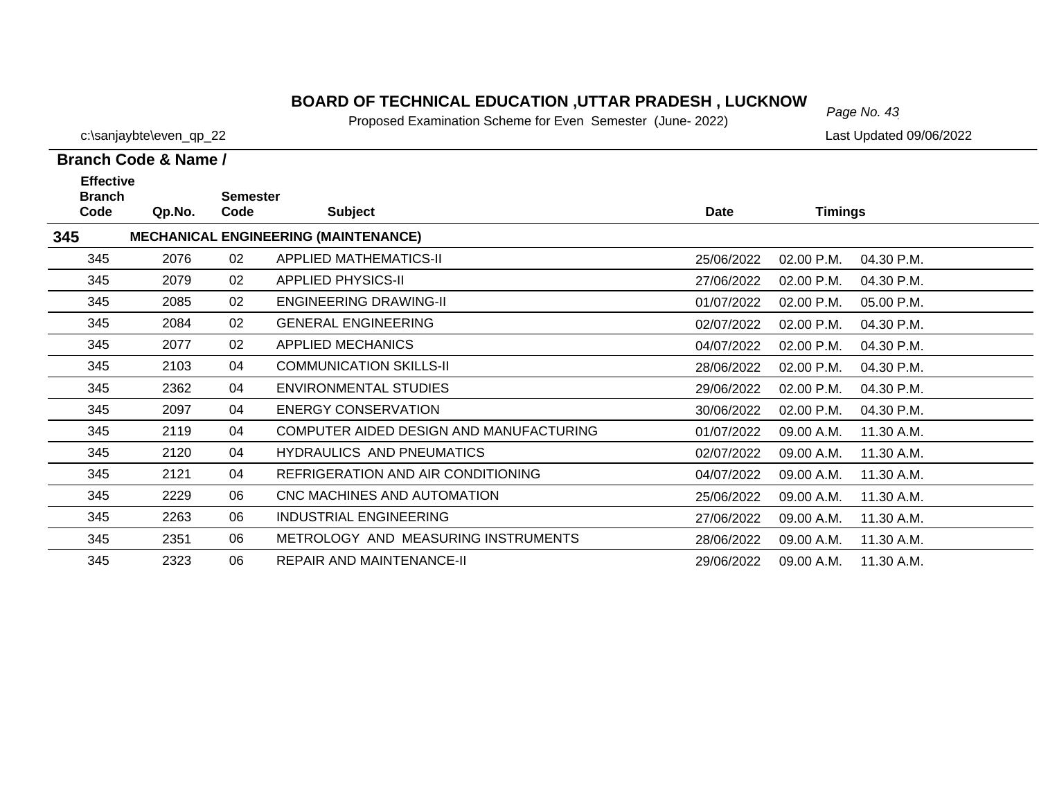# BOARD OF TECHNICAL EDUCATION ,UTTAR PRADESH , LUCKNOW

Proposed Examination Scheme for Even Semester (June- 2022)

c:\sanjaybte\even_qp_22

Last Updated 09/06/2022

**Branch Code & Name /**

| Effective Branch Code | Qp.No. | Semester Code | Subject | Date | Timings | |
|---|---|---|---|---|---|---|
| **345** | **MECHANICAL ENGINEERING (MAINTENANCE)** | | | | | |
| 345 | 2076 | 02 | APPLIED MATHEMATICS-II | 25/06/2022 | 02.00 P.M. | 04.30 P.M. |
| 345 | 2079 | 02 | APPLIED PHYSICS-II | 27/06/2022 | 02.00 P.M. | 04.30 P.M. |
| 345 | 2085 | 02 | ENGINEERING DRAWING-II | 01/07/2022 | 02.00 P.M. | 05.00 P.M. |
| 345 | 2084 | 02 | GENERAL ENGINEERING | 02/07/2022 | 02.00 P.M. | 04.30 P.M. |
| 345 | 2077 | 02 | APPLIED MECHANICS | 04/07/2022 | 02.00 P.M. | 04.30 P.M. |
| 345 | 2103 | 04 | COMMUNICATION SKILLS-II | 28/06/2022 | 02.00 P.M. | 04.30 P.M. |
| 345 | 2362 | 04 | ENVIRONMENTAL STUDIES | 29/06/2022 | 02.00 P.M. | 04.30 P.M. |
| 345 | 2097 | 04 | ENERGY CONSERVATION | 30/06/2022 | 02.00 P.M. | 04.30 P.M. |
| 345 | 2119 | 04 | COMPUTER AIDED DESIGN AND MANUFACTURING | 01/07/2022 | 09.00 A.M. | 11.30 A.M. |
| 345 | 2120 | 04 | HYDRAULICS AND PNEUMATICS | 02/07/2022 | 09.00 A.M. | 11.30 A.M. |
| 345 | 2121 | 04 | REFRIGERATION AND AIR CONDITIONING | 04/07/2022 | 09.00 A.M. | 11.30 A.M. |
| 345 | 2229 | 06 | CNC MACHINES AND AUTOMATION | 25/06/2022 | 09.00 A.M. | 11.30 A.M. |
| 345 | 2263 | 06 | INDUSTRIAL ENGINEERING | 27/06/2022 | 09.00 A.M. | 11.30 A.M. |
| 345 | 2351 | 06 | METROLOGY AND MEASURING INSTRUMENTS | 28/06/2022 | 09.00 A.M. | 11.30 A.M. |
| 345 | 2323 | 06 | REPAIR AND MAINTENANCE-II | 29/06/2022 | 09.00 A.M. | 11.30 A.M. |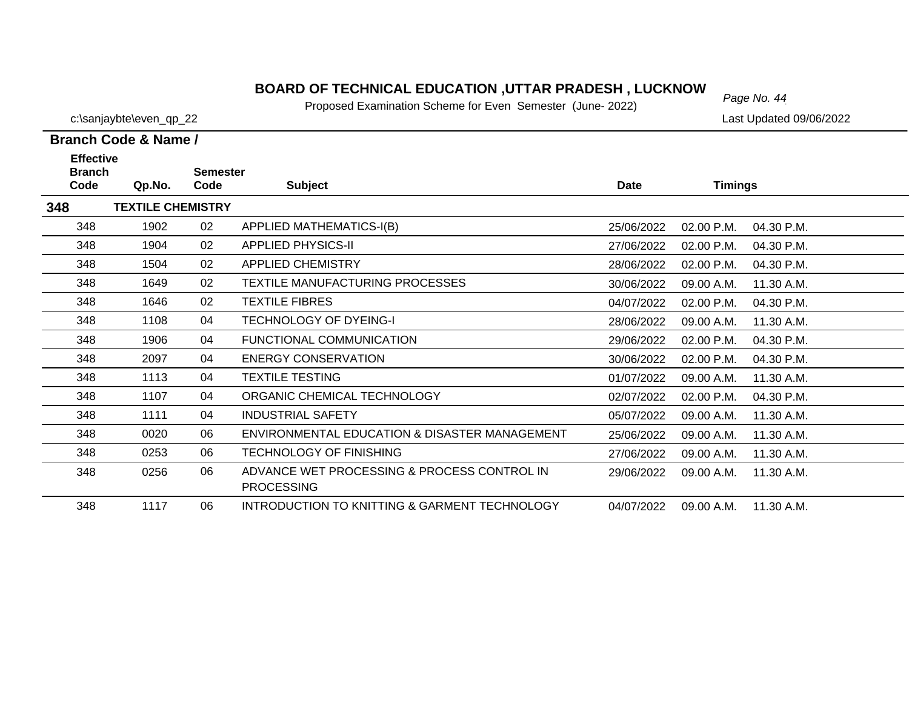# BOARD OF TECHNICAL EDUCATION ,UTTAR PRADESH , LUCKNOW

Proposed Examination Scheme for Even Semester (June- 2022)

c:\sanjaybte\even_qp_22

Last Updated 09/06/2022

**Branch Code & Name /**

| Effective Branch Code | Qp.No. | Semester Code | Subject | Date | Timings | |
|---|---|---|---|---|---|---|
| **348** | **TEXTILE CHEMISTRY** | | | | | |
| 348 | 1902 | 02 | APPLIED MATHEMATICS-I(B) | 25/06/2022 | 02.00 P.M. | 04.30 P.M. |
| 348 | 1904 | 02 | APPLIED PHYSICS-II | 27/06/2022 | 02.00 P.M. | 04.30 P.M. |
| 348 | 1504 | 02 | APPLIED CHEMISTRY | 28/06/2022 | 02.00 P.M. | 04.30 P.M. |
| 348 | 1649 | 02 | TEXTILE MANUFACTURING PROCESSES | 30/06/2022 | 09.00 A.M. | 11.30 A.M. |
| 348 | 1646 | 02 | TEXTILE FIBRES | 04/07/2022 | 02.00 P.M. | 04.30 P.M. |
| 348 | 1108 | 04 | TECHNOLOGY OF DYEING-I | 28/06/2022 | 09.00 A.M. | 11.30 A.M. |
| 348 | 1906 | 04 | FUNCTIONAL COMMUNICATION | 29/06/2022 | 02.00 P.M. | 04.30 P.M. |
| 348 | 2097 | 04 | ENERGY CONSERVATION | 30/06/2022 | 02.00 P.M. | 04.30 P.M. |
| 348 | 1113 | 04 | TEXTILE TESTING | 01/07/2022 | 09.00 A.M. | 11.30 A.M. |
| 348 | 1107 | 04 | ORGANIC CHEMICAL TECHNOLOGY | 02/07/2022 | 02.00 P.M. | 04.30 P.M. |
| 348 | 1111 | 04 | INDUSTRIAL SAFETY | 05/07/2022 | 09.00 A.M. | 11.30 A.M. |
| 348 | 0020 | 06 | ENVIRONMENTAL EDUCATION & DISASTER MANAGEMENT | 25/06/2022 | 09.00 A.M. | 11.30 A.M. |
| 348 | 0253 | 06 | TECHNOLOGY OF FINISHING | 27/06/2022 | 09.00 A.M. | 11.30 A.M. |
| 348 | 0256 | 06 | ADVANCE WET PROCESSING & PROCESS CONTROL IN PROCESSING | 29/06/2022 | 09.00 A.M. | 11.30 A.M. |
| 348 | 1117 | 06 | INTRODUCTION TO KNITTING & GARMENT TECHNOLOGY | 04/07/2022 | 09.00 A.M. | 11.30 A.M. |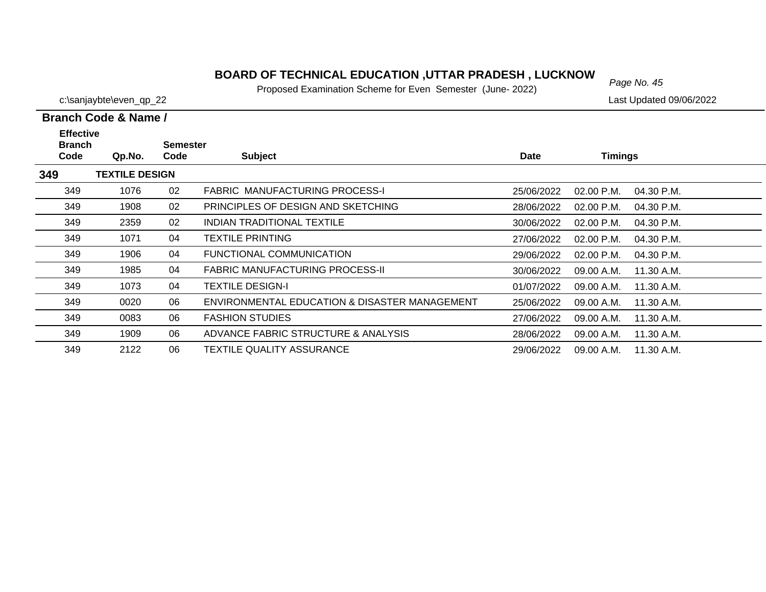# BOARD OF TECHNICAL EDUCATION ,UTTAR PRADESH , LUCKNOW

Proposed Examination Scheme for Even Semester (June- 2022)

c:\sanjaybte\even_qp_22

Last Updated 09/06/2022

**Branch Code & Name /**

| Effective Branch Code | Qp.No. | Semester Code | Subject | Date | Timings | |
|---|---|---|---|---|---|---|
| **349** | **TEXTILE DESIGN** | | | | | |
| 349 | 1076 | 02 | FABRIC MANUFACTURING PROCESS-I | 25/06/2022 | 02.00 P.M. | 04.30 P.M. |
| 349 | 1908 | 02 | PRINCIPLES OF DESIGN AND SKETCHING | 28/06/2022 | 02.00 P.M. | 04.30 P.M. |
| 349 | 2359 | 02 | INDIAN TRADITIONAL TEXTILE | 30/06/2022 | 02.00 P.M. | 04.30 P.M. |
| 349 | 1071 | 04 | TEXTILE PRINTING | 27/06/2022 | 02.00 P.M. | 04.30 P.M. |
| 349 | 1906 | 04 | FUNCTIONAL COMMUNICATION | 29/06/2022 | 02.00 P.M. | 04.30 P.M. |
| 349 | 1985 | 04 | FABRIC MANUFACTURING PROCESS-II | 30/06/2022 | 09.00 A.M. | 11.30 A.M. |
| 349 | 1073 | 04 | TEXTILE DESIGN-I | 01/07/2022 | 09.00 A.M. | 11.30 A.M. |
| 349 | 0020 | 06 | ENVIRONMENTAL EDUCATION & DISASTER MANAGEMENT | 25/06/2022 | 09.00 A.M. | 11.30 A.M. |
| 349 | 0083 | 06 | FASHION STUDIES | 27/06/2022 | 09.00 A.M. | 11.30 A.M. |
| 349 | 1909 | 06 | ADVANCE FABRIC STRUCTURE & ANALYSIS | 28/06/2022 | 09.00 A.M. | 11.30 A.M. |
| 349 | 2122 | 06 | TEXTILE QUALITY ASSURANCE | 29/06/2022 | 09.00 A.M. | 11.30 A.M. |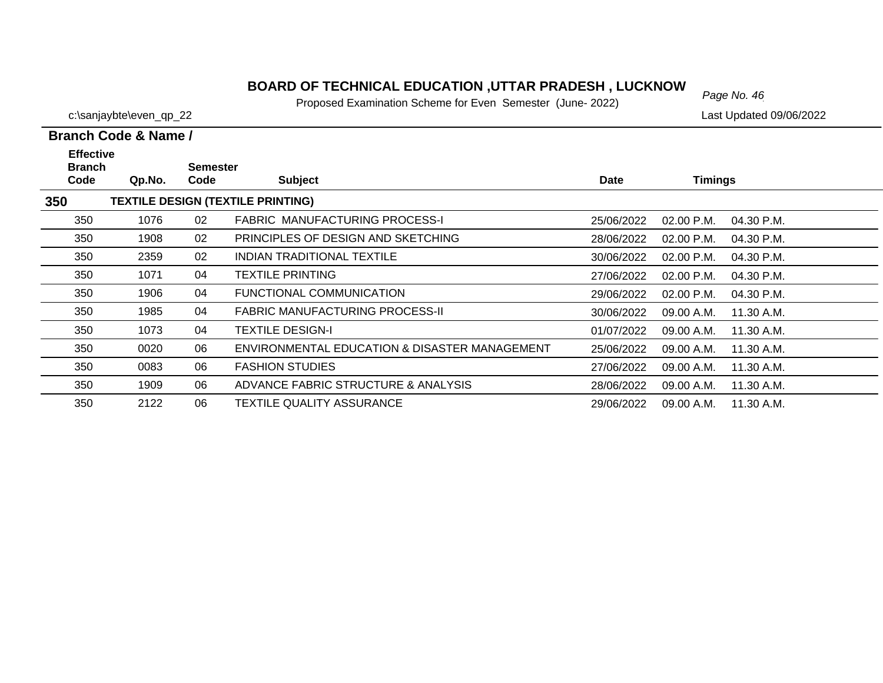# BOARD OF TECHNICAL EDUCATION ,UTTAR PRADESH , LUCKNOW

Proposed Examination Scheme for Even Semester (June- 2022)

c:\sanjaybte\even_qp_22

Last Updated 09/06/2022

**Branch Code & Name /**

| Effective Branch Code | Qp.No. | Semester Code | Subject | Date | Timings | |
|---|---|---|---|---|---|---|
| **350** | **TEXTILE DESIGN (TEXTILE PRINTING)** | | | | | |
| 350 | 1076 | 02 | FABRIC MANUFACTURING PROCESS-I | 25/06/2022 | 02.00 P.M. | 04.30 P.M. |
| 350 | 1908 | 02 | PRINCIPLES OF DESIGN AND SKETCHING | 28/06/2022 | 02.00 P.M. | 04.30 P.M. |
| 350 | 2359 | 02 | INDIAN TRADITIONAL TEXTILE | 30/06/2022 | 02.00 P.M. | 04.30 P.M. |
| 350 | 1071 | 04 | TEXTILE PRINTING | 27/06/2022 | 02.00 P.M. | 04.30 P.M. |
| 350 | 1906 | 04 | FUNCTIONAL COMMUNICATION | 29/06/2022 | 02.00 P.M. | 04.30 P.M. |
| 350 | 1985 | 04 | FABRIC MANUFACTURING PROCESS-II | 30/06/2022 | 09.00 A.M. | 11.30 A.M. |
| 350 | 1073 | 04 | TEXTILE DESIGN-I | 01/07/2022 | 09.00 A.M. | 11.30 A.M. |
| 350 | 0020 | 06 | ENVIRONMENTAL EDUCATION & DISASTER MANAGEMENT | 25/06/2022 | 09.00 A.M. | 11.30 A.M. |
| 350 | 0083 | 06 | FASHION STUDIES | 27/06/2022 | 09.00 A.M. | 11.30 A.M. |
| 350 | 1909 | 06 | ADVANCE FABRIC STRUCTURE & ANALYSIS | 28/06/2022 | 09.00 A.M. | 11.30 A.M. |
| 350 | 2122 | 06 | TEXTILE QUALITY ASSURANCE | 29/06/2022 | 09.00 A.M. | 11.30 A.M. |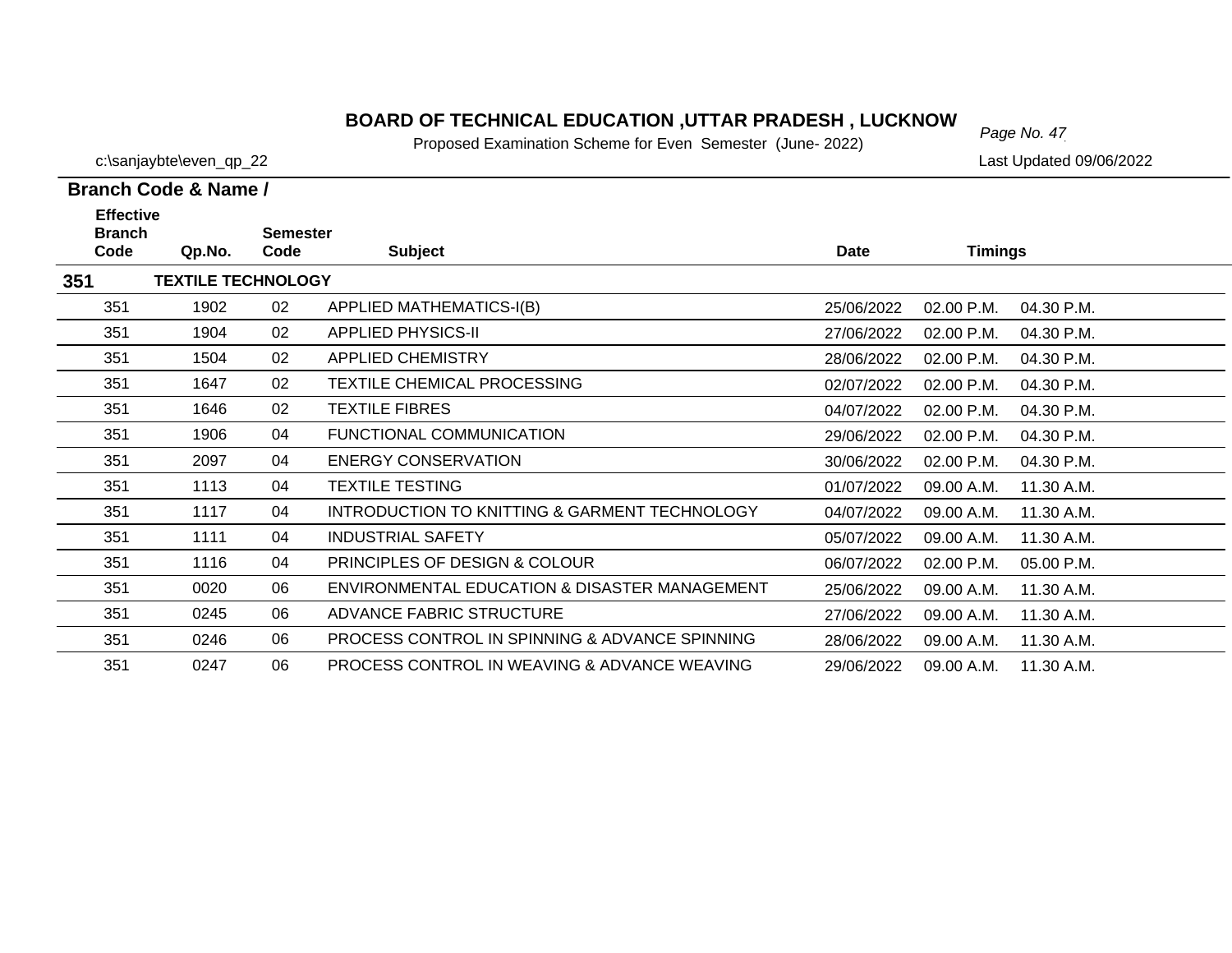# BOARD OF TECHNICAL EDUCATION ,UTTAR PRADESH , LUCKNOW

Proposed Examination Scheme for Even Semester (June- 2022)

c:\sanjaybte\even_qp_22

Last Updated 09/06/2022

**Branch Code & Name /**

| Effective Branch Code | Qp.No. | Semester Code | Subject | Date | Timings | |
|---|---|---|---|---|---|---|
| **351** | **TEXTILE TECHNOLOGY** | | | | | |
| 351 | 1902 | 02 | APPLIED MATHEMATICS-I(B) | 25/06/2022 | 02.00 P.M. | 04.30 P.M. |
| 351 | 1904 | 02 | APPLIED PHYSICS-II | 27/06/2022 | 02.00 P.M. | 04.30 P.M. |
| 351 | 1504 | 02 | APPLIED CHEMISTRY | 28/06/2022 | 02.00 P.M. | 04.30 P.M. |
| 351 | 1647 | 02 | TEXTILE CHEMICAL PROCESSING | 02/07/2022 | 02.00 P.M. | 04.30 P.M. |
| 351 | 1646 | 02 | TEXTILE FIBRES | 04/07/2022 | 02.00 P.M. | 04.30 P.M. |
| 351 | 1906 | 04 | FUNCTIONAL COMMUNICATION | 29/06/2022 | 02.00 P.M. | 04.30 P.M. |
| 351 | 2097 | 04 | ENERGY CONSERVATION | 30/06/2022 | 02.00 P.M. | 04.30 P.M. |
| 351 | 1113 | 04 | TEXTILE TESTING | 01/07/2022 | 09.00 A.M. | 11.30 A.M. |
| 351 | 1117 | 04 | INTRODUCTION TO KNITTING & GARMENT TECHNOLOGY | 04/07/2022 | 09.00 A.M. | 11.30 A.M. |
| 351 | 1111 | 04 | INDUSTRIAL SAFETY | 05/07/2022 | 09.00 A.M. | 11.30 A.M. |
| 351 | 1116 | 04 | PRINCIPLES OF DESIGN & COLOUR | 06/07/2022 | 02.00 P.M. | 05.00 P.M. |
| 351 | 0020 | 06 | ENVIRONMENTAL EDUCATION & DISASTER MANAGEMENT | 25/06/2022 | 09.00 A.M. | 11.30 A.M. |
| 351 | 0245 | 06 | ADVANCE FABRIC STRUCTURE | 27/06/2022 | 09.00 A.M. | 11.30 A.M. |
| 351 | 0246 | 06 | PROCESS CONTROL IN SPINNING & ADVANCE SPINNING | 28/06/2022 | 09.00 A.M. | 11.30 A.M. |
| 351 | 0247 | 06 | PROCESS CONTROL IN WEAVING & ADVANCE WEAVING | 29/06/2022 | 09.00 A.M. | 11.30 A.M. |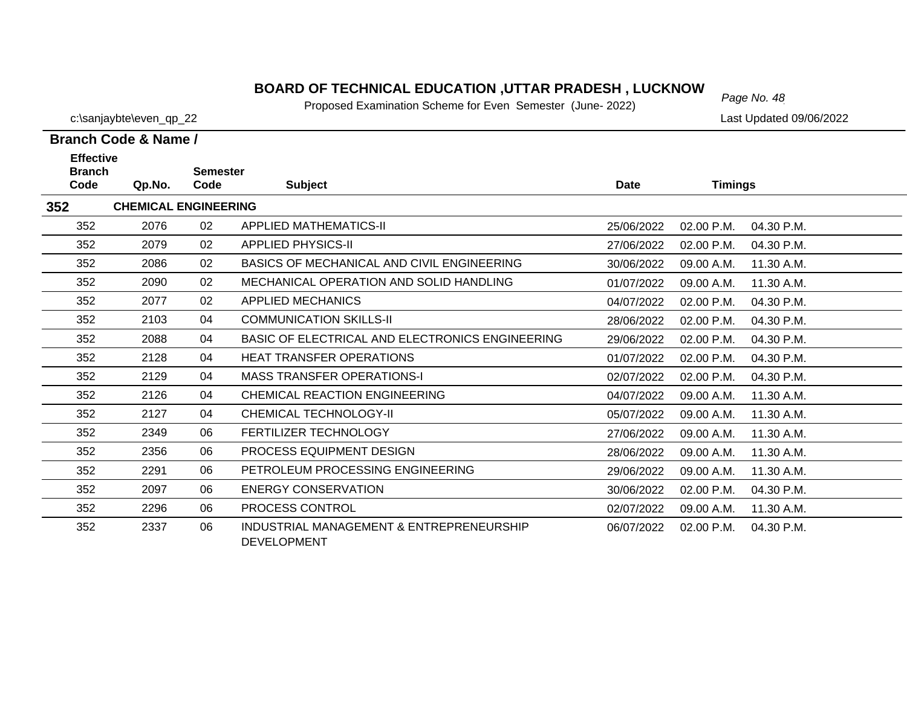# BOARD OF TECHNICAL EDUCATION ,UTTAR PRADESH , LUCKNOW

Proposed Examination Scheme for Even Semester (June- 2022)

c:\sanjaybte\even_qp_22

Last Updated 09/06/2022

**Branch Code & Name /**

| Effective Branch Code | Qp.No. | Semester Code | Subject | Date | Timings | |
|---|---|---|---|---|---|---|
| **352** | **CHEMICAL ENGINEERING** | | | | | |
| 352 | 2076 | 02 | APPLIED MATHEMATICS-II | 25/06/2022 | 02.00 P.M. | 04.30 P.M. |
| 352 | 2079 | 02 | APPLIED PHYSICS-II | 27/06/2022 | 02.00 P.M. | 04.30 P.M. |
| 352 | 2086 | 02 | BASICS OF MECHANICAL AND CIVIL ENGINEERING | 30/06/2022 | 09.00 A.M. | 11.30 A.M. |
| 352 | 2090 | 02 | MECHANICAL OPERATION AND SOLID HANDLING | 01/07/2022 | 09.00 A.M. | 11.30 A.M. |
| 352 | 2077 | 02 | APPLIED MECHANICS | 04/07/2022 | 02.00 P.M. | 04.30 P.M. |
| 352 | 2103 | 04 | COMMUNICATION SKILLS-II | 28/06/2022 | 02.00 P.M. | 04.30 P.M. |
| 352 | 2088 | 04 | BASIC OF ELECTRICAL AND ELECTRONICS ENGINEERING | 29/06/2022 | 02.00 P.M. | 04.30 P.M. |
| 352 | 2128 | 04 | HEAT TRANSFER OPERATIONS | 01/07/2022 | 02.00 P.M. | 04.30 P.M. |
| 352 | 2129 | 04 | MASS TRANSFER OPERATIONS-I | 02/07/2022 | 02.00 P.M. | 04.30 P.M. |
| 352 | 2126 | 04 | CHEMICAL REACTION ENGINEERING | 04/07/2022 | 09.00 A.M. | 11.30 A.M. |
| 352 | 2127 | 04 | CHEMICAL TECHNOLOGY-II | 05/07/2022 | 09.00 A.M. | 11.30 A.M. |
| 352 | 2349 | 06 | FERTILIZER TECHNOLOGY | 27/06/2022 | 09.00 A.M. | 11.30 A.M. |
| 352 | 2356 | 06 | PROCESS EQUIPMENT DESIGN | 28/06/2022 | 09.00 A.M. | 11.30 A.M. |
| 352 | 2291 | 06 | PETROLEUM PROCESSING ENGINEERING | 29/06/2022 | 09.00 A.M. | 11.30 A.M. |
| 352 | 2097 | 06 | ENERGY CONSERVATION | 30/06/2022 | 02.00 P.M. | 04.30 P.M. |
| 352 | 2296 | 06 | PROCESS CONTROL | 02/07/2022 | 09.00 A.M. | 11.30 A.M. |
| 352 | 2337 | 06 | INDUSTRIAL MANAGEMENT & ENTREPRENEURSHIP DEVELOPMENT | 06/07/2022 | 02.00 P.M. | 04.30 P.M. |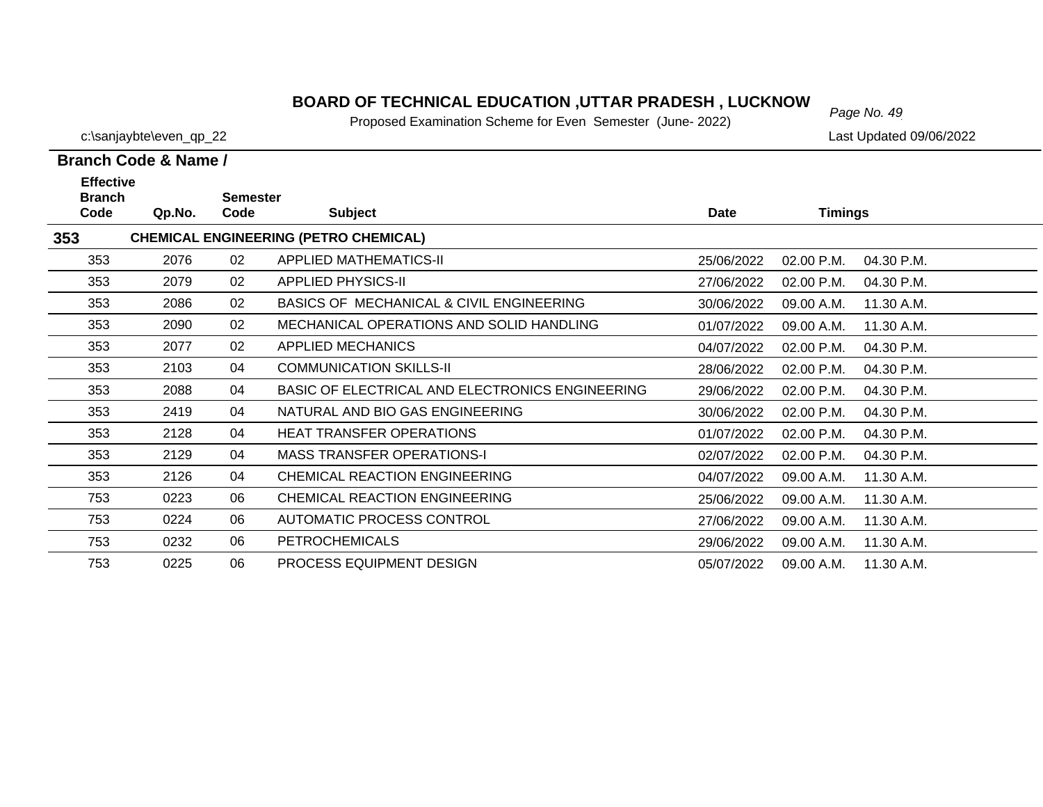# BOARD OF TECHNICAL EDUCATION ,UTTAR PRADESH , LUCKNOW

Proposed Examination Scheme for Even Semester (June- 2022)

c:\sanjaybte\even_qp_22

Last Updated 09/06/2022

| Branch Code & Name / Effective Branch Code | Qp.No. | Semester Code | Subject | Date | Timings | |
|---|---|---|---|---|---|---|
| **353** | **CHEMICAL ENGINEERING (PETRO CHEMICAL)** | | | | | |
| 353 | 2076 | 02 | APPLIED MATHEMATICS-II | 25/06/2022 | 02.00 P.M. | 04.30 P.M. |
| 353 | 2079 | 02 | APPLIED PHYSICS-II | 27/06/2022 | 02.00 P.M. | 04.30 P.M. |
| 353 | 2086 | 02 | BASICS OF MECHANICAL & CIVIL ENGINEERING | 30/06/2022 | 09.00 A.M. | 11.30 A.M. |
| 353 | 2090 | 02 | MECHANICAL OPERATIONS AND SOLID HANDLING | 01/07/2022 | 09.00 A.M. | 11.30 A.M. |
| 353 | 2077 | 02 | APPLIED MECHANICS | 04/07/2022 | 02.00 P.M. | 04.30 P.M. |
| 353 | 2103 | 04 | COMMUNICATION SKILLS-II | 28/06/2022 | 02.00 P.M. | 04.30 P.M. |
| 353 | 2088 | 04 | BASIC OF ELECTRICAL AND ELECTRONICS ENGINEERING | 29/06/2022 | 02.00 P.M. | 04.30 P.M. |
| 353 | 2419 | 04 | NATURAL AND BIO GAS ENGINEERING | 30/06/2022 | 02.00 P.M. | 04.30 P.M. |
| 353 | 2128 | 04 | HEAT TRANSFER OPERATIONS | 01/07/2022 | 02.00 P.M. | 04.30 P.M. |
| 353 | 2129 | 04 | MASS TRANSFER OPERATIONS-I | 02/07/2022 | 02.00 P.M. | 04.30 P.M. |
| 353 | 2126 | 04 | CHEMICAL REACTION ENGINEERING | 04/07/2022 | 09.00 A.M. | 11.30 A.M. |
| 753 | 0223 | 06 | CHEMICAL REACTION ENGINEERING | 25/06/2022 | 09.00 A.M. | 11.30 A.M. |
| 753 | 0224 | 06 | AUTOMATIC PROCESS CONTROL | 27/06/2022 | 09.00 A.M. | 11.30 A.M. |
| 753 | 0232 | 06 | PETROCHEMICALS | 29/06/2022 | 09.00 A.M. | 11.30 A.M. |
| 753 | 0225 | 06 | PROCESS EQUIPMENT DESIGN | 05/07/2022 | 09.00 A.M. | 11.30 A.M. |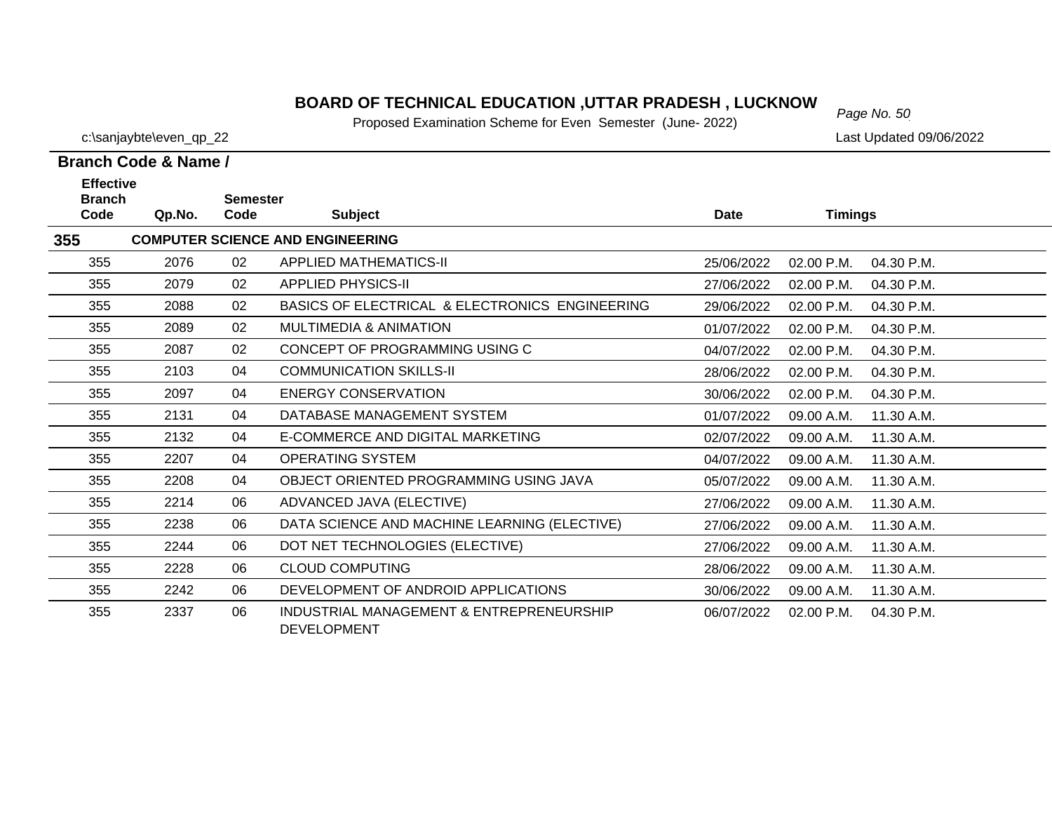# BOARD OF TECHNICAL EDUCATION ,UTTAR PRADESH , LUCKNOW

Proposed Examination Scheme for Even Semester (June- 2022)

c:\sanjaybte\even_qp_22

Last Updated 09/06/2022

**Branch Code & Name /**

| Effective Branch Code | Qp.No. | Semester Code | Subject | Date | Timings | |
|---|---|---|---|---|---|---|
| **355** | **COMPUTER SCIENCE AND ENGINEERING** | | | | | |
| 355 | 2076 | 02 | APPLIED MATHEMATICS-II | 25/06/2022 | 02.00 P.M. | 04.30 P.M. |
| 355 | 2079 | 02 | APPLIED PHYSICS-II | 27/06/2022 | 02.00 P.M. | 04.30 P.M. |
| 355 | 2088 | 02 | BASICS OF ELECTRICAL & ELECTRONICS ENGINEERING | 29/06/2022 | 02.00 P.M. | 04.30 P.M. |
| 355 | 2089 | 02 | MULTIMEDIA & ANIMATION | 01/07/2022 | 02.00 P.M. | 04.30 P.M. |
| 355 | 2087 | 02 | CONCEPT OF PROGRAMMING USING C | 04/07/2022 | 02.00 P.M. | 04.30 P.M. |
| 355 | 2103 | 04 | COMMUNICATION SKILLS-II | 28/06/2022 | 02.00 P.M. | 04.30 P.M. |
| 355 | 2097 | 04 | ENERGY CONSERVATION | 30/06/2022 | 02.00 P.M. | 04.30 P.M. |
| 355 | 2131 | 04 | DATABASE MANAGEMENT SYSTEM | 01/07/2022 | 09.00 A.M. | 11.30 A.M. |
| 355 | 2132 | 04 | E-COMMERCE AND DIGITAL MARKETING | 02/07/2022 | 09.00 A.M. | 11.30 A.M. |
| 355 | 2207 | 04 | OPERATING SYSTEM | 04/07/2022 | 09.00 A.M. | 11.30 A.M. |
| 355 | 2208 | 04 | OBJECT ORIENTED PROGRAMMING USING JAVA | 05/07/2022 | 09.00 A.M. | 11.30 A.M. |
| 355 | 2214 | 06 | ADVANCED JAVA (ELECTIVE) | 27/06/2022 | 09.00 A.M. | 11.30 A.M. |
| 355 | 2238 | 06 | DATA SCIENCE AND MACHINE LEARNING (ELECTIVE) | 27/06/2022 | 09.00 A.M. | 11.30 A.M. |
| 355 | 2244 | 06 | DOT NET TECHNOLOGIES (ELECTIVE) | 27/06/2022 | 09.00 A.M. | 11.30 A.M. |
| 355 | 2228 | 06 | CLOUD COMPUTING | 28/06/2022 | 09.00 A.M. | 11.30 A.M. |
| 355 | 2242 | 06 | DEVELOPMENT OF ANDROID APPLICATIONS | 30/06/2022 | 09.00 A.M. | 11.30 A.M. |
| 355 | 2337 | 06 | INDUSTRIAL MANAGEMENT & ENTREPRENEURSHIP DEVELOPMENT | 06/07/2022 | 02.00 P.M. | 04.30 P.M. |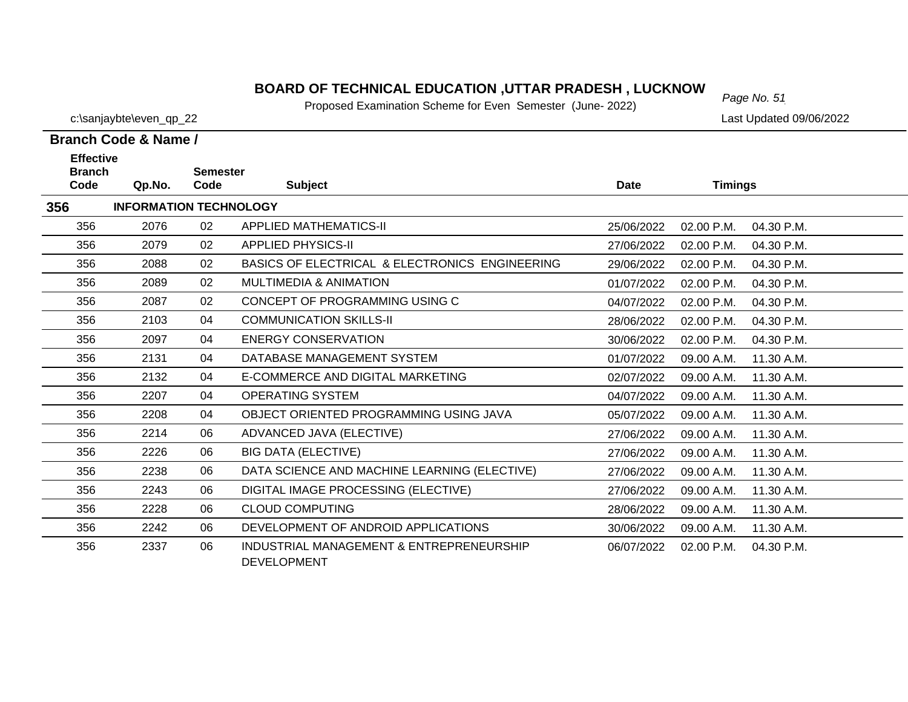# BOARD OF TECHNICAL EDUCATION ,UTTAR PRADESH , LUCKNOW

Proposed Examination Scheme for Even Semester (June- 2022)

c:\sanjaybte\even_qp_22

Last Updated 09/06/2022

**Branch Code & Name /**

| Effective Branch Code | Qp.No. | Semester Code | Subject | Date | Timings | |
|---|---|---|---|---|---|---|
| **356** | **INFORMATION TECHNOLOGY** | | | | | |
| 356 | 2076 | 02 | APPLIED MATHEMATICS-II | 25/06/2022 | 02.00 P.M. | 04.30 P.M. |
| 356 | 2079 | 02 | APPLIED PHYSICS-II | 27/06/2022 | 02.00 P.M. | 04.30 P.M. |
| 356 | 2088 | 02 | BASICS OF ELECTRICAL & ELECTRONICS ENGINEERING | 29/06/2022 | 02.00 P.M. | 04.30 P.M. |
| 356 | 2089 | 02 | MULTIMEDIA & ANIMATION | 01/07/2022 | 02.00 P.M. | 04.30 P.M. |
| 356 | 2087 | 02 | CONCEPT OF PROGRAMMING USING C | 04/07/2022 | 02.00 P.M. | 04.30 P.M. |
| 356 | 2103 | 04 | COMMUNICATION SKILLS-II | 28/06/2022 | 02.00 P.M. | 04.30 P.M. |
| 356 | 2097 | 04 | ENERGY CONSERVATION | 30/06/2022 | 02.00 P.M. | 04.30 P.M. |
| 356 | 2131 | 04 | DATABASE MANAGEMENT SYSTEM | 01/07/2022 | 09.00 A.M. | 11.30 A.M. |
| 356 | 2132 | 04 | E-COMMERCE AND DIGITAL MARKETING | 02/07/2022 | 09.00 A.M. | 11.30 A.M. |
| 356 | 2207 | 04 | OPERATING SYSTEM | 04/07/2022 | 09.00 A.M. | 11.30 A.M. |
| 356 | 2208 | 04 | OBJECT ORIENTED PROGRAMMING USING JAVA | 05/07/2022 | 09.00 A.M. | 11.30 A.M. |
| 356 | 2214 | 06 | ADVANCED JAVA (ELECTIVE) | 27/06/2022 | 09.00 A.M. | 11.30 A.M. |
| 356 | 2226 | 06 | BIG DATA (ELECTIVE) | 27/06/2022 | 09.00 A.M. | 11.30 A.M. |
| 356 | 2238 | 06 | DATA SCIENCE AND MACHINE LEARNING (ELECTIVE) | 27/06/2022 | 09.00 A.M. | 11.30 A.M. |
| 356 | 2243 | 06 | DIGITAL IMAGE PROCESSING (ELECTIVE) | 27/06/2022 | 09.00 A.M. | 11.30 A.M. |
| 356 | 2228 | 06 | CLOUD COMPUTING | 28/06/2022 | 09.00 A.M. | 11.30 A.M. |
| 356 | 2242 | 06 | DEVELOPMENT OF ANDROID APPLICATIONS | 30/06/2022 | 09.00 A.M. | 11.30 A.M. |
| 356 | 2337 | 06 | INDUSTRIAL MANAGEMENT & ENTREPRENEURSHIP DEVELOPMENT | 06/07/2022 | 02.00 P.M. | 04.30 P.M. |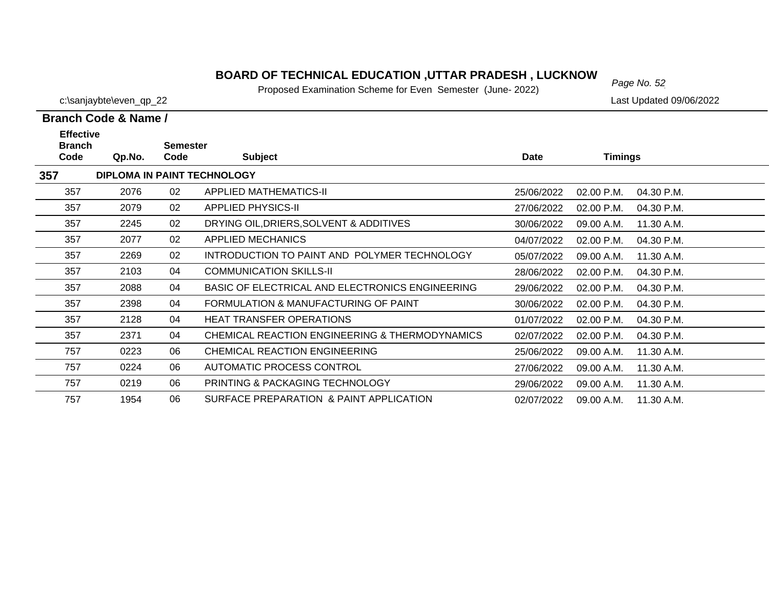# BOARD OF TECHNICAL EDUCATION ,UTTAR PRADESH , LUCKNOW

Proposed Examination Scheme for Even Semester (June- 2022)

c:\sanjaybte\even_qp_22

Last Updated 09/06/2022

**Branch Code & Name /**

| Effective Branch Code | Qp.No. | Semester Code | Subject | Date | Timings | |
|---|---|---|---|---|---|---|
| **357** | **DIPLOMA IN PAINT TECHNOLOGY** | | | | | |
| 357 | 2076 | 02 | APPLIED MATHEMATICS-II | 25/06/2022 | 02.00 P.M. | 04.30 P.M. |
| 357 | 2079 | 02 | APPLIED PHYSICS-II | 27/06/2022 | 02.00 P.M. | 04.30 P.M. |
| 357 | 2245 | 02 | DRYING OIL,DRIERS,SOLVENT & ADDITIVES | 30/06/2022 | 09.00 A.M. | 11.30 A.M. |
| 357 | 2077 | 02 | APPLIED MECHANICS | 04/07/2022 | 02.00 P.M. | 04.30 P.M. |
| 357 | 2269 | 02 | INTRODUCTION TO PAINT AND POLYMER TECHNOLOGY | 05/07/2022 | 09.00 A.M. | 11.30 A.M. |
| 357 | 2103 | 04 | COMMUNICATION SKILLS-II | 28/06/2022 | 02.00 P.M. | 04.30 P.M. |
| 357 | 2088 | 04 | BASIC OF ELECTRICAL AND ELECTRONICS ENGINEERING | 29/06/2022 | 02.00 P.M. | 04.30 P.M. |
| 357 | 2398 | 04 | FORMULATION & MANUFACTURING OF PAINT | 30/06/2022 | 02.00 P.M. | 04.30 P.M. |
| 357 | 2128 | 04 | HEAT TRANSFER OPERATIONS | 01/07/2022 | 02.00 P.M. | 04.30 P.M. |
| 357 | 2371 | 04 | CHEMICAL REACTION ENGINEERING & THERMODYNAMICS | 02/07/2022 | 02.00 P.M. | 04.30 P.M. |
| 757 | 0223 | 06 | CHEMICAL REACTION ENGINEERING | 25/06/2022 | 09.00 A.M. | 11.30 A.M. |
| 757 | 0224 | 06 | AUTOMATIC PROCESS CONTROL | 27/06/2022 | 09.00 A.M. | 11.30 A.M. |
| 757 | 0219 | 06 | PRINTING & PACKAGING TECHNOLOGY | 29/06/2022 | 09.00 A.M. | 11.30 A.M. |
| 757 | 1954 | 06 | SURFACE PREPARATION & PAINT APPLICATION | 02/07/2022 | 09.00 A.M. | 11.30 A.M. |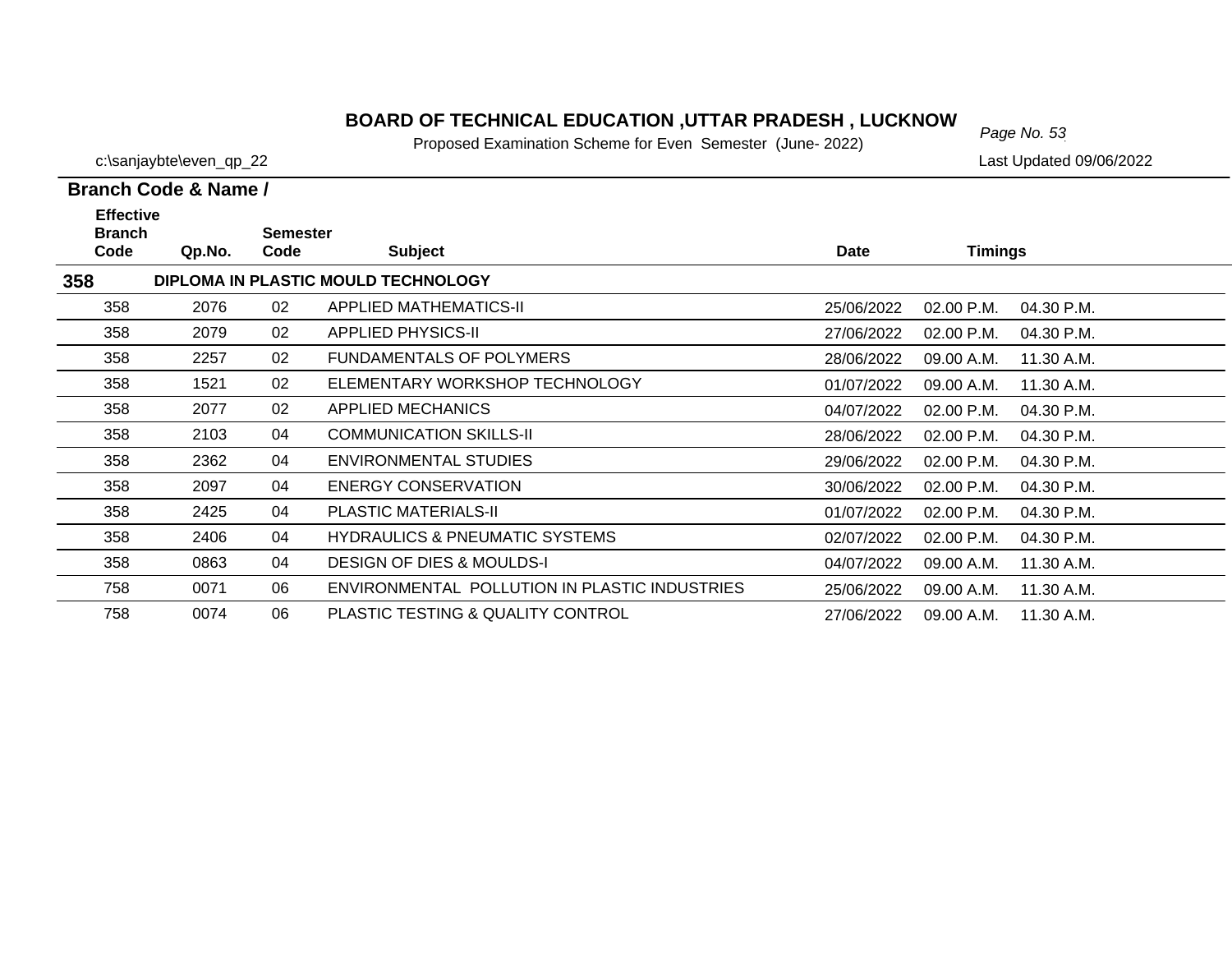# BOARD OF TECHNICAL EDUCATION ,UTTAR PRADESH , LUCKNOW

Proposed Examination Scheme for Even Semester (June- 2022)

c:\sanjaybte\even_qp_22

Last Updated 09/06/2022

**Branch Code & Name /**

| Effective Branch Code | Qp.No. | Semester Code | Subject | Date | Timings | |
|---|---|---|---|---|---|---|
| **358** | **DIPLOMA IN PLASTIC MOULD TECHNOLOGY** | | | | | |
| 358 | 2076 | 02 | APPLIED MATHEMATICS-II | 25/06/2022 | 02.00 P.M. | 04.30 P.M. |
| 358 | 2079 | 02 | APPLIED PHYSICS-II | 27/06/2022 | 02.00 P.M. | 04.30 P.M. |
| 358 | 2257 | 02 | FUNDAMENTALS OF POLYMERS | 28/06/2022 | 09.00 A.M. | 11.30 A.M. |
| 358 | 1521 | 02 | ELEMENTARY WORKSHOP TECHNOLOGY | 01/07/2022 | 09.00 A.M. | 11.30 A.M. |
| 358 | 2077 | 02 | APPLIED MECHANICS | 04/07/2022 | 02.00 P.M. | 04.30 P.M. |
| 358 | 2103 | 04 | COMMUNICATION SKILLS-II | 28/06/2022 | 02.00 P.M. | 04.30 P.M. |
| 358 | 2362 | 04 | ENVIRONMENTAL STUDIES | 29/06/2022 | 02.00 P.M. | 04.30 P.M. |
| 358 | 2097 | 04 | ENERGY CONSERVATION | 30/06/2022 | 02.00 P.M. | 04.30 P.M. |
| 358 | 2425 | 04 | PLASTIC MATERIALS-II | 01/07/2022 | 02.00 P.M. | 04.30 P.M. |
| 358 | 2406 | 04 | HYDRAULICS & PNEUMATIC SYSTEMS | 02/07/2022 | 02.00 P.M. | 04.30 P.M. |
| 358 | 0863 | 04 | DESIGN OF DIES & MOULDS-I | 04/07/2022 | 09.00 A.M. | 11.30 A.M. |
| 758 | 0071 | 06 | ENVIRONMENTAL POLLUTION IN PLASTIC INDUSTRIES | 25/06/2022 | 09.00 A.M. | 11.30 A.M. |
| 758 | 0074 | 06 | PLASTIC TESTING & QUALITY CONTROL | 27/06/2022 | 09.00 A.M. | 11.30 A.M. |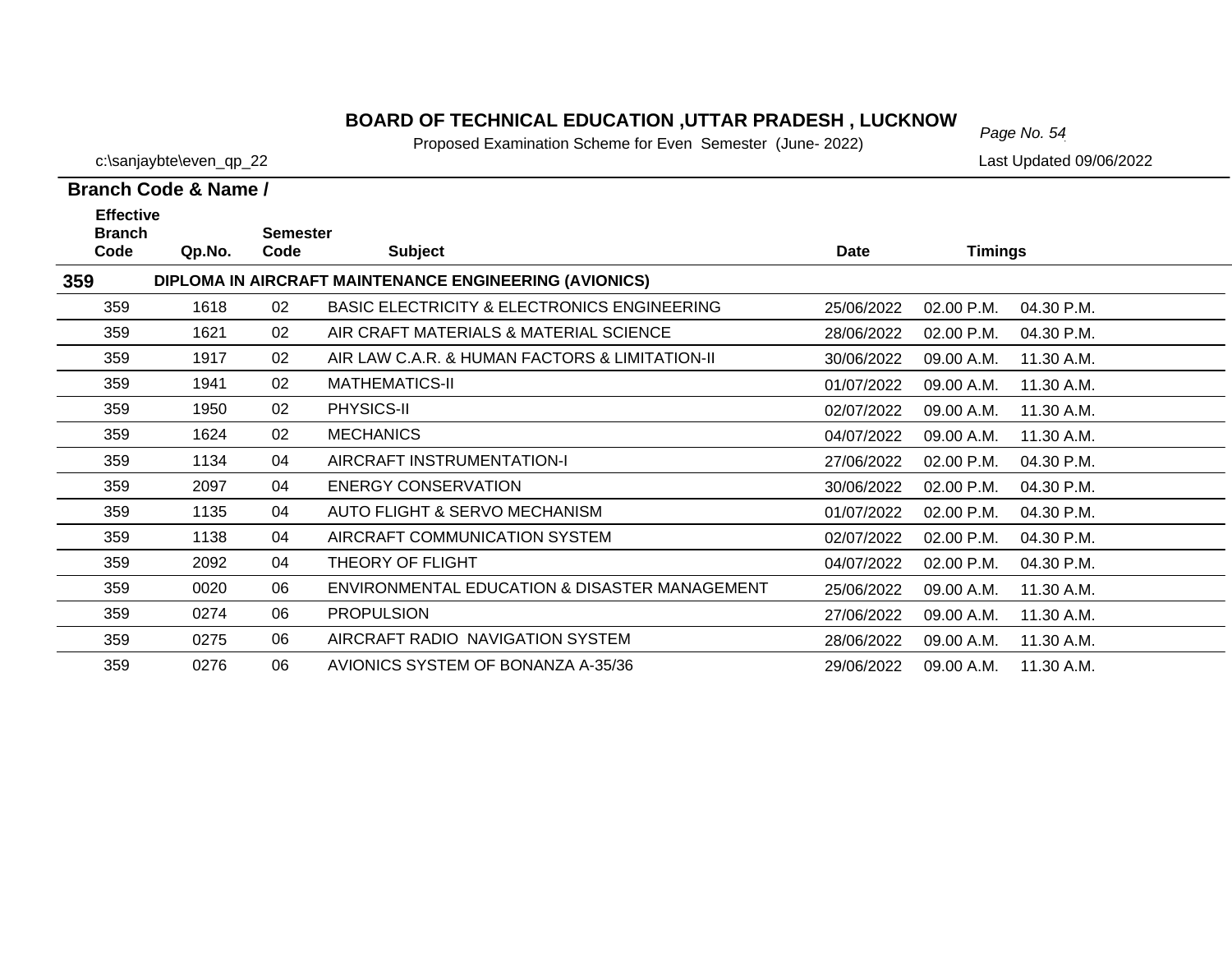# BOARD OF TECHNICAL EDUCATION ,UTTAR PRADESH , LUCKNOW

Proposed Examination Scheme for Even Semester (June- 2022)

c:\sanjaybte\even_qp_22

Last Updated 09/06/2022

**Branch Code & Name /**

| Effective Branch Code | Qp.No. | Semester Code | Subject | Date | Timings | |
|---|---|---|---|---|---|---|
| **359** | **DIPLOMA IN AIRCRAFT MAINTENANCE ENGINEERING (AVIONICS)** | | | | | |
| 359 | 1618 | 02 | BASIC ELECTRICITY & ELECTRONICS ENGINEERING | 25/06/2022 | 02.00 P.M. | 04.30 P.M. |
| 359 | 1621 | 02 | AIR CRAFT MATERIALS & MATERIAL SCIENCE | 28/06/2022 | 02.00 P.M. | 04.30 P.M. |
| 359 | 1917 | 02 | AIR LAW C.A.R. & HUMAN FACTORS & LIMITATION-II | 30/06/2022 | 09.00 A.M. | 11.30 A.M. |
| 359 | 1941 | 02 | MATHEMATICS-II | 01/07/2022 | 09.00 A.M. | 11.30 A.M. |
| 359 | 1950 | 02 | PHYSICS-II | 02/07/2022 | 09.00 A.M. | 11.30 A.M. |
| 359 | 1624 | 02 | MECHANICS | 04/07/2022 | 09.00 A.M. | 11.30 A.M. |
| 359 | 1134 | 04 | AIRCRAFT INSTRUMENTATION-I | 27/06/2022 | 02.00 P.M. | 04.30 P.M. |
| 359 | 2097 | 04 | ENERGY CONSERVATION | 30/06/2022 | 02.00 P.M. | 04.30 P.M. |
| 359 | 1135 | 04 | AUTO FLIGHT & SERVO MECHANISM | 01/07/2022 | 02.00 P.M. | 04.30 P.M. |
| 359 | 1138 | 04 | AIRCRAFT COMMUNICATION SYSTEM | 02/07/2022 | 02.00 P.M. | 04.30 P.M. |
| 359 | 2092 | 04 | THEORY OF FLIGHT | 04/07/2022 | 02.00 P.M. | 04.30 P.M. |
| 359 | 0020 | 06 | ENVIRONMENTAL EDUCATION & DISASTER MANAGEMENT | 25/06/2022 | 09.00 A.M. | 11.30 A.M. |
| 359 | 0274 | 06 | PROPULSION | 27/06/2022 | 09.00 A.M. | 11.30 A.M. |
| 359 | 0275 | 06 | AIRCRAFT RADIO NAVIGATION SYSTEM | 28/06/2022 | 09.00 A.M. | 11.30 A.M. |
| 359 | 0276 | 06 | AVIONICS SYSTEM OF BONANZA A-35/36 | 29/06/2022 | 09.00 A.M. | 11.30 A.M. |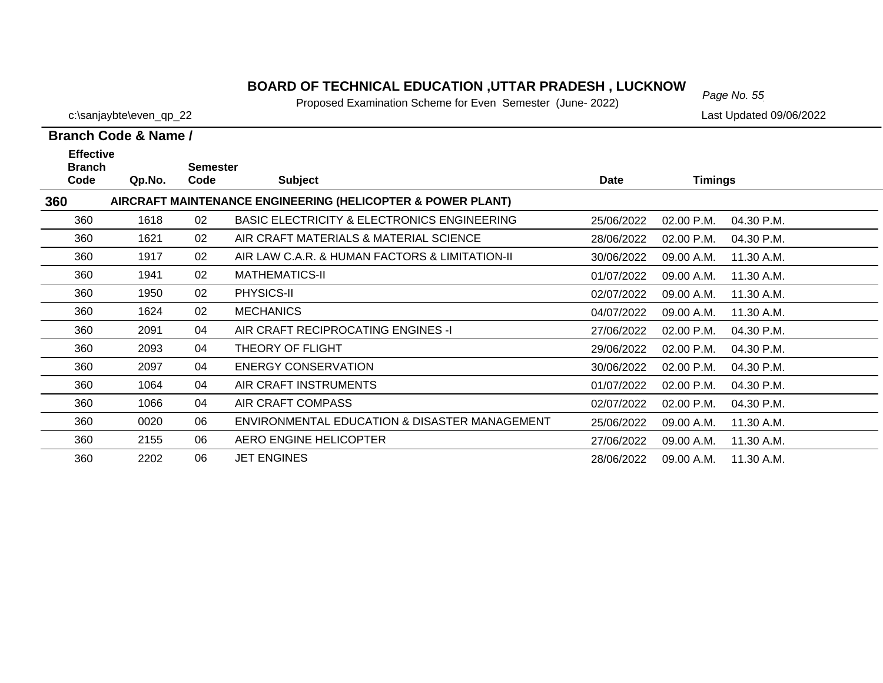# BOARD OF TECHNICAL EDUCATION ,UTTAR PRADESH , LUCKNOW

Proposed Examination Scheme for Even Semester (June- 2022)

c:\sanjaybte\even_qp_22

Last Updated 09/06/2022

**Branch Code & Name /**

| Effective Branch Code | Qp.No. | Semester Code | Subject | Date | Timings | |
|---|---|---|---|---|---|---|
| **360** | | | **AIRCRAFT MAINTENANCE ENGINEERING (HELICOPTER & POWER PLANT)** | | | |
| 360 | 1618 | 02 | BASIC ELECTRICITY & ELECTRONICS ENGINEERING | 25/06/2022 | 02.00 P.M. | 04.30 P.M. |
| 360 | 1621 | 02 | AIR CRAFT MATERIALS & MATERIAL SCIENCE | 28/06/2022 | 02.00 P.M. | 04.30 P.M. |
| 360 | 1917 | 02 | AIR LAW C.A.R. & HUMAN FACTORS & LIMITATION-II | 30/06/2022 | 09.00 A.M. | 11.30 A.M. |
| 360 | 1941 | 02 | MATHEMATICS-II | 01/07/2022 | 09.00 A.M. | 11.30 A.M. |
| 360 | 1950 | 02 | PHYSICS-II | 02/07/2022 | 09.00 A.M. | 11.30 A.M. |
| 360 | 1624 | 02 | MECHANICS | 04/07/2022 | 09.00 A.M. | 11.30 A.M. |
| 360 | 2091 | 04 | AIR CRAFT RECIPROCATING ENGINES -I | 27/06/2022 | 02.00 P.M. | 04.30 P.M. |
| 360 | 2093 | 04 | THEORY OF FLIGHT | 29/06/2022 | 02.00 P.M. | 04.30 P.M. |
| 360 | 2097 | 04 | ENERGY CONSERVATION | 30/06/2022 | 02.00 P.M. | 04.30 P.M. |
| 360 | 1064 | 04 | AIR CRAFT INSTRUMENTS | 01/07/2022 | 02.00 P.M. | 04.30 P.M. |
| 360 | 1066 | 04 | AIR CRAFT COMPASS | 02/07/2022 | 02.00 P.M. | 04.30 P.M. |
| 360 | 0020 | 06 | ENVIRONMENTAL EDUCATION & DISASTER MANAGEMENT | 25/06/2022 | 09.00 A.M. | 11.30 A.M. |
| 360 | 2155 | 06 | AERO ENGINE HELICOPTER | 27/06/2022 | 09.00 A.M. | 11.30 A.M. |
| 360 | 2202 | 06 | JET ENGINES | 28/06/2022 | 09.00 A.M. | 11.30 A.M. |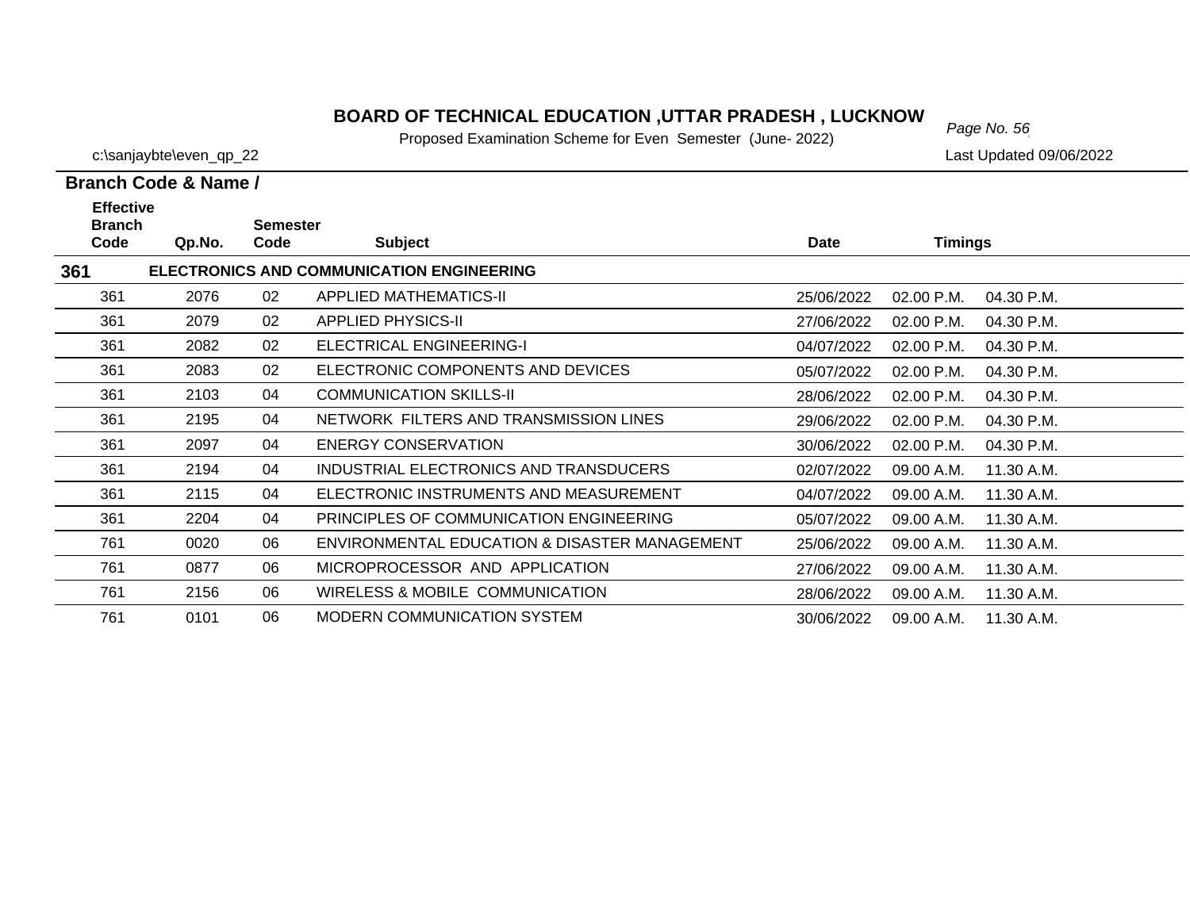# BOARD OF TECHNICAL EDUCATION ,UTTAR PRADESH , LUCKNOW

Proposed Examination Scheme for Even Semester (June- 2022)

c:\sanjaybte\even_qp_22

Last Updated 09/06/2022

**Branch Code & Name /**

| Effective Branch Code | Qp.No. | Semester Code | Subject | Date | Timings | |
|---|---|---|---|---|---|---|
| **361** | | | **ELECTRONICS AND COMMUNICATION ENGINEERING** | | | |
| 361 | 2076 | 02 | APPLIED MATHEMATICS-II | 25/06/2022 | 02.00 P.M. | 04.30 P.M. |
| 361 | 2079 | 02 | APPLIED PHYSICS-II | 27/06/2022 | 02.00 P.M. | 04.30 P.M. |
| 361 | 2082 | 02 | ELECTRICAL ENGINEERING-I | 04/07/2022 | 02.00 P.M. | 04.30 P.M. |
| 361 | 2083 | 02 | ELECTRONIC COMPONENTS AND DEVICES | 05/07/2022 | 02.00 P.M. | 04.30 P.M. |
| 361 | 2103 | 04 | COMMUNICATION SKILLS-II | 28/06/2022 | 02.00 P.M. | 04.30 P.M. |
| 361 | 2195 | 04 | NETWORK FILTERS AND TRANSMISSION LINES | 29/06/2022 | 02.00 P.M. | 04.30 P.M. |
| 361 | 2097 | 04 | ENERGY CONSERVATION | 30/06/2022 | 02.00 P.M. | 04.30 P.M. |
| 361 | 2194 | 04 | INDUSTRIAL ELECTRONICS AND TRANSDUCERS | 02/07/2022 | 09.00 A.M. | 11.30 A.M. |
| 361 | 2115 | 04 | ELECTRONIC INSTRUMENTS AND MEASUREMENT | 04/07/2022 | 09.00 A.M. | 11.30 A.M. |
| 361 | 2204 | 04 | PRINCIPLES OF COMMUNICATION ENGINEERING | 05/07/2022 | 09.00 A.M. | 11.30 A.M. |
| 761 | 0020 | 06 | ENVIRONMENTAL EDUCATION & DISASTER MANAGEMENT | 25/06/2022 | 09.00 A.M. | 11.30 A.M. |
| 761 | 0877 | 06 | MICROPROCESSOR AND APPLICATION | 27/06/2022 | 09.00 A.M. | 11.30 A.M. |
| 761 | 2156 | 06 | WIRELESS & MOBILE COMMUNICATION | 28/06/2022 | 09.00 A.M. | 11.30 A.M. |
| 761 | 0101 | 06 | MODERN COMMUNICATION SYSTEM | 30/06/2022 | 09.00 A.M. | 11.30 A.M. |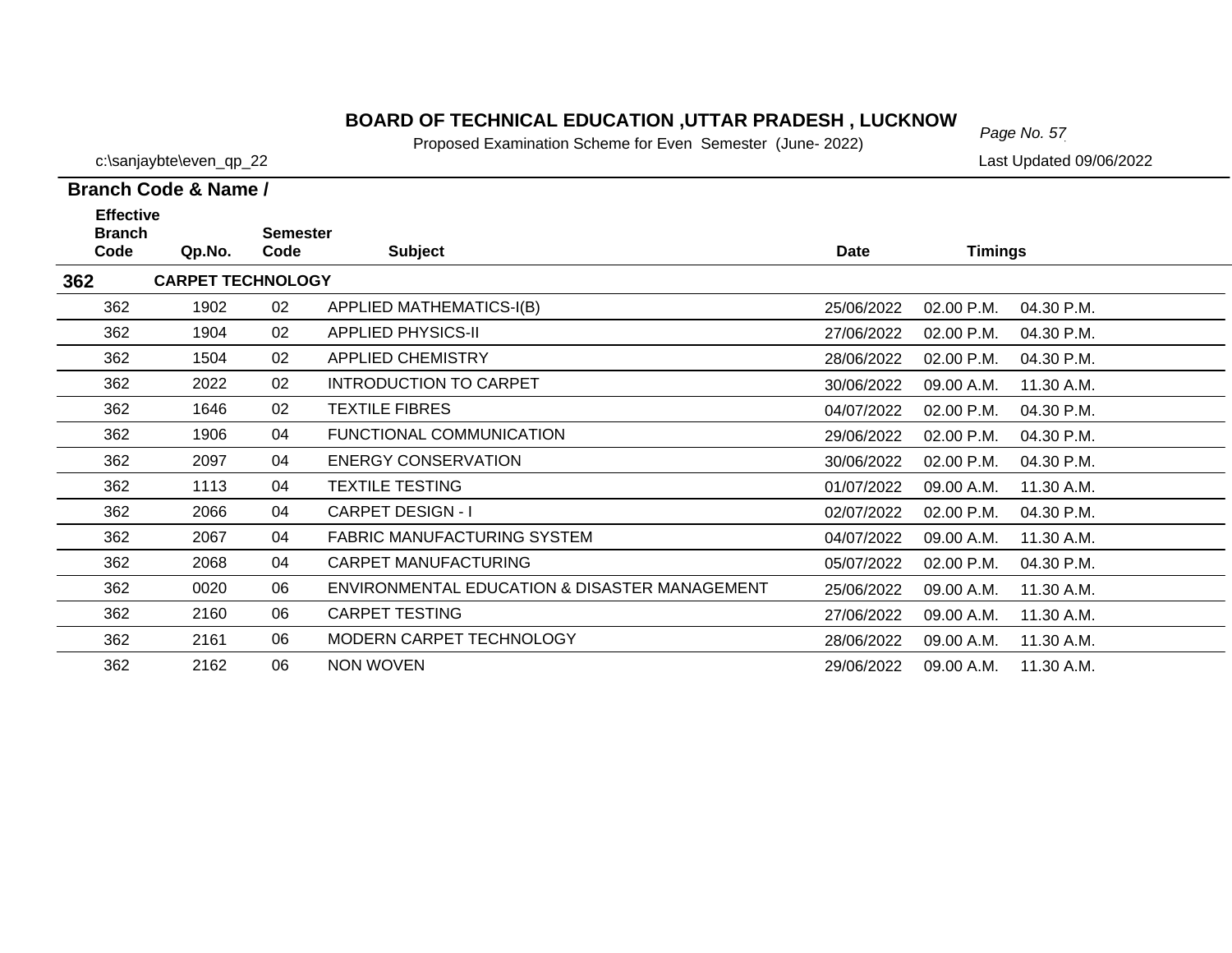# BOARD OF TECHNICAL EDUCATION ,UTTAR PRADESH , LUCKNOW

Proposed Examination Scheme for Even Semester (June- 2022)

c:\sanjaybte\even_qp_22

Last Updated 09/06/2022

**Branch Code & Name /**

| Effective Branch Code | Qp.No. | Semester Code | Subject | Date | Timings | |
|---|---|---|---|---|---|---|
| **362** | **CARPET TECHNOLOGY** | | | | | |
| 362 | 1902 | 02 | APPLIED MATHEMATICS-I(B) | 25/06/2022 | 02.00 P.M. | 04.30 P.M. |
| 362 | 1904 | 02 | APPLIED PHYSICS-II | 27/06/2022 | 02.00 P.M. | 04.30 P.M. |
| 362 | 1504 | 02 | APPLIED CHEMISTRY | 28/06/2022 | 02.00 P.M. | 04.30 P.M. |
| 362 | 2022 | 02 | INTRODUCTION TO CARPET | 30/06/2022 | 09.00 A.M. | 11.30 A.M. |
| 362 | 1646 | 02 | TEXTILE FIBRES | 04/07/2022 | 02.00 P.M. | 04.30 P.M. |
| 362 | 1906 | 04 | FUNCTIONAL COMMUNICATION | 29/06/2022 | 02.00 P.M. | 04.30 P.M. |
| 362 | 2097 | 04 | ENERGY CONSERVATION | 30/06/2022 | 02.00 P.M. | 04.30 P.M. |
| 362 | 1113 | 04 | TEXTILE TESTING | 01/07/2022 | 09.00 A.M. | 11.30 A.M. |
| 362 | 2066 | 04 | CARPET DESIGN - I | 02/07/2022 | 02.00 P.M. | 04.30 P.M. |
| 362 | 2067 | 04 | FABRIC MANUFACTURING SYSTEM | 04/07/2022 | 09.00 A.M. | 11.30 A.M. |
| 362 | 2068 | 04 | CARPET MANUFACTURING | 05/07/2022 | 02.00 P.M. | 04.30 P.M. |
| 362 | 0020 | 06 | ENVIRONMENTAL EDUCATION & DISASTER MANAGEMENT | 25/06/2022 | 09.00 A.M. | 11.30 A.M. |
| 362 | 2160 | 06 | CARPET TESTING | 27/06/2022 | 09.00 A.M. | 11.30 A.M. |
| 362 | 2161 | 06 | MODERN CARPET TECHNOLOGY | 28/06/2022 | 09.00 A.M. | 11.30 A.M. |
| 362 | 2162 | 06 | NON WOVEN | 29/06/2022 | 09.00 A.M. | 11.30 A.M. |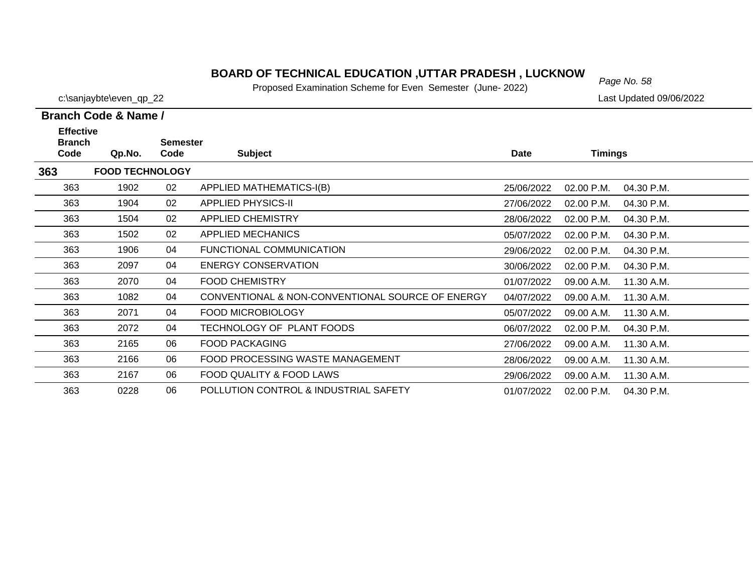# BOARD OF TECHNICAL EDUCATION ,UTTAR PRADESH , LUCKNOW

Proposed Examination Scheme for Even Semester (June- 2022)

c:\sanjaybte\even_qp_22

Last Updated 09/06/2022

**Branch Code & Name /**

| Effective Branch Code | Qp.No. | Semester Code | Subject | Date | Timings | |
|---|---|---|---|---|---|---|
| **363** | **FOOD TECHNOLOGY** | | | | | |
| 363 | 1902 | 02 | APPLIED MATHEMATICS-I(B) | 25/06/2022 | 02.00 P.M. | 04.30 P.M. |
| 363 | 1904 | 02 | APPLIED PHYSICS-II | 27/06/2022 | 02.00 P.M. | 04.30 P.M. |
| 363 | 1504 | 02 | APPLIED CHEMISTRY | 28/06/2022 | 02.00 P.M. | 04.30 P.M. |
| 363 | 1502 | 02 | APPLIED MECHANICS | 05/07/2022 | 02.00 P.M. | 04.30 P.M. |
| 363 | 1906 | 04 | FUNCTIONAL COMMUNICATION | 29/06/2022 | 02.00 P.M. | 04.30 P.M. |
| 363 | 2097 | 04 | ENERGY CONSERVATION | 30/06/2022 | 02.00 P.M. | 04.30 P.M. |
| 363 | 2070 | 04 | FOOD CHEMISTRY | 01/07/2022 | 09.00 A.M. | 11.30 A.M. |
| 363 | 1082 | 04 | CONVENTIONAL & NON-CONVENTIONAL SOURCE OF ENERGY | 04/07/2022 | 09.00 A.M. | 11.30 A.M. |
| 363 | 2071 | 04 | FOOD MICROBIOLOGY | 05/07/2022 | 09.00 A.M. | 11.30 A.M. |
| 363 | 2072 | 04 | TECHNOLOGY OF PLANT FOODS | 06/07/2022 | 02.00 P.M. | 04.30 P.M. |
| 363 | 2165 | 06 | FOOD PACKAGING | 27/06/2022 | 09.00 A.M. | 11.30 A.M. |
| 363 | 2166 | 06 | FOOD PROCESSING WASTE MANAGEMENT | 28/06/2022 | 09.00 A.M. | 11.30 A.M. |
| 363 | 2167 | 06 | FOOD QUALITY & FOOD LAWS | 29/06/2022 | 09.00 A.M. | 11.30 A.M. |
| 363 | 0228 | 06 | POLLUTION CONTROL & INDUSTRIAL SAFETY | 01/07/2022 | 02.00 P.M. | 04.30 P.M. |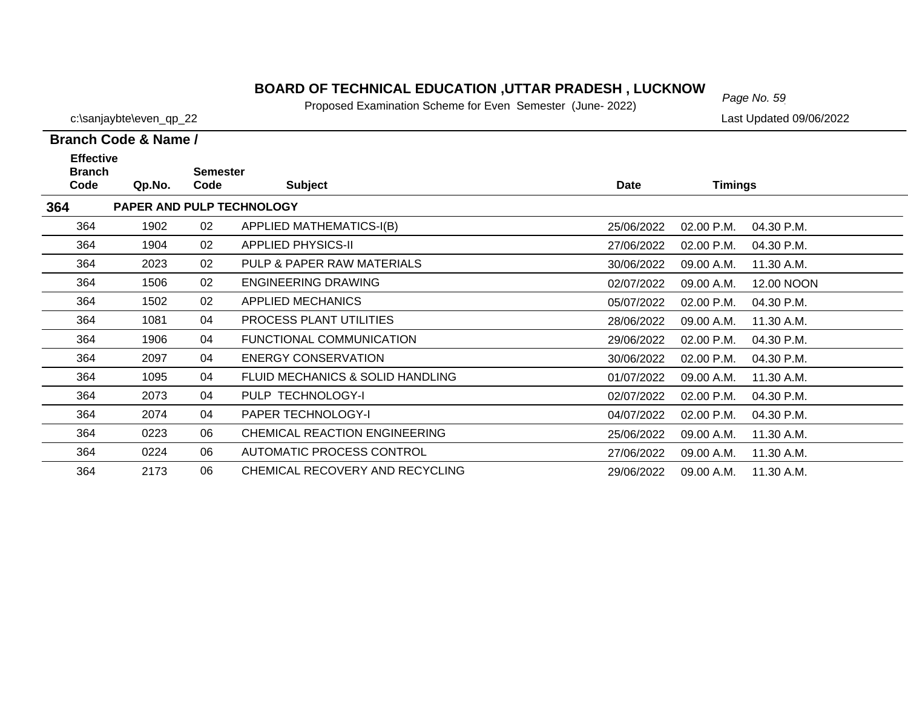# BOARD OF TECHNICAL EDUCATION ,UTTAR PRADESH , LUCKNOW

Proposed Examination Scheme for Even Semester (June- 2022)

c:\sanjaybte\even_qp_22

Last Updated 09/06/2022

| Effective Branch Code | Qp.No. | Semester Code | Subject | Date | Timings | |
|---|---|---|---|---|---|---|
| **364** | **PAPER AND PULP TECHNOLOGY** | | | | | |
| 364 | 1902 | 02 | APPLIED MATHEMATICS-I(B) | 25/06/2022 | 02.00 P.M. | 04.30 P.M. |
| 364 | 1904 | 02 | APPLIED PHYSICS-II | 27/06/2022 | 02.00 P.M. | 04.30 P.M. |
| 364 | 2023 | 02 | PULP & PAPER RAW MATERIALS | 30/06/2022 | 09.00 A.M. | 11.30 A.M. |
| 364 | 1506 | 02 | ENGINEERING DRAWING | 02/07/2022 | 09.00 A.M. | 12.00 NOON |
| 364 | 1502 | 02 | APPLIED MECHANICS | 05/07/2022 | 02.00 P.M. | 04.30 P.M. |
| 364 | 1081 | 04 | PROCESS PLANT UTILITIES | 28/06/2022 | 09.00 A.M. | 11.30 A.M. |
| 364 | 1906 | 04 | FUNCTIONAL COMMUNICATION | 29/06/2022 | 02.00 P.M. | 04.30 P.M. |
| 364 | 2097 | 04 | ENERGY CONSERVATION | 30/06/2022 | 02.00 P.M. | 04.30 P.M. |
| 364 | 1095 | 04 | FLUID MECHANICS & SOLID HANDLING | 01/07/2022 | 09.00 A.M. | 11.30 A.M. |
| 364 | 2073 | 04 | PULP TECHNOLOGY-I | 02/07/2022 | 02.00 P.M. | 04.30 P.M. |
| 364 | 2074 | 04 | PAPER TECHNOLOGY-I | 04/07/2022 | 02.00 P.M. | 04.30 P.M. |
| 364 | 0223 | 06 | CHEMICAL REACTION ENGINEERING | 25/06/2022 | 09.00 A.M. | 11.30 A.M. |
| 364 | 0224 | 06 | AUTOMATIC PROCESS CONTROL | 27/06/2022 | 09.00 A.M. | 11.30 A.M. |
| 364 | 2173 | 06 | CHEMICAL RECOVERY AND RECYCLING | 29/06/2022 | 09.00 A.M. | 11.30 A.M. |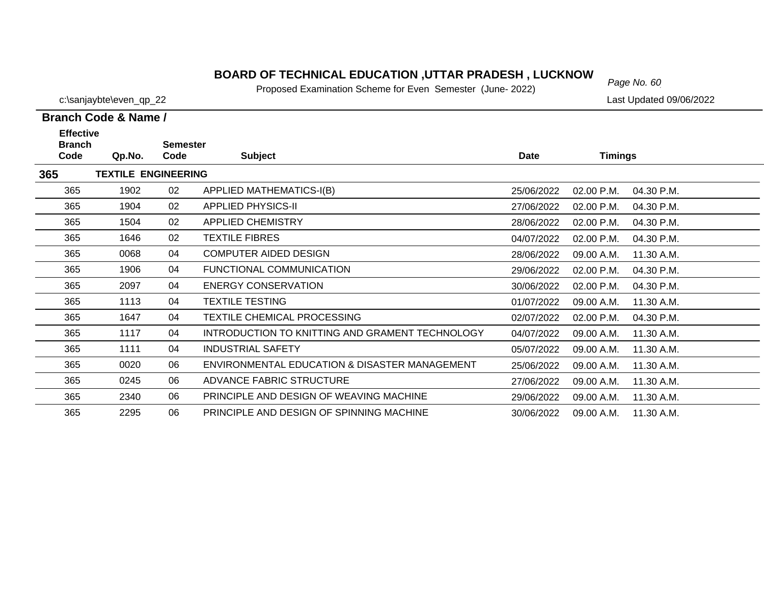# BOARD OF TECHNICAL EDUCATION ,UTTAR PRADESH , LUCKNOW

Proposed Examination Scheme for Even Semester (June- 2022)

c:\sanjaybte\even_qp_22

Last Updated 09/06/2022

**Branch Code & Name /**

| Effective Branch Code | Qp.No. | Semester Code | Subject | Date | Timings | |
|---|---|---|---|---|---|---|
| **365** | **TEXTILE ENGINEERING** | | | | | |
| 365 | 1902 | 02 | APPLIED MATHEMATICS-I(B) | 25/06/2022 | 02.00 P.M. | 04.30 P.M. |
| 365 | 1904 | 02 | APPLIED PHYSICS-II | 27/06/2022 | 02.00 P.M. | 04.30 P.M. |
| 365 | 1504 | 02 | APPLIED CHEMISTRY | 28/06/2022 | 02.00 P.M. | 04.30 P.M. |
| 365 | 1646 | 02 | TEXTILE FIBRES | 04/07/2022 | 02.00 P.M. | 04.30 P.M. |
| 365 | 0068 | 04 | COMPUTER AIDED DESIGN | 28/06/2022 | 09.00 A.M. | 11.30 A.M. |
| 365 | 1906 | 04 | FUNCTIONAL COMMUNICATION | 29/06/2022 | 02.00 P.M. | 04.30 P.M. |
| 365 | 2097 | 04 | ENERGY CONSERVATION | 30/06/2022 | 02.00 P.M. | 04.30 P.M. |
| 365 | 1113 | 04 | TEXTILE TESTING | 01/07/2022 | 09.00 A.M. | 11.30 A.M. |
| 365 | 1647 | 04 | TEXTILE CHEMICAL PROCESSING | 02/07/2022 | 02.00 P.M. | 04.30 P.M. |
| 365 | 1117 | 04 | INTRODUCTION TO KNITTING AND GRAMENT TECHNOLOGY | 04/07/2022 | 09.00 A.M. | 11.30 A.M. |
| 365 | 1111 | 04 | INDUSTRIAL SAFETY | 05/07/2022 | 09.00 A.M. | 11.30 A.M. |
| 365 | 0020 | 06 | ENVIRONMENTAL EDUCATION & DISASTER MANAGEMENT | 25/06/2022 | 09.00 A.M. | 11.30 A.M. |
| 365 | 0245 | 06 | ADVANCE FABRIC STRUCTURE | 27/06/2022 | 09.00 A.M. | 11.30 A.M. |
| 365 | 2340 | 06 | PRINCIPLE AND DESIGN OF WEAVING MACHINE | 29/06/2022 | 09.00 A.M. | 11.30 A.M. |
| 365 | 2295 | 06 | PRINCIPLE AND DESIGN OF SPINNING MACHINE | 30/06/2022 | 09.00 A.M. | 11.30 A.M. |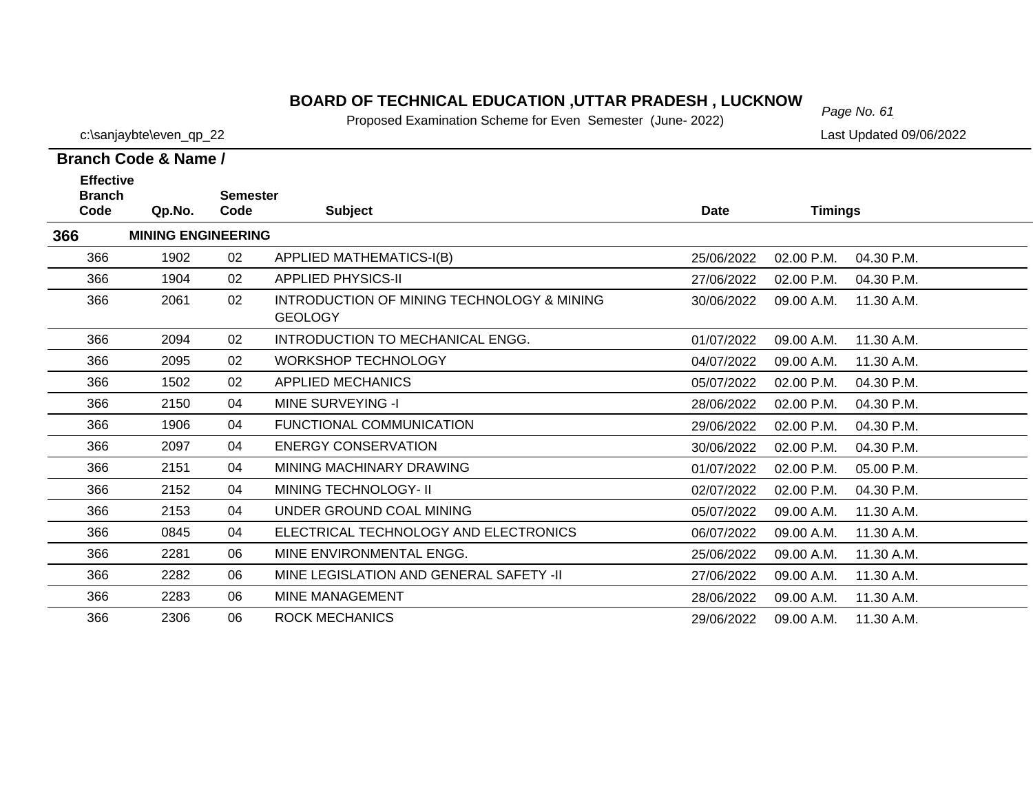# BOARD OF TECHNICAL EDUCATION ,UTTAR PRADESH , LUCKNOW

Proposed Examination Scheme for Even Semester (June- 2022)

c:\sanjaybte\even_qp_22

Last Updated 09/06/2022

**Branch Code & Name /**

| Effective Branch Code | Qp.No. | Semester Code | Subject | Date | Timings | |
|---|---|---|---|---|---|---|
| **366** | **MINING ENGINEERING** | | | | | |
| 366 | 1902 | 02 | APPLIED MATHEMATICS-I(B) | 25/06/2022 | 02.00 P.M. | 04.30 P.M. |
| 366 | 1904 | 02 | APPLIED PHYSICS-II | 27/06/2022 | 02.00 P.M. | 04.30 P.M. |
| 366 | 2061 | 02 | INTRODUCTION OF MINING TECHNOLOGY & MINING GEOLOGY | 30/06/2022 | 09.00 A.M. | 11.30 A.M. |
| 366 | 2094 | 02 | INTRODUCTION TO MECHANICAL ENGG. | 01/07/2022 | 09.00 A.M. | 11.30 A.M. |
| 366 | 2095 | 02 | WORKSHOP TECHNOLOGY | 04/07/2022 | 09.00 A.M. | 11.30 A.M. |
| 366 | 1502 | 02 | APPLIED MECHANICS | 05/07/2022 | 02.00 P.M. | 04.30 P.M. |
| 366 | 2150 | 04 | MINE SURVEYING -I | 28/06/2022 | 02.00 P.M. | 04.30 P.M. |
| 366 | 1906 | 04 | FUNCTIONAL COMMUNICATION | 29/06/2022 | 02.00 P.M. | 04.30 P.M. |
| 366 | 2097 | 04 | ENERGY CONSERVATION | 30/06/2022 | 02.00 P.M. | 04.30 P.M. |
| 366 | 2151 | 04 | MINING MACHINARY DRAWING | 01/07/2022 | 02.00 P.M. | 05.00 P.M. |
| 366 | 2152 | 04 | MINING TECHNOLOGY- II | 02/07/2022 | 02.00 P.M. | 04.30 P.M. |
| 366 | 2153 | 04 | UNDER GROUND COAL MINING | 05/07/2022 | 09.00 A.M. | 11.30 A.M. |
| 366 | 0845 | 04 | ELECTRICAL TECHNOLOGY AND ELECTRONICS | 06/07/2022 | 09.00 A.M. | 11.30 A.M. |
| 366 | 2281 | 06 | MINE ENVIRONMENTAL ENGG. | 25/06/2022 | 09.00 A.M. | 11.30 A.M. |
| 366 | 2282 | 06 | MINE LEGISLATION AND GENERAL SAFETY -II | 27/06/2022 | 09.00 A.M. | 11.30 A.M. |
| 366 | 2283 | 06 | MINE MANAGEMENT | 28/06/2022 | 09.00 A.M. | 11.30 A.M. |
| 366 | 2306 | 06 | ROCK MECHANICS | 29/06/2022 | 09.00 A.M. | 11.30 A.M. |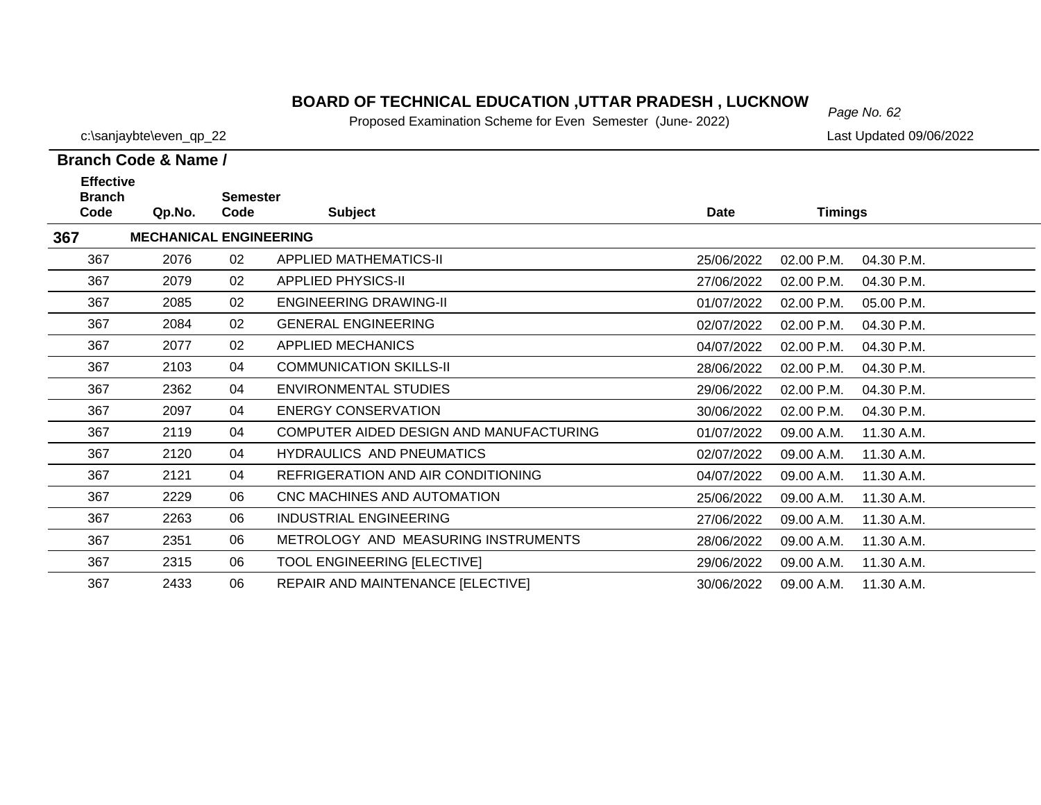# BOARD OF TECHNICAL EDUCATION ,UTTAR PRADESH , LUCKNOW

Proposed Examination Scheme for Even Semester (June- 2022)

c:\sanjaybte\even_qp_22

Last Updated 09/06/2022

**Branch Code & Name /**

| Effective Branch Code | Qp.No. | Semester Code | Subject | Date | Timings | |
|---|---|---|---|---|---|---|
| **367** | **MECHANICAL ENGINEERING** | | | | | |
| 367 | 2076 | 02 | APPLIED MATHEMATICS-II | 25/06/2022 | 02.00 P.M. | 04.30 P.M. |
| 367 | 2079 | 02 | APPLIED PHYSICS-II | 27/06/2022 | 02.00 P.M. | 04.30 P.M. |
| 367 | 2085 | 02 | ENGINEERING DRAWING-II | 01/07/2022 | 02.00 P.M. | 05.00 P.M. |
| 367 | 2084 | 02 | GENERAL ENGINEERING | 02/07/2022 | 02.00 P.M. | 04.30 P.M. |
| 367 | 2077 | 02 | APPLIED MECHANICS | 04/07/2022 | 02.00 P.M. | 04.30 P.M. |
| 367 | 2103 | 04 | COMMUNICATION SKILLS-II | 28/06/2022 | 02.00 P.M. | 04.30 P.M. |
| 367 | 2362 | 04 | ENVIRONMENTAL STUDIES | 29/06/2022 | 02.00 P.M. | 04.30 P.M. |
| 367 | 2097 | 04 | ENERGY CONSERVATION | 30/06/2022 | 02.00 P.M. | 04.30 P.M. |
| 367 | 2119 | 04 | COMPUTER AIDED DESIGN AND MANUFACTURING | 01/07/2022 | 09.00 A.M. | 11.30 A.M. |
| 367 | 2120 | 04 | HYDRAULICS AND PNEUMATICS | 02/07/2022 | 09.00 A.M. | 11.30 A.M. |
| 367 | 2121 | 04 | REFRIGERATION AND AIR CONDITIONING | 04/07/2022 | 09.00 A.M. | 11.30 A.M. |
| 367 | 2229 | 06 | CNC MACHINES AND AUTOMATION | 25/06/2022 | 09.00 A.M. | 11.30 A.M. |
| 367 | 2263 | 06 | INDUSTRIAL ENGINEERING | 27/06/2022 | 09.00 A.M. | 11.30 A.M. |
| 367 | 2351 | 06 | METROLOGY AND MEASURING INSTRUMENTS | 28/06/2022 | 09.00 A.M. | 11.30 A.M. |
| 367 | 2315 | 06 | TOOL ENGINEERING [ELECTIVE] | 29/06/2022 | 09.00 A.M. | 11.30 A.M. |
| 367 | 2433 | 06 | REPAIR AND MAINTENANCE [ELECTIVE] | 30/06/2022 | 09.00 A.M. | 11.30 A.M. |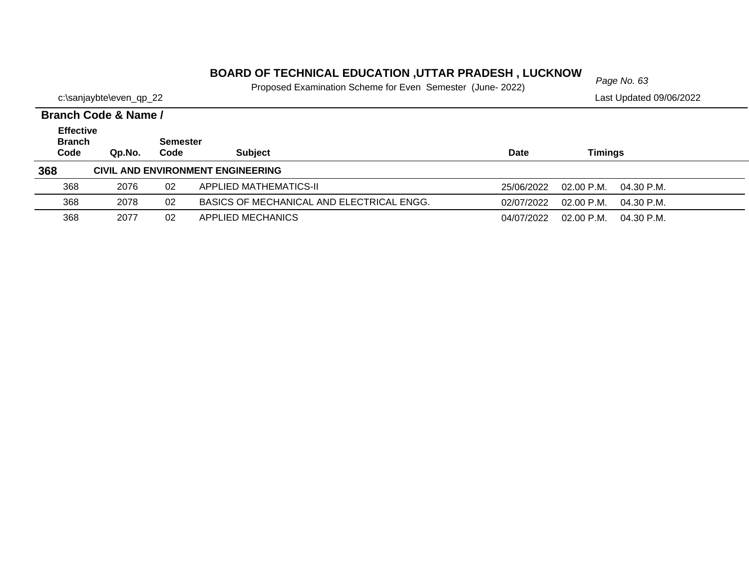# BOARD OF TECHNICAL EDUCATION ,UTTAR PRADESH , LUCKNOW

Proposed Examination Scheme for Even Semester (June- 2022)

c:\sanjaybte\even_qp_22

Last Updated 09/06/2022

**Branch Code & Name /**

| Effective Branch Code | Qp.No. | Semester Code | Subject | Date | Timings | |
|---|---|---|---|---|---|---|
| **368** | **CIVIL AND ENVIRONMENT ENGINEERING** | | | | | |
| 368 | 2076 | 02 | APPLIED MATHEMATICS-II | 25/06/2022 | 02.00 P.M. | 04.30 P.M. |
| 368 | 2078 | 02 | BASICS OF MECHANICAL AND ELECTRICAL ENGG. | 02/07/2022 | 02.00 P.M. | 04.30 P.M. |
| 368 | 2077 | 02 | APPLIED MECHANICS | 04/07/2022 | 02.00 P.M. | 04.30 P.M. |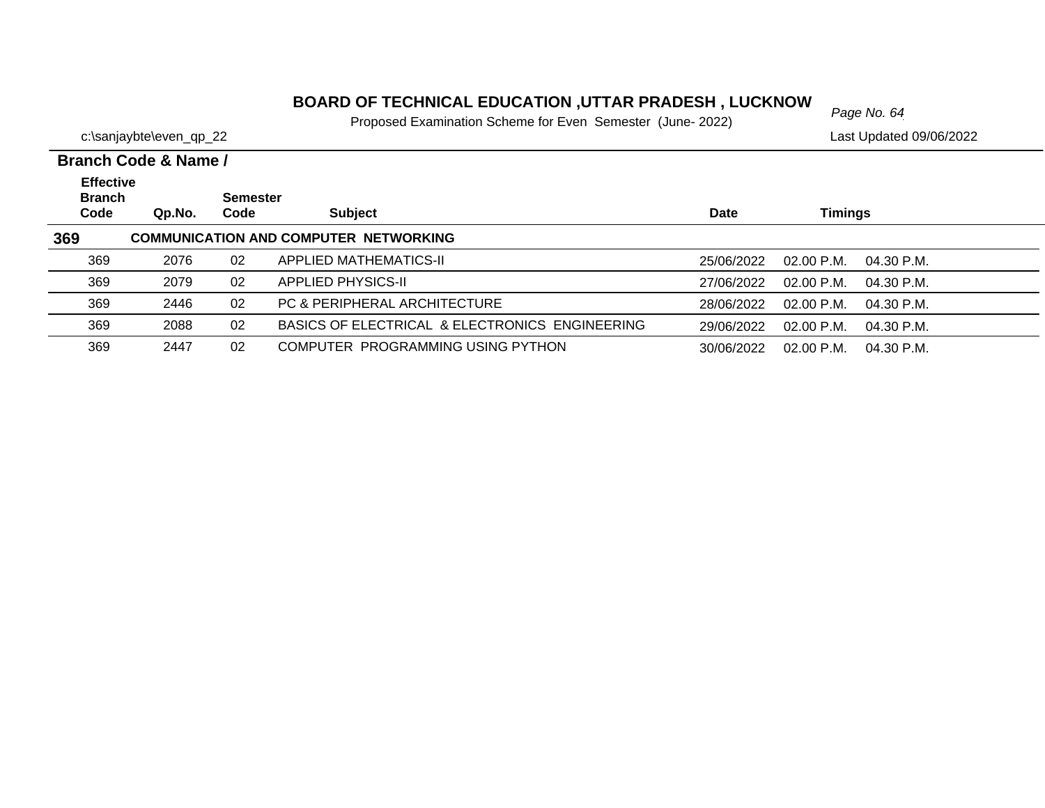# BOARD OF TECHNICAL EDUCATION ,UTTAR PRADESH , LUCKNOW

Proposed Examination Scheme for Even Semester (June- 2022)

c:\sanjaybte\even_qp_22

Last Updated 09/06/2022

**Branch Code & Name /**

| Effective Branch Code | Qp.No. | Semester Code | Subject | Date | Timings | |
|---|---|---|---|---|---|---|
| **369** | **COMMUNICATION AND COMPUTER NETWORKING** | | | | | |
| 369 | 2076 | 02 | APPLIED MATHEMATICS-II | 25/06/2022 | 02.00 P.M. | 04.30 P.M. |
| 369 | 2079 | 02 | APPLIED PHYSICS-II | 27/06/2022 | 02.00 P.M. | 04.30 P.M. |
| 369 | 2446 | 02 | PC & PERIPHERAL ARCHITECTURE | 28/06/2022 | 02.00 P.M. | 04.30 P.M. |
| 369 | 2088 | 02 | BASICS OF ELECTRICAL & ELECTRONICS ENGINEERING | 29/06/2022 | 02.00 P.M. | 04.30 P.M. |
| 369 | 2447 | 02 | COMPUTER PROGRAMMING USING PYTHON | 30/06/2022 | 02.00 P.M. | 04.30 P.M. |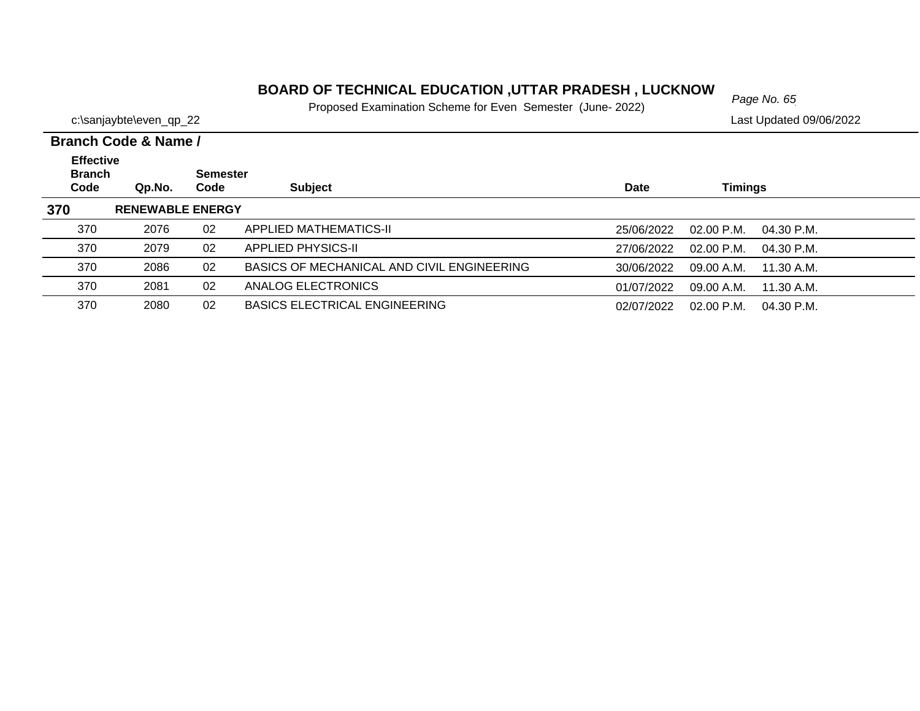# BOARD OF TECHNICAL EDUCATION ,UTTAR PRADESH , LUCKNOW

Proposed Examination Scheme for Even Semester (June- 2022)

c:\sanjaybte\even_qp_22

Last Updated 09/06/2022

**Branch Code & Name /**

| Effective Branch Code | Qp.No. | Semester Code | Subject | Date | Timings | |
|---|---|---|---|---|---|---|
| **370** | **RENEWABLE ENERGY** | | | | | |
| 370 | 2076 | 02 | APPLIED MATHEMATICS-II | 25/06/2022 | 02.00 P.M. | 04.30 P.M. |
| 370 | 2079 | 02 | APPLIED PHYSICS-II | 27/06/2022 | 02.00 P.M. | 04.30 P.M. |
| 370 | 2086 | 02 | BASICS OF MECHANICAL AND CIVIL ENGINEERING | 30/06/2022 | 09.00 A.M. | 11.30 A.M. |
| 370 | 2081 | 02 | ANALOG ELECTRONICS | 01/07/2022 | 09.00 A.M. | 11.30 A.M. |
| 370 | 2080 | 02 | BASICS ELECTRICAL ENGINEERING | 02/07/2022 | 02.00 P.M. | 04.30 P.M. |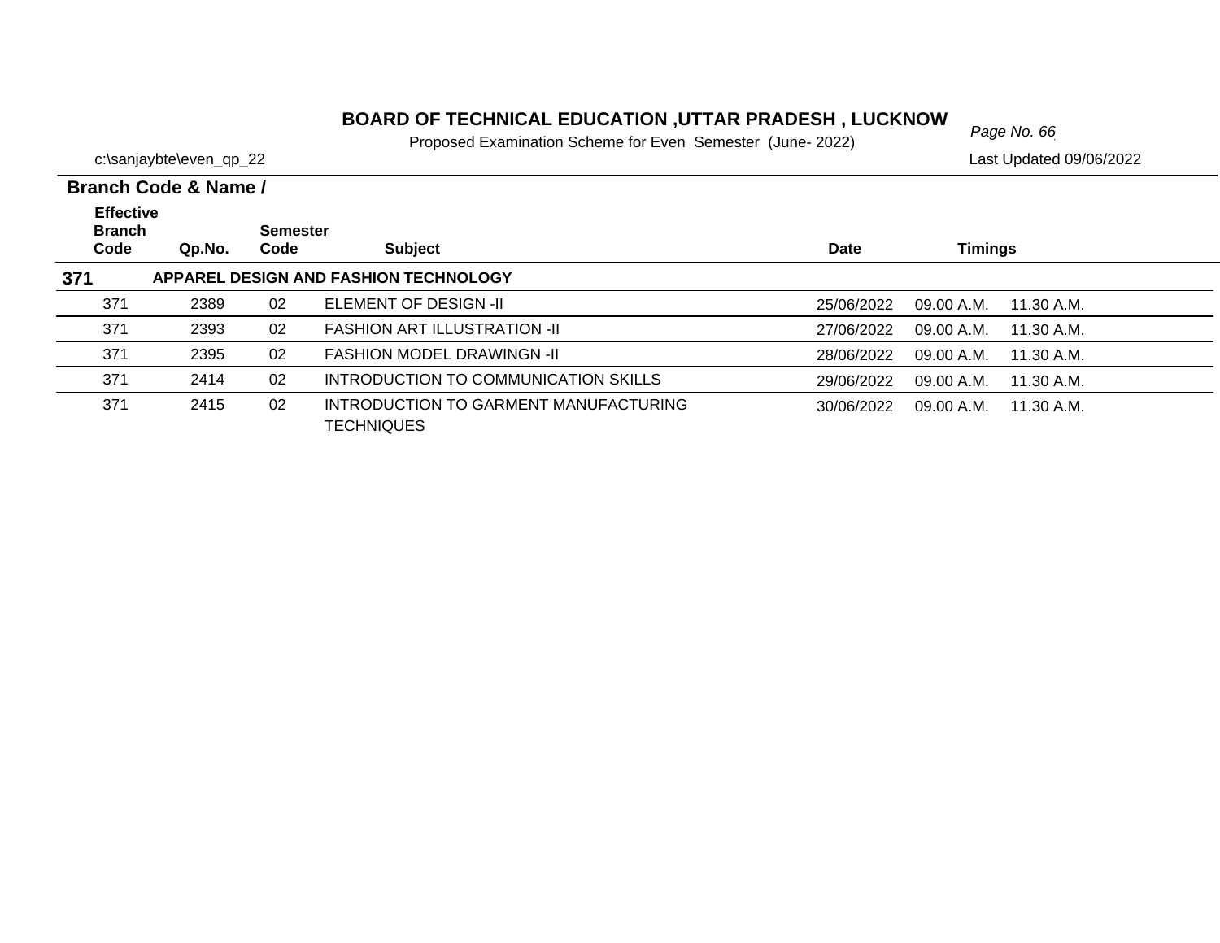# BOARD OF TECHNICAL EDUCATION ,UTTAR PRADESH , LUCKNOW

Proposed Examination Scheme for Even Semester (June- 2022)

c:\sanjaybte\even_qp_22

Last Updated 09/06/2022

**Branch Code & Name /**

| Effective Branch Code | Qp.No. | Semester Code | Subject | Date | Timings | |
|---|---|---|---|---|---|---|
| **371** | **APPAREL DESIGN AND FASHION TECHNOLOGY** | | | | | |
| 371 | 2389 | 02 | ELEMENT OF DESIGN -II | 25/06/2022 | 09.00 A.M. | 11.30 A.M. |
| 371 | 2393 | 02 | FASHION ART ILLUSTRATION -II | 27/06/2022 | 09.00 A.M. | 11.30 A.M. |
| 371 | 2395 | 02 | FASHION MODEL DRAWINGN -II | 28/06/2022 | 09.00 A.M. | 11.30 A.M. |
| 371 | 2414 | 02 | INTRODUCTION TO COMMUNICATION SKILLS | 29/06/2022 | 09.00 A.M. | 11.30 A.M. |
| 371 | 2415 | 02 | INTRODUCTION TO GARMENT MANUFACTURING TECHNIQUES | 30/06/2022 | 09.00 A.M. | 11.30 A.M. |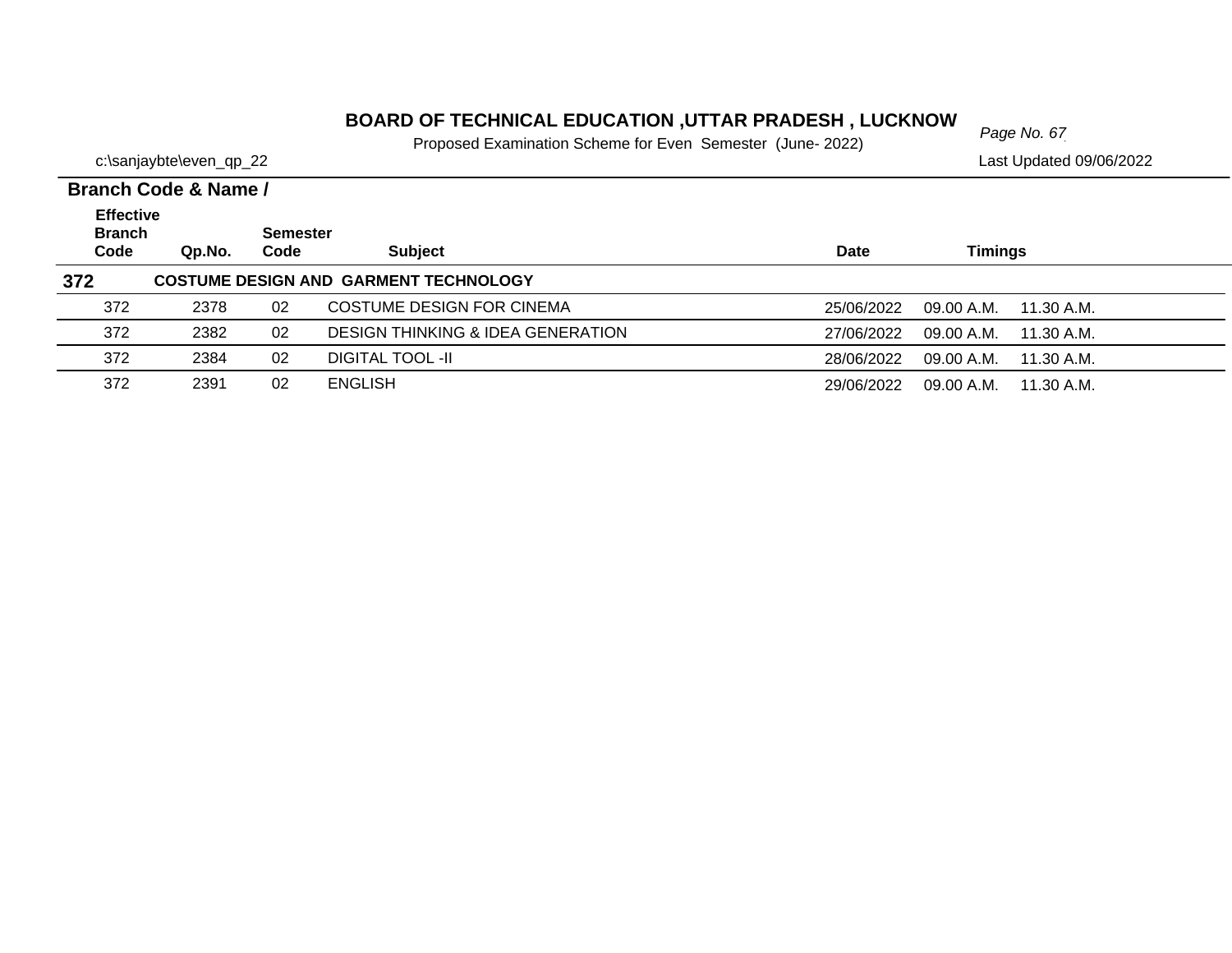# BOARD OF TECHNICAL EDUCATION ,UTTAR PRADESH , LUCKNOW

Proposed Examination Scheme for Even Semester (June- 2022)

c:\sanjaybte\even_qp_22

Last Updated 09/06/2022

**Branch Code & Name /**

| Effective Branch Code | Qp.No. | Semester Code | Subject | Date | Timings | |
|---|---|---|---|---|---|---|
| **372** | **COSTUME DESIGN AND GARMENT TECHNOLOGY** | | | | | |
| 372 | 2378 | 02 | COSTUME DESIGN FOR CINEMA | 25/06/2022 | 09.00 A.M. | 11.30 A.M. |
| 372 | 2382 | 02 | DESIGN THINKING & IDEA GENERATION | 27/06/2022 | 09.00 A.M. | 11.30 A.M. |
| 372 | 2384 | 02 | DIGITAL TOOL -II | 28/06/2022 | 09.00 A.M. | 11.30 A.M. |
| 372 | 2391 | 02 | ENGLISH | 29/06/2022 | 09.00 A.M. | 11.30 A.M. |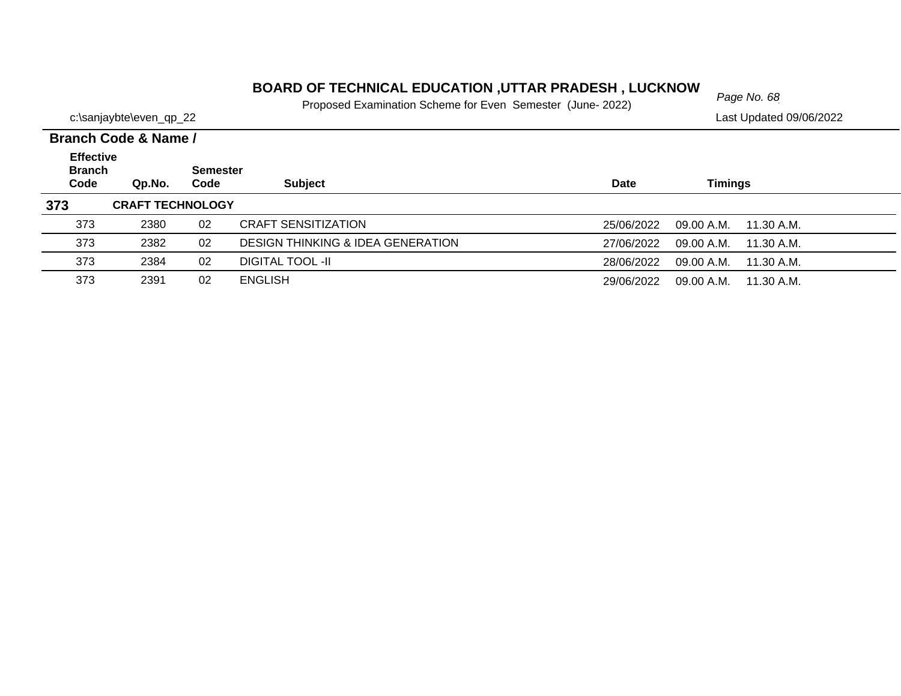# BOARD OF TECHNICAL EDUCATION ,UTTAR PRADESH , LUCKNOW

Proposed Examination Scheme for Even Semester (June- 2022)

c:\sanjaybte\even_qp_22

Last Updated 09/06/2022

**Branch Code & Name /**

| Effective Branch Code | Qp.No. | Semester Code | Subject | Date | Timings | |
|---|---|---|---|---|---|---|
| **373** | **CRAFT TECHNOLOGY** | | | | | |
| 373 | 2380 | 02 | CRAFT SENSITIZATION | 25/06/2022 | 09.00 A.M. | 11.30 A.M. |
| 373 | 2382 | 02 | DESIGN THINKING & IDEA GENERATION | 27/06/2022 | 09.00 A.M. | 11.30 A.M. |
| 373 | 2384 | 02 | DIGITAL TOOL -II | 28/06/2022 | 09.00 A.M. | 11.30 A.M. |
| 373 | 2391 | 02 | ENGLISH | 29/06/2022 | 09.00 A.M. | 11.30 A.M. |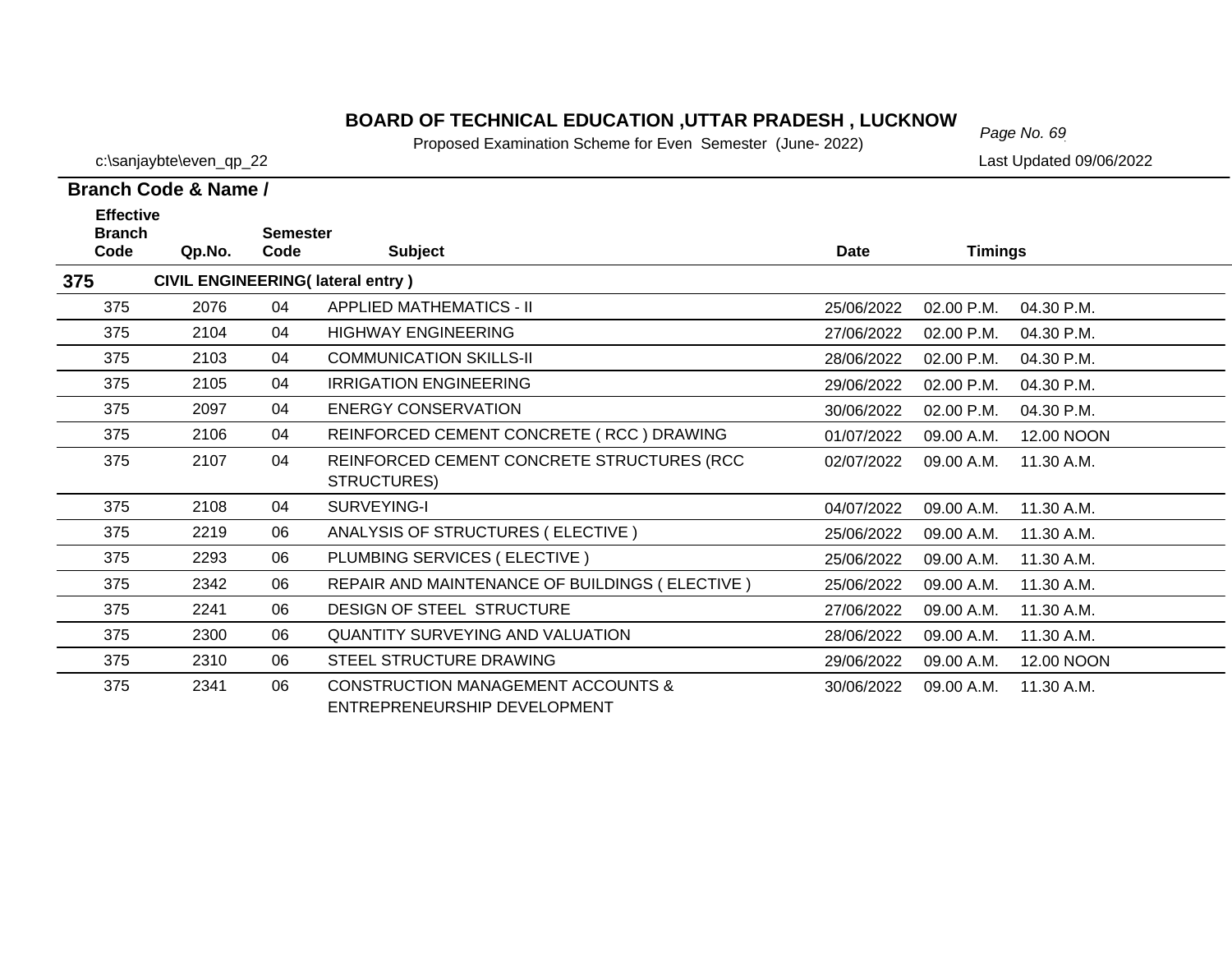# BOARD OF TECHNICAL EDUCATION ,UTTAR PRADESH , LUCKNOW

Proposed Examination Scheme for Even Semester (June- 2022)

c:\sanjaybte\even_qp_22

Last Updated 09/06/2022

**Branch Code & Name /**

| Effective Branch Code | Qp.No. | Semester Code | Subject | Date | Timings | |
|---|---|---|---|---|---|---|
| **375** | **CIVIL ENGINEERING( lateral entry )** | | | | | |
| 375 | 2076 | 04 | APPLIED MATHEMATICS - II | 25/06/2022 | 02.00 P.M. | 04.30 P.M. |
| 375 | 2104 | 04 | HIGHWAY ENGINEERING | 27/06/2022 | 02.00 P.M. | 04.30 P.M. |
| 375 | 2103 | 04 | COMMUNICATION SKILLS-II | 28/06/2022 | 02.00 P.M. | 04.30 P.M. |
| 375 | 2105 | 04 | IRRIGATION ENGINEERING | 29/06/2022 | 02.00 P.M. | 04.30 P.M. |
| 375 | 2097 | 04 | ENERGY CONSERVATION | 30/06/2022 | 02.00 P.M. | 04.30 P.M. |
| 375 | 2106 | 04 | REINFORCED CEMENT CONCRETE ( RCC ) DRAWING | 01/07/2022 | 09.00 A.M. | 12.00 NOON |
| 375 | 2107 | 04 | REINFORCED CEMENT CONCRETE STRUCTURES (RCC STRUCTURES) | 02/07/2022 | 09.00 A.M. | 11.30 A.M. |
| 375 | 2108 | 04 | SURVEYING-I | 04/07/2022 | 09.00 A.M. | 11.30 A.M. |
| 375 | 2219 | 06 | ANALYSIS OF STRUCTURES ( ELECTIVE ) | 25/06/2022 | 09.00 A.M. | 11.30 A.M. |
| 375 | 2293 | 06 | PLUMBING SERVICES ( ELECTIVE ) | 25/06/2022 | 09.00 A.M. | 11.30 A.M. |
| 375 | 2342 | 06 | REPAIR AND MAINTENANCE OF BUILDINGS ( ELECTIVE ) | 25/06/2022 | 09.00 A.M. | 11.30 A.M. |
| 375 | 2241 | 06 | DESIGN OF STEEL STRUCTURE | 27/06/2022 | 09.00 A.M. | 11.30 A.M. |
| 375 | 2300 | 06 | QUANTITY SURVEYING AND VALUATION | 28/06/2022 | 09.00 A.M. | 11.30 A.M. |
| 375 | 2310 | 06 | STEEL STRUCTURE DRAWING | 29/06/2022 | 09.00 A.M. | 12.00 NOON |
| 375 | 2341 | 06 | CONSTRUCTION MANAGEMENT ACCOUNTS & ENTREPRENEURSHIP DEVELOPMENT | 30/06/2022 | 09.00 A.M. | 11.30 A.M. |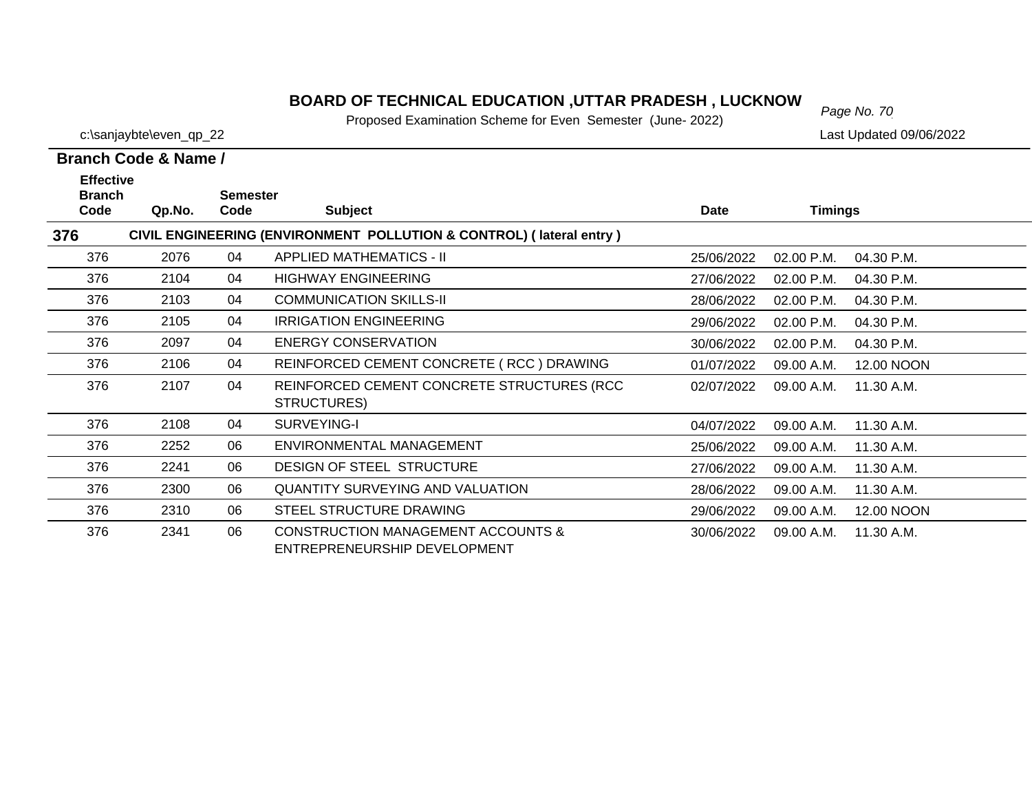# BOARD OF TECHNICAL EDUCATION ,UTTAR PRADESH , LUCKNOW

Proposed Examination Scheme for Even Semester (June- 2022)

c:\sanjaybte\even_qp_22

Last Updated 09/06/2022

**Branch Code & Name /**

| Effective Branch Code | Qp.No. | Semester Code | Subject | Date | Timings | |
|---|---|---|---|---|---|---|
| **376** | **CIVIL ENGINEERING (ENVIRONMENT POLLUTION & CONTROL) ( lateral entry )** | | | | | |
| 376 | 2076 | 04 | APPLIED MATHEMATICS - II | 25/06/2022 | 02.00 P.M. | 04.30 P.M. |
| 376 | 2104 | 04 | HIGHWAY ENGINEERING | 27/06/2022 | 02.00 P.M. | 04.30 P.M. |
| 376 | 2103 | 04 | COMMUNICATION SKILLS-II | 28/06/2022 | 02.00 P.M. | 04.30 P.M. |
| 376 | 2105 | 04 | IRRIGATION ENGINEERING | 29/06/2022 | 02.00 P.M. | 04.30 P.M. |
| 376 | 2097 | 04 | ENERGY CONSERVATION | 30/06/2022 | 02.00 P.M. | 04.30 P.M. |
| 376 | 2106 | 04 | REINFORCED CEMENT CONCRETE ( RCC ) DRAWING | 01/07/2022 | 09.00 A.M. | 12.00 NOON |
| 376 | 2107 | 04 | REINFORCED CEMENT CONCRETE STRUCTURES (RCC STRUCTURES) | 02/07/2022 | 09.00 A.M. | 11.30 A.M. |
| 376 | 2108 | 04 | SURVEYING-I | 04/07/2022 | 09.00 A.M. | 11.30 A.M. |
| 376 | 2252 | 06 | ENVIRONMENTAL MANAGEMENT | 25/06/2022 | 09.00 A.M. | 11.30 A.M. |
| 376 | 2241 | 06 | DESIGN OF STEEL STRUCTURE | 27/06/2022 | 09.00 A.M. | 11.30 A.M. |
| 376 | 2300 | 06 | QUANTITY SURVEYING AND VALUATION | 28/06/2022 | 09.00 A.M. | 11.30 A.M. |
| 376 | 2310 | 06 | STEEL STRUCTURE DRAWING | 29/06/2022 | 09.00 A.M. | 12.00 NOON |
| 376 | 2341 | 06 | CONSTRUCTION MANAGEMENT ACCOUNTS & ENTREPRENEURSHIP DEVELOPMENT | 30/06/2022 | 09.00 A.M. | 11.30 A.M. |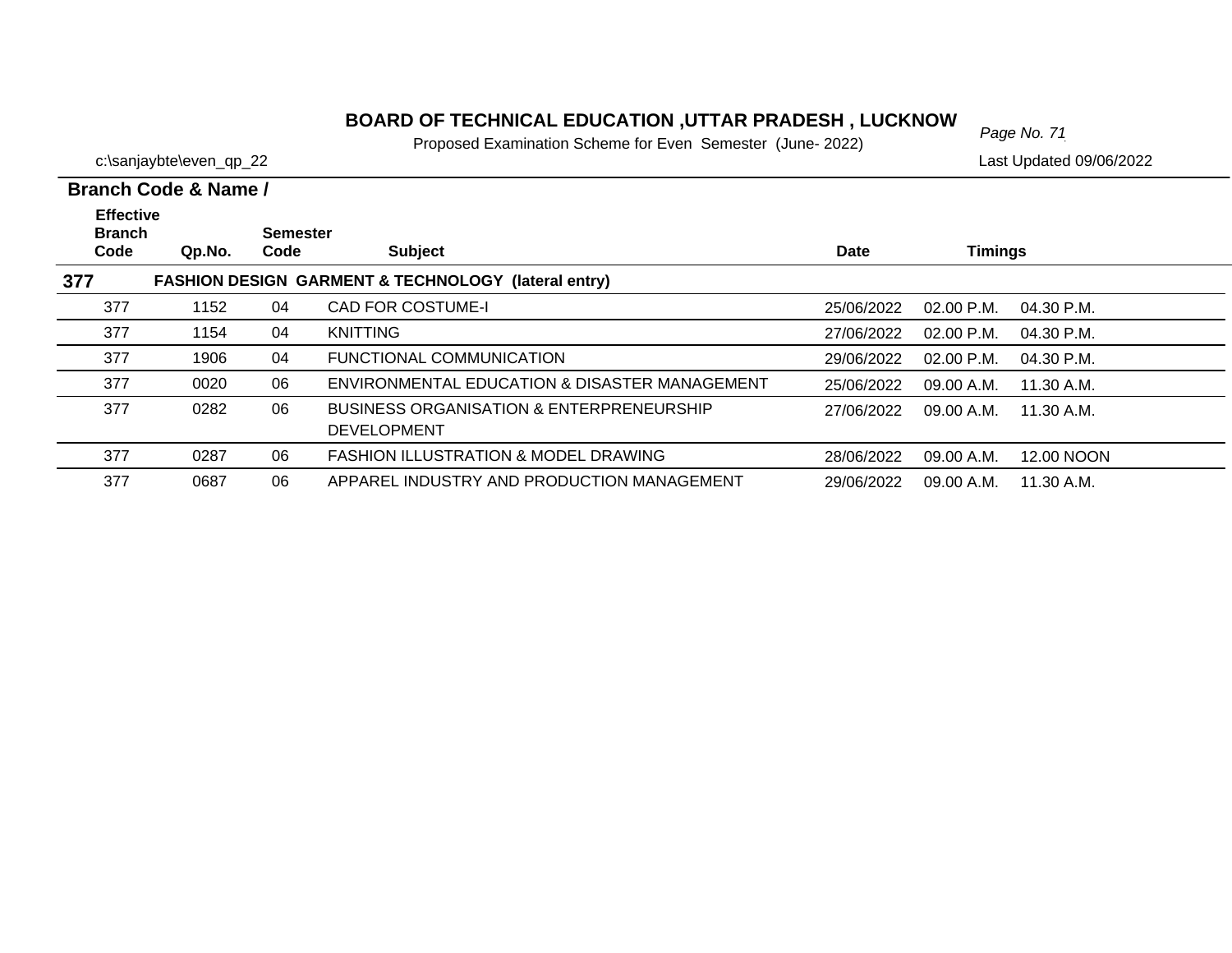# BOARD OF TECHNICAL EDUCATION ,UTTAR PRADESH , LUCKNOW

Proposed Examination Scheme for Even Semester (June- 2022)

c:\sanjaybte\even_qp_22

Last Updated 09/06/2022

**Branch Code & Name /**

| Effective Branch Code | Qp.No. | Semester Code | Subject | Date | Timings | |
|---|---|---|---|---|---|---|
| **377** | **FASHION DESIGN GARMENT & TECHNOLOGY (lateral entry)** | | | | | |
| 377 | 1152 | 04 | CAD FOR COSTUME-I | 25/06/2022 | 02.00 P.M. | 04.30 P.M. |
| 377 | 1154 | 04 | KNITTING | 27/06/2022 | 02.00 P.M. | 04.30 P.M. |
| 377 | 1906 | 04 | FUNCTIONAL COMMUNICATION | 29/06/2022 | 02.00 P.M. | 04.30 P.M. |
| 377 | 0020 | 06 | ENVIRONMENTAL EDUCATION & DISASTER MANAGEMENT | 25/06/2022 | 09.00 A.M. | 11.30 A.M. |
| 377 | 0282 | 06 | BUSINESS ORGANISATION & ENTERPRENEURSHIP DEVELOPMENT | 27/06/2022 | 09.00 A.M. | 11.30 A.M. |
| 377 | 0287 | 06 | FASHION ILLUSTRATION & MODEL DRAWING | 28/06/2022 | 09.00 A.M. | 12.00 NOON |
| 377 | 0687 | 06 | APPAREL INDUSTRY AND PRODUCTION MANAGEMENT | 29/06/2022 | 09.00 A.M. | 11.30 A.M. |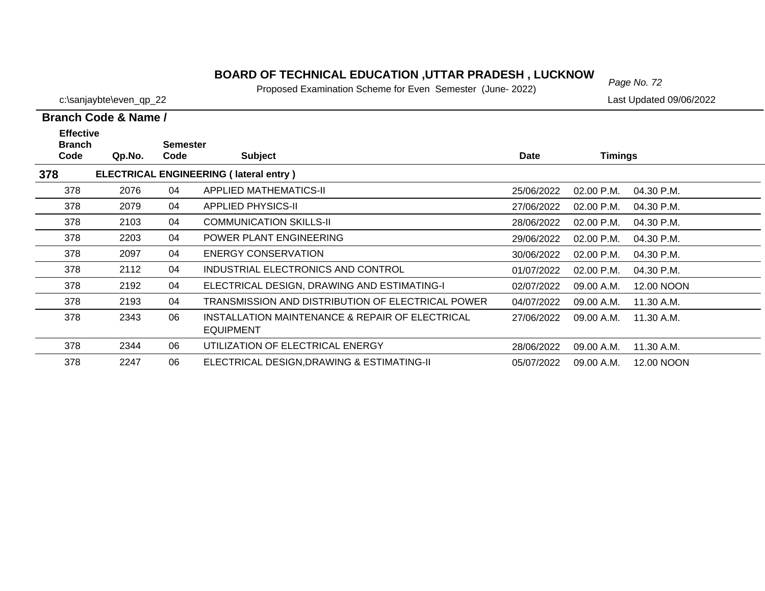# BOARD OF TECHNICAL EDUCATION ,UTTAR PRADESH , LUCKNOW

Proposed Examination Scheme for Even Semester (June- 2022)

c:\sanjaybte\even_qp_22

Last Updated 09/06/2022

| Branch Code & Name / Effective Branch Code | Qp.No. | Semester Code | Subject | Date | Timings | |
|---|---|---|---|---|---|---|
| **378** | | | **ELECTRICAL ENGINEERING ( lateral entry )** | | | |
| 378 | 2076 | 04 | APPLIED MATHEMATICS-II | 25/06/2022 | 02.00 P.M. | 04.30 P.M. |
| 378 | 2079 | 04 | APPLIED PHYSICS-II | 27/06/2022 | 02.00 P.M. | 04.30 P.M. |
| 378 | 2103 | 04 | COMMUNICATION SKILLS-II | 28/06/2022 | 02.00 P.M. | 04.30 P.M. |
| 378 | 2203 | 04 | POWER PLANT ENGINEERING | 29/06/2022 | 02.00 P.M. | 04.30 P.M. |
| 378 | 2097 | 04 | ENERGY CONSERVATION | 30/06/2022 | 02.00 P.M. | 04.30 P.M. |
| 378 | 2112 | 04 | INDUSTRIAL ELECTRONICS AND CONTROL | 01/07/2022 | 02.00 P.M. | 04.30 P.M. |
| 378 | 2192 | 04 | ELECTRICAL DESIGN, DRAWING AND ESTIMATING-I | 02/07/2022 | 09.00 A.M. | 12.00 NOON |
| 378 | 2193 | 04 | TRANSMISSION AND DISTRIBUTION OF ELECTRICAL POWER | 04/07/2022 | 09.00 A.M. | 11.30 A.M. |
| 378 | 2343 | 06 | INSTALLATION MAINTENANCE & REPAIR OF ELECTRICAL EQUIPMENT | 27/06/2022 | 09.00 A.M. | 11.30 A.M. |
| 378 | 2344 | 06 | UTILIZATION OF ELECTRICAL ENERGY | 28/06/2022 | 09.00 A.M. | 11.30 A.M. |
| 378 | 2247 | 06 | ELECTRICAL DESIGN,DRAWING & ESTIMATING-II | 05/07/2022 | 09.00 A.M. | 12.00 NOON |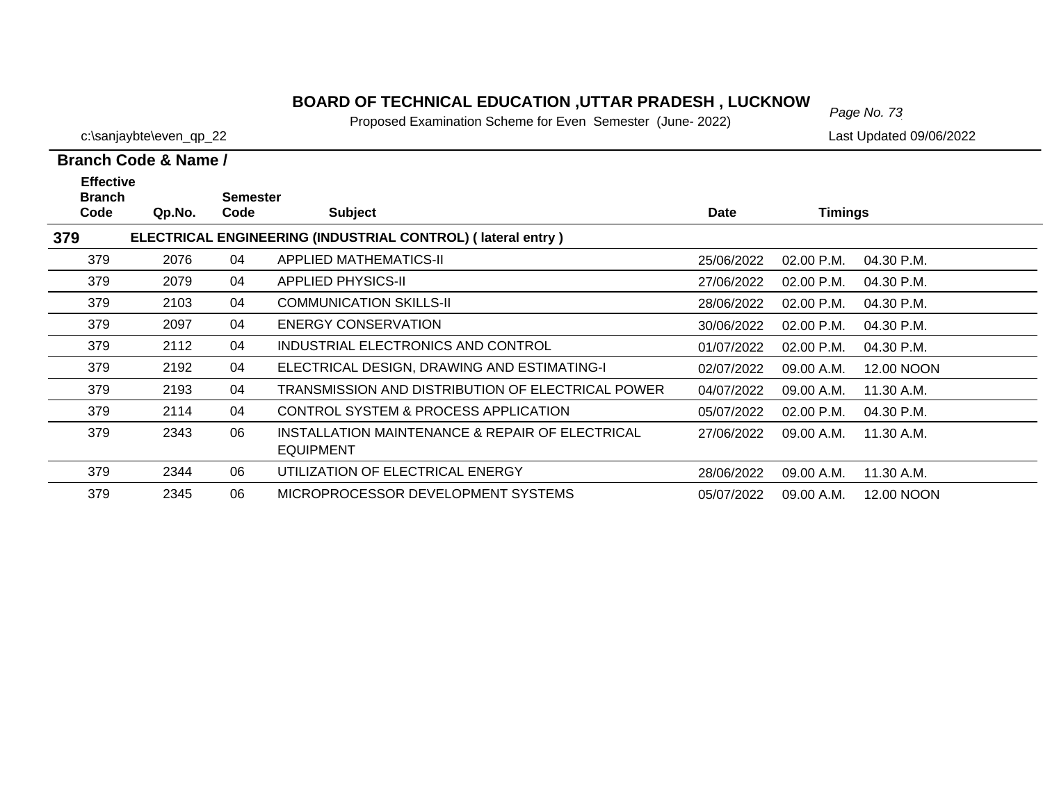# BOARD OF TECHNICAL EDUCATION ,UTTAR PRADESH , LUCKNOW

Proposed Examination Scheme for Even Semester (June- 2022)

c:\sanjaybte\even_qp_22

Last Updated 09/06/2022

**Branch Code & Name /**

| Effective Branch Code | Qp.No. | Semester Code | Subject | Date | Timings | |
|---|---|---|---|---|---|---|
| **379** | | | **ELECTRICAL ENGINEERING (INDUSTRIAL CONTROL) ( lateral entry )** | | | |
| 379 | 2076 | 04 | APPLIED MATHEMATICS-II | 25/06/2022 | 02.00 P.M. | 04.30 P.M. |
| 379 | 2079 | 04 | APPLIED PHYSICS-II | 27/06/2022 | 02.00 P.M. | 04.30 P.M. |
| 379 | 2103 | 04 | COMMUNICATION SKILLS-II | 28/06/2022 | 02.00 P.M. | 04.30 P.M. |
| 379 | 2097 | 04 | ENERGY CONSERVATION | 30/06/2022 | 02.00 P.M. | 04.30 P.M. |
| 379 | 2112 | 04 | INDUSTRIAL ELECTRONICS AND CONTROL | 01/07/2022 | 02.00 P.M. | 04.30 P.M. |
| 379 | 2192 | 04 | ELECTRICAL DESIGN, DRAWING AND ESTIMATING-I | 02/07/2022 | 09.00 A.M. | 12.00 NOON |
| 379 | 2193 | 04 | TRANSMISSION AND DISTRIBUTION OF ELECTRICAL POWER | 04/07/2022 | 09.00 A.M. | 11.30 A.M. |
| 379 | 2114 | 04 | CONTROL SYSTEM & PROCESS APPLICATION | 05/07/2022 | 02.00 P.M. | 04.30 P.M. |
| 379 | 2343 | 06 | INSTALLATION MAINTENANCE & REPAIR OF ELECTRICAL EQUIPMENT | 27/06/2022 | 09.00 A.M. | 11.30 A.M. |
| 379 | 2344 | 06 | UTILIZATION OF ELECTRICAL ENERGY | 28/06/2022 | 09.00 A.M. | 11.30 A.M. |
| 379 | 2345 | 06 | MICROPROCESSOR DEVELOPMENT SYSTEMS | 05/07/2022 | 09.00 A.M. | 12.00 NOON |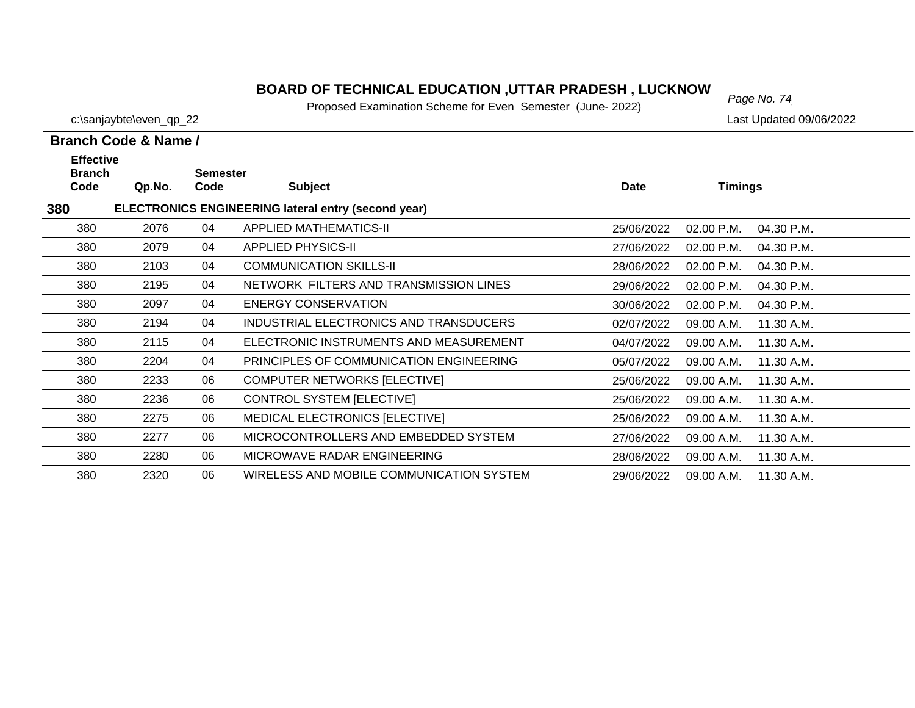# BOARD OF TECHNICAL EDUCATION ,UTTAR PRADESH , LUCKNOW

Proposed Examination Scheme for Even Semester (June- 2022)

c:\sanjaybte\even_qp_22

Last Updated 09/06/2022

**Branch Code & Name /**

| Effective Branch Code | Qp.No. | Semester Code | Subject | Date | Timings | |
|---|---|---|---|---|---|---|
| **380** | **ELECTRONICS ENGINEERING lateral entry (second year)** | | | | | |
| 380 | 2076 | 04 | APPLIED MATHEMATICS-II | 25/06/2022 | 02.00 P.M. | 04.30 P.M. |
| 380 | 2079 | 04 | APPLIED PHYSICS-II | 27/06/2022 | 02.00 P.M. | 04.30 P.M. |
| 380 | 2103 | 04 | COMMUNICATION SKILLS-II | 28/06/2022 | 02.00 P.M. | 04.30 P.M. |
| 380 | 2195 | 04 | NETWORK FILTERS AND TRANSMISSION LINES | 29/06/2022 | 02.00 P.M. | 04.30 P.M. |
| 380 | 2097 | 04 | ENERGY CONSERVATION | 30/06/2022 | 02.00 P.M. | 04.30 P.M. |
| 380 | 2194 | 04 | INDUSTRIAL ELECTRONICS AND TRANSDUCERS | 02/07/2022 | 09.00 A.M. | 11.30 A.M. |
| 380 | 2115 | 04 | ELECTRONIC INSTRUMENTS AND MEASUREMENT | 04/07/2022 | 09.00 A.M. | 11.30 A.M. |
| 380 | 2204 | 04 | PRINCIPLES OF COMMUNICATION ENGINEERING | 05/07/2022 | 09.00 A.M. | 11.30 A.M. |
| 380 | 2233 | 06 | COMPUTER NETWORKS [ELECTIVE] | 25/06/2022 | 09.00 A.M. | 11.30 A.M. |
| 380 | 2236 | 06 | CONTROL SYSTEM [ELECTIVE] | 25/06/2022 | 09.00 A.M. | 11.30 A.M. |
| 380 | 2275 | 06 | MEDICAL ELECTRONICS [ELECTIVE] | 25/06/2022 | 09.00 A.M. | 11.30 A.M. |
| 380 | 2277 | 06 | MICROCONTROLLERS AND EMBEDDED SYSTEM | 27/06/2022 | 09.00 A.M. | 11.30 A.M. |
| 380 | 2280 | 06 | MICROWAVE RADAR ENGINEERING | 28/06/2022 | 09.00 A.M. | 11.30 A.M. |
| 380 | 2320 | 06 | WIRELESS AND MOBILE COMMUNICATION SYSTEM | 29/06/2022 | 09.00 A.M. | 11.30 A.M. |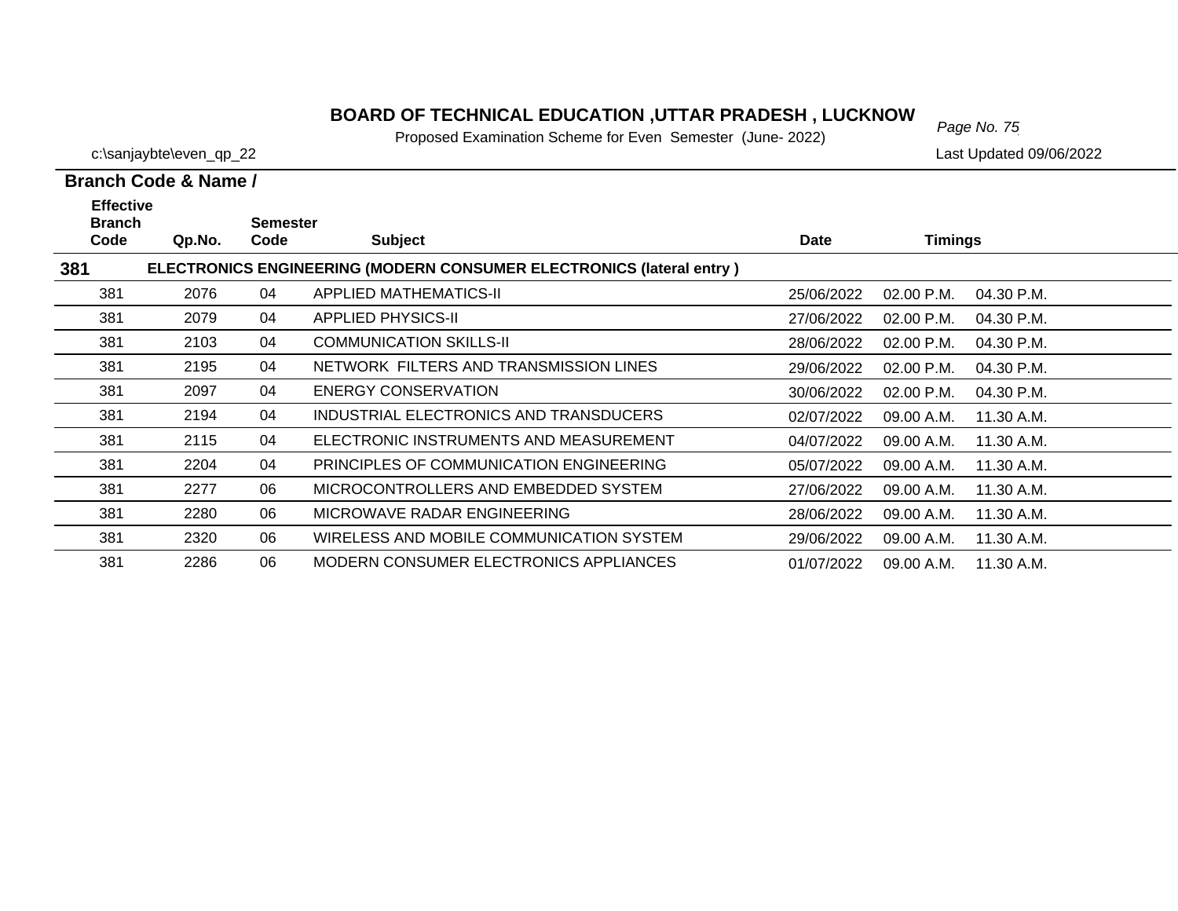# BOARD OF TECHNICAL EDUCATION ,UTTAR PRADESH , LUCKNOW

Proposed Examination Scheme for Even Semester (June- 2022)

c:\sanjaybte\even_qp_22

Last Updated 09/06/2022

**Branch Code & Name /**

| Effective Branch Code | Qp.No. | Semester Code | Subject | Date | Timings | |
|---|---|---|---|---|---|---|
| **381** | **ELECTRONICS ENGINEERING (MODERN CONSUMER ELECTRONICS (lateral entry )** | | | | | |
| 381 | 2076 | 04 | APPLIED MATHEMATICS-II | 25/06/2022 | 02.00 P.M. | 04.30 P.M. |
| 381 | 2079 | 04 | APPLIED PHYSICS-II | 27/06/2022 | 02.00 P.M. | 04.30 P.M. |
| 381 | 2103 | 04 | COMMUNICATION SKILLS-II | 28/06/2022 | 02.00 P.M. | 04.30 P.M. |
| 381 | 2195 | 04 | NETWORK FILTERS AND TRANSMISSION LINES | 29/06/2022 | 02.00 P.M. | 04.30 P.M. |
| 381 | 2097 | 04 | ENERGY CONSERVATION | 30/06/2022 | 02.00 P.M. | 04.30 P.M. |
| 381 | 2194 | 04 | INDUSTRIAL ELECTRONICS AND TRANSDUCERS | 02/07/2022 | 09.00 A.M. | 11.30 A.M. |
| 381 | 2115 | 04 | ELECTRONIC INSTRUMENTS AND MEASUREMENT | 04/07/2022 | 09.00 A.M. | 11.30 A.M. |
| 381 | 2204 | 04 | PRINCIPLES OF COMMUNICATION ENGINEERING | 05/07/2022 | 09.00 A.M. | 11.30 A.M. |
| 381 | 2277 | 06 | MICROCONTROLLERS AND EMBEDDED SYSTEM | 27/06/2022 | 09.00 A.M. | 11.30 A.M. |
| 381 | 2280 | 06 | MICROWAVE RADAR ENGINEERING | 28/06/2022 | 09.00 A.M. | 11.30 A.M. |
| 381 | 2320 | 06 | WIRELESS AND MOBILE COMMUNICATION SYSTEM | 29/06/2022 | 09.00 A.M. | 11.30 A.M. |
| 381 | 2286 | 06 | MODERN CONSUMER ELECTRONICS APPLIANCES | 01/07/2022 | 09.00 A.M. | 11.30 A.M. |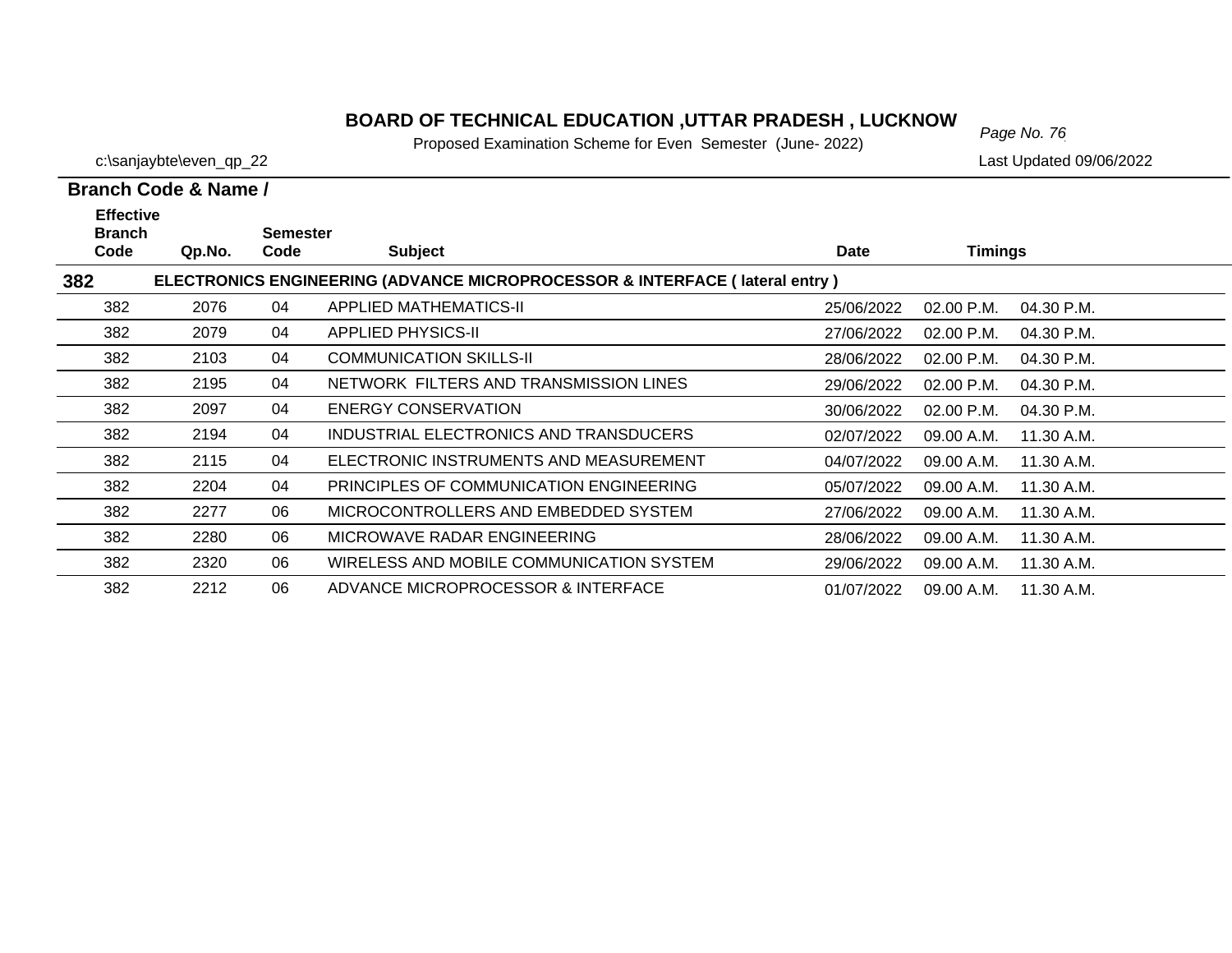**BOARD OF TECHNICAL EDUCATION ,UTTAR PRADESH , LUCKNOW**

Proposed Examination Scheme for Even Semester (June- 2022)

c:\sanjaybte\even_qp_22

Last Updated 09/06/2022

| Branch Code & Name / Effective Branch Code | Qp.No. | Semester Code | Subject | Date | Timings | |
|---|---|---|---|---|---|---|
| **382** | | | **ELECTRONICS ENGINEERING (ADVANCE MICROPROCESSOR & INTERFACE ( lateral entry )** | | | |
| 382 | 2076 | 04 | APPLIED MATHEMATICS-II | 25/06/2022 | 02.00 P.M. | 04.30 P.M. |
| 382 | 2079 | 04 | APPLIED PHYSICS-II | 27/06/2022 | 02.00 P.M. | 04.30 P.M. |
| 382 | 2103 | 04 | COMMUNICATION SKILLS-II | 28/06/2022 | 02.00 P.M. | 04.30 P.M. |
| 382 | 2195 | 04 | NETWORK FILTERS AND TRANSMISSION LINES | 29/06/2022 | 02.00 P.M. | 04.30 P.M. |
| 382 | 2097 | 04 | ENERGY CONSERVATION | 30/06/2022 | 02.00 P.M. | 04.30 P.M. |
| 382 | 2194 | 04 | INDUSTRIAL ELECTRONICS AND TRANSDUCERS | 02/07/2022 | 09.00 A.M. | 11.30 A.M. |
| 382 | 2115 | 04 | ELECTRONIC INSTRUMENTS AND MEASUREMENT | 04/07/2022 | 09.00 A.M. | 11.30 A.M. |
| 382 | 2204 | 04 | PRINCIPLES OF COMMUNICATION ENGINEERING | 05/07/2022 | 09.00 A.M. | 11.30 A.M. |
| 382 | 2277 | 06 | MICROCONTROLLERS AND EMBEDDED SYSTEM | 27/06/2022 | 09.00 A.M. | 11.30 A.M. |
| 382 | 2280 | 06 | MICROWAVE RADAR ENGINEERING | 28/06/2022 | 09.00 A.M. | 11.30 A.M. |
| 382 | 2320 | 06 | WIRELESS AND MOBILE COMMUNICATION SYSTEM | 29/06/2022 | 09.00 A.M. | 11.30 A.M. |
| 382 | 2212 | 06 | ADVANCE MICROPROCESSOR & INTERFACE | 01/07/2022 | 09.00 A.M. | 11.30 A.M. |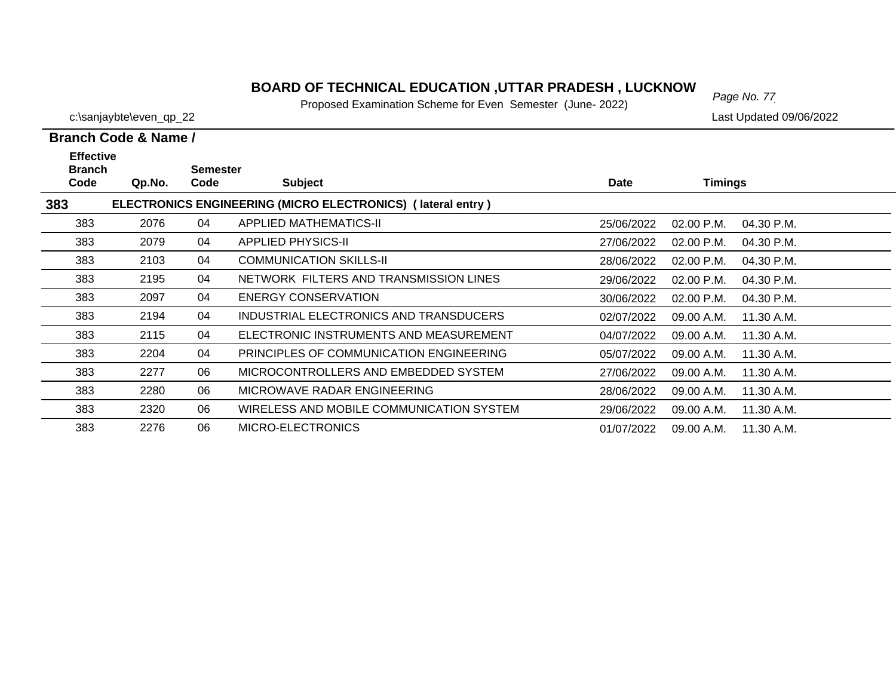# BOARD OF TECHNICAL EDUCATION ,UTTAR PRADESH , LUCKNOW

Proposed Examination Scheme for Even Semester (June- 2022)

c:\sanjaybte\even_qp_22

Last Updated 09/06/2022

**Branch Code & Name /**

| Effective Branch Code | Qp.No. | Semester Code | Subject | Date | Timings | |
|---|---|---|---|---|---|---|
| **383** | | | **ELECTRONICS ENGINEERING (MICRO ELECTRONICS) ( lateral entry )** | | | |
| 383 | 2076 | 04 | APPLIED MATHEMATICS-II | 25/06/2022 | 02.00 P.M. | 04.30 P.M. |
| 383 | 2079 | 04 | APPLIED PHYSICS-II | 27/06/2022 | 02.00 P.M. | 04.30 P.M. |
| 383 | 2103 | 04 | COMMUNICATION SKILLS-II | 28/06/2022 | 02.00 P.M. | 04.30 P.M. |
| 383 | 2195 | 04 | NETWORK FILTERS AND TRANSMISSION LINES | 29/06/2022 | 02.00 P.M. | 04.30 P.M. |
| 383 | 2097 | 04 | ENERGY CONSERVATION | 30/06/2022 | 02.00 P.M. | 04.30 P.M. |
| 383 | 2194 | 04 | INDUSTRIAL ELECTRONICS AND TRANSDUCERS | 02/07/2022 | 09.00 A.M. | 11.30 A.M. |
| 383 | 2115 | 04 | ELECTRONIC INSTRUMENTS AND MEASUREMENT | 04/07/2022 | 09.00 A.M. | 11.30 A.M. |
| 383 | 2204 | 04 | PRINCIPLES OF COMMUNICATION ENGINEERING | 05/07/2022 | 09.00 A.M. | 11.30 A.M. |
| 383 | 2277 | 06 | MICROCONTROLLERS AND EMBEDDED SYSTEM | 27/06/2022 | 09.00 A.M. | 11.30 A.M. |
| 383 | 2280 | 06 | MICROWAVE RADAR ENGINEERING | 28/06/2022 | 09.00 A.M. | 11.30 A.M. |
| 383 | 2320 | 06 | WIRELESS AND MOBILE COMMUNICATION SYSTEM | 29/06/2022 | 09.00 A.M. | 11.30 A.M. |
| 383 | 2276 | 06 | MICRO-ELECTRONICS | 01/07/2022 | 09.00 A.M. | 11.30 A.M. |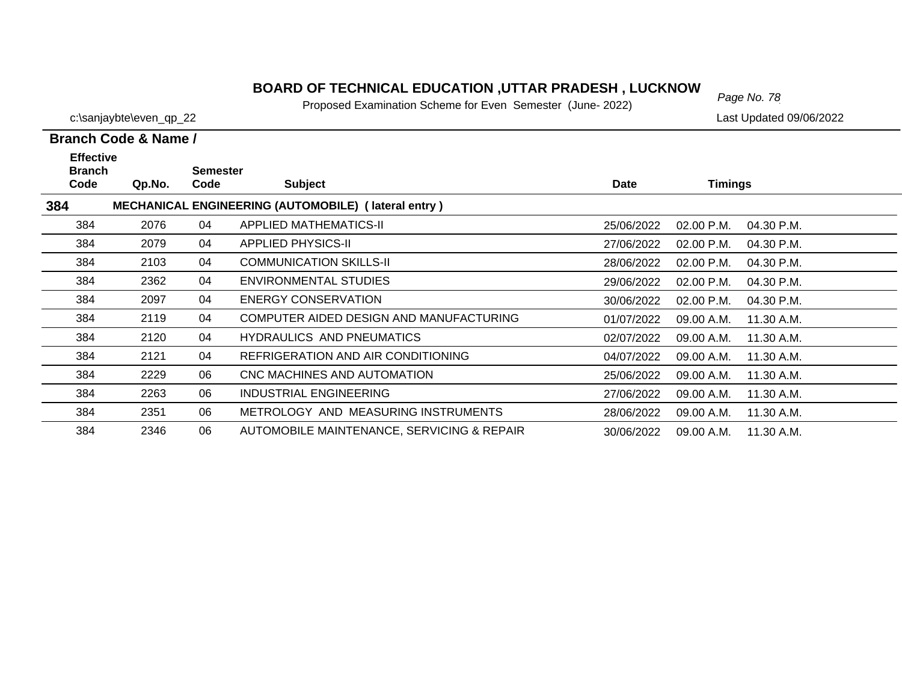# BOARD OF TECHNICAL EDUCATION ,UTTAR PRADESH , LUCKNOW

Proposed Examination Scheme for Even Semester (June- 2022)

c:\sanjaybte\even_qp_22

Last Updated 09/06/2022

**Branch Code & Name /**

| Effective Branch Code | Qp.No. | Semester Code | Subject | Date | Timings | |
|---|---|---|---|---|---|---|
| **384** | **MECHANICAL ENGINEERING (AUTOMOBILE) ( lateral entry )** | | | | | |
| 384 | 2076 | 04 | APPLIED MATHEMATICS-II | 25/06/2022 | 02.00 P.M. | 04.30 P.M. |
| 384 | 2079 | 04 | APPLIED PHYSICS-II | 27/06/2022 | 02.00 P.M. | 04.30 P.M. |
| 384 | 2103 | 04 | COMMUNICATION SKILLS-II | 28/06/2022 | 02.00 P.M. | 04.30 P.M. |
| 384 | 2362 | 04 | ENVIRONMENTAL STUDIES | 29/06/2022 | 02.00 P.M. | 04.30 P.M. |
| 384 | 2097 | 04 | ENERGY CONSERVATION | 30/06/2022 | 02.00 P.M. | 04.30 P.M. |
| 384 | 2119 | 04 | COMPUTER AIDED DESIGN AND MANUFACTURING | 01/07/2022 | 09.00 A.M. | 11.30 A.M. |
| 384 | 2120 | 04 | HYDRAULICS AND PNEUMATICS | 02/07/2022 | 09.00 A.M. | 11.30 A.M. |
| 384 | 2121 | 04 | REFRIGERATION AND AIR CONDITIONING | 04/07/2022 | 09.00 A.M. | 11.30 A.M. |
| 384 | 2229 | 06 | CNC MACHINES AND AUTOMATION | 25/06/2022 | 09.00 A.M. | 11.30 A.M. |
| 384 | 2263 | 06 | INDUSTRIAL ENGINEERING | 27/06/2022 | 09.00 A.M. | 11.30 A.M. |
| 384 | 2351 | 06 | METROLOGY AND MEASURING INSTRUMENTS | 28/06/2022 | 09.00 A.M. | 11.30 A.M. |
| 384 | 2346 | 06 | AUTOMOBILE MAINTENANCE, SERVICING & REPAIR | 30/06/2022 | 09.00 A.M. | 11.30 A.M. |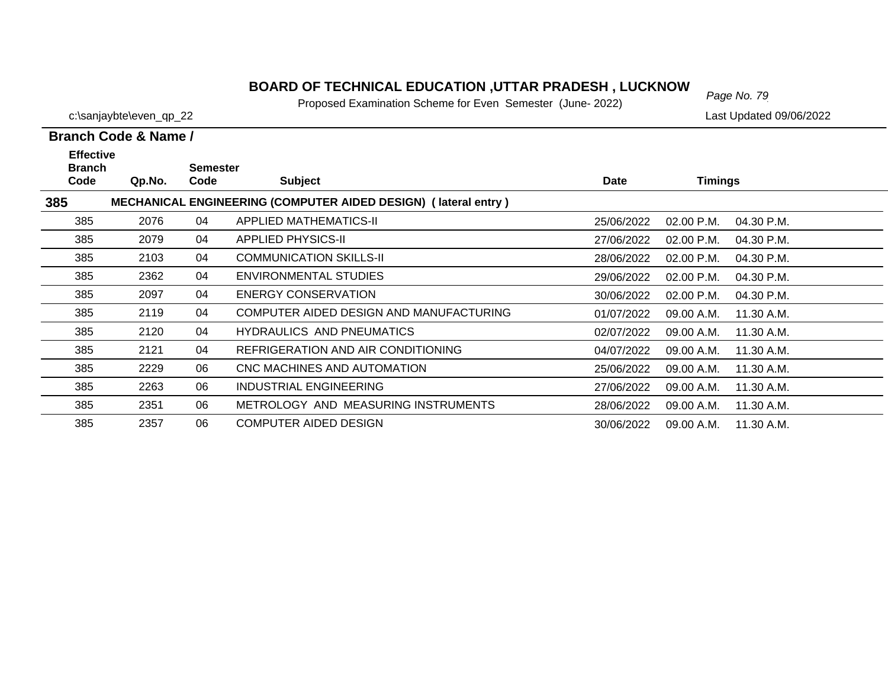# BOARD OF TECHNICAL EDUCATION ,UTTAR PRADESH , LUCKNOW

Proposed Examination Scheme for Even Semester (June- 2022)

c:\sanjaybte\even_qp_22

Last Updated 09/06/2022

**Branch Code & Name /**

| Effective Branch Code | Qp.No. | Semester Code | Subject | Date | Timings | |
|---|---|---|---|---|---|---|
| **385** | **MECHANICAL ENGINEERING (COMPUTER AIDED DESIGN) ( lateral entry )** | | | | | |
| 385 | 2076 | 04 | APPLIED MATHEMATICS-II | 25/06/2022 | 02.00 P.M. | 04.30 P.M. |
| 385 | 2079 | 04 | APPLIED PHYSICS-II | 27/06/2022 | 02.00 P.M. | 04.30 P.M. |
| 385 | 2103 | 04 | COMMUNICATION SKILLS-II | 28/06/2022 | 02.00 P.M. | 04.30 P.M. |
| 385 | 2362 | 04 | ENVIRONMENTAL STUDIES | 29/06/2022 | 02.00 P.M. | 04.30 P.M. |
| 385 | 2097 | 04 | ENERGY CONSERVATION | 30/06/2022 | 02.00 P.M. | 04.30 P.M. |
| 385 | 2119 | 04 | COMPUTER AIDED DESIGN AND MANUFACTURING | 01/07/2022 | 09.00 A.M. | 11.30 A.M. |
| 385 | 2120 | 04 | HYDRAULICS AND PNEUMATICS | 02/07/2022 | 09.00 A.M. | 11.30 A.M. |
| 385 | 2121 | 04 | REFRIGERATION AND AIR CONDITIONING | 04/07/2022 | 09.00 A.M. | 11.30 A.M. |
| 385 | 2229 | 06 | CNC MACHINES AND AUTOMATION | 25/06/2022 | 09.00 A.M. | 11.30 A.M. |
| 385 | 2263 | 06 | INDUSTRIAL ENGINEERING | 27/06/2022 | 09.00 A.M. | 11.30 A.M. |
| 385 | 2351 | 06 | METROLOGY AND MEASURING INSTRUMENTS | 28/06/2022 | 09.00 A.M. | 11.30 A.M. |
| 385 | 2357 | 06 | COMPUTER AIDED DESIGN | 30/06/2022 | 09.00 A.M. | 11.30 A.M. |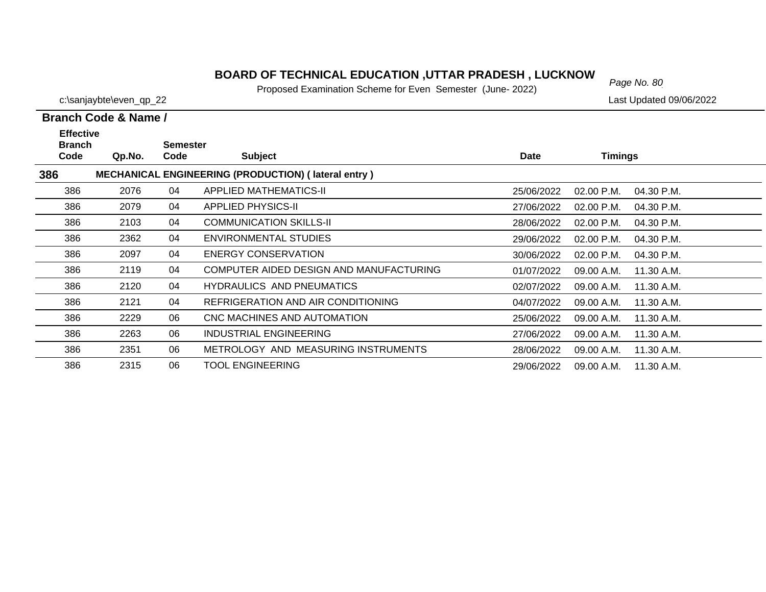# BOARD OF TECHNICAL EDUCATION ,UTTAR PRADESH , LUCKNOW

Proposed Examination Scheme for Even Semester (June- 2022)

c:\sanjaybte\even_qp_22

Last Updated 09/06/2022

**Branch Code & Name /**

| Effective Branch Code | Qp.No. | Semester Code | Subject | Date | Timings | |
|---|---|---|---|---|---|---|
| **386** | **MECHANICAL ENGINEERING (PRODUCTION) ( lateral entry )** | | | | | |
| 386 | 2076 | 04 | APPLIED MATHEMATICS-II | 25/06/2022 | 02.00 P.M. | 04.30 P.M. |
| 386 | 2079 | 04 | APPLIED PHYSICS-II | 27/06/2022 | 02.00 P.M. | 04.30 P.M. |
| 386 | 2103 | 04 | COMMUNICATION SKILLS-II | 28/06/2022 | 02.00 P.M. | 04.30 P.M. |
| 386 | 2362 | 04 | ENVIRONMENTAL STUDIES | 29/06/2022 | 02.00 P.M. | 04.30 P.M. |
| 386 | 2097 | 04 | ENERGY CONSERVATION | 30/06/2022 | 02.00 P.M. | 04.30 P.M. |
| 386 | 2119 | 04 | COMPUTER AIDED DESIGN AND MANUFACTURING | 01/07/2022 | 09.00 A.M. | 11.30 A.M. |
| 386 | 2120 | 04 | HYDRAULICS AND PNEUMATICS | 02/07/2022 | 09.00 A.M. | 11.30 A.M. |
| 386 | 2121 | 04 | REFRIGERATION AND AIR CONDITIONING | 04/07/2022 | 09.00 A.M. | 11.30 A.M. |
| 386 | 2229 | 06 | CNC MACHINES AND AUTOMATION | 25/06/2022 | 09.00 A.M. | 11.30 A.M. |
| 386 | 2263 | 06 | INDUSTRIAL ENGINEERING | 27/06/2022 | 09.00 A.M. | 11.30 A.M. |
| 386 | 2351 | 06 | METROLOGY AND MEASURING INSTRUMENTS | 28/06/2022 | 09.00 A.M. | 11.30 A.M. |
| 386 | 2315 | 06 | TOOL ENGINEERING | 29/06/2022 | 09.00 A.M. | 11.30 A.M. |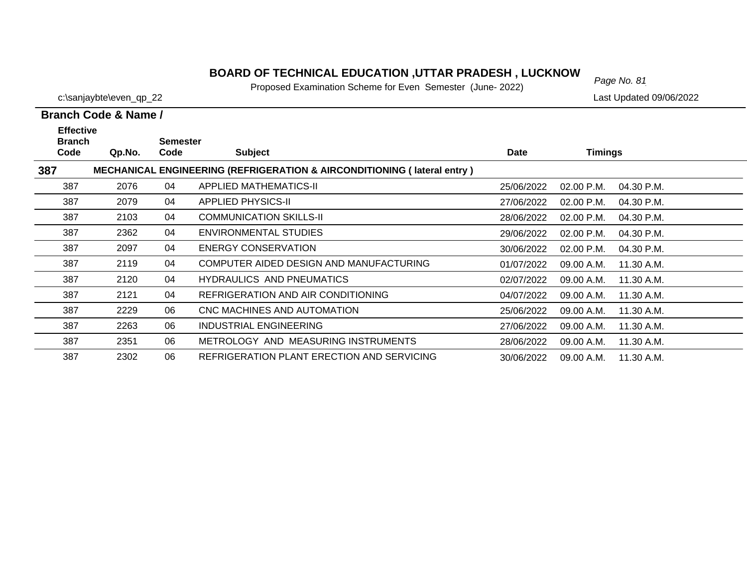# BOARD OF TECHNICAL EDUCATION ,UTTAR PRADESH , LUCKNOW

Proposed Examination Scheme for Even Semester (June- 2022)

c:\sanjaybte\even_qp_22

Last Updated 09/06/2022

**Branch Code & Name /**

| Effective Branch Code | Qp.No. | Semester Code | Subject | Date | Timings | |
|---|---|---|---|---|---|---|
| **387** | **MECHANICAL ENGINEERING (REFRIGERATION & AIRCONDITIONING ( lateral entry )** | | | | | |
| 387 | 2076 | 04 | APPLIED MATHEMATICS-II | 25/06/2022 | 02.00 P.M. | 04.30 P.M. |
| 387 | 2079 | 04 | APPLIED PHYSICS-II | 27/06/2022 | 02.00 P.M. | 04.30 P.M. |
| 387 | 2103 | 04 | COMMUNICATION SKILLS-II | 28/06/2022 | 02.00 P.M. | 04.30 P.M. |
| 387 | 2362 | 04 | ENVIRONMENTAL STUDIES | 29/06/2022 | 02.00 P.M. | 04.30 P.M. |
| 387 | 2097 | 04 | ENERGY CONSERVATION | 30/06/2022 | 02.00 P.M. | 04.30 P.M. |
| 387 | 2119 | 04 | COMPUTER AIDED DESIGN AND MANUFACTURING | 01/07/2022 | 09.00 A.M. | 11.30 A.M. |
| 387 | 2120 | 04 | HYDRAULICS AND PNEUMATICS | 02/07/2022 | 09.00 A.M. | 11.30 A.M. |
| 387 | 2121 | 04 | REFRIGERATION AND AIR CONDITIONING | 04/07/2022 | 09.00 A.M. | 11.30 A.M. |
| 387 | 2229 | 06 | CNC MACHINES AND AUTOMATION | 25/06/2022 | 09.00 A.M. | 11.30 A.M. |
| 387 | 2263 | 06 | INDUSTRIAL ENGINEERING | 27/06/2022 | 09.00 A.M. | 11.30 A.M. |
| 387 | 2351 | 06 | METROLOGY AND MEASURING INSTRUMENTS | 28/06/2022 | 09.00 A.M. | 11.30 A.M. |
| 387 | 2302 | 06 | REFRIGERATION PLANT ERECTION AND SERVICING | 30/06/2022 | 09.00 A.M. | 11.30 A.M. |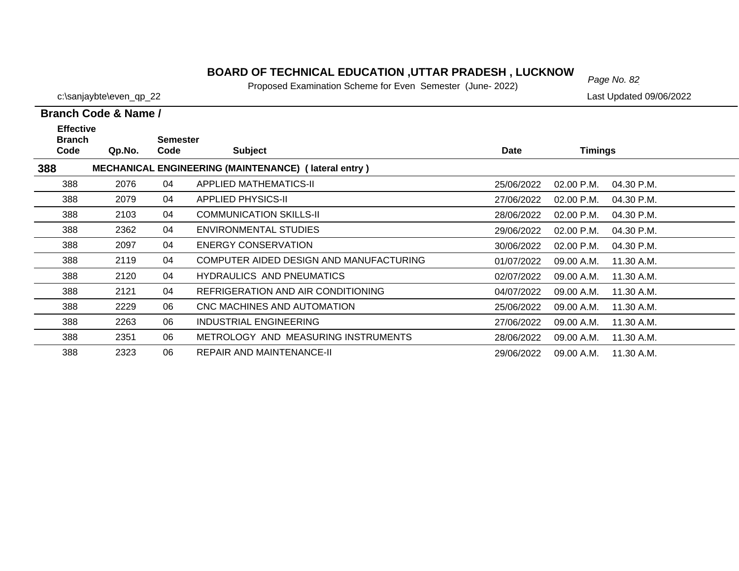# BOARD OF TECHNICAL EDUCATION ,UTTAR PRADESH , LUCKNOW

Proposed Examination Scheme for Even Semester (June- 2022)

c:\sanjaybte\even_qp_22

Last Updated 09/06/2022

**Branch Code & Name /**

| Effective Branch Code | Qp.No. | Semester Code | Subject | Date | Timings | |
|---|---|---|---|---|---|---|
| **388** | **MECHANICAL ENGINEERING (MAINTENANCE) ( lateral entry )** | | | | | |
| 388 | 2076 | 04 | APPLIED MATHEMATICS-II | 25/06/2022 | 02.00 P.M. | 04.30 P.M. |
| 388 | 2079 | 04 | APPLIED PHYSICS-II | 27/06/2022 | 02.00 P.M. | 04.30 P.M. |
| 388 | 2103 | 04 | COMMUNICATION SKILLS-II | 28/06/2022 | 02.00 P.M. | 04.30 P.M. |
| 388 | 2362 | 04 | ENVIRONMENTAL STUDIES | 29/06/2022 | 02.00 P.M. | 04.30 P.M. |
| 388 | 2097 | 04 | ENERGY CONSERVATION | 30/06/2022 | 02.00 P.M. | 04.30 P.M. |
| 388 | 2119 | 04 | COMPUTER AIDED DESIGN AND MANUFACTURING | 01/07/2022 | 09.00 A.M. | 11.30 A.M. |
| 388 | 2120 | 04 | HYDRAULICS AND PNEUMATICS | 02/07/2022 | 09.00 A.M. | 11.30 A.M. |
| 388 | 2121 | 04 | REFRIGERATION AND AIR CONDITIONING | 04/07/2022 | 09.00 A.M. | 11.30 A.M. |
| 388 | 2229 | 06 | CNC MACHINES AND AUTOMATION | 25/06/2022 | 09.00 A.M. | 11.30 A.M. |
| 388 | 2263 | 06 | INDUSTRIAL ENGINEERING | 27/06/2022 | 09.00 A.M. | 11.30 A.M. |
| 388 | 2351 | 06 | METROLOGY AND MEASURING INSTRUMENTS | 28/06/2022 | 09.00 A.M. | 11.30 A.M. |
| 388 | 2323 | 06 | REPAIR AND MAINTENANCE-II | 29/06/2022 | 09.00 A.M. | 11.30 A.M. |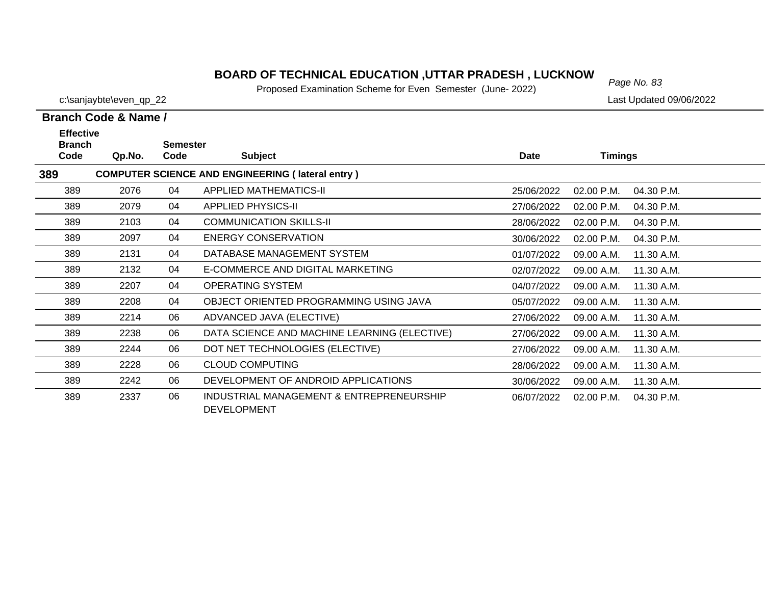# BOARD OF TECHNICAL EDUCATION ,UTTAR PRADESH , LUCKNOW

Proposed Examination Scheme for Even Semester (June- 2022)

c:\sanjaybte\even_qp_22

Last Updated 09/06/2022

**Branch Code & Name /**

| Effective Branch Code | Qp.No. | Semester Code | Subject | Date | Timings | |
|---|---|---|---|---|---|---|
| **389** | **COMPUTER SCIENCE AND ENGINEERING ( lateral entry )** | | | | | |
| 389 | 2076 | 04 | APPLIED MATHEMATICS-II | 25/06/2022 | 02.00 P.M. | 04.30 P.M. |
| 389 | 2079 | 04 | APPLIED PHYSICS-II | 27/06/2022 | 02.00 P.M. | 04.30 P.M. |
| 389 | 2103 | 04 | COMMUNICATION SKILLS-II | 28/06/2022 | 02.00 P.M. | 04.30 P.M. |
| 389 | 2097 | 04 | ENERGY CONSERVATION | 30/06/2022 | 02.00 P.M. | 04.30 P.M. |
| 389 | 2131 | 04 | DATABASE MANAGEMENT SYSTEM | 01/07/2022 | 09.00 A.M. | 11.30 A.M. |
| 389 | 2132 | 04 | E-COMMERCE AND DIGITAL MARKETING | 02/07/2022 | 09.00 A.M. | 11.30 A.M. |
| 389 | 2207 | 04 | OPERATING SYSTEM | 04/07/2022 | 09.00 A.M. | 11.30 A.M. |
| 389 | 2208 | 04 | OBJECT ORIENTED PROGRAMMING USING JAVA | 05/07/2022 | 09.00 A.M. | 11.30 A.M. |
| 389 | 2214 | 06 | ADVANCED JAVA (ELECTIVE) | 27/06/2022 | 09.00 A.M. | 11.30 A.M. |
| 389 | 2238 | 06 | DATA SCIENCE AND MACHINE LEARNING (ELECTIVE) | 27/06/2022 | 09.00 A.M. | 11.30 A.M. |
| 389 | 2244 | 06 | DOT NET TECHNOLOGIES (ELECTIVE) | 27/06/2022 | 09.00 A.M. | 11.30 A.M. |
| 389 | 2228 | 06 | CLOUD COMPUTING | 28/06/2022 | 09.00 A.M. | 11.30 A.M. |
| 389 | 2242 | 06 | DEVELOPMENT OF ANDROID APPLICATIONS | 30/06/2022 | 09.00 A.M. | 11.30 A.M. |
| 389 | 2337 | 06 | INDUSTRIAL MANAGEMENT & ENTREPRENEURSHIP DEVELOPMENT | 06/07/2022 | 02.00 P.M. | 04.30 P.M. |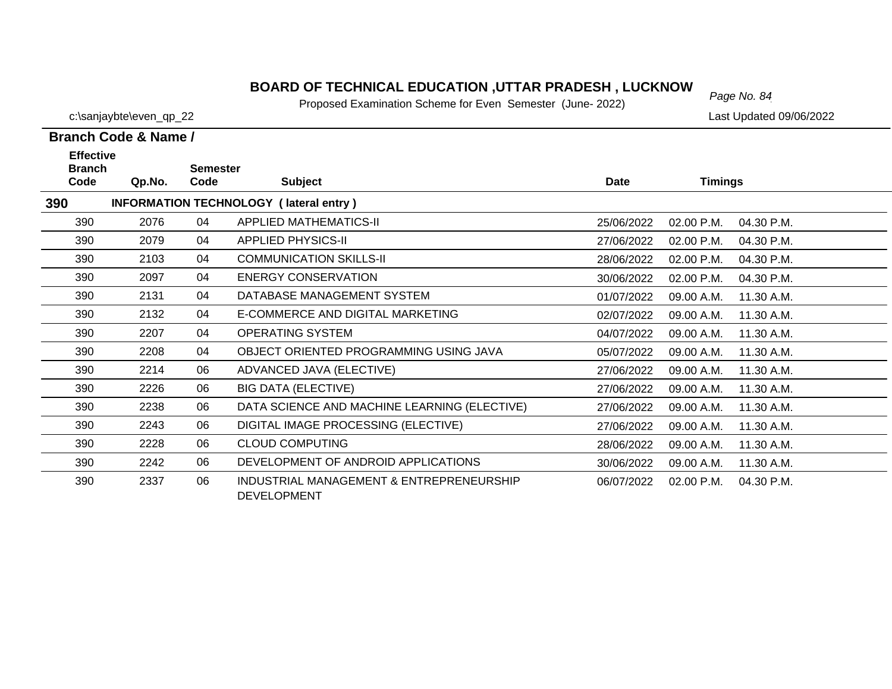# BOARD OF TECHNICAL EDUCATION ,UTTAR PRADESH , LUCKNOW

Proposed Examination Scheme for Even Semester (June- 2022)

c:\sanjaybte\even_qp_22

Last Updated 09/06/2022

| Branch Code & Name / Effective Branch Code | Qp.No. | Semester Code | Subject | Date | Timings | |
|---|---|---|---|---|---|---|
| **390** | | | **INFORMATION TECHNOLOGY ( lateral entry )** | | | |
| 390 | 2076 | 04 | APPLIED MATHEMATICS-II | 25/06/2022 | 02.00 P.M. | 04.30 P.M. |
| 390 | 2079 | 04 | APPLIED PHYSICS-II | 27/06/2022 | 02.00 P.M. | 04.30 P.M. |
| 390 | 2103 | 04 | COMMUNICATION SKILLS-II | 28/06/2022 | 02.00 P.M. | 04.30 P.M. |
| 390 | 2097 | 04 | ENERGY CONSERVATION | 30/06/2022 | 02.00 P.M. | 04.30 P.M. |
| 390 | 2131 | 04 | DATABASE MANAGEMENT SYSTEM | 01/07/2022 | 09.00 A.M. | 11.30 A.M. |
| 390 | 2132 | 04 | E-COMMERCE AND DIGITAL MARKETING | 02/07/2022 | 09.00 A.M. | 11.30 A.M. |
| 390 | 2207 | 04 | OPERATING SYSTEM | 04/07/2022 | 09.00 A.M. | 11.30 A.M. |
| 390 | 2208 | 04 | OBJECT ORIENTED PROGRAMMING USING JAVA | 05/07/2022 | 09.00 A.M. | 11.30 A.M. |
| 390 | 2214 | 06 | ADVANCED JAVA (ELECTIVE) | 27/06/2022 | 09.00 A.M. | 11.30 A.M. |
| 390 | 2226 | 06 | BIG DATA (ELECTIVE) | 27/06/2022 | 09.00 A.M. | 11.30 A.M. |
| 390 | 2238 | 06 | DATA SCIENCE AND MACHINE LEARNING (ELECTIVE) | 27/06/2022 | 09.00 A.M. | 11.30 A.M. |
| 390 | 2243 | 06 | DIGITAL IMAGE PROCESSING (ELECTIVE) | 27/06/2022 | 09.00 A.M. | 11.30 A.M. |
| 390 | 2228 | 06 | CLOUD COMPUTING | 28/06/2022 | 09.00 A.M. | 11.30 A.M. |
| 390 | 2242 | 06 | DEVELOPMENT OF ANDROID APPLICATIONS | 30/06/2022 | 09.00 A.M. | 11.30 A.M. |
| 390 | 2337 | 06 | INDUSTRIAL MANAGEMENT & ENTREPRENEURSHIP DEVELOPMENT | 06/07/2022 | 02.00 P.M. | 04.30 P.M. |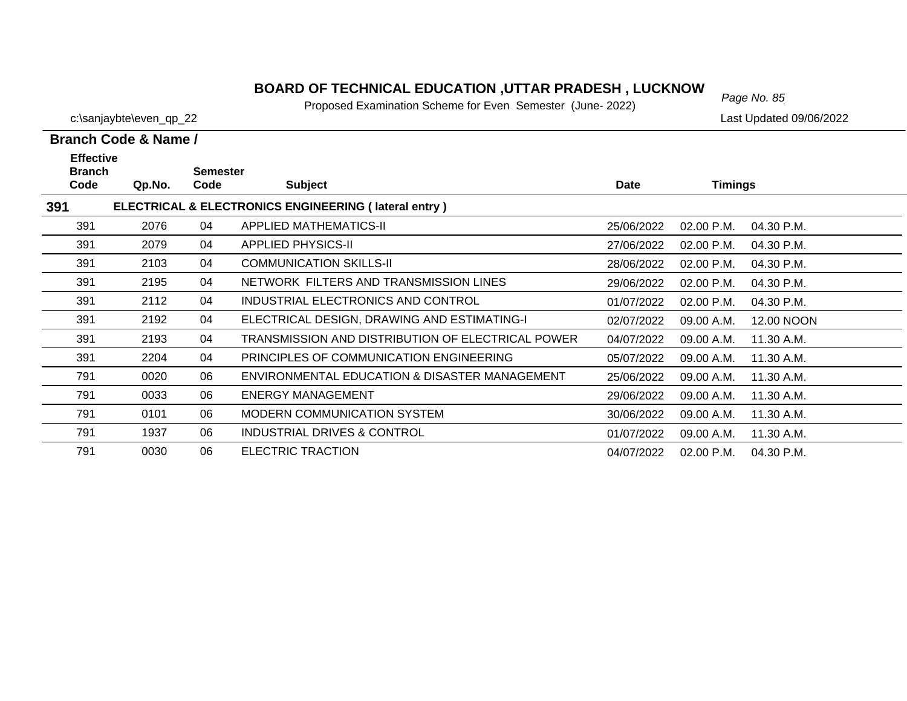# BOARD OF TECHNICAL EDUCATION ,UTTAR PRADESH , LUCKNOW

Proposed Examination Scheme for Even Semester (June- 2022)

c:\sanjaybte\even_qp_22

Last Updated 09/06/2022

**Branch Code & Name /**

| Effective Branch Code | Qp.No. | Semester Code | Subject | Date | Timings | |
|---|---|---|---|---|---|---|
| **391** | **ELECTRICAL & ELECTRONICS ENGINEERING ( lateral entry )** | | | | | |
| 391 | 2076 | 04 | APPLIED MATHEMATICS-II | 25/06/2022 | 02.00 P.M. | 04.30 P.M. |
| 391 | 2079 | 04 | APPLIED PHYSICS-II | 27/06/2022 | 02.00 P.M. | 04.30 P.M. |
| 391 | 2103 | 04 | COMMUNICATION SKILLS-II | 28/06/2022 | 02.00 P.M. | 04.30 P.M. |
| 391 | 2195 | 04 | NETWORK FILTERS AND TRANSMISSION LINES | 29/06/2022 | 02.00 P.M. | 04.30 P.M. |
| 391 | 2112 | 04 | INDUSTRIAL ELECTRONICS AND CONTROL | 01/07/2022 | 02.00 P.M. | 04.30 P.M. |
| 391 | 2192 | 04 | ELECTRICAL DESIGN, DRAWING AND ESTIMATING-I | 02/07/2022 | 09.00 A.M. | 12.00 NOON |
| 391 | 2193 | 04 | TRANSMISSION AND DISTRIBUTION OF ELECTRICAL POWER | 04/07/2022 | 09.00 A.M. | 11.30 A.M. |
| 391 | 2204 | 04 | PRINCIPLES OF COMMUNICATION ENGINEERING | 05/07/2022 | 09.00 A.M. | 11.30 A.M. |
| 791 | 0020 | 06 | ENVIRONMENTAL EDUCATION & DISASTER MANAGEMENT | 25/06/2022 | 09.00 A.M. | 11.30 A.M. |
| 791 | 0033 | 06 | ENERGY MANAGEMENT | 29/06/2022 | 09.00 A.M. | 11.30 A.M. |
| 791 | 0101 | 06 | MODERN COMMUNICATION SYSTEM | 30/06/2022 | 09.00 A.M. | 11.30 A.M. |
| 791 | 1937 | 06 | INDUSTRIAL DRIVES & CONTROL | 01/07/2022 | 09.00 A.M. | 11.30 A.M. |
| 791 | 0030 | 06 | ELECTRIC TRACTION | 04/07/2022 | 02.00 P.M. | 04.30 P.M. |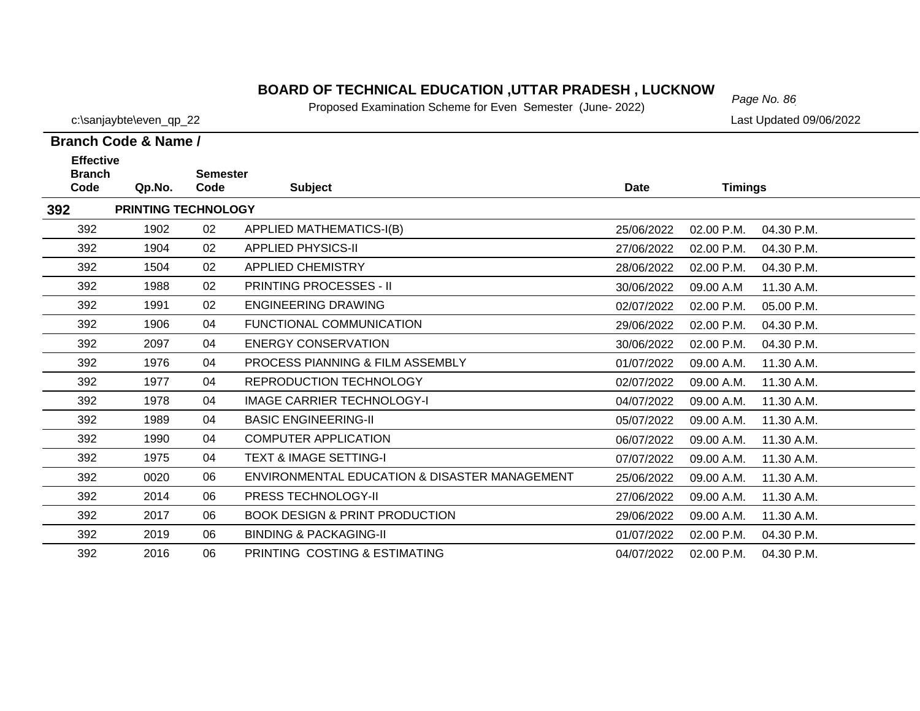# BOARD OF TECHNICAL EDUCATION ,UTTAR PRADESH , LUCKNOW

Proposed Examination Scheme for Even Semester (June- 2022)

c:\sanjaybte\even_qp_22

Last Updated 09/06/2022

**Branch Code & Name /**

| Effective Branch Code | Qp.No. | Semester Code | Subject | Date | Timings | |
|---|---|---|---|---|---|---|
| **392** | **PRINTING TECHNOLOGY** | | | | | |
| 392 | 1902 | 02 | APPLIED MATHEMATICS-I(B) | 25/06/2022 | 02.00 P.M. | 04.30 P.M. |
| 392 | 1904 | 02 | APPLIED PHYSICS-II | 27/06/2022 | 02.00 P.M. | 04.30 P.M. |
| 392 | 1504 | 02 | APPLIED CHEMISTRY | 28/06/2022 | 02.00 P.M. | 04.30 P.M. |
| 392 | 1988 | 02 | PRINTING PROCESSES - II | 30/06/2022 | 09.00 A.M | 11.30 A.M. |
| 392 | 1991 | 02 | ENGINEERING DRAWING | 02/07/2022 | 02.00 P.M. | 05.00 P.M. |
| 392 | 1906 | 04 | FUNCTIONAL COMMUNICATION | 29/06/2022 | 02.00 P.M. | 04.30 P.M. |
| 392 | 2097 | 04 | ENERGY CONSERVATION | 30/06/2022 | 02.00 P.M. | 04.30 P.M. |
| 392 | 1976 | 04 | PROCESS PIANNING & FILM ASSEMBLY | 01/07/2022 | 09.00 A.M. | 11.30 A.M. |
| 392 | 1977 | 04 | REPRODUCTION TECHNOLOGY | 02/07/2022 | 09.00 A.M. | 11.30 A.M. |
| 392 | 1978 | 04 | IMAGE CARRIER TECHNOLOGY-I | 04/07/2022 | 09.00 A.M. | 11.30 A.M. |
| 392 | 1989 | 04 | BASIC ENGINEERING-II | 05/07/2022 | 09.00 A.M. | 11.30 A.M. |
| 392 | 1990 | 04 | COMPUTER APPLICATION | 06/07/2022 | 09.00 A.M. | 11.30 A.M. |
| 392 | 1975 | 04 | TEXT & IMAGE SETTING-I | 07/07/2022 | 09.00 A.M. | 11.30 A.M. |
| 392 | 0020 | 06 | ENVIRONMENTAL EDUCATION & DISASTER MANAGEMENT | 25/06/2022 | 09.00 A.M. | 11.30 A.M. |
| 392 | 2014 | 06 | PRESS TECHNOLOGY-II | 27/06/2022 | 09.00 A.M. | 11.30 A.M. |
| 392 | 2017 | 06 | BOOK DESIGN & PRINT PRODUCTION | 29/06/2022 | 09.00 A.M. | 11.30 A.M. |
| 392 | 2019 | 06 | BINDING & PACKAGING-II | 01/07/2022 | 02.00 P.M. | 04.30 P.M. |
| 392 | 2016 | 06 | PRINTING COSTING & ESTIMATING | 04/07/2022 | 02.00 P.M. | 04.30 P.M. |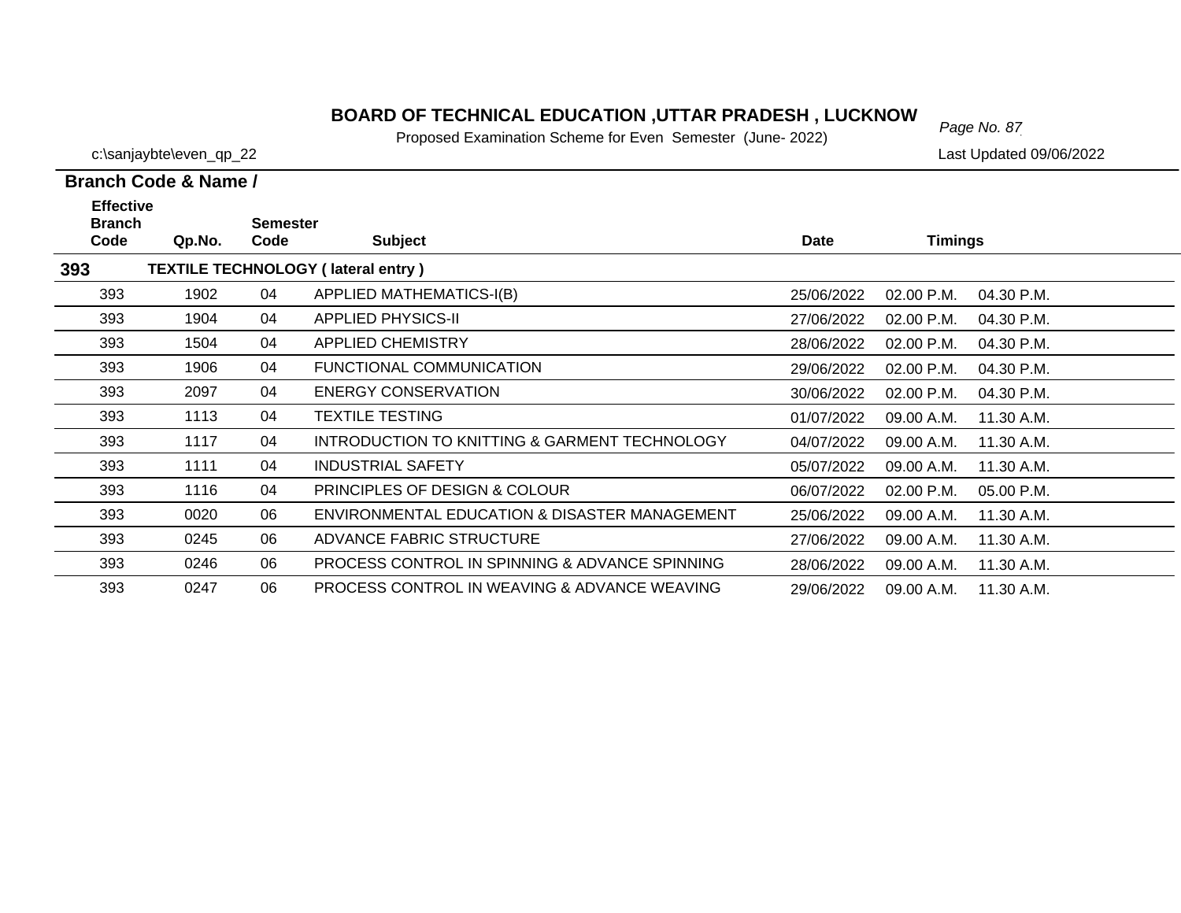# BOARD OF TECHNICAL EDUCATION ,UTTAR PRADESH , LUCKNOW

Proposed Examination Scheme for Even Semester (June- 2022)

c:\sanjaybte\even_qp_22

Last Updated 09/06/2022

**Branch Code & Name /**

| Effective Branch Code | Qp.No. | Semester Code | Subject | Date | Timings | |
|---|---|---|---|---|---|---|
| **393** | **TEXTILE TECHNOLOGY ( lateral entry )** | | | | | |
| 393 | 1902 | 04 | APPLIED MATHEMATICS-I(B) | 25/06/2022 | 02.00 P.M. | 04.30 P.M. |
| 393 | 1904 | 04 | APPLIED PHYSICS-II | 27/06/2022 | 02.00 P.M. | 04.30 P.M. |
| 393 | 1504 | 04 | APPLIED CHEMISTRY | 28/06/2022 | 02.00 P.M. | 04.30 P.M. |
| 393 | 1906 | 04 | FUNCTIONAL COMMUNICATION | 29/06/2022 | 02.00 P.M. | 04.30 P.M. |
| 393 | 2097 | 04 | ENERGY CONSERVATION | 30/06/2022 | 02.00 P.M. | 04.30 P.M. |
| 393 | 1113 | 04 | TEXTILE TESTING | 01/07/2022 | 09.00 A.M. | 11.30 A.M. |
| 393 | 1117 | 04 | INTRODUCTION TO KNITTING & GARMENT TECHNOLOGY | 04/07/2022 | 09.00 A.M. | 11.30 A.M. |
| 393 | 1111 | 04 | INDUSTRIAL SAFETY | 05/07/2022 | 09.00 A.M. | 11.30 A.M. |
| 393 | 1116 | 04 | PRINCIPLES OF DESIGN & COLOUR | 06/07/2022 | 02.00 P.M. | 05.00 P.M. |
| 393 | 0020 | 06 | ENVIRONMENTAL EDUCATION & DISASTER MANAGEMENT | 25/06/2022 | 09.00 A.M. | 11.30 A.M. |
| 393 | 0245 | 06 | ADVANCE FABRIC STRUCTURE | 27/06/2022 | 09.00 A.M. | 11.30 A.M. |
| 393 | 0246 | 06 | PROCESS CONTROL IN SPINNING & ADVANCE SPINNING | 28/06/2022 | 09.00 A.M. | 11.30 A.M. |
| 393 | 0247 | 06 | PROCESS CONTROL IN WEAVING & ADVANCE WEAVING | 29/06/2022 | 09.00 A.M. | 11.30 A.M. |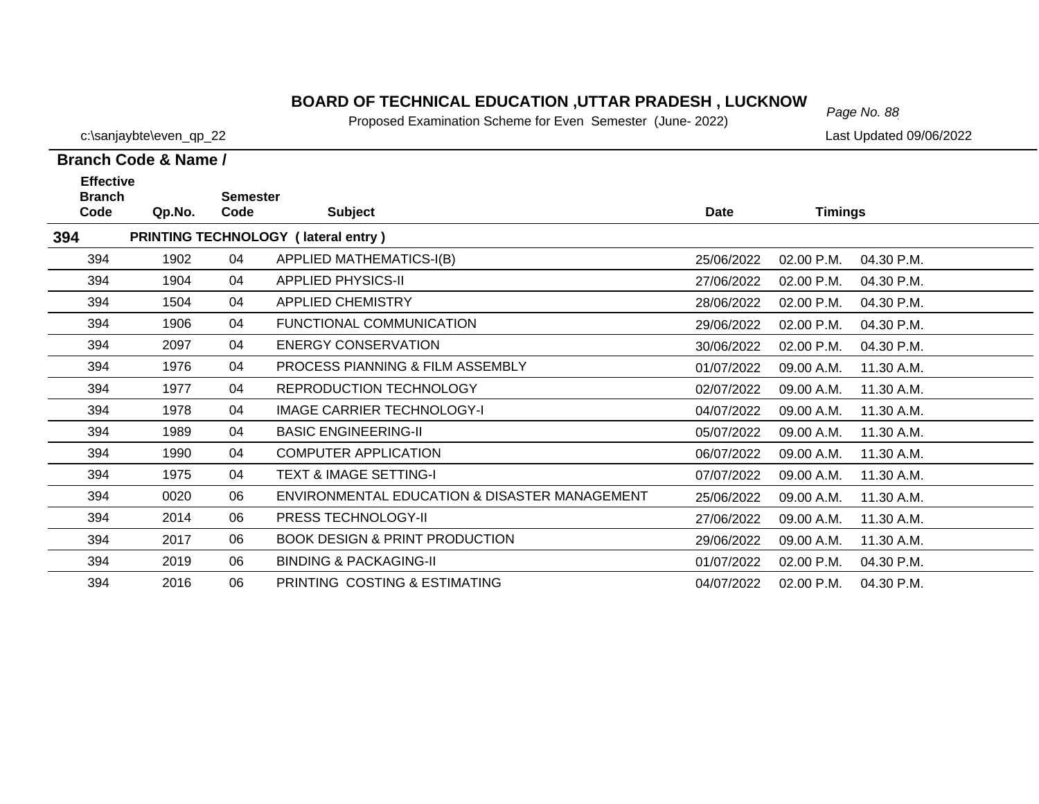# BOARD OF TECHNICAL EDUCATION ,UTTAR PRADESH , LUCKNOW

Proposed Examination Scheme for Even Semester (June- 2022)

c:\sanjaybte\even_qp_22

Last Updated 09/06/2022

**Branch Code & Name /**

| Effective Branch Code | Qp.No. | Semester Code | Subject | Date | Timings | |
|---|---|---|---|---|---|---|
| **394** | **PRINTING TECHNOLOGY ( lateral entry )** | | | | | |
| 394 | 1902 | 04 | APPLIED MATHEMATICS-I(B) | 25/06/2022 | 02.00 P.M. | 04.30 P.M. |
| 394 | 1904 | 04 | APPLIED PHYSICS-II | 27/06/2022 | 02.00 P.M. | 04.30 P.M. |
| 394 | 1504 | 04 | APPLIED CHEMISTRY | 28/06/2022 | 02.00 P.M. | 04.30 P.M. |
| 394 | 1906 | 04 | FUNCTIONAL COMMUNICATION | 29/06/2022 | 02.00 P.M. | 04.30 P.M. |
| 394 | 2097 | 04 | ENERGY CONSERVATION | 30/06/2022 | 02.00 P.M. | 04.30 P.M. |
| 394 | 1976 | 04 | PROCESS PIANNING & FILM ASSEMBLY | 01/07/2022 | 09.00 A.M. | 11.30 A.M. |
| 394 | 1977 | 04 | REPRODUCTION TECHNOLOGY | 02/07/2022 | 09.00 A.M. | 11.30 A.M. |
| 394 | 1978 | 04 | IMAGE CARRIER TECHNOLOGY-I | 04/07/2022 | 09.00 A.M. | 11.30 A.M. |
| 394 | 1989 | 04 | BASIC ENGINEERING-II | 05/07/2022 | 09.00 A.M. | 11.30 A.M. |
| 394 | 1990 | 04 | COMPUTER APPLICATION | 06/07/2022 | 09.00 A.M. | 11.30 A.M. |
| 394 | 1975 | 04 | TEXT & IMAGE SETTING-I | 07/07/2022 | 09.00 A.M. | 11.30 A.M. |
| 394 | 0020 | 06 | ENVIRONMENTAL EDUCATION & DISASTER MANAGEMENT | 25/06/2022 | 09.00 A.M. | 11.30 A.M. |
| 394 | 2014 | 06 | PRESS TECHNOLOGY-II | 27/06/2022 | 09.00 A.M. | 11.30 A.M. |
| 394 | 2017 | 06 | BOOK DESIGN & PRINT PRODUCTION | 29/06/2022 | 09.00 A.M. | 11.30 A.M. |
| 394 | 2019 | 06 | BINDING & PACKAGING-II | 01/07/2022 | 02.00 P.M. | 04.30 P.M. |
| 394 | 2016 | 06 | PRINTING COSTING & ESTIMATING | 04/07/2022 | 02.00 P.M. | 04.30 P.M. |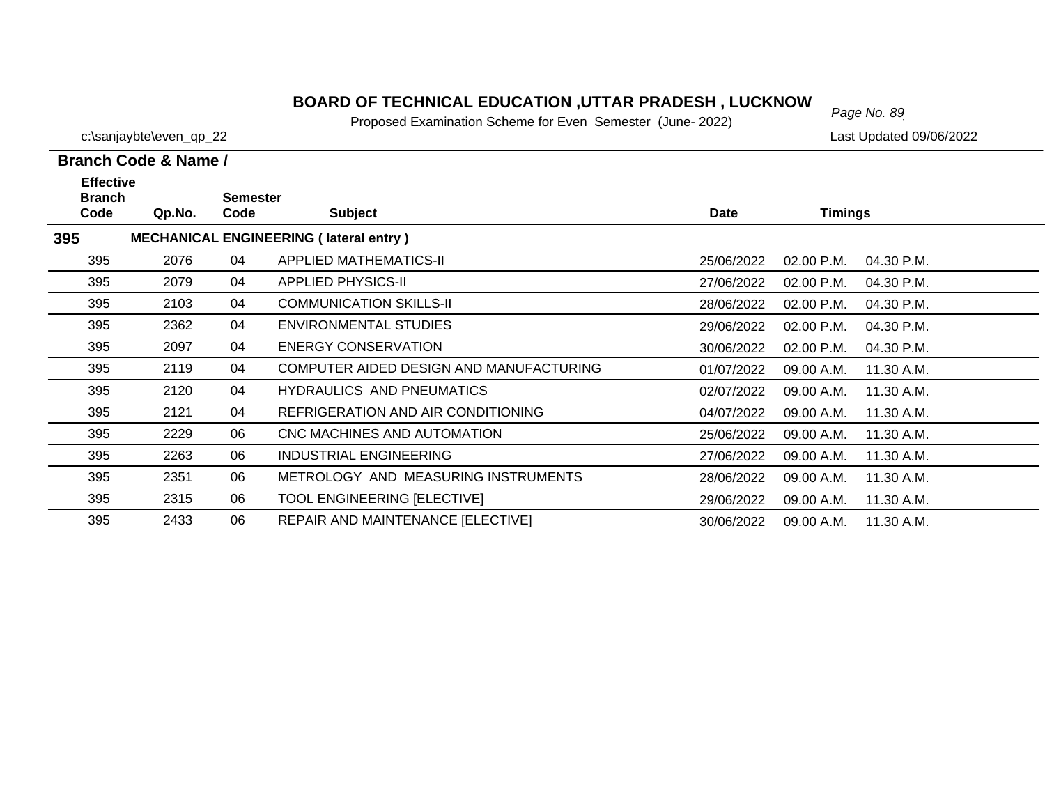## BOARD OF TECHNICAL EDUCATION ,UTTAR PRADESH , LUCKNOW

Proposed Examination Scheme for Even Semester (June- 2022)

c:\sanjaybte\even_qp_22

Last Updated 09/06/2022

**Branch Code & Name /**

| Effective Branch Code | Qp.No. | Semester Code | Subject | Date | Timings | |
|---|---|---|---|---|---|---|
| **395** | **MECHANICAL ENGINEERING ( lateral entry )** | | | | | |
| 395 | 2076 | 04 | APPLIED MATHEMATICS-II | 25/06/2022 | 02.00 P.M. | 04.30 P.M. |
| 395 | 2079 | 04 | APPLIED PHYSICS-II | 27/06/2022 | 02.00 P.M. | 04.30 P.M. |
| 395 | 2103 | 04 | COMMUNICATION SKILLS-II | 28/06/2022 | 02.00 P.M. | 04.30 P.M. |
| 395 | 2362 | 04 | ENVIRONMENTAL STUDIES | 29/06/2022 | 02.00 P.M. | 04.30 P.M. |
| 395 | 2097 | 04 | ENERGY CONSERVATION | 30/06/2022 | 02.00 P.M. | 04.30 P.M. |
| 395 | 2119 | 04 | COMPUTER AIDED DESIGN AND MANUFACTURING | 01/07/2022 | 09.00 A.M. | 11.30 A.M. |
| 395 | 2120 | 04 | HYDRAULICS AND PNEUMATICS | 02/07/2022 | 09.00 A.M. | 11.30 A.M. |
| 395 | 2121 | 04 | REFRIGERATION AND AIR CONDITIONING | 04/07/2022 | 09.00 A.M. | 11.30 A.M. |
| 395 | 2229 | 06 | CNC MACHINES AND AUTOMATION | 25/06/2022 | 09.00 A.M. | 11.30 A.M. |
| 395 | 2263 | 06 | INDUSTRIAL ENGINEERING | 27/06/2022 | 09.00 A.M. | 11.30 A.M. |
| 395 | 2351 | 06 | METROLOGY AND MEASURING INSTRUMENTS | 28/06/2022 | 09.00 A.M. | 11.30 A.M. |
| 395 | 2315 | 06 | TOOL ENGINEERING [ELECTIVE] | 29/06/2022 | 09.00 A.M. | 11.30 A.M. |
| 395 | 2433 | 06 | REPAIR AND MAINTENANCE [ELECTIVE] | 30/06/2022 | 09.00 A.M. | 11.30 A.M. |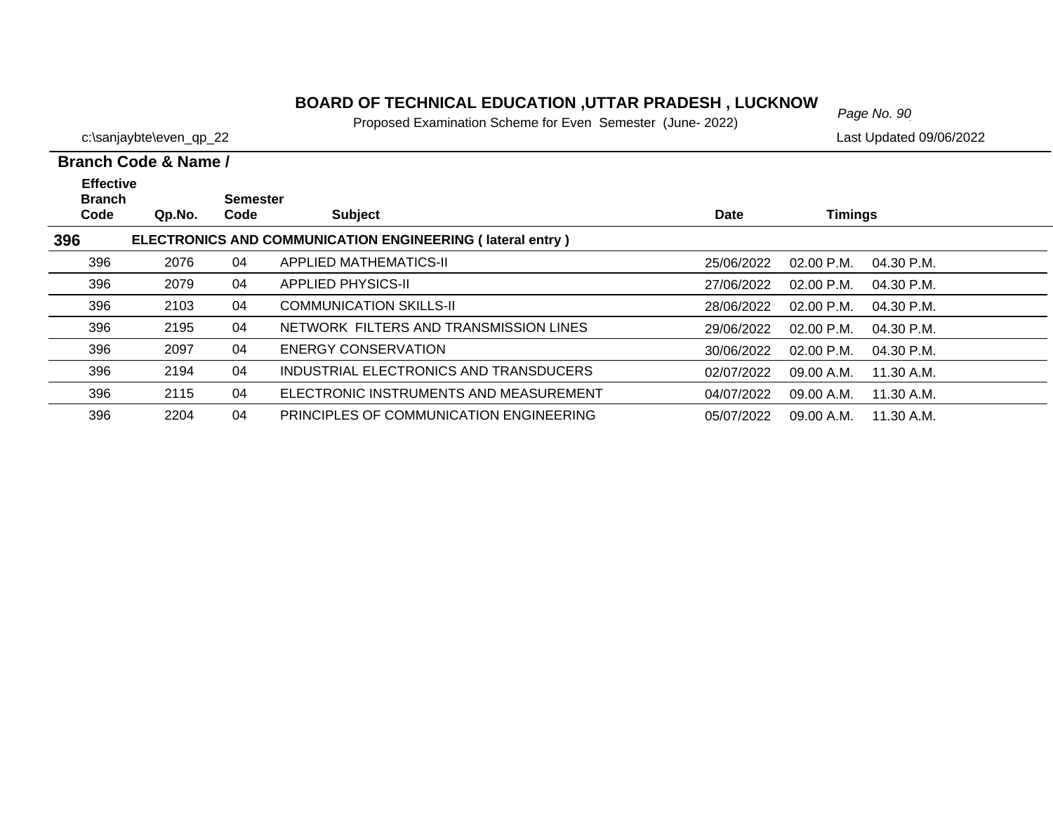# BOARD OF TECHNICAL EDUCATION ,UTTAR PRADESH , LUCKNOW

Proposed Examination Scheme for Even Semester (June- 2022)

c:\sanjaybte\even_qp_22

Last Updated 09/06/2022

**Branch Code & Name /**

| Effective Branch Code | Qp.No. | Semester Code | Subject | Date | Timings | |
|---|---|---|---|---|---|---|
| **396** | **ELECTRONICS AND COMMUNICATION ENGINEERING ( lateral entry )** | | | | | |
| 396 | 2076 | 04 | APPLIED MATHEMATICS-II | 25/06/2022 | 02.00 P.M. | 04.30 P.M. |
| 396 | 2079 | 04 | APPLIED PHYSICS-II | 27/06/2022 | 02.00 P.M. | 04.30 P.M. |
| 396 | 2103 | 04 | COMMUNICATION SKILLS-II | 28/06/2022 | 02.00 P.M. | 04.30 P.M. |
| 396 | 2195 | 04 | NETWORK FILTERS AND TRANSMISSION LINES | 29/06/2022 | 02.00 P.M. | 04.30 P.M. |
| 396 | 2097 | 04 | ENERGY CONSERVATION | 30/06/2022 | 02.00 P.M. | 04.30 P.M. |
| 396 | 2194 | 04 | INDUSTRIAL ELECTRONICS AND TRANSDUCERS | 02/07/2022 | 09.00 A.M. | 11.30 A.M. |
| 396 | 2115 | 04 | ELECTRONIC INSTRUMENTS AND MEASUREMENT | 04/07/2022 | 09.00 A.M. | 11.30 A.M. |
| 396 | 2204 | 04 | PRINCIPLES OF COMMUNICATION ENGINEERING | 05/07/2022 | 09.00 A.M. | 11.30 A.M. |